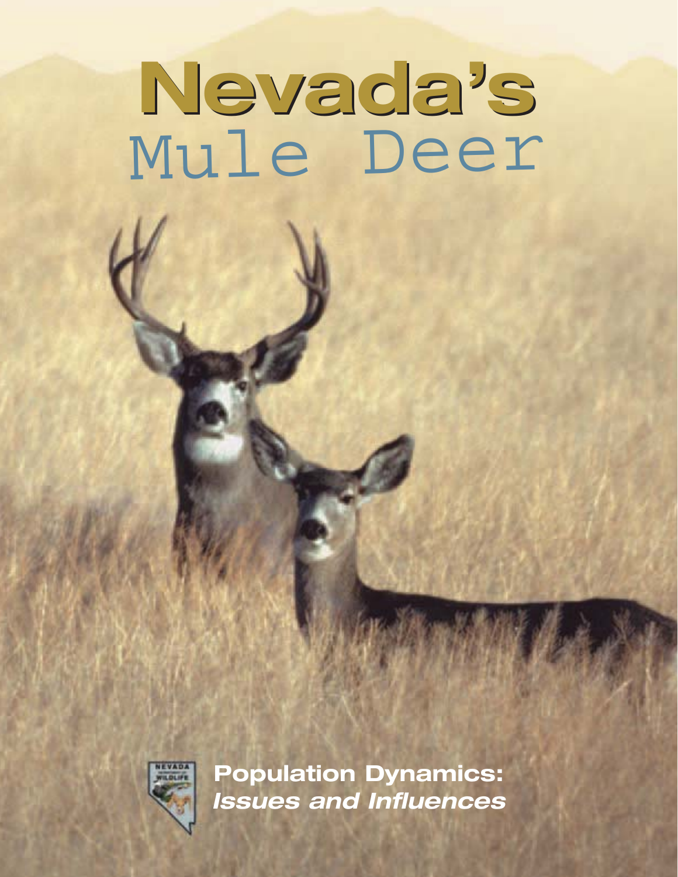# Nevada's Mule Deer

## Population Dynamics: *Issues and Influences*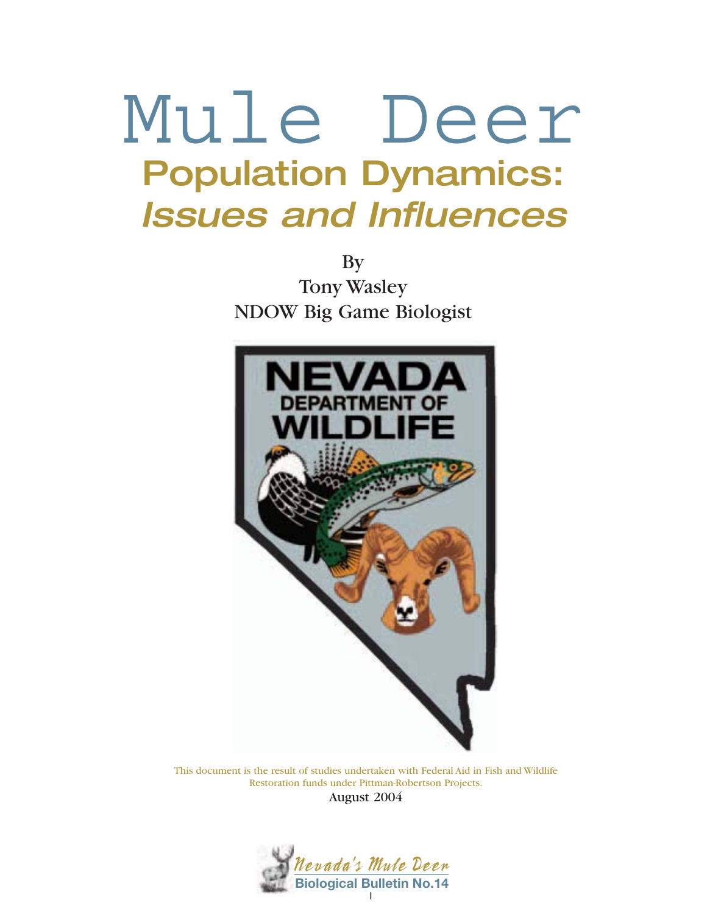# Mule Deer

## Population Dynamics: *Issues and Influences*

By
Tony Wasley
NDOW Big Game Biologist

This document is the result of studies undertaken with Federal Aid in Fish and Wildlife Restoration funds under Pittman-Robertson Projects.

August 2004

*Nevada's Mule Deer*
**Biological Bulletin No.14**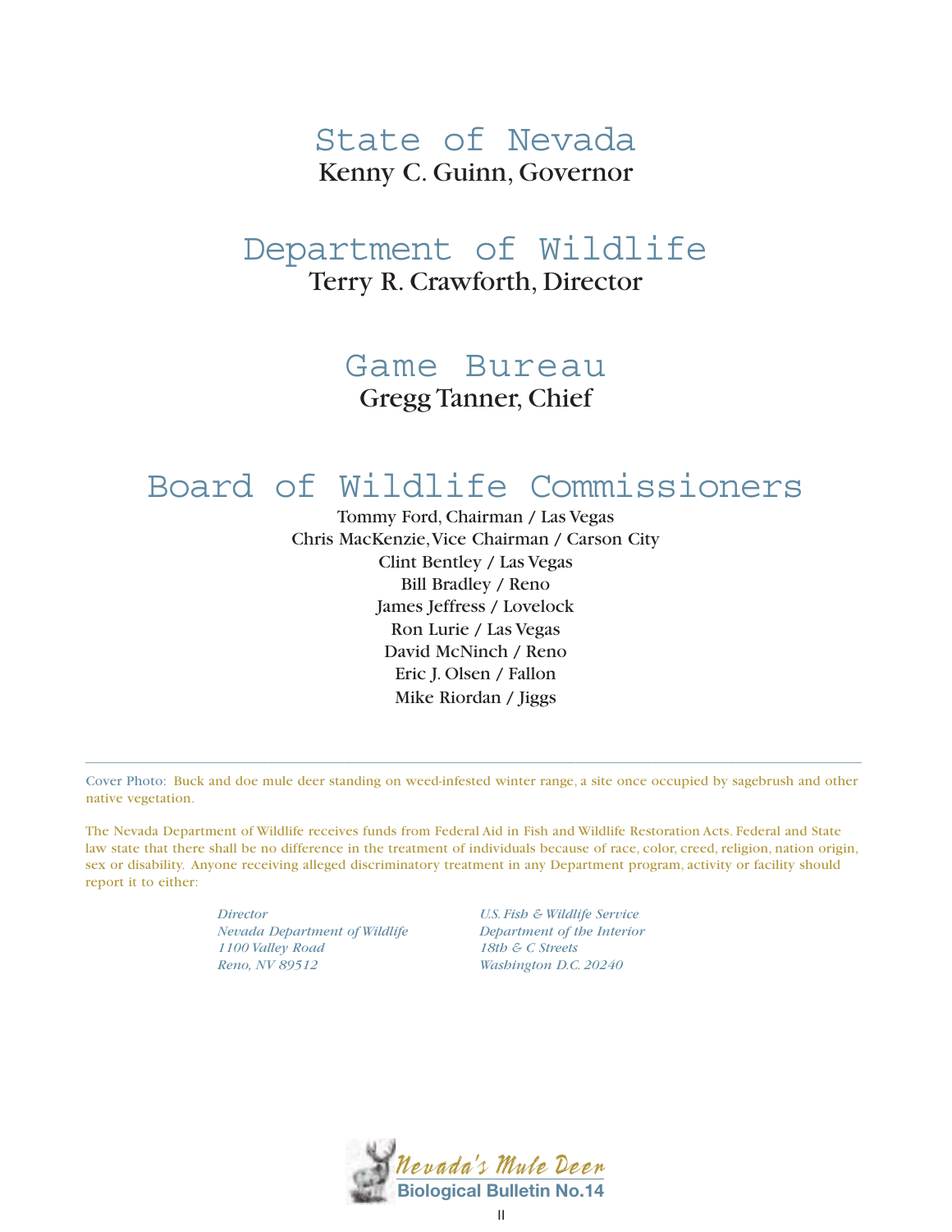# State of Nevada

Kenny C. Guinn, Governor

# Department of Wildlife

Terry R. Crawforth, Director

# Game Bureau

Gregg Tanner, Chief

# Board of Wildlife Commissioners

Tommy Ford, Chairman / Las Vegas
Chris MacKenzie, Vice Chairman / Carson City
Clint Bentley / Las Vegas
Bill Bradley / Reno
James Jeffress / Lovelock
Ron Lurie / Las Vegas
David McNinch / Reno
Eric J. Olsen / Fallon
Mike Riordan / Jiggs

---

Cover Photo: Buck and doe mule deer standing on weed-infested winter range, a site once occupied by sagebrush and other native vegetation.

The Nevada Department of Wildlife receives funds from Federal Aid in Fish and Wildlife Restoration Acts. Federal and State law state that there shall be no difference in the treatment of individuals because of race, color, creed, religion, nation origin, sex or disability. Anyone receiving alleged discriminatory treatment in any Department program, activity or facility should report it to either:

*Director*
*Nevada Department of Wildlife*
*1100 Valley Road*
*Reno, NV 89512*

*U.S. Fish & Wildlife Service*
*Department of the Interior*
*18th & C Streets*
*Washington D.C. 20240*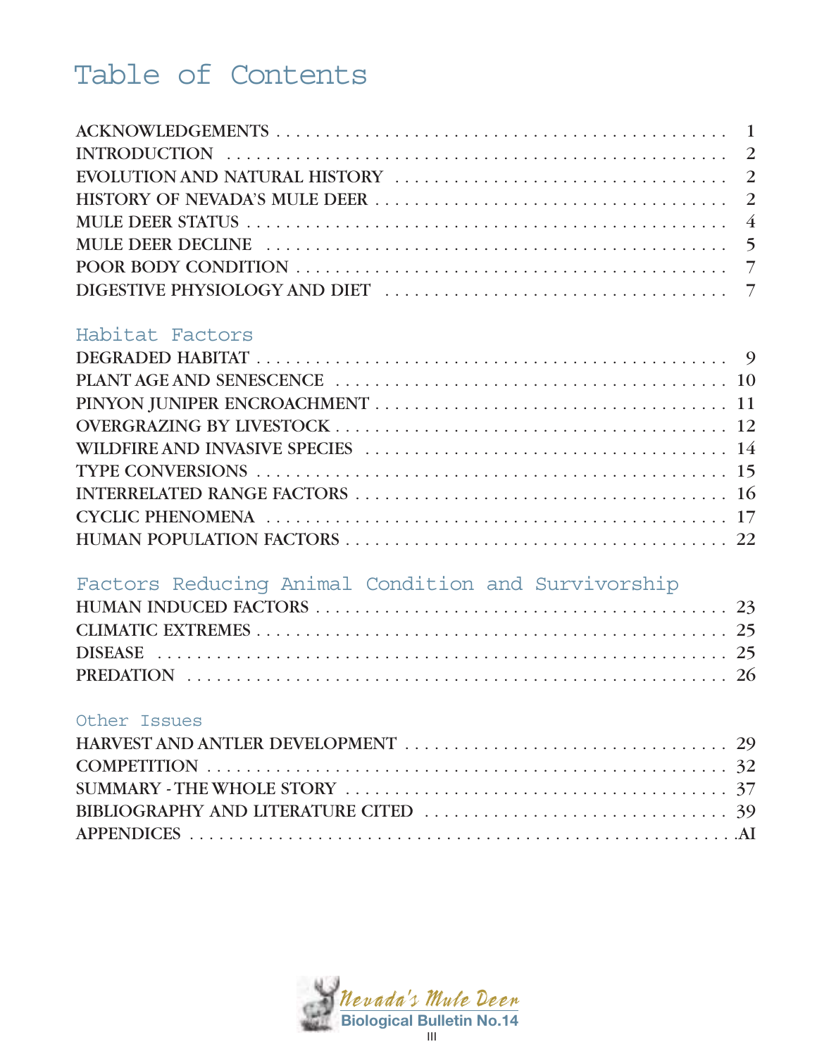# Table of Contents

ACKNOWLEDGEMENTS . . . . . . . . . . . . . . . . . . . . . . . . . . . . . . . . . . . . . . . . . . . . . . . . 1
INTRODUCTION . . . . . . . . . . . . . . . . . . . . . . . . . . . . . . . . . . . . . . . . . . . . . . . . . . 2
EVOLUTION AND NATURAL HISTORY . . . . . . . . . . . . . . . . . . . . . . . . . . . . . . . . . . 2
HISTORY OF NEVADA'S MULE DEER . . . . . . . . . . . . . . . . . . . . . . . . . . . . . . . . . . . 2
MULE DEER STATUS . . . . . . . . . . . . . . . . . . . . . . . . . . . . . . . . . . . . . . . . . . . . . . 4
MULE DEER DECLINE . . . . . . . . . . . . . . . . . . . . . . . . . . . . . . . . . . . . . . . . . . . . . 5
POOR BODY CONDITION . . . . . . . . . . . . . . . . . . . . . . . . . . . . . . . . . . . . . . . . . . . 7
DIGESTIVE PHYSIOLOGY AND DIET . . . . . . . . . . . . . . . . . . . . . . . . . . . . . . . . . . 7

## Habitat Factors

DEGRADED HABITAT . . . . . . . . . . . . . . . . . . . . . . . . . . . . . . . . . . . . . . . . . . . . . 9
PLANT AGE AND SENESCENCE . . . . . . . . . . . . . . . . . . . . . . . . . . . . . . . . . . . . . 10
PINYON JUNIPER ENCROACHMENT . . . . . . . . . . . . . . . . . . . . . . . . . . . . . . . . . . 11
OVERGRAZING BY LIVESTOCK . . . . . . . . . . . . . . . . . . . . . . . . . . . . . . . . . . . . . 12
WILDFIRE AND INVASIVE SPECIES . . . . . . . . . . . . . . . . . . . . . . . . . . . . . . . . . . 14
TYPE CONVERSIONS . . . . . . . . . . . . . . . . . . . . . . . . . . . . . . . . . . . . . . . . . . . . . 15
INTERRELATED RANGE FACTORS . . . . . . . . . . . . . . . . . . . . . . . . . . . . . . . . . . . 16
CYCLIC PHENOMENA . . . . . . . . . . . . . . . . . . . . . . . . . . . . . . . . . . . . . . . . . . . . 17
HUMAN POPULATION FACTORS . . . . . . . . . . . . . . . . . . . . . . . . . . . . . . . . . . . . 22

## Factors Reducing Animal Condition and Survivorship

HUMAN INDUCED FACTORS . . . . . . . . . . . . . . . . . . . . . . . . . . . . . . . . . . . . . . . 23
CLIMATIC EXTREMES . . . . . . . . . . . . . . . . . . . . . . . . . . . . . . . . . . . . . . . . . . . . 25
DISEASE . . . . . . . . . . . . . . . . . . . . . . . . . . . . . . . . . . . . . . . . . . . . . . . . . . . . . . 25
PREDATION . . . . . . . . . . . . . . . . . . . . . . . . . . . . . . . . . . . . . . . . . . . . . . . . . . . 26

## Other Issues

HARVEST AND ANTLER DEVELOPMENT . . . . . . . . . . . . . . . . . . . . . . . . . . . . . . . 29
COMPETITION . . . . . . . . . . . . . . . . . . . . . . . . . . . . . . . . . . . . . . . . . . . . . . . . . 32
SUMMARY - THE WHOLE STORY . . . . . . . . . . . . . . . . . . . . . . . . . . . . . . . . . . . . 37
BIBLIOGRAPHY AND LITERATURE CITED . . . . . . . . . . . . . . . . . . . . . . . . . . . . . . 39
APPENDICES . . . . . . . . . . . . . . . . . . . . . . . . . . . . . . . . . . . . . . . . . . . . . . . . . AI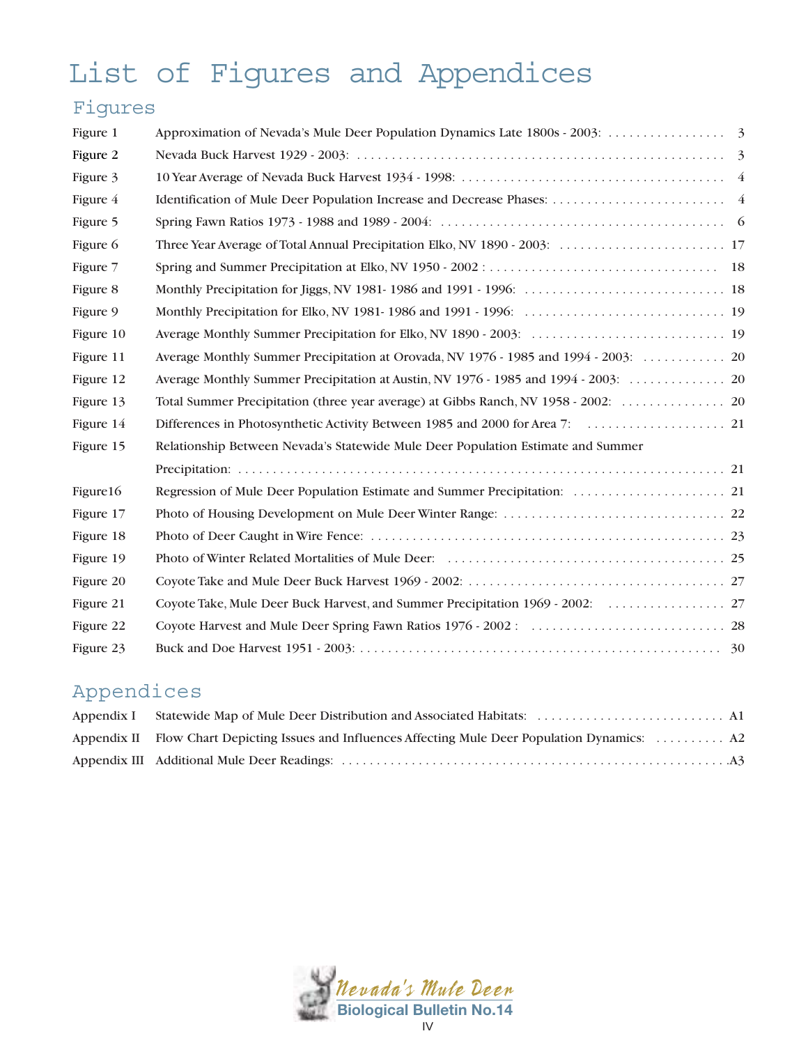# List of Figures and Appendices

## Figures

| | | |
|---|---|---|
| Figure 1 | Approximation of Nevada's Mule Deer Population Dynamics Late 1800s - 2003: | 3 |
| Figure 2 | Nevada Buck Harvest 1929 - 2003: | 3 |
| Figure 3 | 10 Year Average of Nevada Buck Harvest 1934 - 1998: | 4 |
| Figure 4 | Identification of Mule Deer Population Increase and Decrease Phases: | 4 |
| Figure 5 | Spring Fawn Ratios 1973 - 1988 and 1989 - 2004: | 6 |
| Figure 6 | Three Year Average of Total Annual Precipitation Elko, NV 1890 - 2003: | 17 |
| Figure 7 | Spring and Summer Precipitation at Elko, NV 1950 - 2002 : | 18 |
| Figure 8 | Monthly Precipitation for Jiggs, NV 1981- 1986 and 1991 - 1996: | 18 |
| Figure 9 | Monthly Precipitation for Elko, NV 1981- 1986 and 1991 - 1996: | 19 |
| Figure 10 | Average Monthly Summer Precipitation for Elko, NV 1890 - 2003: | 19 |
| Figure 11 | Average Monthly Summer Precipitation at Orovada, NV 1976 - 1985 and 1994 - 2003: | 20 |
| Figure 12 | Average Monthly Summer Precipitation at Austin, NV 1976 - 1985 and 1994 - 2003: | 20 |
| Figure 13 | Total Summer Precipitation (three year average) at Gibbs Ranch, NV 1958 - 2002: | 20 |
| Figure 14 | Differences in Photosynthetic Activity Between 1985 and 2000 for Area 7: | 21 |
| Figure 15 | Relationship Between Nevada's Statewide Mule Deer Population Estimate and Summer Precipitation: | 21 |
| Figure16 | Regression of Mule Deer Population Estimate and Summer Precipitation: | 21 |
| Figure 17 | Photo of Housing Development on Mule Deer Winter Range: | 22 |
| Figure 18 | Photo of Deer Caught in Wire Fence: | 23 |
| Figure 19 | Photo of Winter Related Mortalities of Mule Deer: | 25 |
| Figure 20 | Coyote Take and Mule Deer Buck Harvest 1969 - 2002: | 27 |
| Figure 21 | Coyote Take, Mule Deer Buck Harvest, and Summer Precipitation 1969 - 2002: | 27 |
| Figure 22 | Coyote Harvest and Mule Deer Spring Fawn Ratios 1976 - 2002 : | 28 |
| Figure 23 | Buck and Doe Harvest 1951 - 2003: | 30 |

## Appendices

| | | |
|---|---|---|
| Appendix I | Statewide Map of Mule Deer Distribution and Associated Habitats: | A1 |
| Appendix II | Flow Chart Depicting Issues and Influences Affecting Mule Deer Population Dynamics: | A2 |
| Appendix III | Additional Mule Deer Readings: | A3 |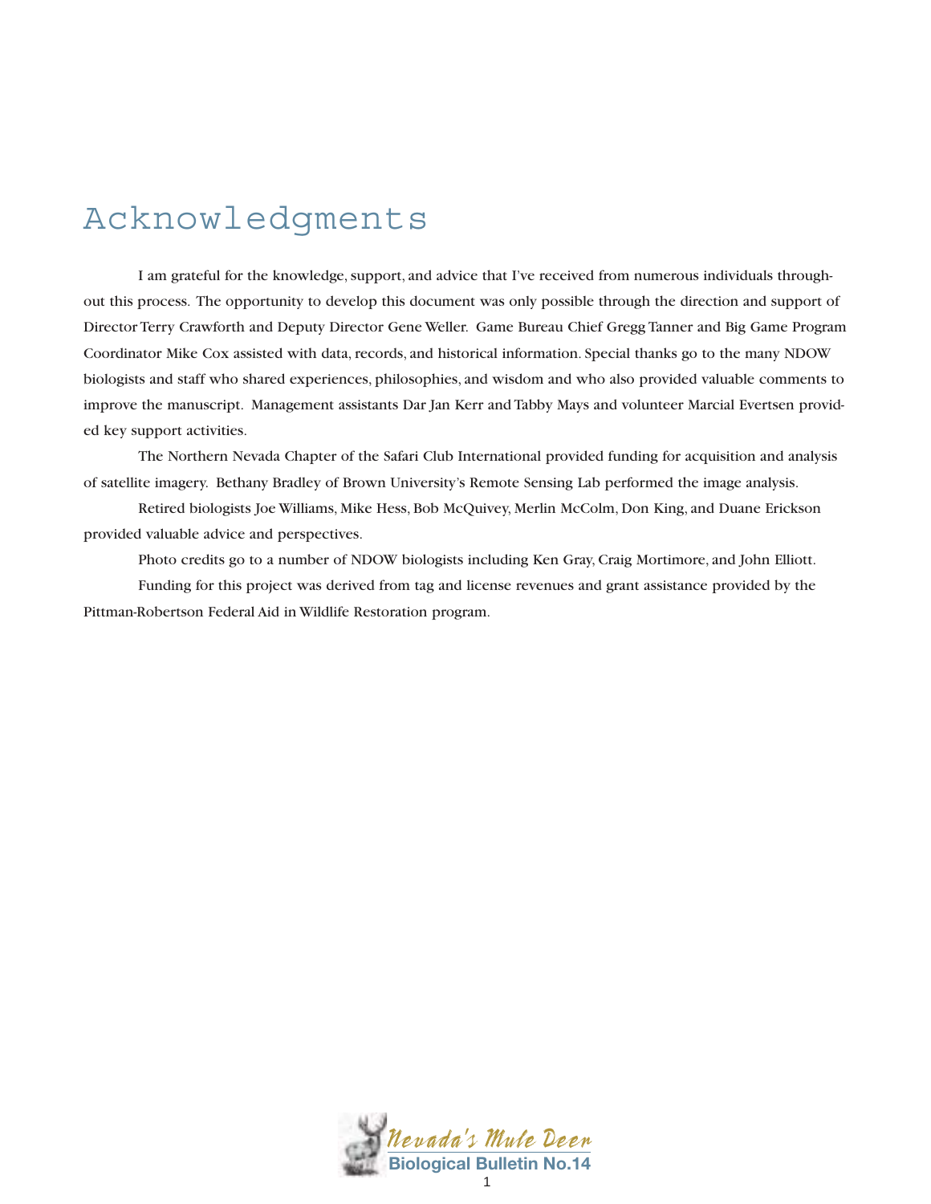# Acknowledgments

I am grateful for the knowledge, support, and advice that I've received from numerous individuals throughout this process. The opportunity to develop this document was only possible through the direction and support of Director Terry Crawforth and Deputy Director Gene Weller. Game Bureau Chief Gregg Tanner and Big Game Program Coordinator Mike Cox assisted with data, records, and historical information. Special thanks go to the many NDOW biologists and staff who shared experiences, philosophies, and wisdom and who also provided valuable comments to improve the manuscript. Management assistants Dar Jan Kerr and Tabby Mays and volunteer Marcial Evertsen provided key support activities.

The Northern Nevada Chapter of the Safari Club International provided funding for acquisition and analysis of satellite imagery. Bethany Bradley of Brown University's Remote Sensing Lab performed the image analysis.

Retired biologists Joe Williams, Mike Hess, Bob McQuivey, Merlin McColm, Don King, and Duane Erickson provided valuable advice and perspectives.

Photo credits go to a number of NDOW biologists including Ken Gray, Craig Mortimore, and John Elliott.

Funding for this project was derived from tag and license revenues and grant assistance provided by the Pittman-Robertson Federal Aid in Wildlife Restoration program.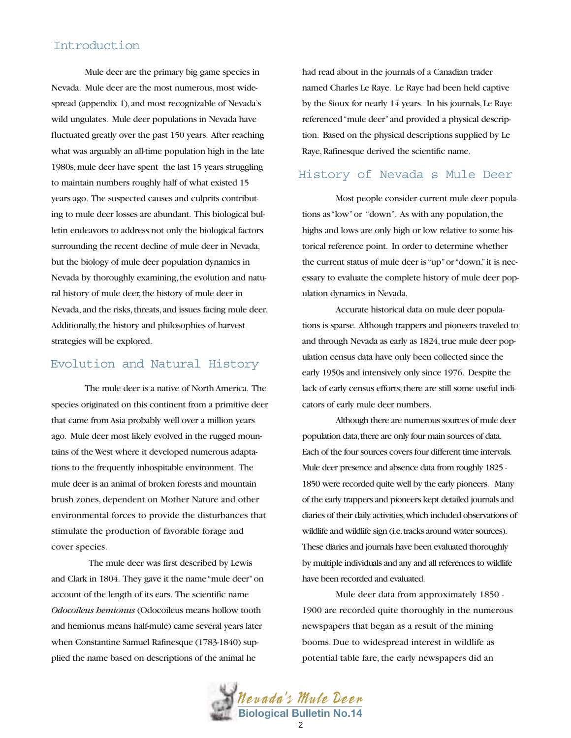## Introduction

Mule deer are the primary big game species in Nevada. Mule deer are the most numerous, most widespread (appendix 1), and most recognizable of Nevada's wild ungulates. Mule deer populations in Nevada have fluctuated greatly over the past 150 years. After reaching what was arguably an all-time population high in the late 1980s, mule deer have spent the last 15 years struggling to maintain numbers roughly half of what existed 15 years ago. The suspected causes and culprits contributing to mule deer losses are abundant. This biological bulletin endeavors to address not only the biological factors surrounding the recent decline of mule deer in Nevada, but the biology of mule deer population dynamics in Nevada by thoroughly examining, the evolution and natural history of mule deer, the history of mule deer in Nevada, and the risks, threats, and issues facing mule deer. Additionally, the history and philosophies of harvest strategies will be explored.

## Evolution and Natural History

The mule deer is a native of North America. The species originated on this continent from a primitive deer that came from Asia probably well over a million years ago. Mule deer most likely evolved in the rugged mountains of the West where it developed numerous adaptations to the frequently inhospitable environment. The mule deer is an animal of broken forests and mountain brush zones, dependent on Mother Nature and other environmental forces to provide the disturbances that stimulate the production of favorable forage and cover species.

The mule deer was first described by Lewis and Clark in 1804. They gave it the name "mule deer" on account of the length of its ears. The scientific name *Odocoileus hemionus* (Odocoileus means hollow tooth and hemionus means half-mule) came several years later when Constantine Samuel Rafinesque (1783-1840) supplied the name based on descriptions of the animal he had read about in the journals of a Canadian trader named Charles Le Raye. Le Raye had been held captive by the Sioux for nearly 14 years. In his journals, Le Raye referenced "mule deer" and provided a physical description. Based on the physical descriptions supplied by Le Raye, Rafinesque derived the scientific name.

## History of Nevada s Mule Deer

Most people consider current mule deer populations as "low" or "down". As with any population, the highs and lows are only high or low relative to some historical reference point. In order to determine whether the current status of mule deer is "up" or "down," it is necessary to evaluate the complete history of mule deer population dynamics in Nevada.

Accurate historical data on mule deer populations is sparse. Although trappers and pioneers traveled to and through Nevada as early as 1824, true mule deer population census data have only been collected since the early 1950s and intensively only since 1976. Despite the lack of early census efforts, there are still some useful indicators of early mule deer numbers.

Although there are numerous sources of mule deer population data, there are only four main sources of data. Each of the four sources covers four different time intervals. Mule deer presence and absence data from roughly 1825 - 1850 were recorded quite well by the early pioneers. Many of the early trappers and pioneers kept detailed journals and diaries of their daily activities, which included observations of wildlife and wildlife sign (i.e. tracks around water sources). These diaries and journals have been evaluated thoroughly by multiple individuals and any and all references to wildlife have been recorded and evaluated.

Mule deer data from approximately 1850 - 1900 are recorded quite thoroughly in the numerous newspapers that began as a result of the mining booms. Due to widespread interest in wildlife as potential table fare, the early newspapers did an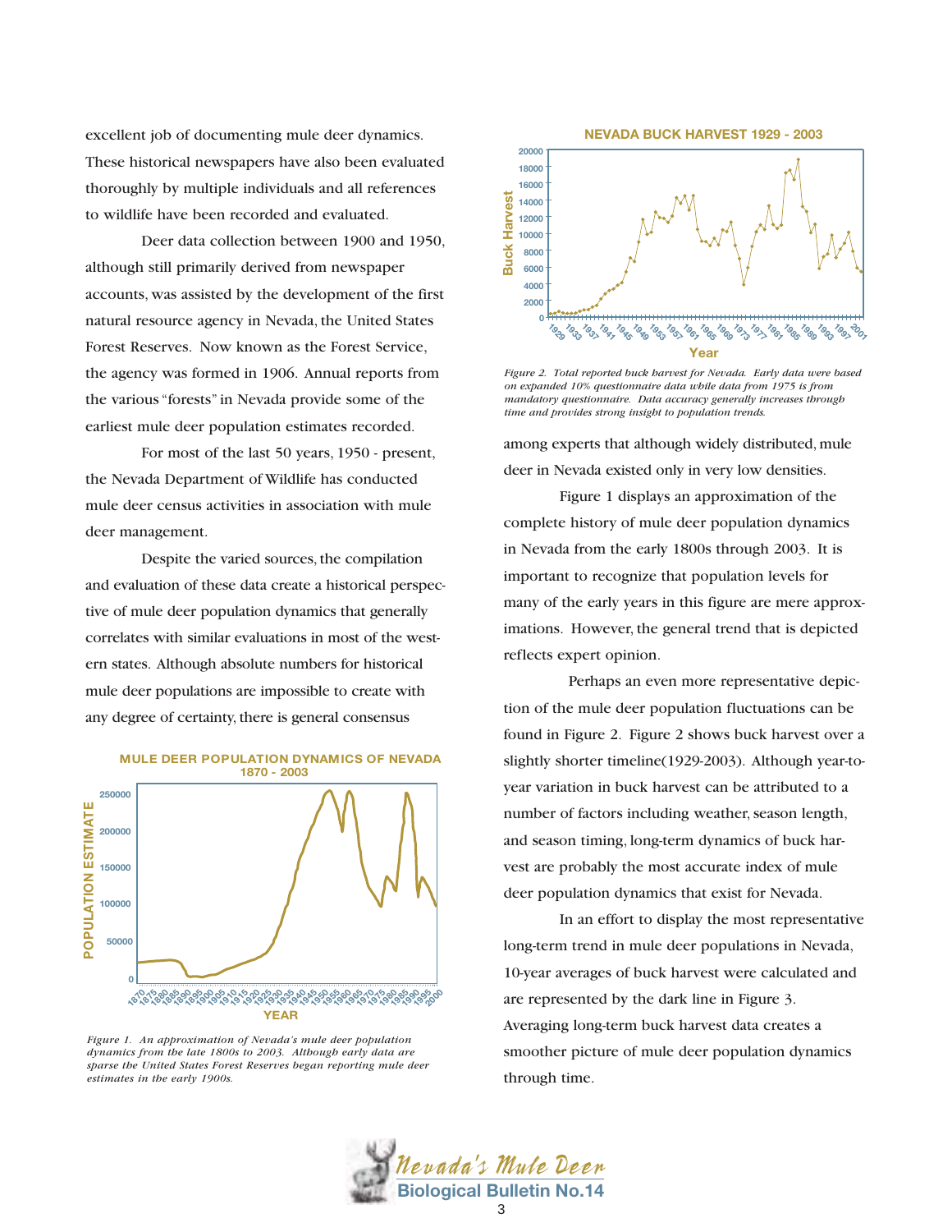excellent job of documenting mule deer dynamics. These historical newspapers have also been evaluated thoroughly by multiple individuals and all references to wildlife have been recorded and evaluated.

Deer data collection between 1900 and 1950, although still primarily derived from newspaper accounts, was assisted by the development of the first natural resource agency in Nevada, the United States Forest Reserves. Now known as the Forest Service, the agency was formed in 1906. Annual reports from the various "forests" in Nevada provide some of the earliest mule deer population estimates recorded.

For most of the last 50 years, 1950 - present, the Nevada Department of Wildlife has conducted mule deer census activities in association with mule deer management.

Despite the varied sources, the compilation and evaluation of these data create a historical perspective of mule deer population dynamics that generally correlates with similar evaluations in most of the western states. Although absolute numbers for historical mule deer populations are impossible to create with any degree of certainty, there is general consensus among experts that although widely distributed, mule deer in Nevada existed only in very low densities.

**MULE DEER POPULATION DYNAMICS OF NEVADA 1870 - 2003**

*Figure 1. An approximation of Nevada's mule deer population dynamics from the late 1800s to 2003. Although early data are sparse the United States Forest Reserves began reporting mule deer estimates in the early 1900s.*

**NEVADA BUCK HARVEST 1929 - 2003**

*Figure 2. Total reported buck harvest for Nevada. Early data were based on expanded 10% questionnaire data while data from 1975 is from mandatory questionnaire. Data accuracy generally increases through time and provides strong insight to population trends.*

Figure 1 displays an approximation of the complete history of mule deer population dynamics in Nevada from the early 1800s through 2003. It is important to recognize that population levels for many of the early years in this figure are mere approximations. However, the general trend that is depicted reflects expert opinion.

Perhaps an even more representative depiction of the mule deer population fluctuations can be found in Figure 2. Figure 2 shows buck harvest over a slightly shorter timeline(1929-2003). Although year-to-year variation in buck harvest can be attributed to a number of factors including weather, season length, and season timing, long-term dynamics of buck harvest are probably the most accurate index of mule deer population dynamics that exist for Nevada.

In an effort to display the most representative long-term trend in mule deer populations in Nevada, 10-year averages of buck harvest were calculated and are represented by the dark line in Figure 3. Averaging long-term buck harvest data creates a smoother picture of mule deer population dynamics through time.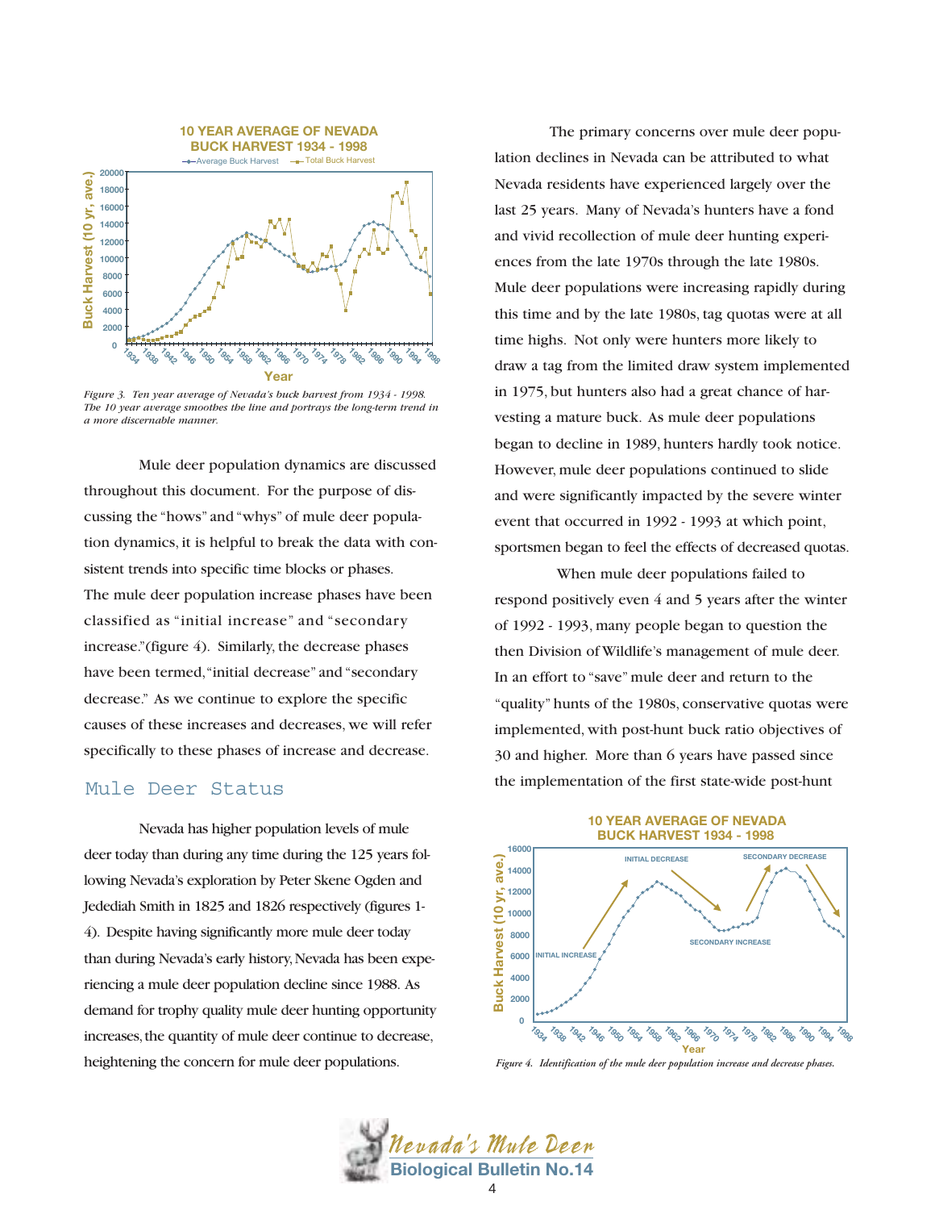Figure 3. Ten year average of Nevada's buck harvest from 1934 - 1998. The 10 year average smoothes the line and portrays the long-term trend in a more discernable manner.

Mule deer population dynamics are discussed throughout this document. For the purpose of discussing the "hows" and "whys" of mule deer population dynamics, it is helpful to break the data with consistent trends into specific time blocks or phases. The mule deer population increase phases have been classified as "initial increase" and "secondary increase."(figure 4). Similarly, the decrease phases have been termed, "initial decrease" and "secondary decrease." As we continue to explore the specific causes of these increases and decreases, we will refer specifically to these phases of increase and decrease.

## Mule Deer Status

Nevada has higher population levels of mule deer today than during any time during the 125 years following Nevada's exploration by Peter Skene Ogden and Jedediah Smith in 1825 and 1826 respectively (figures 1-4). Despite having significantly more mule deer today than during Nevada's early history, Nevada has been experiencing a mule deer population decline since 1988. As demand for trophy quality mule deer hunting opportunity increases, the quantity of mule deer continue to decrease, heightening the concern for mule deer populations.

The primary concerns over mule deer population declines in Nevada can be attributed to what Nevada residents have experienced largely over the last 25 years. Many of Nevada's hunters have a fond and vivid recollection of mule deer hunting experiences from the late 1970s through the late 1980s. Mule deer populations were increasing rapidly during this time and by the late 1980s, tag quotas were at all time highs. Not only were hunters more likely to draw a tag from the limited draw system implemented in 1975, but hunters also had a great chance of harvesting a mature buck. As mule deer populations began to decline in 1989, hunters hardly took notice. However, mule deer populations continued to slide and were significantly impacted by the severe winter event that occurred in 1992 - 1993 at which point, sportsmen began to feel the effects of decreased quotas.

When mule deer populations failed to respond positively even 4 and 5 years after the winter of 1992 - 1993, many people began to question the then Division of Wildlife's management of mule deer. In an effort to "save" mule deer and return to the "quality" hunts of the 1980s, conservative quotas were implemented, with post-hunt buck ratio objectives of 30 and higher. More than 6 years have passed since the implementation of the first state-wide post-hunt

Figure 4. Identification of the mule deer population increase and decrease phases.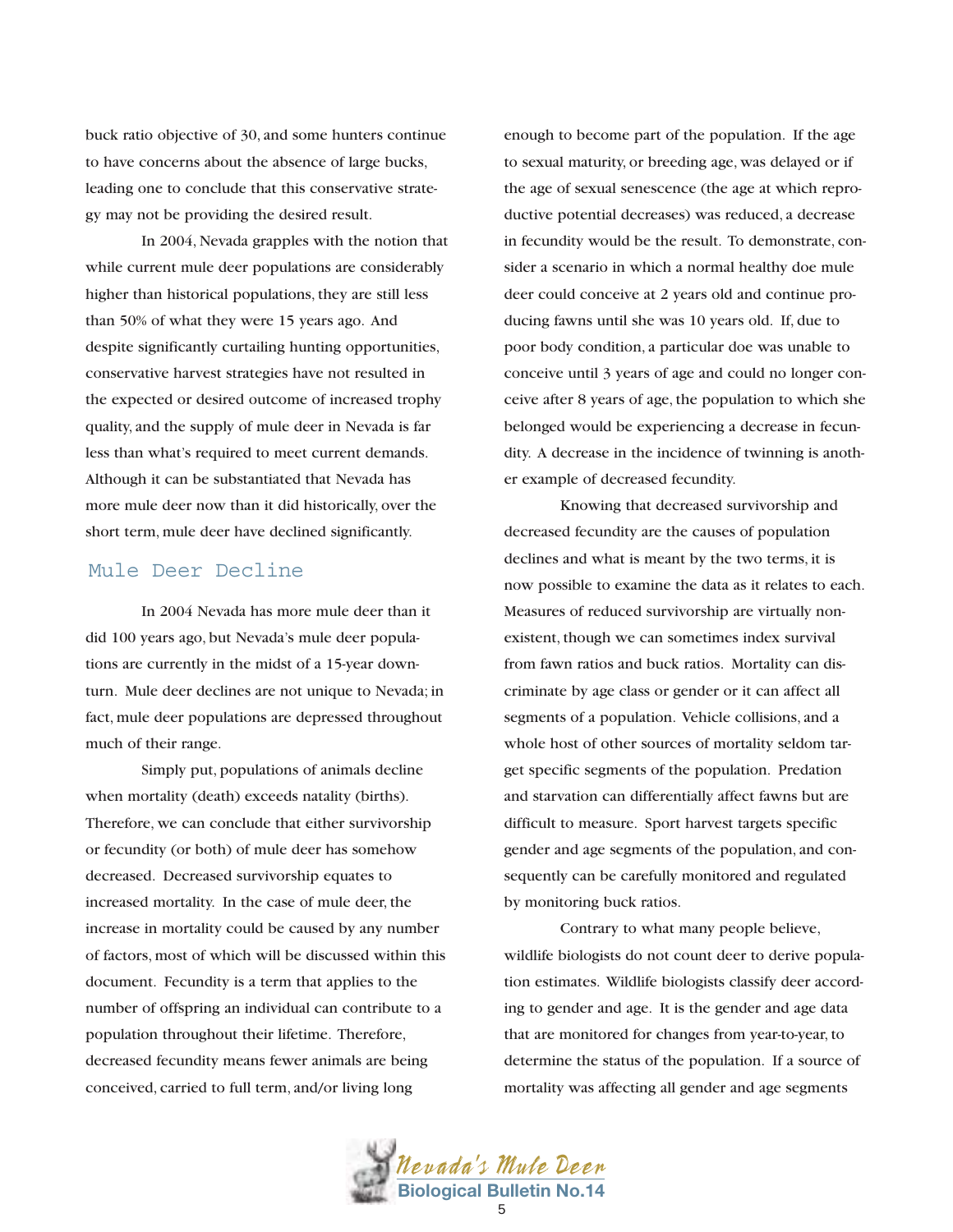buck ratio objective of 30, and some hunters continue to have concerns about the absence of large bucks, leading one to conclude that this conservative strategy may not be providing the desired result.

In 2004, Nevada grapples with the notion that while current mule deer populations are considerably higher than historical populations, they are still less than 50% of what they were 15 years ago. And despite significantly curtailing hunting opportunities, conservative harvest strategies have not resulted in the expected or desired outcome of increased trophy quality, and the supply of mule deer in Nevada is far less than what's required to meet current demands. Although it can be substantiated that Nevada has more mule deer now than it did historically, over the short term, mule deer have declined significantly.

## Mule Deer Decline

In 2004 Nevada has more mule deer than it did 100 years ago, but Nevada's mule deer populations are currently in the midst of a 15-year downturn. Mule deer declines are not unique to Nevada; in fact, mule deer populations are depressed throughout much of their range.

Simply put, populations of animals decline when mortality (death) exceeds natality (births). Therefore, we can conclude that either survivorship or fecundity (or both) of mule deer has somehow decreased. Decreased survivorship equates to increased mortality. In the case of mule deer, the increase in mortality could be caused by any number of factors, most of which will be discussed within this document. Fecundity is a term that applies to the number of offspring an individual can contribute to a population throughout their lifetime. Therefore, decreased fecundity means fewer animals are being conceived, carried to full term, and/or living long enough to become part of the population. If the age to sexual maturity, or breeding age, was delayed or if the age of sexual senescence (the age at which reproductive potential decreases) was reduced, a decrease in fecundity would be the result. To demonstrate, consider a scenario in which a normal healthy doe mule deer could conceive at 2 years old and continue producing fawns until she was 10 years old. If, due to poor body condition, a particular doe was unable to conceive until 3 years of age and could no longer conceive after 8 years of age, the population to which she belonged would be experiencing a decrease in fecundity. A decrease in the incidence of twinning is another example of decreased fecundity.

Knowing that decreased survivorship and decreased fecundity are the causes of population declines and what is meant by the two terms, it is now possible to examine the data as it relates to each. Measures of reduced survivorship are virtually nonexistent, though we can sometimes index survival from fawn ratios and buck ratios. Mortality can discriminate by age class or gender or it can affect all segments of a population. Vehicle collisions, and a whole host of other sources of mortality seldom target specific segments of the population. Predation and starvation can differentially affect fawns but are difficult to measure. Sport harvest targets specific gender and age segments of the population, and consequently can be carefully monitored and regulated by monitoring buck ratios.

Contrary to what many people believe, wildlife biologists do not count deer to derive population estimates. Wildlife biologists classify deer according to gender and age. It is the gender and age data that are monitored for changes from year-to-year, to determine the status of the population. If a source of mortality was affecting all gender and age segments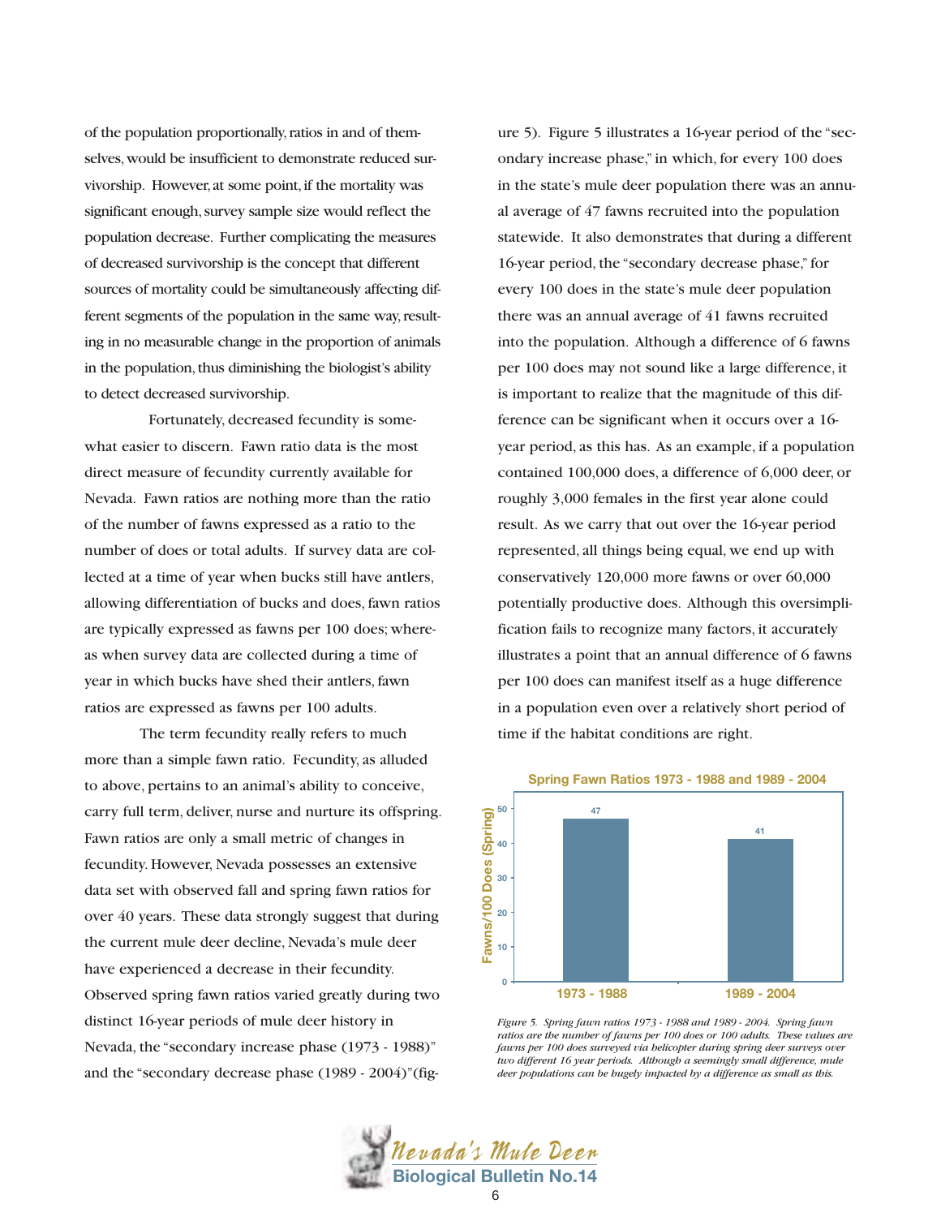of the population proportionally, ratios in and of themselves, would be insufficient to demonstrate reduced survivorship. However, at some point, if the mortality was significant enough, survey sample size would reflect the population decrease. Further complicating the measures of decreased survivorship is the concept that different sources of mortality could be simultaneously affecting different segments of the population in the same way, resulting in no measurable change in the proportion of animals in the population, thus diminishing the biologist's ability to detect decreased survivorship.

Fortunately, decreased fecundity is somewhat easier to discern. Fawn ratio data is the most direct measure of fecundity currently available for Nevada. Fawn ratios are nothing more than the ratio of the number of fawns expressed as a ratio to the number of does or total adults. If survey data are collected at a time of year when bucks still have antlers, allowing differentiation of bucks and does, fawn ratios are typically expressed as fawns per 100 does; whereas when survey data are collected during a time of year in which bucks have shed their antlers, fawn ratios are expressed as fawns per 100 adults.

The term fecundity really refers to much more than a simple fawn ratio. Fecundity, as alluded to above, pertains to an animal's ability to conceive, carry full term, deliver, nurse and nurture its offspring. Fawn ratios are only a small metric of changes in fecundity. However, Nevada possesses an extensive data set with observed fall and spring fawn ratios for over 40 years. These data strongly suggest that during the current mule deer decline, Nevada's mule deer have experienced a decrease in their fecundity. Observed spring fawn ratios varied greatly during two distinct 16-year periods of mule deer history in Nevada, the "secondary increase phase (1973 - 1988)" and the "secondary decrease phase (1989 - 2004)"(figure 5). Figure 5 illustrates a 16-year period of the "secondary increase phase," in which, for every 100 does in the state's mule deer population there was an annual average of 47 fawns recruited into the population statewide. It also demonstrates that during a different 16-year period, the "secondary decrease phase," for every 100 does in the state's mule deer population there was an annual average of 41 fawns recruited into the population. Although a difference of 6 fawns per 100 does may not sound like a large difference, it is important to realize that the magnitude of this difference can be significant when it occurs over a 16-year period, as this has. As an example, if a population contained 100,000 does, a difference of 6,000 deer, or roughly 3,000 females in the first year alone could result. As we carry that out over the 16-year period represented, all things being equal, we end up with conservatively 120,000 more fawns or over 60,000 potentially productive does. Although this oversimplification fails to recognize many factors, it accurately illustrates a point that an annual difference of 6 fawns per 100 does can manifest itself as a huge difference in a population even over a relatively short period of time if the habitat conditions are right.

**Spring Fawn Ratios 1973 - 1988 and 1989 - 2004**

| Period | Fawns/100 Does (Spring) |
|---|---|
| 1973 - 1988 | 47 |
| 1989 - 2004 | 41 |

*Figure 5. Spring fawn ratios 1973 - 1988 and 1989 - 2004. Spring fawn ratios are the number of fawns per 100 does or 100 adults. These values are fawns per 100 does surveyed via helicopter during spring deer surveys over two different 16 year periods. Although a seemingly small difference, mule deer populations can be hugely impacted by a difference as small as this.*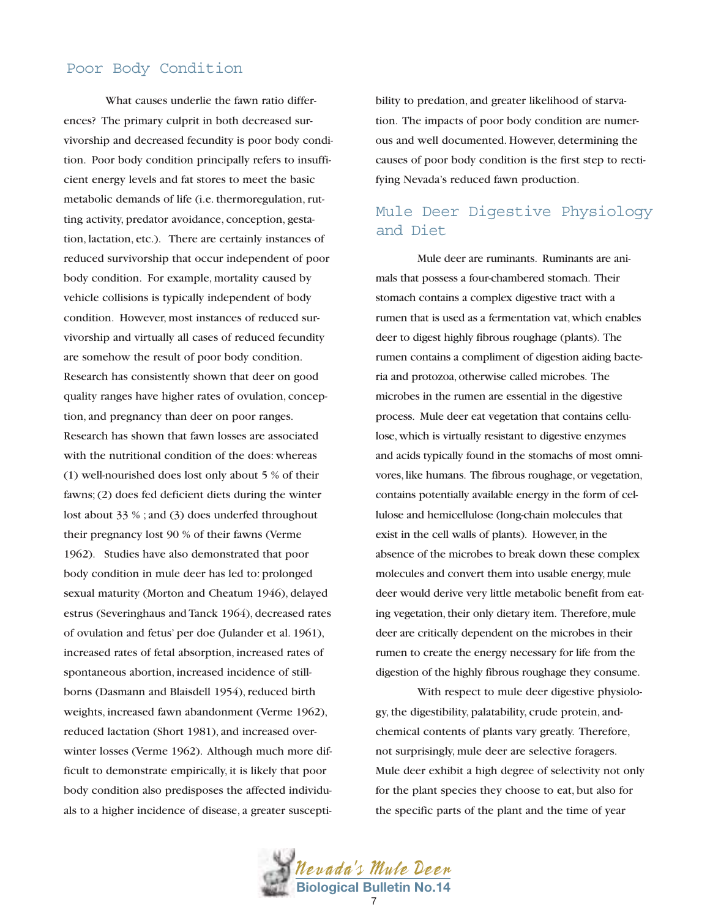## Poor Body Condition

What causes underlie the fawn ratio differences? The primary culprit in both decreased survivorship and decreased fecundity is poor body condition. Poor body condition principally refers to insufficient energy levels and fat stores to meet the basic metabolic demands of life (i.e. thermoregulation, rutting activity, predator avoidance, conception, gestation, lactation, etc.). There are certainly instances of reduced survivorship that occur independent of poor body condition. For example, mortality caused by vehicle collisions is typically independent of body condition. However, most instances of reduced survivorship and virtually all cases of reduced fecundity are somehow the result of poor body condition. Research has consistently shown that deer on good quality ranges have higher rates of ovulation, conception, and pregnancy than deer on poor ranges. Research has shown that fawn losses are associated with the nutritional condition of the does: whereas (1) well-nourished does lost only about 5 % of their fawns; (2) does fed deficient diets during the winter lost about 33 % ; and (3) does underfed throughout their pregnancy lost 90 % of their fawns (Verme 1962). Studies have also demonstrated that poor body condition in mule deer has led to: prolonged sexual maturity (Morton and Cheatum 1946), delayed estrus (Severinghaus and Tanck 1964), decreased rates of ovulation and fetus' per doe (Julander et al. 1961), increased rates of fetal absorption, increased rates of spontaneous abortion, increased incidence of stillborns (Dasmann and Blaisdell 1954), reduced birth weights, increased fawn abandonment (Verme 1962), reduced lactation (Short 1981), and increased overwinter losses (Verme 1962). Although much more difficult to demonstrate empirically, it is likely that poor body condition also predisposes the affected individuals to a higher incidence of disease, a greater susceptibility to predation, and greater likelihood of starvation. The impacts of poor body condition are numerous and well documented. However, determining the causes of poor body condition is the first step to rectifying Nevada's reduced fawn production.

## Mule Deer Digestive Physiology and Diet

Mule deer are ruminants. Ruminants are animals that possess a four-chambered stomach. Their stomach contains a complex digestive tract with a rumen that is used as a fermentation vat, which enables deer to digest highly fibrous roughage (plants). The rumen contains a compliment of digestion aiding bacteria and protozoa, otherwise called microbes. The microbes in the rumen are essential in the digestive process. Mule deer eat vegetation that contains cellulose, which is virtually resistant to digestive enzymes and acids typically found in the stomachs of most omnivores, like humans. The fibrous roughage, or vegetation, contains potentially available energy in the form of cellulose and hemicellulose (long-chain molecules that exist in the cell walls of plants). However, in the absence of the microbes to break down these complex molecules and convert them into usable energy, mule deer would derive very little metabolic benefit from eating vegetation, their only dietary item. Therefore, mule deer are critically dependent on the microbes in their rumen to create the energy necessary for life from the digestion of the highly fibrous roughage they consume.

With respect to mule deer digestive physiology, the digestibility, palatability, crude protein, and chemical contents of plants vary greatly. Therefore, not surprisingly, mule deer are selective foragers. Mule deer exhibit a high degree of selectivity not only for the plant species they choose to eat, but also for the specific parts of the plant and the time of year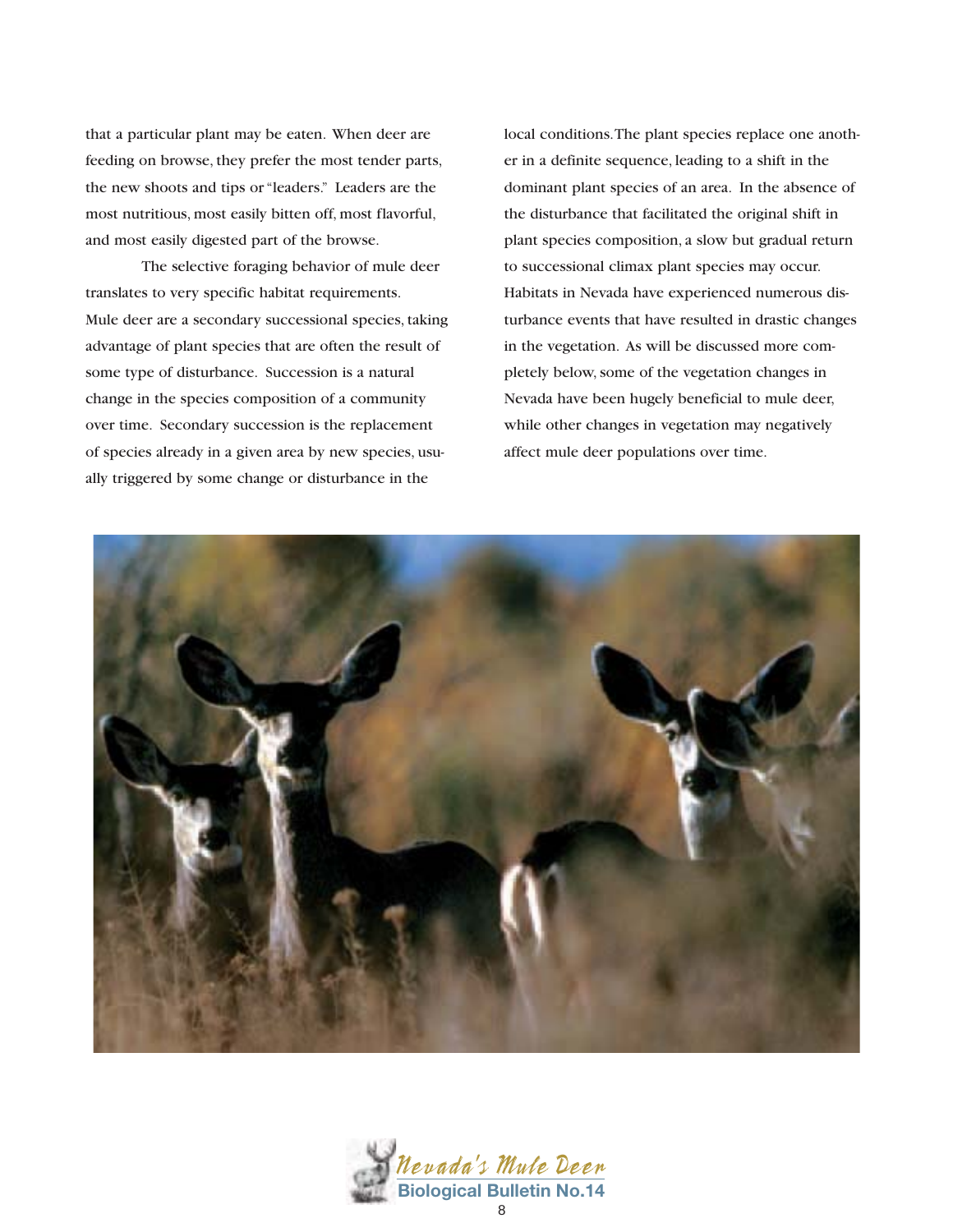that a particular plant may be eaten. When deer are feeding on browse, they prefer the most tender parts, the new shoots and tips or "leaders." Leaders are the most nutritious, most easily bitten off, most flavorful, and most easily digested part of the browse.

The selective foraging behavior of mule deer translates to very specific habitat requirements. Mule deer are a secondary successional species, taking advantage of plant species that are often the result of some type of disturbance. Succession is a natural change in the species composition of a community over time. Secondary succession is the replacement of species already in a given area by new species, usually triggered by some change or disturbance in the local conditions. The plant species replace one another in a definite sequence, leading to a shift in the dominant plant species of an area. In the absence of the disturbance that facilitated the original shift in plant species composition, a slow but gradual return to successional climax plant species may occur. Habitats in Nevada have experienced numerous disturbance events that have resulted in drastic changes in the vegetation. As will be discussed more completely below, some of the vegetation changes in Nevada have been hugely beneficial to mule deer, while other changes in vegetation may negatively affect mule deer populations over time.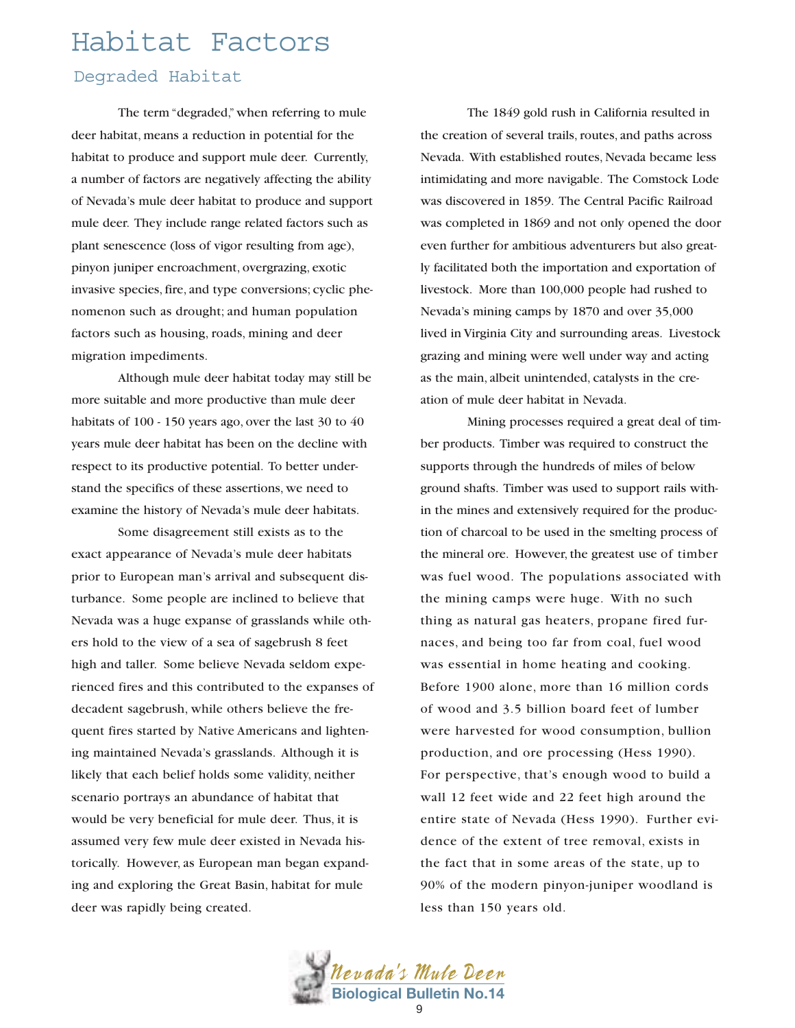# Habitat Factors

## Degraded Habitat

The term "degraded," when referring to mule deer habitat, means a reduction in potential for the habitat to produce and support mule deer. Currently, a number of factors are negatively affecting the ability of Nevada's mule deer habitat to produce and support mule deer. They include range related factors such as plant senescence (loss of vigor resulting from age), pinyon juniper encroachment, overgrazing, exotic invasive species, fire, and type conversions; cyclic phenomenon such as drought; and human population factors such as housing, roads, mining and deer migration impediments.

Although mule deer habitat today may still be more suitable and more productive than mule deer habitats of 100 - 150 years ago, over the last 30 to 40 years mule deer habitat has been on the decline with respect to its productive potential. To better understand the specifics of these assertions, we need to examine the history of Nevada's mule deer habitats.

Some disagreement still exists as to the exact appearance of Nevada's mule deer habitats prior to European man's arrival and subsequent disturbance. Some people are inclined to believe that Nevada was a huge expanse of grasslands while others hold to the view of a sea of sagebrush 8 feet high and taller. Some believe Nevada seldom experienced fires and this contributed to the expanses of decadent sagebrush, while others believe the frequent fires started by Native Americans and lightening maintained Nevada's grasslands. Although it is likely that each belief holds some validity, neither scenario portrays an abundance of habitat that would be very beneficial for mule deer. Thus, it is assumed very few mule deer existed in Nevada historically. However, as European man began expanding and exploring the Great Basin, habitat for mule deer was rapidly being created.

The 1849 gold rush in California resulted in the creation of several trails, routes, and paths across Nevada. With established routes, Nevada became less intimidating and more navigable. The Comstock Lode was discovered in 1859. The Central Pacific Railroad was completed in 1869 and not only opened the door even further for ambitious adventurers but also greatly facilitated both the importation and exportation of livestock. More than 100,000 people had rushed to Nevada's mining camps by 1870 and over 35,000 lived in Virginia City and surrounding areas. Livestock grazing and mining were well under way and acting as the main, albeit unintended, catalysts in the creation of mule deer habitat in Nevada.

Mining processes required a great deal of timber products. Timber was required to construct the supports through the hundreds of miles of below ground shafts. Timber was used to support rails within the mines and extensively required for the production of charcoal to be used in the smelting process of the mineral ore. However, the greatest use of timber was fuel wood. The populations associated with the mining camps were huge. With no such thing as natural gas heaters, propane fired furnaces, and being too far from coal, fuel wood was essential in home heating and cooking. Before 1900 alone, more than 16 million cords of wood and 3.5 billion board feet of lumber were harvested for wood consumption, bullion production, and ore processing (Hess 1990). For perspective, that's enough wood to build a wall 12 feet wide and 22 feet high around the entire state of Nevada (Hess 1990). Further evidence of the extent of tree removal, exists in the fact that in some areas of the state, up to 90% of the modern pinyon-juniper woodland is less than 150 years old.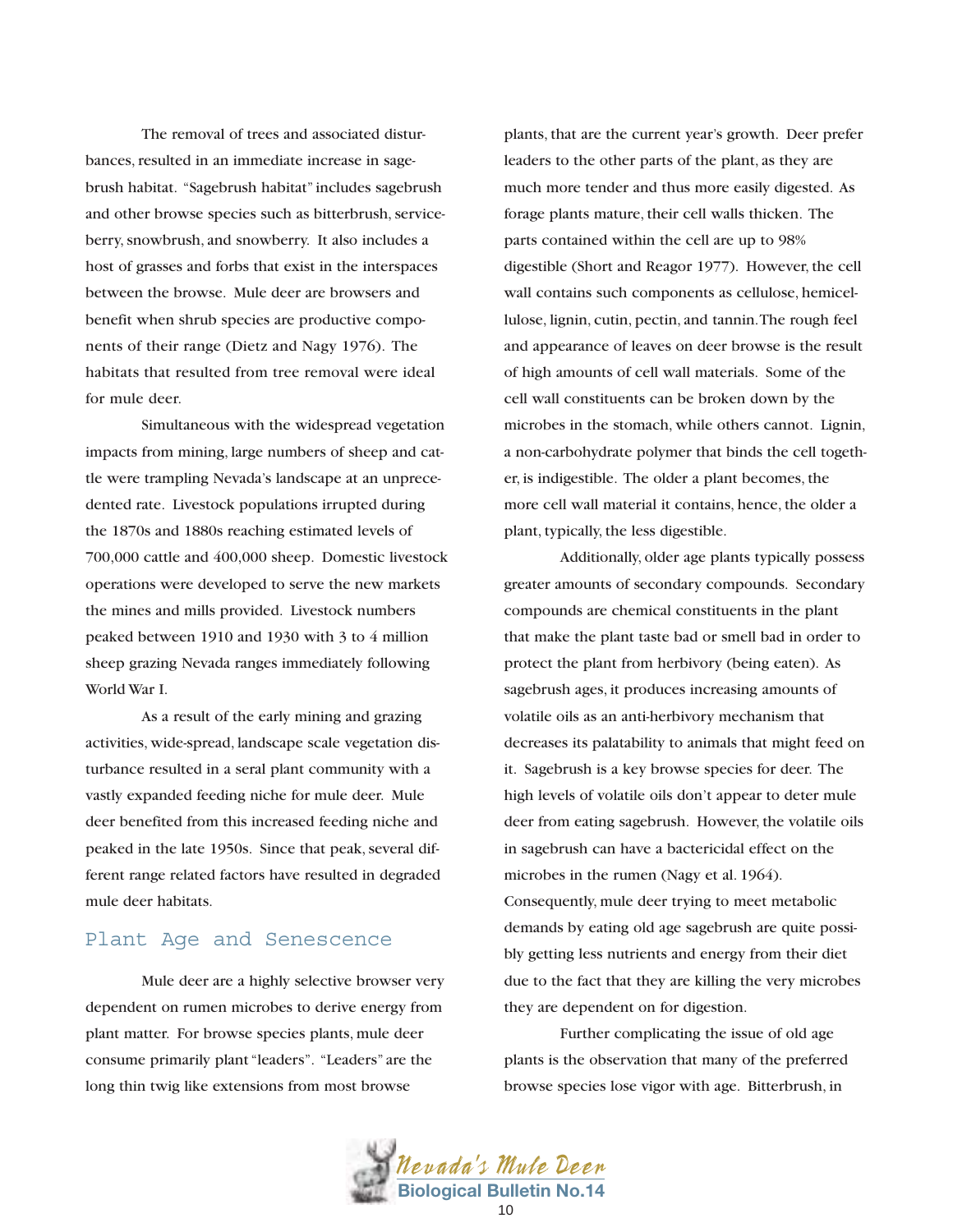The removal of trees and associated disturbances, resulted in an immediate increase in sagebrush habitat. "Sagebrush habitat" includes sagebrush and other browse species such as bitterbrush, serviceberry, snowbrush, and snowberry. It also includes a host of grasses and forbs that exist in the interspaces between the browse. Mule deer are browsers and benefit when shrub species are productive components of their range (Dietz and Nagy 1976). The habitats that resulted from tree removal were ideal for mule deer.

Simultaneous with the widespread vegetation impacts from mining, large numbers of sheep and cattle were trampling Nevada's landscape at an unprecedented rate. Livestock populations irrupted during the 1870s and 1880s reaching estimated levels of 700,000 cattle and 400,000 sheep. Domestic livestock operations were developed to serve the new markets the mines and mills provided. Livestock numbers peaked between 1910 and 1930 with 3 to 4 million sheep grazing Nevada ranges immediately following World War I.

As a result of the early mining and grazing activities, wide-spread, landscape scale vegetation disturbance resulted in a seral plant community with a vastly expanded feeding niche for mule deer. Mule deer benefited from this increased feeding niche and peaked in the late 1950s. Since that peak, several different range related factors have resulted in degraded mule deer habitats.

## Plant Age and Senescence

Mule deer are a highly selective browser very dependent on rumen microbes to derive energy from plant matter. For browse species plants, mule deer consume primarily plant "leaders". "Leaders" are the long thin twig like extensions from most browse plants, that are the current year's growth. Deer prefer leaders to the other parts of the plant, as they are much more tender and thus more easily digested. As forage plants mature, their cell walls thicken. The parts contained within the cell are up to 98% digestible (Short and Reagor 1977). However, the cell wall contains such components as cellulose, hemicellulose, lignin, cutin, pectin, and tannin.The rough feel and appearance of leaves on deer browse is the result of high amounts of cell wall materials. Some of the cell wall constituents can be broken down by the microbes in the stomach, while others cannot. Lignin, a non-carbohydrate polymer that binds the cell together, is indigestible. The older a plant becomes, the more cell wall material it contains, hence, the older a plant, typically, the less digestible.

Additionally, older age plants typically possess greater amounts of secondary compounds. Secondary compounds are chemical constituents in the plant that make the plant taste bad or smell bad in order to protect the plant from herbivory (being eaten). As sagebrush ages, it produces increasing amounts of volatile oils as an anti-herbivory mechanism that decreases its palatability to animals that might feed on it. Sagebrush is a key browse species for deer. The high levels of volatile oils don't appear to deter mule deer from eating sagebrush. However, the volatile oils in sagebrush can have a bactericidal effect on the microbes in the rumen (Nagy et al. 1964). Consequently, mule deer trying to meet metabolic demands by eating old age sagebrush are quite possibly getting less nutrients and energy from their diet due to the fact that they are killing the very microbes they are dependent on for digestion.

Further complicating the issue of old age plants is the observation that many of the preferred browse species lose vigor with age. Bitterbrush, in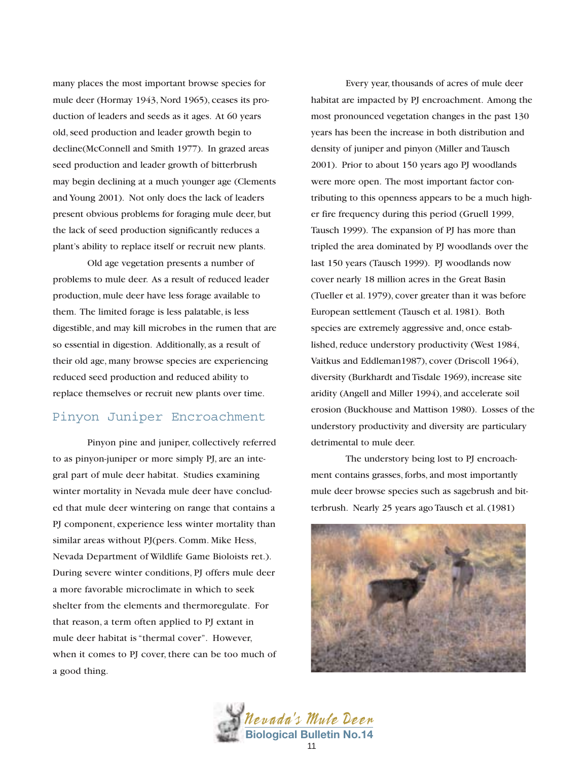many places the most important browse species for mule deer (Hormay 1943, Nord 1965), ceases its production of leaders and seeds as it ages. At 60 years old, seed production and leader growth begin to decline(McConnell and Smith 1977). In grazed areas seed production and leader growth of bitterbrush may begin declining at a much younger age (Clements and Young 2001). Not only does the lack of leaders present obvious problems for foraging mule deer, but the lack of seed production significantly reduces a plant's ability to replace itself or recruit new plants.

Old age vegetation presents a number of problems to mule deer. As a result of reduced leader production, mule deer have less forage available to them. The limited forage is less palatable, is less digestible, and may kill microbes in the rumen that are so essential in digestion. Additionally, as a result of their old age, many browse species are experiencing reduced seed production and reduced ability to replace themselves or recruit new plants over time.

## Pinyon Juniper Encroachment

Pinyon pine and juniper, collectively referred to as pinyon-juniper or more simply PJ, are an integral part of mule deer habitat. Studies examining winter mortality in Nevada mule deer have concluded that mule deer wintering on range that contains a PJ component, experience less winter mortality than similar areas without PJ(pers. Comm. Mike Hess, Nevada Department of Wildlife Game Bioloists ret.). During severe winter conditions, PJ offers mule deer a more favorable microclimate in which to seek shelter from the elements and thermoregulate. For that reason, a term often applied to PJ extant in mule deer habitat is "thermal cover". However, when it comes to PJ cover, there can be too much of a good thing.

Every year, thousands of acres of mule deer habitat are impacted by PJ encroachment. Among the most pronounced vegetation changes in the past 130 years has been the increase in both distribution and density of juniper and pinyon (Miller and Tausch 2001). Prior to about 150 years ago PJ woodlands were more open. The most important factor contributing to this openness appears to be a much higher fire frequency during this period (Gruell 1999, Tausch 1999). The expansion of PJ has more than tripled the area dominated by PJ woodlands over the last 150 years (Tausch 1999). PJ woodlands now cover nearly 18 million acres in the Great Basin (Tueller et al. 1979), cover greater than it was before European settlement (Tausch et al. 1981). Both species are extremely aggressive and, once established, reduce understory productivity (West 1984, Vaitkus and Eddleman1987), cover (Driscoll 1964), diversity (Burkhardt and Tisdale 1969), increase site aridity (Angell and Miller 1994), and accelerate soil erosion (Buckhouse and Mattison 1980). Losses of the understory productivity and diversity are particulary detrimental to mule deer.

The understory being lost to PJ encroachment contains grasses, forbs, and most importantly mule deer browse species such as sagebrush and bitterbrush. Nearly 25 years ago Tausch et al. (1981)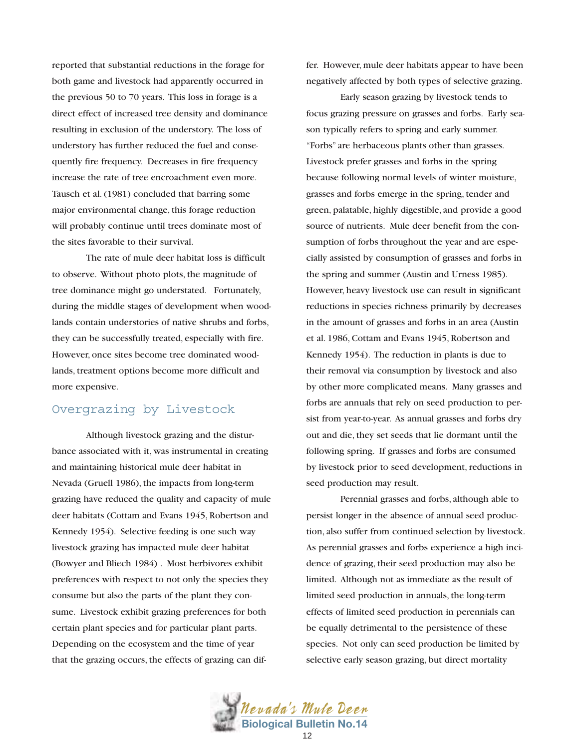reported that substantial reductions in the forage for both game and livestock had apparently occurred in the previous 50 to 70 years. This loss in forage is a direct effect of increased tree density and dominance resulting in exclusion of the understory. The loss of understory has further reduced the fuel and consequently fire frequency. Decreases in fire frequency increase the rate of tree encroachment even more. Tausch et al. (1981) concluded that barring some major environmental change, this forage reduction will probably continue until trees dominate most of the sites favorable to their survival.

The rate of mule deer habitat loss is difficult to observe. Without photo plots, the magnitude of tree dominance might go understated. Fortunately, during the middle stages of development when woodlands contain understories of native shrubs and forbs, they can be successfully treated, especially with fire. However, once sites become tree dominated woodlands, treatment options become more difficult and more expensive.

## Overgrazing by Livestock

Although livestock grazing and the disturbance associated with it, was instrumental in creating and maintaining historical mule deer habitat in Nevada (Gruell 1986), the impacts from long-term grazing have reduced the quality and capacity of mule deer habitats (Cottam and Evans 1945, Robertson and Kennedy 1954). Selective feeding is one such way livestock grazing has impacted mule deer habitat (Bowyer and Bliech 1984) . Most herbivores exhibit preferences with respect to not only the species they consume but also the parts of the plant they consume. Livestock exhibit grazing preferences for both certain plant species and for particular plant parts. Depending on the ecosystem and the time of year that the grazing occurs, the effects of grazing can differ. However, mule deer habitats appear to have been negatively affected by both types of selective grazing.

Early season grazing by livestock tends to focus grazing pressure on grasses and forbs. Early season typically refers to spring and early summer. "Forbs" are herbaceous plants other than grasses. Livestock prefer grasses and forbs in the spring because following normal levels of winter moisture, grasses and forbs emerge in the spring, tender and green, palatable, highly digestible, and provide a good source of nutrients. Mule deer benefit from the consumption of forbs throughout the year and are especially assisted by consumption of grasses and forbs in the spring and summer (Austin and Urness 1985). However, heavy livestock use can result in significant reductions in species richness primarily by decreases in the amount of grasses and forbs in an area (Austin et al. 1986, Cottam and Evans 1945, Robertson and Kennedy 1954). The reduction in plants is due to their removal via consumption by livestock and also by other more complicated means. Many grasses and forbs are annuals that rely on seed production to persist from year-to-year. As annual grasses and forbs dry out and die, they set seeds that lie dormant until the following spring. If grasses and forbs are consumed by livestock prior to seed development, reductions in seed production may result.

Perennial grasses and forbs, although able to persist longer in the absence of annual seed production, also suffer from continued selection by livestock. As perennial grasses and forbs experience a high incidence of grazing, their seed production may also be limited. Although not as immediate as the result of limited seed production in annuals, the long-term effects of limited seed production in perennials can be equally detrimental to the persistence of these species. Not only can seed production be limited by selective early season grazing, but direct mortality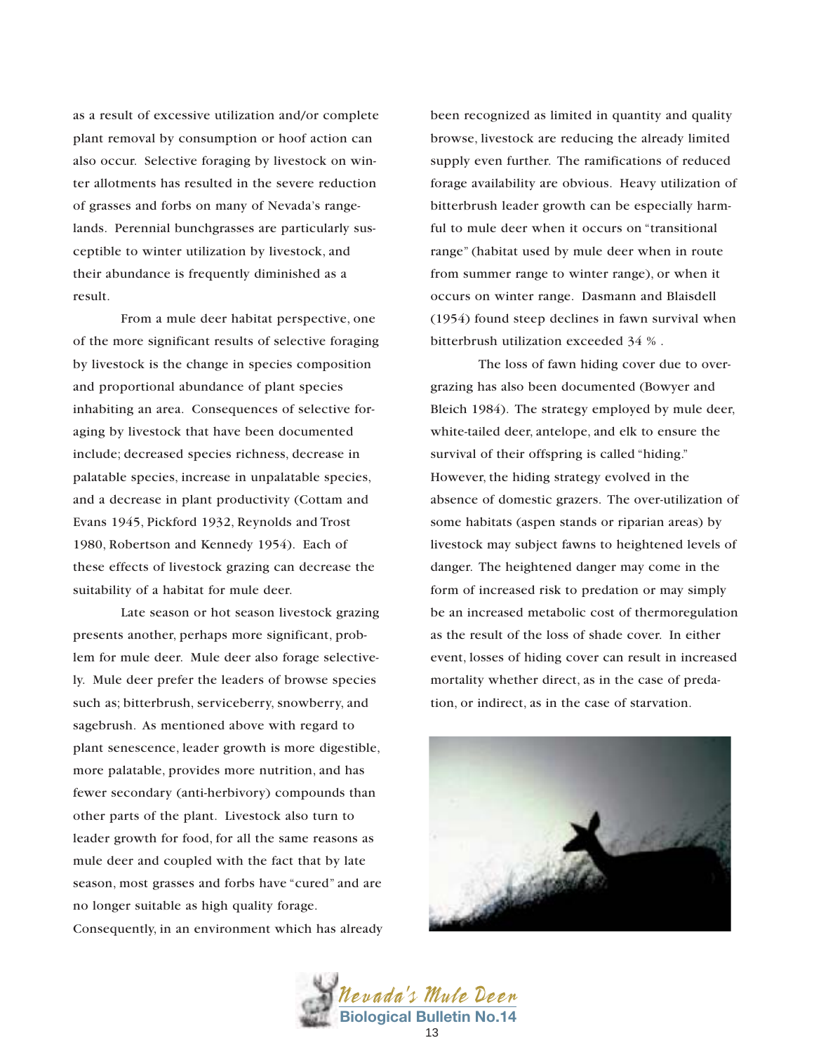as a result of excessive utilization and/or complete plant removal by consumption or hoof action can also occur. Selective foraging by livestock on winter allotments has resulted in the severe reduction of grasses and forbs on many of Nevada's rangelands. Perennial bunchgrasses are particularly susceptible to winter utilization by livestock, and their abundance is frequently diminished as a result.

From a mule deer habitat perspective, one of the more significant results of selective foraging by livestock is the change in species composition and proportional abundance of plant species inhabiting an area. Consequences of selective foraging by livestock that have been documented include; decreased species richness, decrease in palatable species, increase in unpalatable species, and a decrease in plant productivity (Cottam and Evans 1945, Pickford 1932, Reynolds and Trost 1980, Robertson and Kennedy 1954). Each of these effects of livestock grazing can decrease the suitability of a habitat for mule deer.

Late season or hot season livestock grazing presents another, perhaps more significant, problem for mule deer. Mule deer also forage selectively. Mule deer prefer the leaders of browse species such as; bitterbrush, serviceberry, snowberry, and sagebrush. As mentioned above with regard to plant senescence, leader growth is more digestible, more palatable, provides more nutrition, and has fewer secondary (anti-herbivory) compounds than other parts of the plant. Livestock also turn to leader growth for food, for all the same reasons as mule deer and coupled with the fact that by late season, most grasses and forbs have "cured" and are no longer suitable as high quality forage. Consequently, in an environment which has already been recognized as limited in quantity and quality browse, livestock are reducing the already limited supply even further. The ramifications of reduced forage availability are obvious. Heavy utilization of bitterbrush leader growth can be especially harmful to mule deer when it occurs on "transitional range" (habitat used by mule deer when in route from summer range to winter range), or when it occurs on winter range. Dasmann and Blaisdell (1954) found steep declines in fawn survival when bitterbrush utilization exceeded 34 % .

The loss of fawn hiding cover due to overgrazing has also been documented (Bowyer and Bleich 1984). The strategy employed by mule deer, white-tailed deer, antelope, and elk to ensure the survival of their offspring is called "hiding." However, the hiding strategy evolved in the absence of domestic grazers. The over-utilization of some habitats (aspen stands or riparian areas) by livestock may subject fawns to heightened levels of danger. The heightened danger may come in the form of increased risk to predation or may simply be an increased metabolic cost of thermoregulation as the result of the loss of shade cover. In either event, losses of hiding cover can result in increased mortality whether direct, as in the case of predation, or indirect, as in the case of starvation.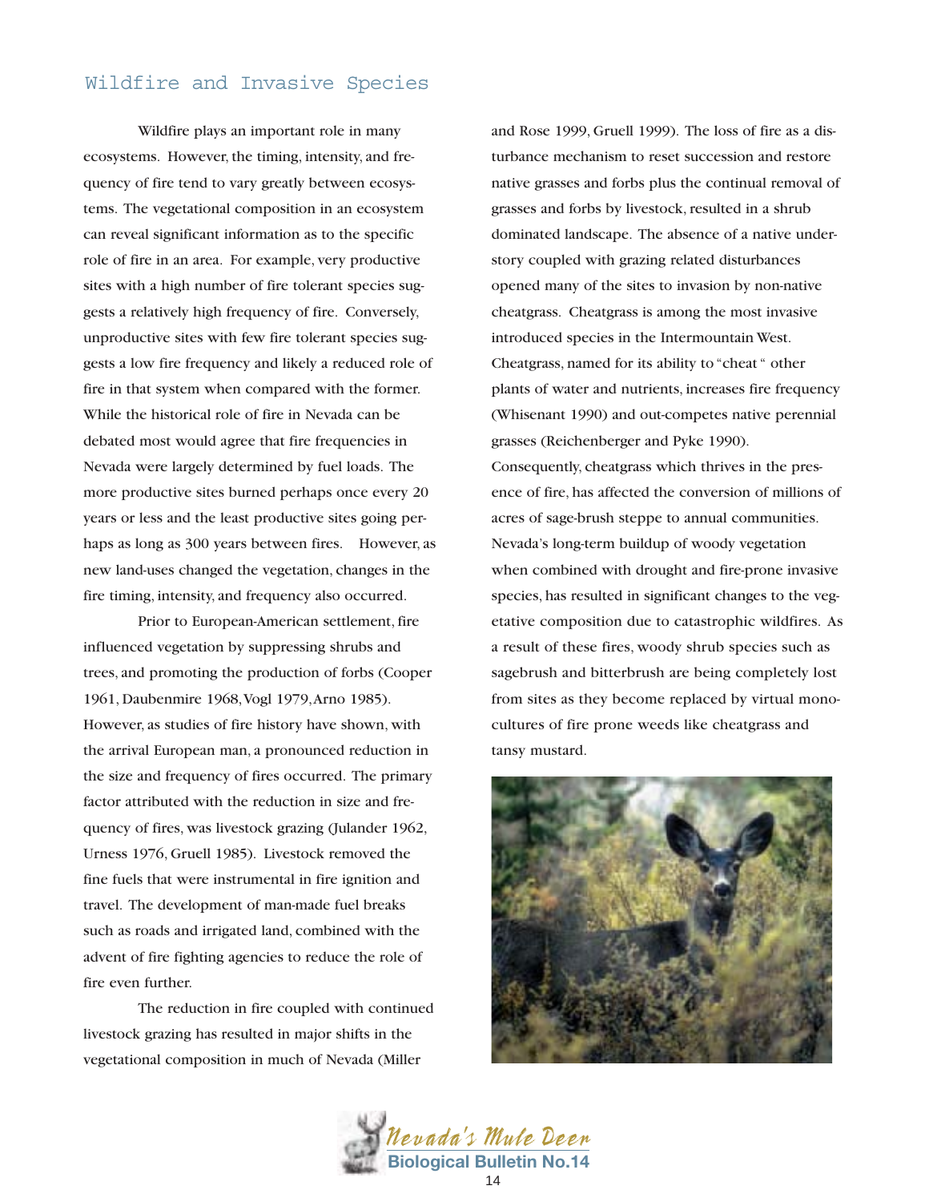## Wildfire and Invasive Species

Wildfire plays an important role in many ecosystems. However, the timing, intensity, and frequency of fire tend to vary greatly between ecosystems. The vegetational composition in an ecosystem can reveal significant information as to the specific role of fire in an area. For example, very productive sites with a high number of fire tolerant species suggests a relatively high frequency of fire. Conversely, unproductive sites with few fire tolerant species suggests a low fire frequency and likely a reduced role of fire in that system when compared with the former. While the historical role of fire in Nevada can be debated most would agree that fire frequencies in Nevada were largely determined by fuel loads. The more productive sites burned perhaps once every 20 years or less and the least productive sites going perhaps as long as 300 years between fires. However, as new land-uses changed the vegetation, changes in the fire timing, intensity, and frequency also occurred.

Prior to European-American settlement, fire influenced vegetation by suppressing shrubs and trees, and promoting the production of forbs (Cooper 1961, Daubenmire 1968, Vogl 1979, Arno 1985). However, as studies of fire history have shown, with the arrival European man, a pronounced reduction in the size and frequency of fires occurred. The primary factor attributed with the reduction in size and frequency of fires, was livestock grazing (Julander 1962, Urness 1976, Gruell 1985). Livestock removed the fine fuels that were instrumental in fire ignition and travel. The development of man-made fuel breaks such as roads and irrigated land, combined with the advent of fire fighting agencies to reduce the role of fire even further.

The reduction in fire coupled with continued livestock grazing has resulted in major shifts in the vegetational composition in much of Nevada (Miller and Rose 1999, Gruell 1999). The loss of fire as a disturbance mechanism to reset succession and restore native grasses and forbs plus the continual removal of grasses and forbs by livestock, resulted in a shrub dominated landscape. The absence of a native understory coupled with grazing related disturbances opened many of the sites to invasion by non-native cheatgrass. Cheatgrass is among the most invasive introduced species in the Intermountain West. Cheatgrass, named for its ability to "cheat " other plants of water and nutrients, increases fire frequency (Whisenant 1990) and out-competes native perennial grasses (Reichenberger and Pyke 1990). Consequently, cheatgrass which thrives in the presence of fire, has affected the conversion of millions of acres of sage-brush steppe to annual communities. Nevada's long-term buildup of woody vegetation when combined with drought and fire-prone invasive species, has resulted in significant changes to the vegetative composition due to catastrophic wildfires. As a result of these fires, woody shrub species such as sagebrush and bitterbrush are being completely lost from sites as they become replaced by virtual monocultures of fire prone weeds like cheatgrass and tansy mustard.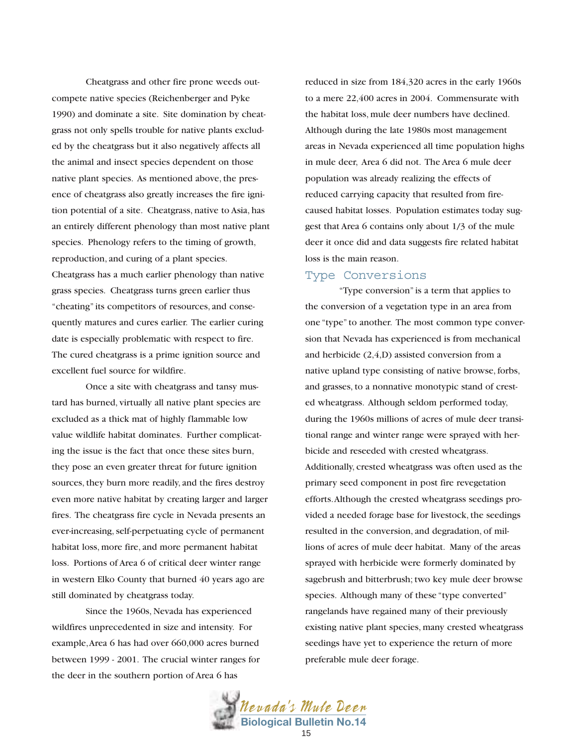Cheatgrass and other fire prone weeds outcompete native species (Reichenberger and Pyke 1990) and dominate a site. Site domination by cheatgrass not only spells trouble for native plants excluded by the cheatgrass but it also negatively affects all the animal and insect species dependent on those native plant species. As mentioned above, the presence of cheatgrass also greatly increases the fire ignition potential of a site. Cheatgrass, native to Asia, has an entirely different phenology than most native plant species. Phenology refers to the timing of growth, reproduction, and curing of a plant species. Cheatgrass has a much earlier phenology than native grass species. Cheatgrass turns green earlier thus "cheating" its competitors of resources, and consequently matures and cures earlier. The earlier curing date is especially problematic with respect to fire. The cured cheatgrass is a prime ignition source and excellent fuel source for wildfire.

Once a site with cheatgrass and tansy mustard has burned, virtually all native plant species are excluded as a thick mat of highly flammable low value wildlife habitat dominates. Further complicating the issue is the fact that once these sites burn, they pose an even greater threat for future ignition sources, they burn more readily, and the fires destroy even more native habitat by creating larger and larger fires. The cheatgrass fire cycle in Nevada presents an ever-increasing, self-perpetuating cycle of permanent habitat loss, more fire, and more permanent habitat loss. Portions of Area 6 of critical deer winter range in western Elko County that burned 40 years ago are still dominated by cheatgrass today.

Since the 1960s, Nevada has experienced wildfires unprecedented in size and intensity. For example, Area 6 has had over 660,000 acres burned between 1999 - 2001. The crucial winter ranges for the deer in the southern portion of Area 6 has reduced in size from 184,320 acres in the early 1960s to a mere 22,400 acres in 2004. Commensurate with the habitat loss, mule deer numbers have declined. Although during the late 1980s most management areas in Nevada experienced all time population highs in mule deer, Area 6 did not. The Area 6 mule deer population was already realizing the effects of reduced carrying capacity that resulted from fire-caused habitat losses. Population estimates today suggest that Area 6 contains only about 1/3 of the mule deer it once did and data suggests fire related habitat loss is the main reason.

## Type Conversions

"Type conversion" is a term that applies to the conversion of a vegetation type in an area from one "type" to another. The most common type conversion that Nevada has experienced is from mechanical and herbicide (2,4,D) assisted conversion from a native upland type consisting of native browse, forbs, and grasses, to a nonnative monotypic stand of crested wheatgrass. Although seldom performed today, during the 1960s millions of acres of mule deer transitional range and winter range were sprayed with herbicide and reseeded with crested wheatgrass. Additionally, crested wheatgrass was often used as the primary seed component in post fire revegetation efforts. Although the crested wheatgrass seedings provided a needed forage base for livestock, the seedings resulted in the conversion, and degradation, of millions of acres of mule deer habitat. Many of the areas sprayed with herbicide were formerly dominated by sagebrush and bitterbrush; two key mule deer browse species. Although many of these "type converted" rangelands have regained many of their previously existing native plant species, many crested wheatgrass seedings have yet to experience the return of more preferable mule deer forage.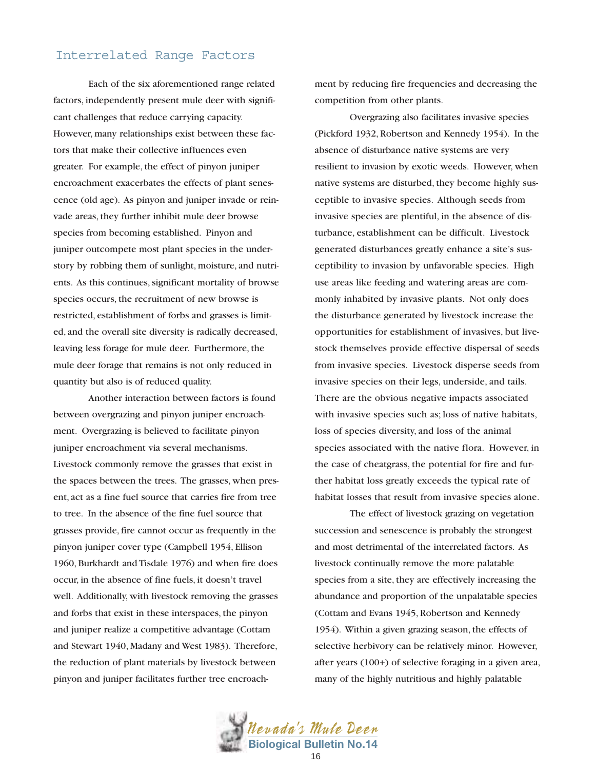## Interrelated Range Factors

Each of the six aforementioned range related factors, independently present mule deer with significant challenges that reduce carrying capacity. However, many relationships exist between these factors that make their collective influences even greater. For example, the effect of pinyon juniper encroachment exacerbates the effects of plant senescence (old age). As pinyon and juniper invade or reinvade areas, they further inhibit mule deer browse species from becoming established. Pinyon and juniper outcompete most plant species in the understory by robbing them of sunlight, moisture, and nutrients. As this continues, significant mortality of browse species occurs, the recruitment of new browse is restricted, establishment of forbs and grasses is limited, and the overall site diversity is radically decreased, leaving less forage for mule deer. Furthermore, the mule deer forage that remains is not only reduced in quantity but also is of reduced quality.

Another interaction between factors is found between overgrazing and pinyon juniper encroachment. Overgrazing is believed to facilitate pinyon juniper encroachment via several mechanisms. Livestock commonly remove the grasses that exist in the spaces between the trees. The grasses, when present, act as a fine fuel source that carries fire from tree to tree. In the absence of the fine fuel source that grasses provide, fire cannot occur as frequently in the pinyon juniper cover type (Campbell 1954, Ellison 1960, Burkhardt and Tisdale 1976) and when fire does occur, in the absence of fine fuels, it doesn't travel well. Additionally, with livestock removing the grasses and forbs that exist in these interspaces, the pinyon and juniper realize a competitive advantage (Cottam and Stewart 1940, Madany and West 1983). Therefore, the reduction of plant materials by livestock between pinyon and juniper facilitates further tree encroachment by reducing fire frequencies and decreasing the competition from other plants.

Overgrazing also facilitates invasive species (Pickford 1932, Robertson and Kennedy 1954). In the absence of disturbance native systems are very resilient to invasion by exotic weeds. However, when native systems are disturbed, they become highly susceptible to invasive species. Although seeds from invasive species are plentiful, in the absence of disturbance, establishment can be difficult. Livestock generated disturbances greatly enhance a site's susceptibility to invasion by unfavorable species. High use areas like feeding and watering areas are commonly inhabited by invasive plants. Not only does the disturbance generated by livestock increase the opportunities for establishment of invasives, but livestock themselves provide effective dispersal of seeds from invasive species. Livestock disperse seeds from invasive species on their legs, underside, and tails. There are the obvious negative impacts associated with invasive species such as; loss of native habitats, loss of species diversity, and loss of the animal species associated with the native flora. However, in the case of cheatgrass, the potential for fire and further habitat loss greatly exceeds the typical rate of habitat losses that result from invasive species alone.

The effect of livestock grazing on vegetation succession and senescence is probably the strongest and most detrimental of the interrelated factors. As livestock continually remove the more palatable species from a site, they are effectively increasing the abundance and proportion of the unpalatable species (Cottam and Evans 1945, Robertson and Kennedy 1954). Within a given grazing season, the effects of selective herbivory can be relatively minor. However, after years (100+) of selective foraging in a given area, many of the highly nutritious and highly palatable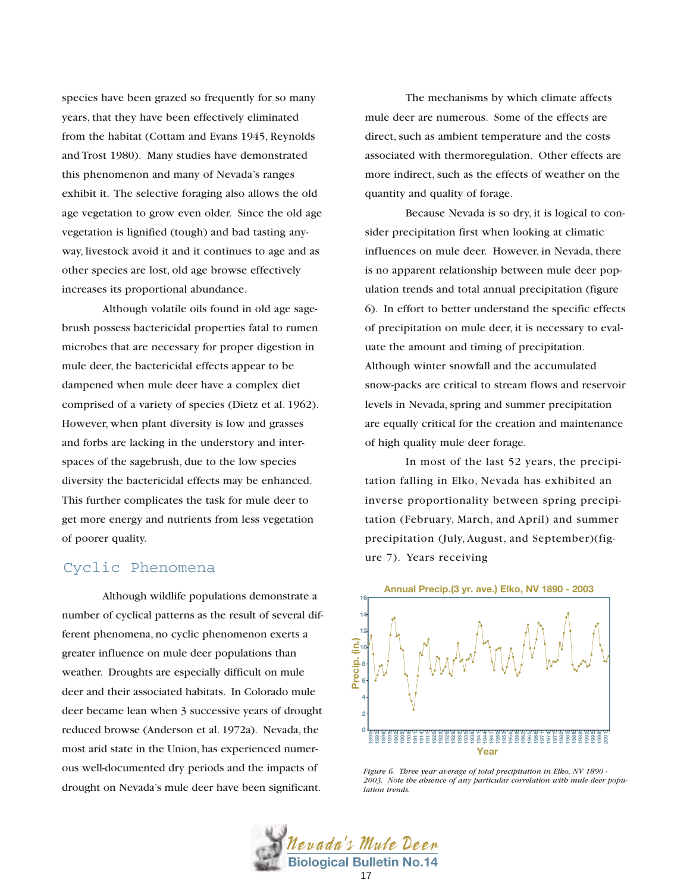species have been grazed so frequently for so many years, that they have been effectively eliminated from the habitat (Cottam and Evans 1945, Reynolds and Trost 1980). Many studies have demonstrated this phenomenon and many of Nevada's ranges exhibit it. The selective foraging also allows the old age vegetation to grow even older. Since the old age vegetation is lignified (tough) and bad tasting anyway, livestock avoid it and it continues to age and as other species are lost, old age browse effectively increases its proportional abundance.

Although volatile oils found in old age sagebrush possess bactericidal properties fatal to rumen microbes that are necessary for proper digestion in mule deer, the bactericidal effects appear to be dampened when mule deer have a complex diet comprised of a variety of species (Dietz et al. 1962). However, when plant diversity is low and grasses and forbs are lacking in the understory and interspaces of the sagebrush, due to the low species diversity the bactericidal effects may be enhanced. This further complicates the task for mule deer to get more energy and nutrients from less vegetation of poorer quality.

## Cyclic Phenomena

Although wildlife populations demonstrate a number of cyclical patterns as the result of several different phenomena, no cyclic phenomenon exerts a greater influence on mule deer populations than weather. Droughts are especially difficult on mule deer and their associated habitats. In Colorado mule deer became lean when 3 successive years of drought reduced browse (Anderson et al. 1972a). Nevada, the most arid state in the Union, has experienced numerous well-documented dry periods and the impacts of drought on Nevada's mule deer have been significant.

The mechanisms by which climate affects mule deer are numerous. Some of the effects are direct, such as ambient temperature and the costs associated with thermoregulation. Other effects are more indirect, such as the effects of weather on the quantity and quality of forage.

Because Nevada is so dry, it is logical to consider precipitation first when looking at climatic influences on mule deer. However, in Nevada, there is no apparent relationship between mule deer population trends and total annual precipitation (figure 6). In effort to better understand the specific effects of precipitation on mule deer, it is necessary to evaluate the amount and timing of precipitation. Although winter snowfall and the accumulated snow-packs are critical to stream flows and reservoir levels in Nevada, spring and summer precipitation are equally critical for the creation and maintenance of high quality mule deer forage.

In most of the last 52 years, the precipitation falling in Elko, Nevada has exhibited an inverse proportionality between spring precipitation (February, March, and April) and summer precipitation (July, August, and September)(figure 7). Years receiving

*Figure 6. Three year average of total precipitation in Elko, NV 1890 - 2003. Note the absence of any particular correlation with mule deer population trends.*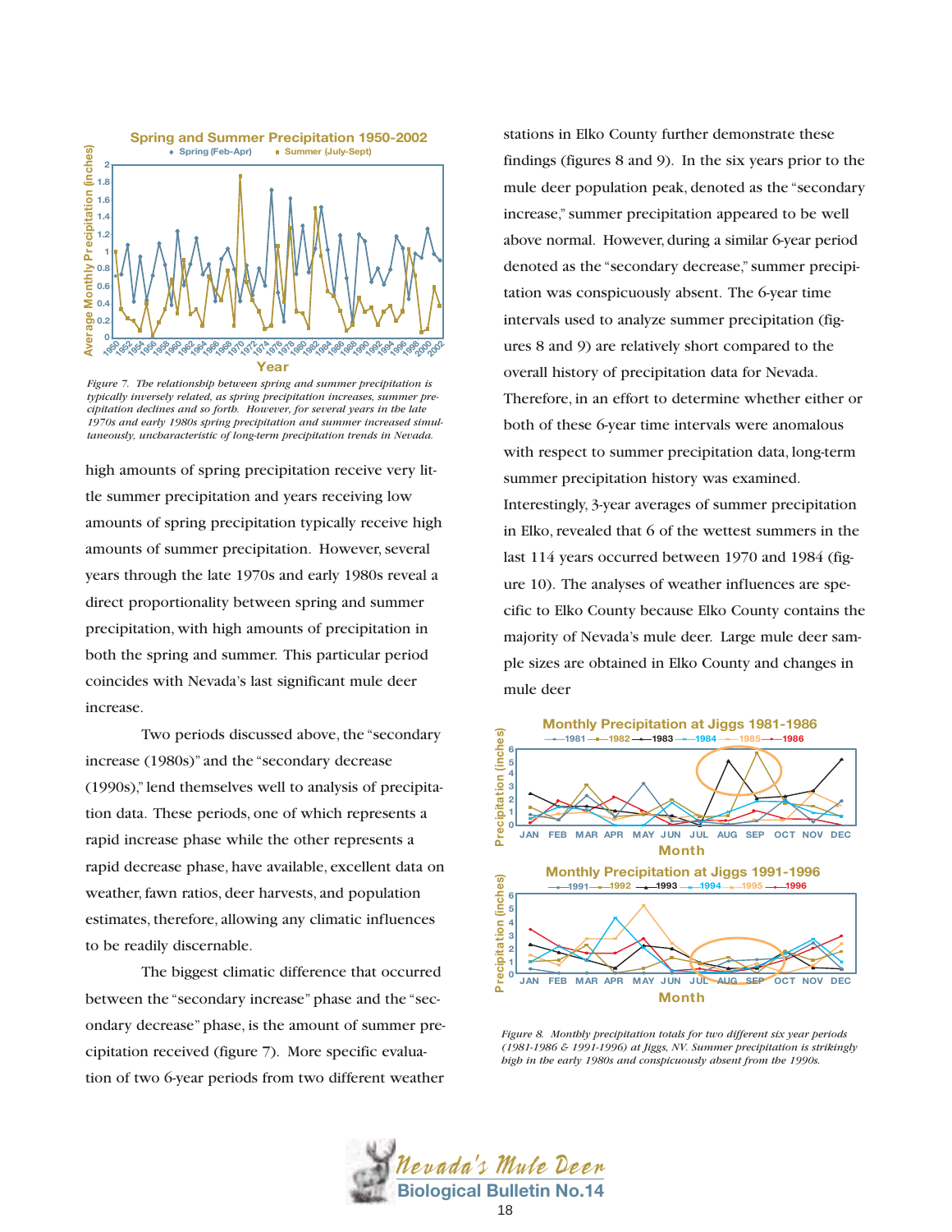Figure 7. The relationship between spring and summer precipitation is typically inversely related, as spring precipitation increases, summer precipitation declines and so forth. However, for several years in the late 1970s and early 1980s spring precipitation and summer increased simultaneously, uncharacteristic of long-term precipitation trends in Nevada.

high amounts of spring precipitation receive very little summer precipitation and years receiving low amounts of spring precipitation typically receive high amounts of summer precipitation. However, several years through the late 1970s and early 1980s reveal a direct proportionality between spring and summer precipitation, with high amounts of precipitation in both the spring and summer. This particular period coincides with Nevada's last significant mule deer increase.

Two periods discussed above, the "secondary increase (1980s)" and the "secondary decrease (1990s)," lend themselves well to analysis of precipitation data. These periods, one of which represents a rapid increase phase while the other represents a rapid decrease phase, have available, excellent data on weather, fawn ratios, deer harvests, and population estimates, therefore, allowing any climatic influences to be readily discernable.

The biggest climatic difference that occurred between the "secondary increase" phase and the "secondary decrease" phase, is the amount of summer precipitation received (figure 7). More specific evaluation of two 6-year periods from two different weather stations in Elko County further demonstrate these findings (figures 8 and 9). In the six years prior to the mule deer population peak, denoted as the "secondary increase," summer precipitation appeared to be well above normal. However, during a similar 6-year period denoted as the "secondary decrease," summer precipitation was conspicuously absent. The 6-year time intervals used to analyze summer precipitation (figures 8 and 9) are relatively short compared to the overall history of precipitation data for Nevada. Therefore, in an effort to determine whether either or both of these 6-year time intervals were anomalous with respect to summer precipitation data, long-term summer precipitation history was examined. Interestingly, 3-year averages of summer precipitation in Elko, revealed that 6 of the wettest summers in the last 114 years occurred between 1970 and 1984 (figure 10). The analyses of weather influences are specific to Elko County because Elko County contains the majority of Nevada's mule deer. Large mule deer sample sizes are obtained in Elko County and changes in mule deer

Figure 8. Monthly precipitation totals for two different six year periods (1981-1986 & 1991-1996) at Jiggs, NV. Summer precipitation is strikingly high in the early 1980s and conspicuously absent from the 1990s.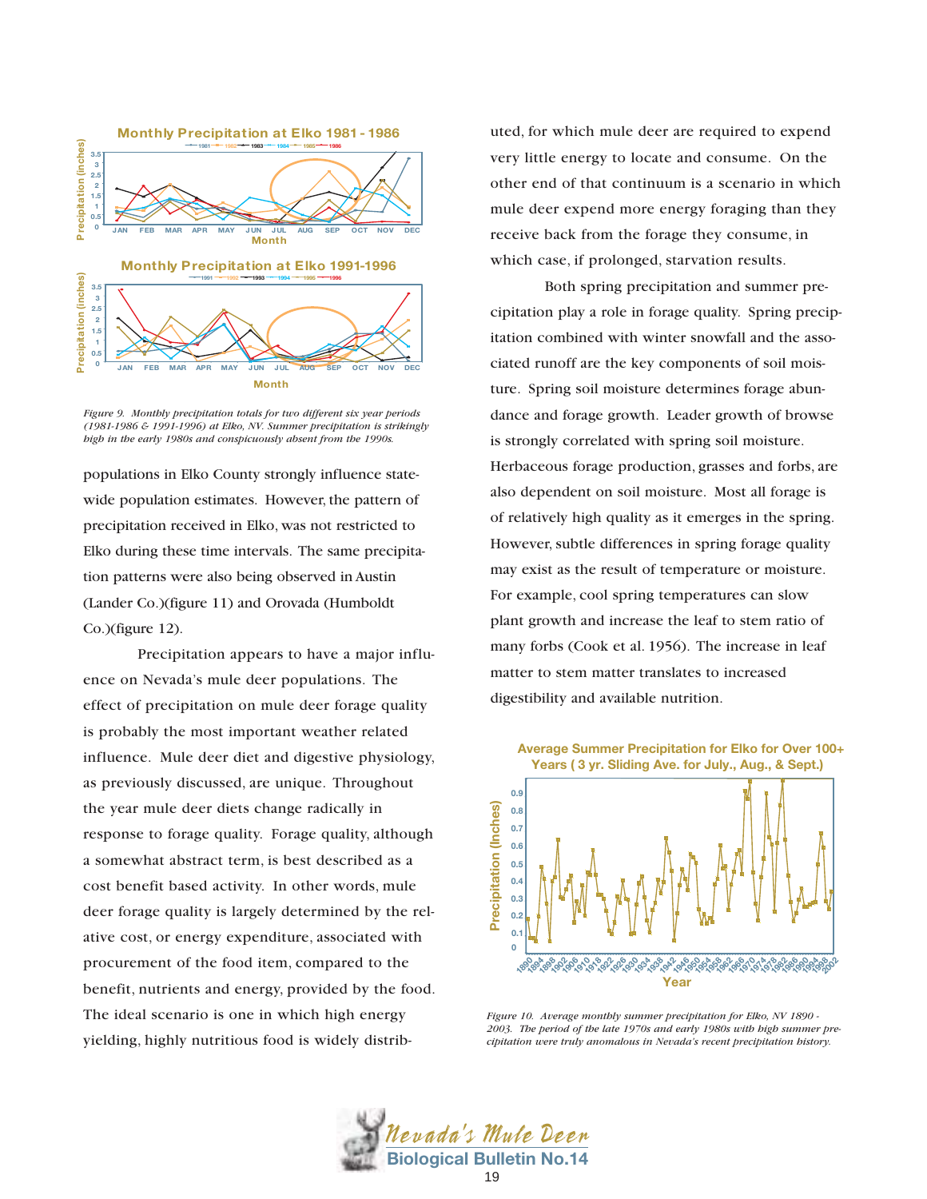Figure 9. Monthly precipitation totals for two different six year periods (1981-1986 & 1991-1996) at Elko, NV. Summer precipitation is strikingly high in the early 1980s and conspicuously absent from the 1990s.

populations in Elko County strongly influence statewide population estimates. However, the pattern of precipitation received in Elko, was not restricted to Elko during these time intervals. The same precipitation patterns were also being observed in Austin (Lander Co.)(figure 11) and Orovada (Humboldt Co.)(figure 12).

Precipitation appears to have a major influence on Nevada's mule deer populations. The effect of precipitation on mule deer forage quality is probably the most important weather related influence. Mule deer diet and digestive physiology, as previously discussed, are unique. Throughout the year mule deer diets change radically in response to forage quality. Forage quality, although a somewhat abstract term, is best described as a cost benefit based activity. In other words, mule deer forage quality is largely determined by the relative cost, or energy expenditure, associated with procurement of the food item, compared to the benefit, nutrients and energy, provided by the food. The ideal scenario is one in which high energy yielding, highly nutritious food is widely distributed, for which mule deer are required to expend very little energy to locate and consume. On the other end of that continuum is a scenario in which mule deer expend more energy foraging than they receive back from the forage they consume, in which case, if prolonged, starvation results.

Both spring precipitation and summer precipitation play a role in forage quality. Spring precipitation combined with winter snowfall and the associated runoff are the key components of soil moisture. Spring soil moisture determines forage abundance and forage growth. Leader growth of browse is strongly correlated with spring soil moisture. Herbaceous forage production, grasses and forbs, are also dependent on soil moisture. Most all forage is of relatively high quality as it emerges in the spring. However, subtle differences in spring forage quality may exist as the result of temperature or moisture. For example, cool spring temperatures can slow plant growth and increase the leaf to stem ratio of many forbs (Cook et al. 1956). The increase in leaf matter to stem matter translates to increased digestibility and available nutrition.

Figure 10. Average monthly summer precipitation for Elko, NV 1890 - 2003. The period of the late 1970s and early 1980s with high summer precipitation were truly anomalous in Nevada's recent precipitation history.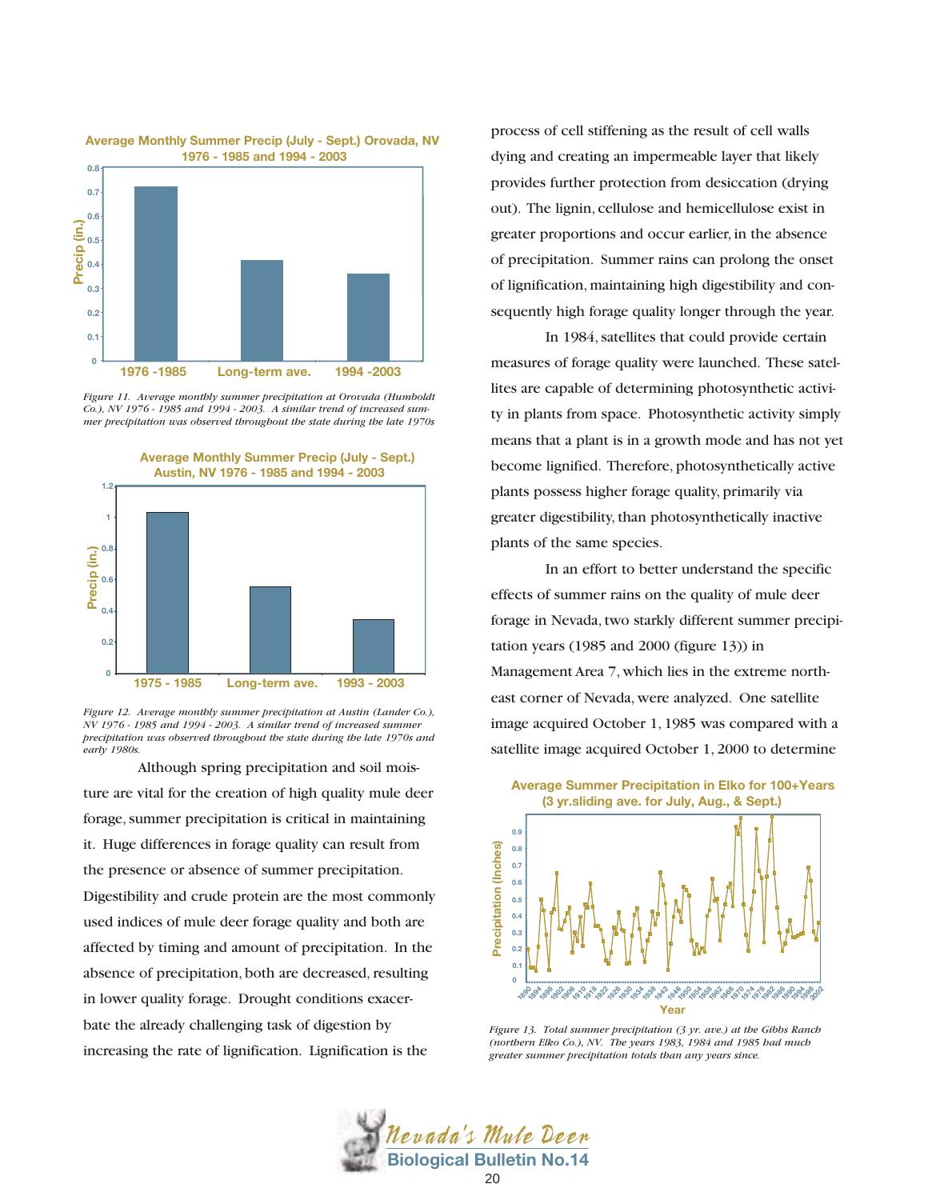**Average Monthly Summer Precip (July - Sept.) Orovada, NV 1976 - 1985 and 1994 - 2003**

*Figure 11. Average monthly summer precipitation at Orovada (Humboldt Co.), NV 1976 - 1985 and 1994 - 2003. A similar trend of increased summer precipitation was observed throughout the state during the late 1970s*

**Average Monthly Summer Precip (July - Sept.) Austin, NV 1976 - 1985 and 1994 - 2003**

*Figure 12. Average monthly summer precipitation at Austin (Lander Co.), NV 1976 - 1985 and 1994 - 2003. A similar trend of increased summer precipitation was observed throughout the state during the late 1970s and early 1980s.*

Although spring precipitation and soil moisture are vital for the creation of high quality mule deer forage, summer precipitation is critical in maintaining it. Huge differences in forage quality can result from the presence or absence of summer precipitation. Digestibility and crude protein are the most commonly used indices of mule deer forage quality and both are affected by timing and amount of precipitation. In the absence of precipitation, both are decreased, resulting in lower quality forage. Drought conditions exacerbate the already challenging task of digestion by increasing the rate of lignification. Lignification is the process of cell stiffening as the result of cell walls dying and creating an impermeable layer that likely provides further protection from desiccation (drying out). The lignin, cellulose and hemicellulose exist in greater proportions and occur earlier, in the absence of precipitation. Summer rains can prolong the onset of lignification, maintaining high digestibility and consequently high forage quality longer through the year.

In 1984, satellites that could provide certain measures of forage quality were launched. These satellites are capable of determining photosynthetic activity in plants from space. Photosynthetic activity simply means that a plant is in a growth mode and has not yet become lignified. Therefore, photosynthetically active plants possess higher forage quality, primarily via greater digestibility, than photosynthetically inactive plants of the same species.

In an effort to better understand the specific effects of summer rains on the quality of mule deer forage in Nevada, two starkly different summer precipitation years (1985 and 2000 (figure 13)) in Management Area 7, which lies in the extreme northeast corner of Nevada, were analyzed. One satellite image acquired October 1, 1985 was compared with a satellite image acquired October 1, 2000 to determine

**Average Summer Precipitation in Elko for 100+Years (3 yr.sliding ave. for July, Aug., & Sept.)**

*Figure 13. Total summer precipitation (3 yr. ave.) at the Gibbs Ranch (northern Elko Co.), NV. The years 1983, 1984 and 1985 had much greater summer precipitation totals than any years since.*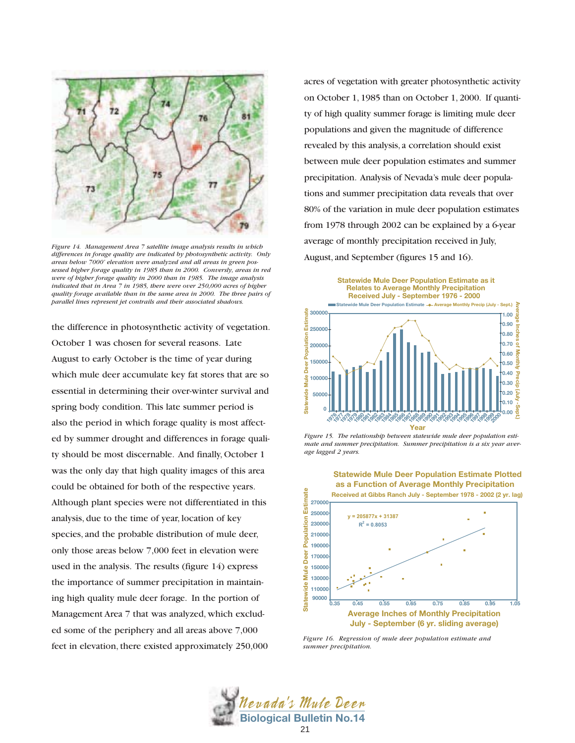*Figure 14. Management Area 7 satellite image analysis results in which differences in forage quality are indicated by photosynthetic activity. Only areas below 7000' elevation were analyzed and all areas in green possessed higher forage quality in 1985 than in 2000. Conversly, areas in red were of higher forage quality in 2000 than in 1985. The image analysis indicated that in Area 7 in 1985, there were over 250,000 acres of higher quality forage available than in the same area in 2000. The three pairs of parallel lines represent jet contrails and their associated shadows.*

the difference in photosynthetic activity of vegetation. October 1 was chosen for several reasons. Late August to early October is the time of year during which mule deer accumulate key fat stores that are so essential in determining their over-winter survival and spring body condition. This late summer period is also the period in which forage quality is most affected by summer drought and differences in forage quality should be most discernable. And finally, October 1 was the only day that high quality images of this area could be obtained for both of the respective years. Although plant species were not differentiated in this analysis, due to the time of year, location of key species, and the probable distribution of mule deer, only those areas below 7,000 feet in elevation were used in the analysis. The results (figure 14) express the importance of summer precipitation in maintaining high quality mule deer forage. In the portion of Management Area 7 that was analyzed, which excluded some of the periphery and all areas above 7,000 feet in elevation, there existed approximately 250,000 acres of vegetation with greater photosynthetic activity on October 1, 1985 than on October 1, 2000. If quantity of high quality summer forage is limiting mule deer populations and given the magnitude of difference revealed by this analysis, a correlation should exist between mule deer population estimates and summer precipitation. Analysis of Nevada's mule deer populations and summer precipitation data reveals that over 80% of the variation in mule deer population estimates from 1978 through 2002 can be explained by a 6-year average of monthly precipitation received in July, August, and September (figures 15 and 16).

*Figure 15. The relationship between statewide mule deer population estimate and summer precipitation. Summer precipitation is a six year average lagged 2 years.*

*Figure 16. Regression of mule deer population estimate and summer precipitation.*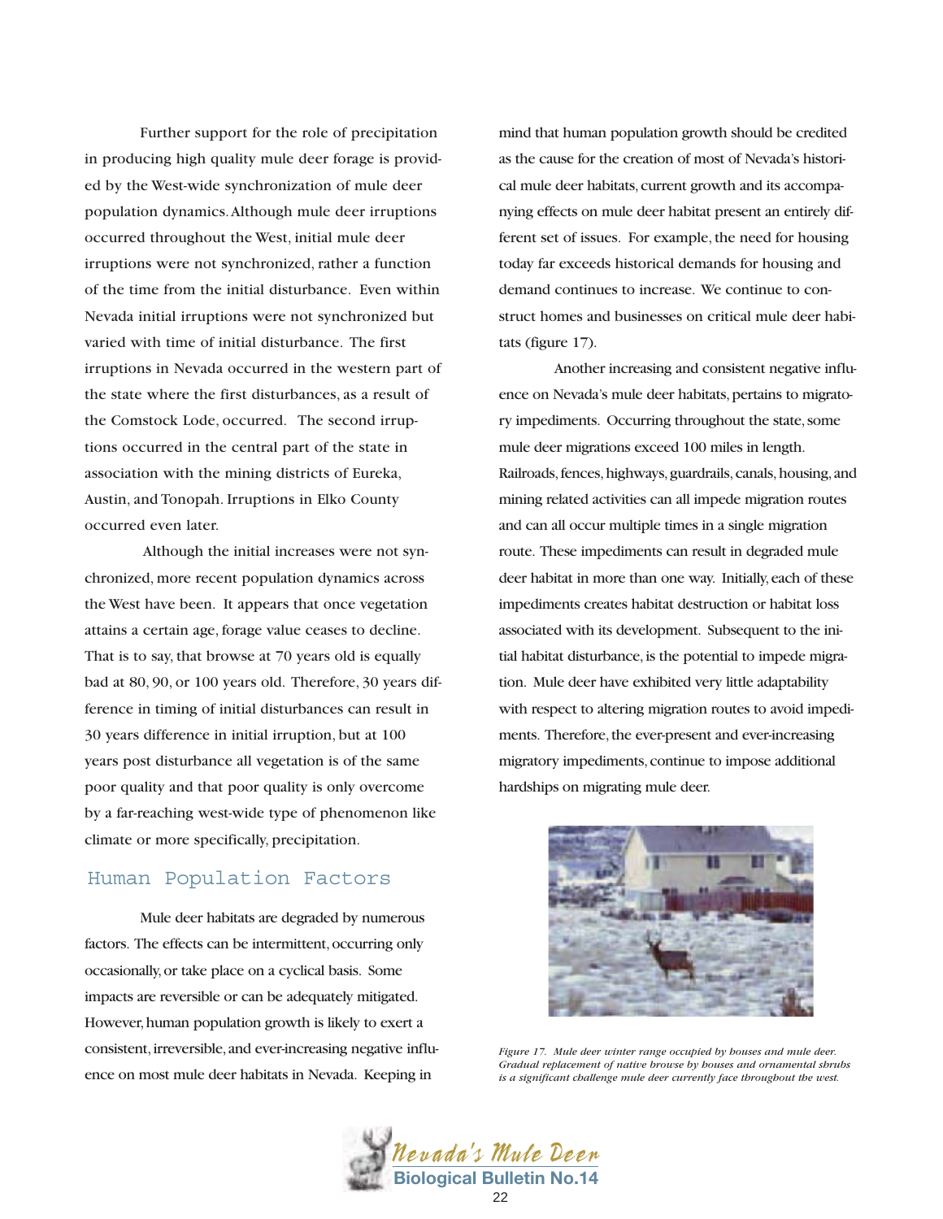Further support for the role of precipitation in producing high quality mule deer forage is provided by the West-wide synchronization of mule deer population dynamics. Although mule deer irruptions occurred throughout the West, initial mule deer irruptions were not synchronized, rather a function of the time from the initial disturbance. Even within Nevada initial irruptions were not synchronized but varied with time of initial disturbance. The first irruptions in Nevada occurred in the western part of the state where the first disturbances, as a result of the Comstock Lode, occurred. The second irruptions occurred in the central part of the state in association with the mining districts of Eureka, Austin, and Tonopah. Irruptions in Elko County occurred even later.

Although the initial increases were not synchronized, more recent population dynamics across the West have been. It appears that once vegetation attains a certain age, forage value ceases to decline. That is to say, that browse at 70 years old is equally bad at 80, 90, or 100 years old. Therefore, 30 years difference in timing of initial disturbances can result in 30 years difference in initial irruption, but at 100 years post disturbance all vegetation is of the same poor quality and that poor quality is only overcome by a far-reaching west-wide type of phenomenon like climate or more specifically, precipitation.

## Human Population Factors

Mule deer habitats are degraded by numerous factors. The effects can be intermittent, occurring only occasionally, or take place on a cyclical basis. Some impacts are reversible or can be adequately mitigated. However, human population growth is likely to exert a consistent, irreversible, and ever-increasing negative influence on most mule deer habitats in Nevada. Keeping in mind that human population growth should be credited as the cause for the creation of most of Nevada's historical mule deer habitats, current growth and its accompanying effects on mule deer habitat present an entirely different set of issues. For example, the need for housing today far exceeds historical demands for housing and demand continues to increase. We continue to construct homes and businesses on critical mule deer habitats (figure 17).

Another increasing and consistent negative influence on Nevada's mule deer habitats, pertains to migratory impediments. Occurring throughout the state, some mule deer migrations exceed 100 miles in length. Railroads, fences, highways, guardrails, canals, housing, and mining related activities can all impede migration routes and can all occur multiple times in a single migration route. These impediments can result in degraded mule deer habitat in more than one way. Initially, each of these impediments creates habitat destruction or habitat loss associated with its development. Subsequent to the initial habitat disturbance, is the potential to impede migration. Mule deer have exhibited very little adaptability with respect to altering migration routes to avoid impediments. Therefore, the ever-present and ever-increasing migratory impediments, continue to impose additional hardships on migrating mule deer.

*Figure 17. Mule deer winter range occupied by houses and mule deer. Gradual replacement of native browse by houses and ornamental shrubs is a significant challenge mule deer currently face throughout the west.*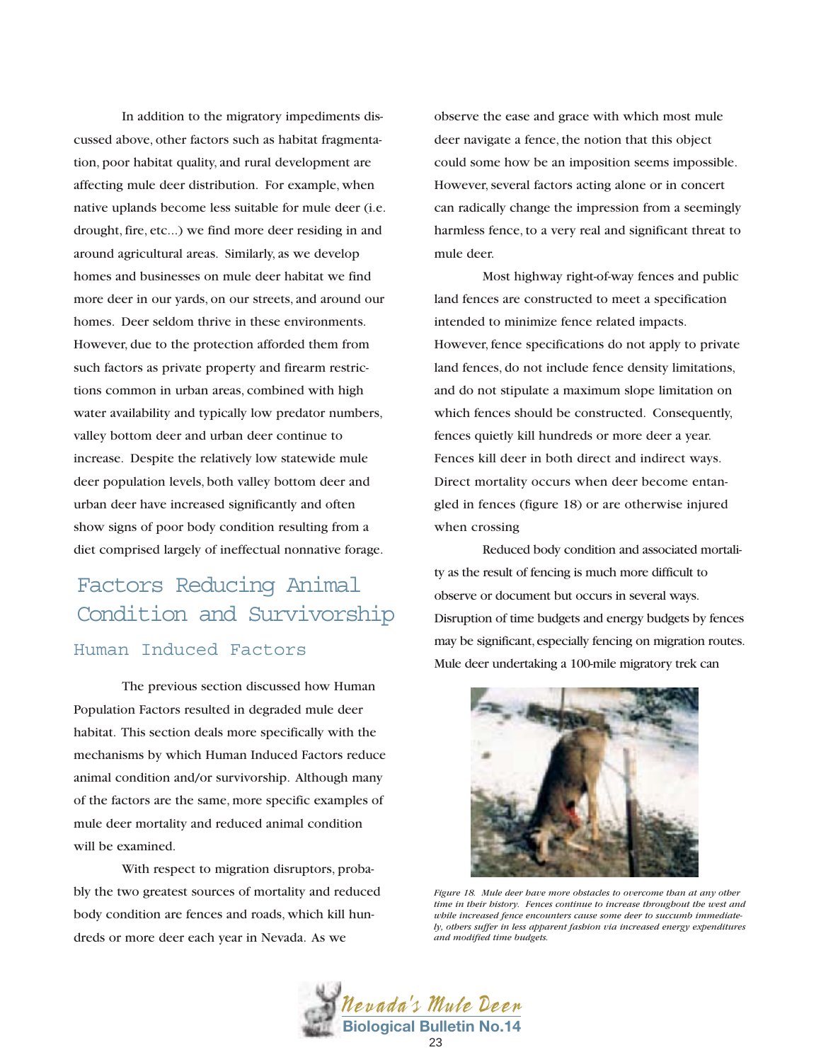In addition to the migratory impediments discussed above, other factors such as habitat fragmentation, poor habitat quality, and rural development are affecting mule deer distribution. For example, when native uplands become less suitable for mule deer (i.e. drought, fire, etc...) we find more deer residing in and around agricultural areas. Similarly, as we develop homes and businesses on mule deer habitat we find more deer in our yards, on our streets, and around our homes. Deer seldom thrive in these environments. However, due to the protection afforded them from such factors as private property and firearm restrictions common in urban areas, combined with high water availability and typically low predator numbers, valley bottom deer and urban deer continue to increase. Despite the relatively low statewide mule deer population levels, both valley bottom deer and urban deer have increased significantly and often show signs of poor body condition resulting from a diet comprised largely of ineffectual nonnative forage.

# Factors Reducing Animal Condition and Survivorship

## Human Induced Factors

The previous section discussed how Human Population Factors resulted in degraded mule deer habitat. This section deals more specifically with the mechanisms by which Human Induced Factors reduce animal condition and/or survivorship. Although many of the factors are the same, more specific examples of mule deer mortality and reduced animal condition will be examined.

With respect to migration disruptors, probably the two greatest sources of mortality and reduced body condition are fences and roads, which kill hundreds or more deer each year in Nevada. As we observe the ease and grace with which most mule deer navigate a fence, the notion that this object could some how be an imposition seems impossible. However, several factors acting alone or in concert can radically change the impression from a seemingly harmless fence, to a very real and significant threat to mule deer.

Most highway right-of-way fences and public land fences are constructed to meet a specification intended to minimize fence related impacts. However, fence specifications do not apply to private land fences, do not include fence density limitations, and do not stipulate a maximum slope limitation on which fences should be constructed. Consequently, fences quietly kill hundreds or more deer a year. Fences kill deer in both direct and indirect ways. Direct mortality occurs when deer become entangled in fences (figure 18) or are otherwise injured when crossing

Reduced body condition and associated mortality as the result of fencing is much more difficult to observe or document but occurs in several ways. Disruption of time budgets and energy budgets by fences may be significant, especially fencing on migration routes. Mule deer undertaking a 100-mile migratory trek can

*Figure 18. Mule deer have more obstacles to overcome than at any other time in their history. Fences continue to increase throughout the west and while increased fence encounters cause some deer to succumb immediately, others suffer in less apparent fashion via increased energy expenditures and modified time budgets.*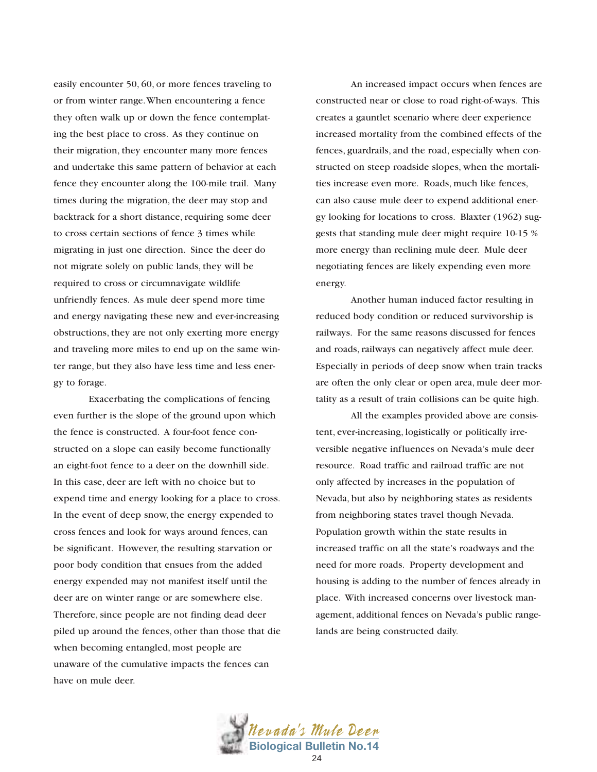easily encounter 50, 60, or more fences traveling to or from winter range. When encountering a fence they often walk up or down the fence contemplating the best place to cross. As they continue on their migration, they encounter many more fences and undertake this same pattern of behavior at each fence they encounter along the 100-mile trail. Many times during the migration, the deer may stop and backtrack for a short distance, requiring some deer to cross certain sections of fence 3 times while migrating in just one direction. Since the deer do not migrate solely on public lands, they will be required to cross or circumnavigate wildlife unfriendly fences. As mule deer spend more time and energy navigating these new and ever-increasing obstructions, they are not only exerting more energy and traveling more miles to end up on the same winter range, but they also have less time and less energy to forage.

Exacerbating the complications of fencing even further is the slope of the ground upon which the fence is constructed. A four-foot fence constructed on a slope can easily become functionally an eight-foot fence to a deer on the downhill side. In this case, deer are left with no choice but to expend time and energy looking for a place to cross. In the event of deep snow, the energy expended to cross fences and look for ways around fences, can be significant. However, the resulting starvation or poor body condition that ensues from the added energy expended may not manifest itself until the deer are on winter range or are somewhere else. Therefore, since people are not finding dead deer piled up around the fences, other than those that die when becoming entangled, most people are unaware of the cumulative impacts the fences can have on mule deer.

An increased impact occurs when fences are constructed near or close to road right-of-ways. This creates a gauntlet scenario where deer experience increased mortality from the combined effects of the fences, guardrails, and the road, especially when constructed on steep roadside slopes, when the mortalities increase even more. Roads, much like fences, can also cause mule deer to expend additional energy looking for locations to cross. Blaxter (1962) suggests that standing mule deer might require 10-15 % more energy than reclining mule deer. Mule deer negotiating fences are likely expending even more energy.

Another human induced factor resulting in reduced body condition or reduced survivorship is railways. For the same reasons discussed for fences and roads, railways can negatively affect mule deer. Especially in periods of deep snow when train tracks are often the only clear or open area, mule deer mortality as a result of train collisions can be quite high.

All the examples provided above are consistent, ever-increasing, logistically or politically irreversible negative influences on Nevada's mule deer resource. Road traffic and railroad traffic are not only affected by increases in the population of Nevada, but also by neighboring states as residents from neighboring states travel though Nevada. Population growth within the state results in increased traffic on all the state's roadways and the need for more roads. Property development and housing is adding to the number of fences already in place. With increased concerns over livestock management, additional fences on Nevada's public rangelands are being constructed daily.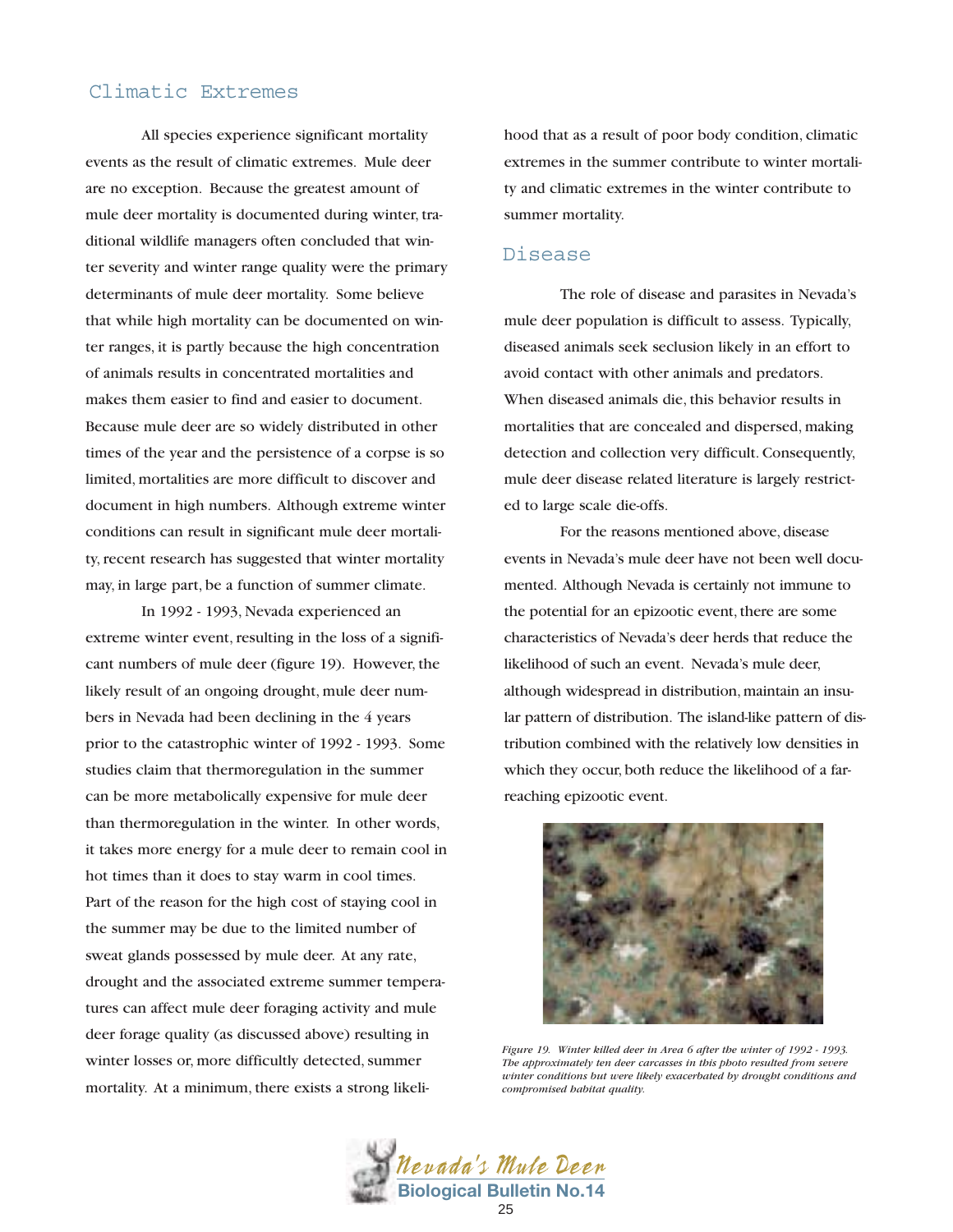## Climatic Extremes

All species experience significant mortality events as the result of climatic extremes. Mule deer are no exception. Because the greatest amount of mule deer mortality is documented during winter, traditional wildlife managers often concluded that winter severity and winter range quality were the primary determinants of mule deer mortality. Some believe that while high mortality can be documented on winter ranges, it is partly because the high concentration of animals results in concentrated mortalities and makes them easier to find and easier to document. Because mule deer are so widely distributed in other times of the year and the persistence of a corpse is so limited, mortalities are more difficult to discover and document in high numbers. Although extreme winter conditions can result in significant mule deer mortality, recent research has suggested that winter mortality may, in large part, be a function of summer climate.

In 1992 - 1993, Nevada experienced an extreme winter event, resulting in the loss of a significant numbers of mule deer (figure 19). However, the likely result of an ongoing drought, mule deer numbers in Nevada had been declining in the 4 years prior to the catastrophic winter of 1992 - 1993. Some studies claim that thermoregulation in the summer can be more metabolically expensive for mule deer than thermoregulation in the winter. In other words, it takes more energy for a mule deer to remain cool in hot times than it does to stay warm in cool times. Part of the reason for the high cost of staying cool in the summer may be due to the limited number of sweat glands possessed by mule deer. At any rate, drought and the associated extreme summer temperatures can affect mule deer foraging activity and mule deer forage quality (as discussed above) resulting in winter losses or, more difficultly detected, summer mortality. At a minimum, there exists a strong likelihood that as a result of poor body condition, climatic extremes in the summer contribute to winter mortality and climatic extremes in the winter contribute to summer mortality.

## Disease

The role of disease and parasites in Nevada's mule deer population is difficult to assess. Typically, diseased animals seek seclusion likely in an effort to avoid contact with other animals and predators. When diseased animals die, this behavior results in mortalities that are concealed and dispersed, making detection and collection very difficult. Consequently, mule deer disease related literature is largely restricted to large scale die-offs.

For the reasons mentioned above, disease events in Nevada's mule deer have not been well documented. Although Nevada is certainly not immune to the potential for an epizootic event, there are some characteristics of Nevada's deer herds that reduce the likelihood of such an event. Nevada's mule deer, although widespread in distribution, maintain an insular pattern of distribution. The island-like pattern of distribution combined with the relatively low densities in which they occur, both reduce the likelihood of a far-reaching epizootic event.

*Figure 19. Winter killed deer in Area 6 after the winter of 1992 - 1993. The approximately ten deer carcasses in this photo resulted from severe winter conditions but were likely exacerbated by drought conditions and compromised habitat quality.*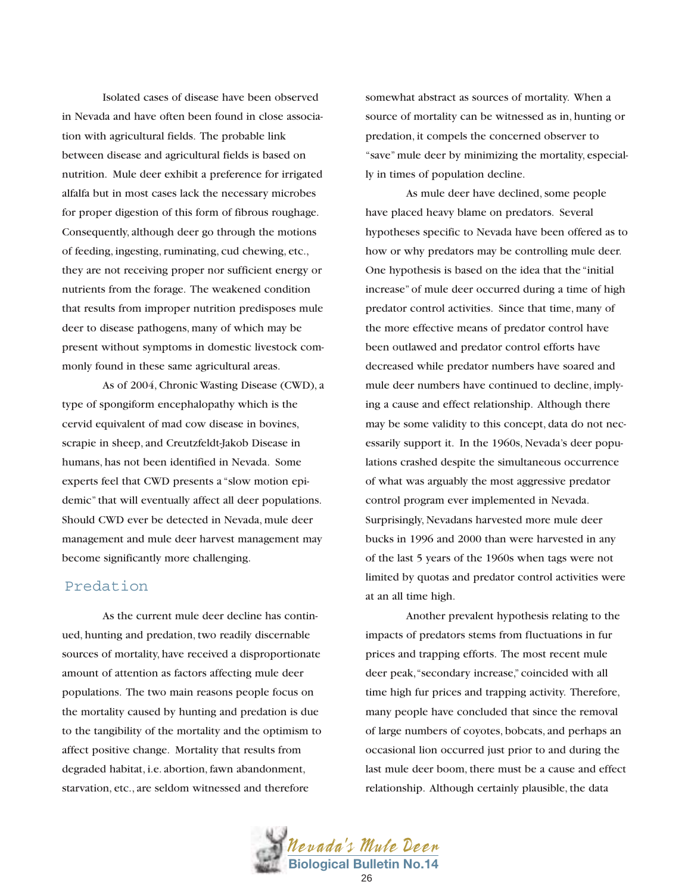Isolated cases of disease have been observed in Nevada and have often been found in close association with agricultural fields. The probable link between disease and agricultural fields is based on nutrition. Mule deer exhibit a preference for irrigated alfalfa but in most cases lack the necessary microbes for proper digestion of this form of fibrous roughage. Consequently, although deer go through the motions of feeding, ingesting, ruminating, cud chewing, etc., they are not receiving proper nor sufficient energy or nutrients from the forage. The weakened condition that results from improper nutrition predisposes mule deer to disease pathogens, many of which may be present without symptoms in domestic livestock commonly found in these same agricultural areas.

As of 2004, Chronic Wasting Disease (CWD), a type of spongiform encephalopathy which is the cervid equivalent of mad cow disease in bovines, scrapie in sheep, and Creutzfeldt-Jakob Disease in humans, has not been identified in Nevada. Some experts feel that CWD presents a "slow motion epidemic" that will eventually affect all deer populations. Should CWD ever be detected in Nevada, mule deer management and mule deer harvest management may become significantly more challenging.

## Predation

As the current mule deer decline has continued, hunting and predation, two readily discernable sources of mortality, have received a disproportionate amount of attention as factors affecting mule deer populations. The two main reasons people focus on the mortality caused by hunting and predation is due to the tangibility of the mortality and the optimism to affect positive change. Mortality that results from degraded habitat, i.e. abortion, fawn abandonment, starvation, etc., are seldom witnessed and therefore somewhat abstract as sources of mortality. When a source of mortality can be witnessed as in, hunting or predation, it compels the concerned observer to "save" mule deer by minimizing the mortality, especially in times of population decline.

As mule deer have declined, some people have placed heavy blame on predators. Several hypotheses specific to Nevada have been offered as to how or why predators may be controlling mule deer. One hypothesis is based on the idea that the "initial increase" of mule deer occurred during a time of high predator control activities. Since that time, many of the more effective means of predator control have been outlawed and predator control efforts have decreased while predator numbers have soared and mule deer numbers have continued to decline, implying a cause and effect relationship. Although there may be some validity to this concept, data do not necessarily support it. In the 1960s, Nevada's deer populations crashed despite the simultaneous occurrence of what was arguably the most aggressive predator control program ever implemented in Nevada. Surprisingly, Nevadans harvested more mule deer bucks in 1996 and 2000 than were harvested in any of the last 5 years of the 1960s when tags were not limited by quotas and predator control activities were at an all time high.

Another prevalent hypothesis relating to the impacts of predators stems from fluctuations in fur prices and trapping efforts. The most recent mule deer peak, "secondary increase," coincided with all time high fur prices and trapping activity. Therefore, many people have concluded that since the removal of large numbers of coyotes, bobcats, and perhaps an occasional lion occurred just prior to and during the last mule deer boom, there must be a cause and effect relationship. Although certainly plausible, the data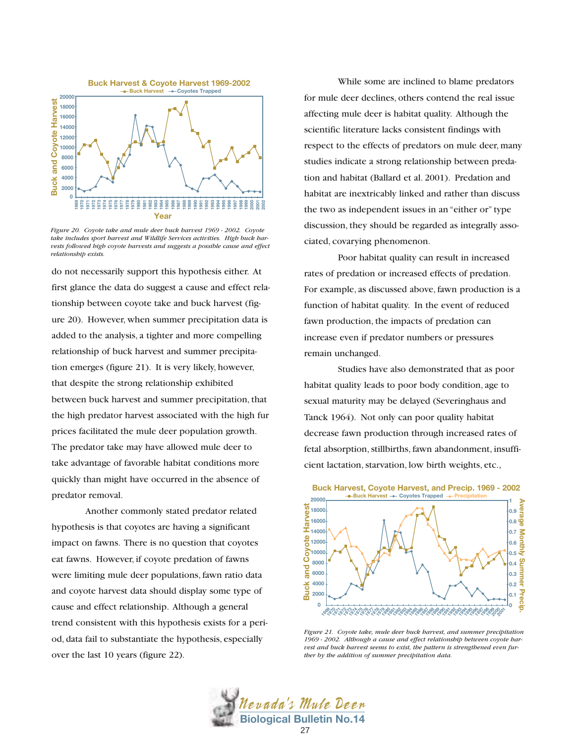Figure 20. Coyote take and mule deer buck harvest 1969 - 2002. Coyote take includes sport harvest and Wildlife Services activities. High buck harvests followed high coyote harvests and suggests a possible cause and effect relationship exists.

do not necessarily support this hypothesis either. At first glance the data do suggest a cause and effect relationship between coyote take and buck harvest (figure 20). However, when summer precipitation data is added to the analysis, a tighter and more compelling relationship of buck harvest and summer precipitation emerges (figure 21). It is very likely, however, that despite the strong relationship exhibited between buck harvest and summer precipitation, that the high predator harvest associated with the high fur prices facilitated the mule deer population growth. The predator take may have allowed mule deer to take advantage of favorable habitat conditions more quickly than might have occurred in the absence of predator removal.

Another commonly stated predator related hypothesis is that coyotes are having a significant impact on fawns. There is no question that coyotes eat fawns. However, if coyote predation of fawns were limiting mule deer populations, fawn ratio data and coyote harvest data should display some type of cause and effect relationship. Although a general trend consistent with this hypothesis exists for a period, data fail to substantiate the hypothesis, especially over the last 10 years (figure 22).

While some are inclined to blame predators for mule deer declines, others contend the real issue affecting mule deer is habitat quality. Although the scientific literature lacks consistent findings with respect to the effects of predators on mule deer, many studies indicate a strong relationship between predation and habitat (Ballard et al. 2001). Predation and habitat are inextricably linked and rather than discuss the two as independent issues in an "either or" type discussion, they should be regarded as integrally associated, covarying phenomenon.

Poor habitat quality can result in increased rates of predation or increased effects of predation. For example, as discussed above, fawn production is a function of habitat quality. In the event of reduced fawn production, the impacts of predation can increase even if predator numbers or pressures remain unchanged.

Studies have also demonstrated that as poor habitat quality leads to poor body condition, age to sexual maturity may be delayed (Severinghaus and Tanck 1964). Not only can poor quality habitat decrease fawn production through increased rates of fetal absorption, stillbirths, fawn abandonment, insufficient lactation, starvation, low birth weights, etc.,

Figure 21. Coyote take, mule deer buck harvest, and summer precipitation 1969 - 2002. Although a cause and effect relationship between coyote harvest and buck harvest seems to exist, the pattern is strengthened even further by the addition of summer precipitation data.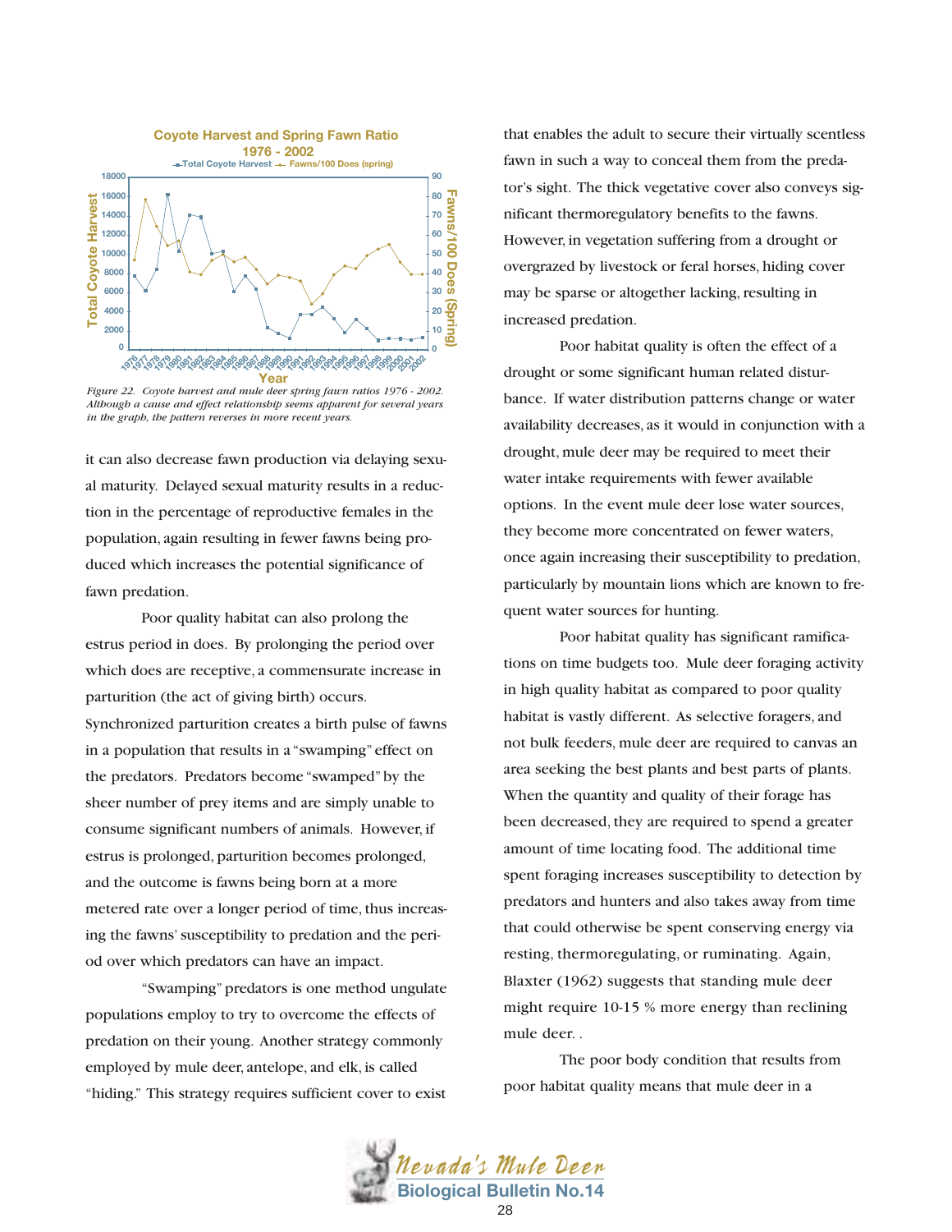Figure 22. Coyote harvest and mule deer spring fawn ratios 1976 - 2002. Although a cause and effect relationship seems apparent for several years in the graph, the pattern reverses in more recent years.

it can also decrease fawn production via delaying sexual maturity. Delayed sexual maturity results in a reduction in the percentage of reproductive females in the population, again resulting in fewer fawns being produced which increases the potential significance of fawn predation.

Poor quality habitat can also prolong the estrus period in does. By prolonging the period over which does are receptive, a commensurate increase in parturition (the act of giving birth) occurs. Synchronized parturition creates a birth pulse of fawns in a population that results in a "swamping" effect on the predators. Predators become "swamped" by the sheer number of prey items and are simply unable to consume significant numbers of animals. However, if estrus is prolonged, parturition becomes prolonged, and the outcome is fawns being born at a more metered rate over a longer period of time, thus increasing the fawns' susceptibility to predation and the period over which predators can have an impact.

"Swamping" predators is one method ungulate populations employ to try to overcome the effects of predation on their young. Another strategy commonly employed by mule deer, antelope, and elk, is called "hiding." This strategy requires sufficient cover to exist that enables the adult to secure their virtually scentless fawn in such a way to conceal them from the predator's sight. The thick vegetative cover also conveys significant thermoregulatory benefits to the fawns. However, in vegetation suffering from a drought or overgrazed by livestock or feral horses, hiding cover may be sparse or altogether lacking, resulting in increased predation.

Poor habitat quality is often the effect of a drought or some significant human related disturbance. If water distribution patterns change or water availability decreases, as it would in conjunction with a drought, mule deer may be required to meet their water intake requirements with fewer available options. In the event mule deer lose water sources, they become more concentrated on fewer waters, once again increasing their susceptibility to predation, particularly by mountain lions which are known to frequent water sources for hunting.

Poor habitat quality has significant ramifications on time budgets too. Mule deer foraging activity in high quality habitat as compared to poor quality habitat is vastly different. As selective foragers, and not bulk feeders, mule deer are required to canvas an area seeking the best plants and best parts of plants. When the quantity and quality of their forage has been decreased, they are required to spend a greater amount of time locating food. The additional time spent foraging increases susceptibility to detection by predators and hunters and also takes away from time that could otherwise be spent conserving energy via resting, thermoregulating, or ruminating. Again, Blaxter (1962) suggests that standing mule deer might require 10-15 % more energy than reclining mule deer. .

The poor body condition that results from poor habitat quality means that mule deer in a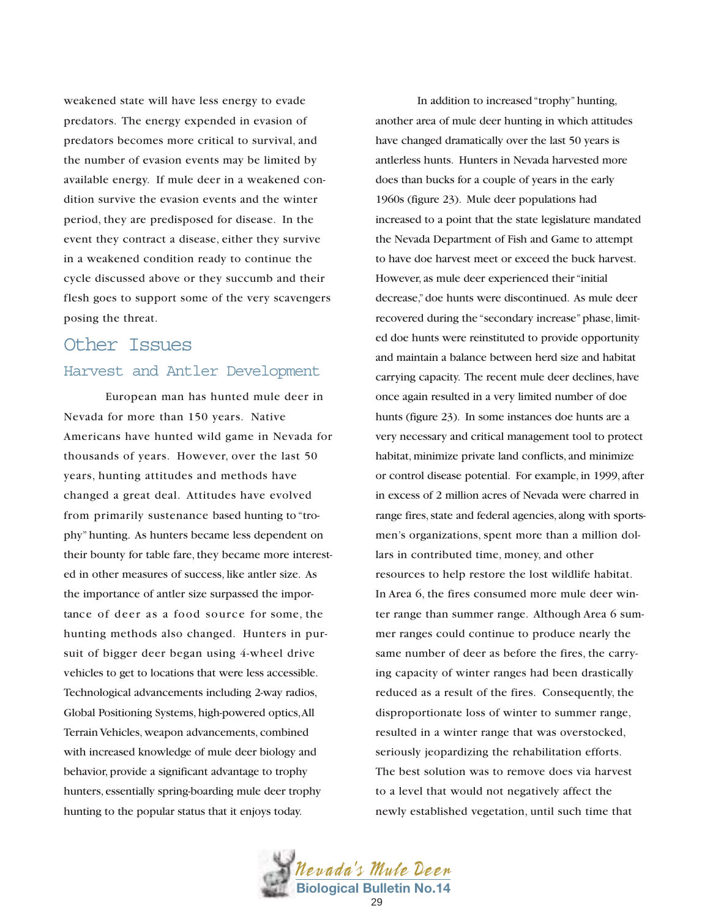weakened state will have less energy to evade predators. The energy expended in evasion of predators becomes more critical to survival, and the number of evasion events may be limited by available energy. If mule deer in a weakened condition survive the evasion events and the winter period, they are predisposed for disease. In the event they contract a disease, either they survive in a weakened condition ready to continue the cycle discussed above or they succumb and their flesh goes to support some of the very scavengers posing the threat.

## Other Issues

### Harvest and Antler Development

European man has hunted mule deer in Nevada for more than 150 years. Native Americans have hunted wild game in Nevada for thousands of years. However, over the last 50 years, hunting attitudes and methods have changed a great deal. Attitudes have evolved from primarily sustenance based hunting to "trophy" hunting. As hunters became less dependent on their bounty for table fare, they became more interested in other measures of success, like antler size. As the importance of antler size surpassed the importance of deer as a food source for some, the hunting methods also changed. Hunters in pursuit of bigger deer began using 4-wheel drive vehicles to get to locations that were less accessible. Technological advancements including 2-way radios, Global Positioning Systems, high-powered optics, All Terrain Vehicles, weapon advancements, combined with increased knowledge of mule deer biology and behavior, provide a significant advantage to trophy hunters, essentially spring-boarding mule deer trophy hunting to the popular status that it enjoys today.

In addition to increased "trophy" hunting, another area of mule deer hunting in which attitudes have changed dramatically over the last 50 years is antlerless hunts. Hunters in Nevada harvested more does than bucks for a couple of years in the early 1960s (figure 23). Mule deer populations had increased to a point that the state legislature mandated the Nevada Department of Fish and Game to attempt to have doe harvest meet or exceed the buck harvest. However, as mule deer experienced their "initial decrease," doe hunts were discontinued. As mule deer recovered during the "secondary increase" phase, limited doe hunts were reinstituted to provide opportunity and maintain a balance between herd size and habitat carrying capacity. The recent mule deer declines, have once again resulted in a very limited number of doe hunts (figure 23). In some instances doe hunts are a very necessary and critical management tool to protect habitat, minimize private land conflicts, and minimize or control disease potential. For example, in 1999, after in excess of 2 million acres of Nevada were charred in range fires, state and federal agencies, along with sportsmen's organizations, spent more than a million dollars in contributed time, money, and other resources to help restore the lost wildlife habitat. In Area 6, the fires consumed more mule deer winter range than summer range. Although Area 6 summer ranges could continue to produce nearly the same number of deer as before the fires, the carrying capacity of winter ranges had been drastically reduced as a result of the fires. Consequently, the disproportionate loss of winter to summer range, resulted in a winter range that was overstocked, seriously jeopardizing the rehabilitation efforts. The best solution was to remove does via harvest to a level that would not negatively affect the newly established vegetation, until such time that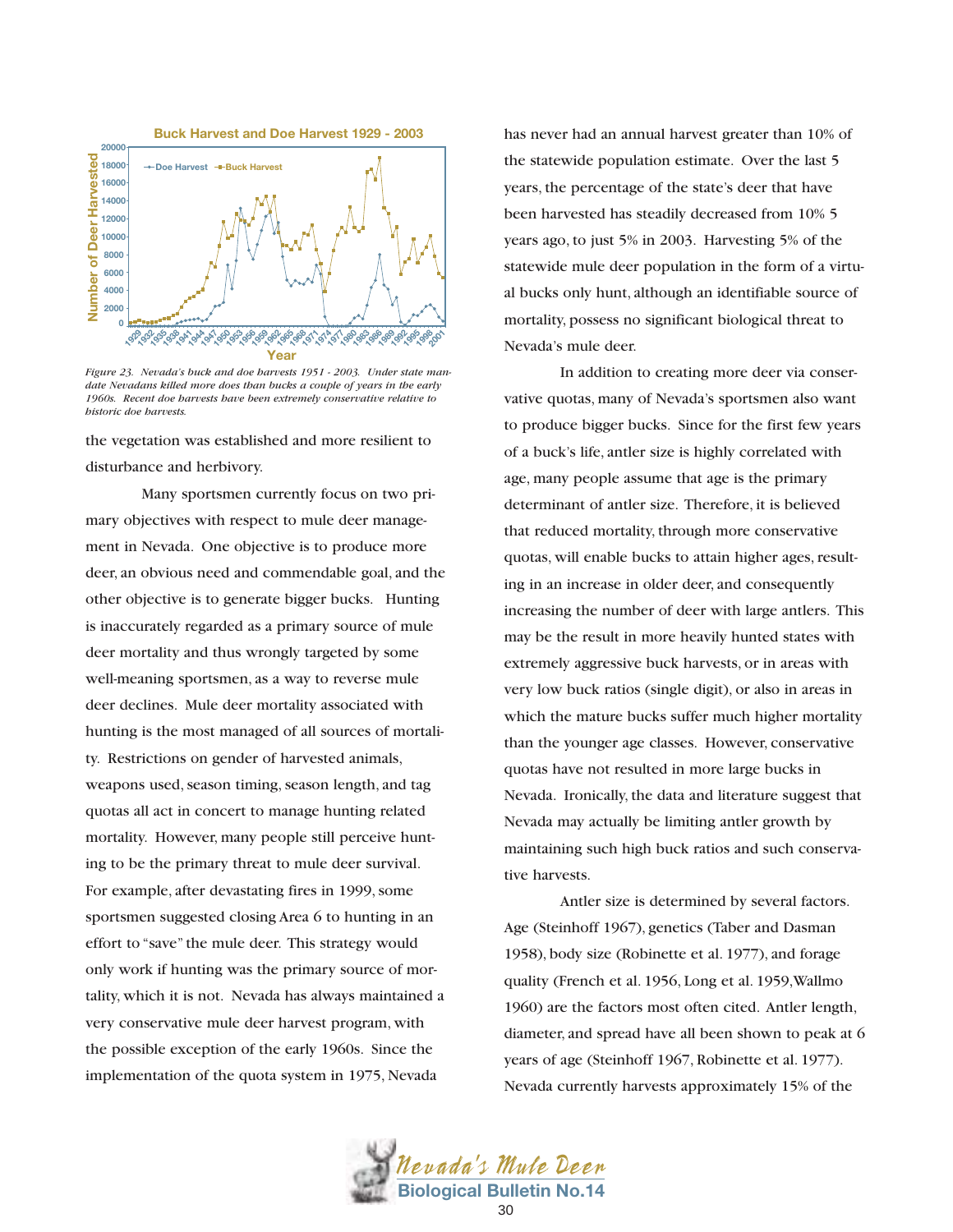*Figure 23. Nevada's buck and doe harvests 1951 - 2003. Under state mandate Nevadans killed more does than bucks a couple of years in the early 1960s. Recent doe harvests have been extremely conservative relative to historic doe harvests.*

the vegetation was established and more resilient to disturbance and herbivory.

Many sportsmen currently focus on two primary objectives with respect to mule deer management in Nevada. One objective is to produce more deer, an obvious need and commendable goal, and the other objective is to generate bigger bucks. Hunting is inaccurately regarded as a primary source of mule deer mortality and thus wrongly targeted by some well-meaning sportsmen, as a way to reverse mule deer declines. Mule deer mortality associated with hunting is the most managed of all sources of mortality. Restrictions on gender of harvested animals, weapons used, season timing, season length, and tag quotas all act in concert to manage hunting related mortality. However, many people still perceive hunting to be the primary threat to mule deer survival. For example, after devastating fires in 1999, some sportsmen suggested closing Area 6 to hunting in an effort to "save" the mule deer. This strategy would only work if hunting was the primary source of mortality, which it is not. Nevada has always maintained a very conservative mule deer harvest program, with the possible exception of the early 1960s. Since the implementation of the quota system in 1975, Nevada has never had an annual harvest greater than 10% of the statewide population estimate. Over the last 5 years, the percentage of the state's deer that have been harvested has steadily decreased from 10% 5 years ago, to just 5% in 2003. Harvesting 5% of the statewide mule deer population in the form of a virtual bucks only hunt, although an identifiable source of mortality, possess no significant biological threat to Nevada's mule deer.

In addition to creating more deer via conservative quotas, many of Nevada's sportsmen also want to produce bigger bucks. Since for the first few years of a buck's life, antler size is highly correlated with age, many people assume that age is the primary determinant of antler size. Therefore, it is believed that reduced mortality, through more conservative quotas, will enable bucks to attain higher ages, resulting in an increase in older deer, and consequently increasing the number of deer with large antlers. This may be the result in more heavily hunted states with extremely aggressive buck harvests, or in areas with very low buck ratios (single digit), or also in areas in which the mature bucks suffer much higher mortality than the younger age classes. However, conservative quotas have not resulted in more large bucks in Nevada. Ironically, the data and literature suggest that Nevada may actually be limiting antler growth by maintaining such high buck ratios and such conservative harvests.

Antler size is determined by several factors. Age (Steinhoff 1967), genetics (Taber and Dasman 1958), body size (Robinette et al. 1977), and forage quality (French et al. 1956, Long et al. 1959, Wallmo 1960) are the factors most often cited. Antler length, diameter, and spread have all been shown to peak at 6 years of age (Steinhoff 1967, Robinette et al. 1977). Nevada currently harvests approximately 15% of the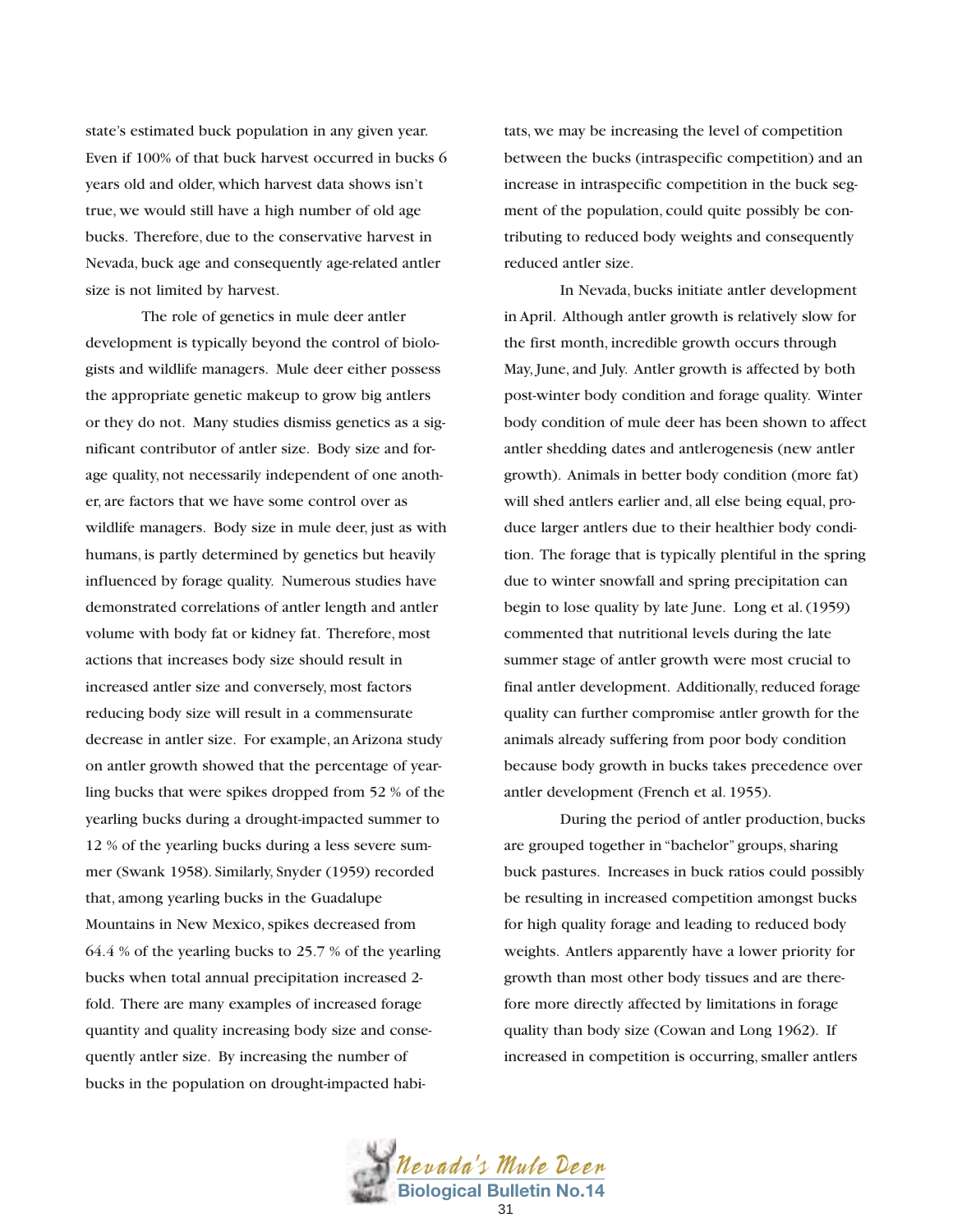state's estimated buck population in any given year. Even if 100% of that buck harvest occurred in bucks 6 years old and older, which harvest data shows isn't true, we would still have a high number of old age bucks. Therefore, due to the conservative harvest in Nevada, buck age and consequently age-related antler size is not limited by harvest.

The role of genetics in mule deer antler development is typically beyond the control of biologists and wildlife managers. Mule deer either possess the appropriate genetic makeup to grow big antlers or they do not. Many studies dismiss genetics as a significant contributor of antler size. Body size and forage quality, not necessarily independent of one another, are factors that we have some control over as wildlife managers. Body size in mule deer, just as with humans, is partly determined by genetics but heavily influenced by forage quality. Numerous studies have demonstrated correlations of antler length and antler volume with body fat or kidney fat. Therefore, most actions that increases body size should result in increased antler size and conversely, most factors reducing body size will result in a commensurate decrease in antler size. For example, an Arizona study on antler growth showed that the percentage of yearling bucks that were spikes dropped from 52 % of the yearling bucks during a drought-impacted summer to 12 % of the yearling bucks during a less severe summer (Swank 1958). Similarly, Snyder (1959) recorded that, among yearling bucks in the Guadalupe Mountains in New Mexico, spikes decreased from 64.4 % of the yearling bucks to 25.7 % of the yearling bucks when total annual precipitation increased 2-fold. There are many examples of increased forage quantity and quality increasing body size and consequently antler size. By increasing the number of bucks in the population on drought-impacted habitats, we may be increasing the level of competition between the bucks (intraspecific competition) and an increase in intraspecific competition in the buck segment of the population, could quite possibly be contributing to reduced body weights and consequently reduced antler size.

In Nevada, bucks initiate antler development in April. Although antler growth is relatively slow for the first month, incredible growth occurs through May, June, and July. Antler growth is affected by both post-winter body condition and forage quality. Winter body condition of mule deer has been shown to affect antler shedding dates and antlerogenesis (new antler growth). Animals in better body condition (more fat) will shed antlers earlier and, all else being equal, produce larger antlers due to their healthier body condition. The forage that is typically plentiful in the spring due to winter snowfall and spring precipitation can begin to lose quality by late June. Long et al. (1959) commented that nutritional levels during the late summer stage of antler growth were most crucial to final antler development. Additionally, reduced forage quality can further compromise antler growth for the animals already suffering from poor body condition because body growth in bucks takes precedence over antler development (French et al. 1955).

During the period of antler production, bucks are grouped together in "bachelor" groups, sharing buck pastures. Increases in buck ratios could possibly be resulting in increased competition amongst bucks for high quality forage and leading to reduced body weights. Antlers apparently have a lower priority for growth than most other body tissues and are therefore more directly affected by limitations in forage quality than body size (Cowan and Long 1962). If increased in competition is occurring, smaller antlers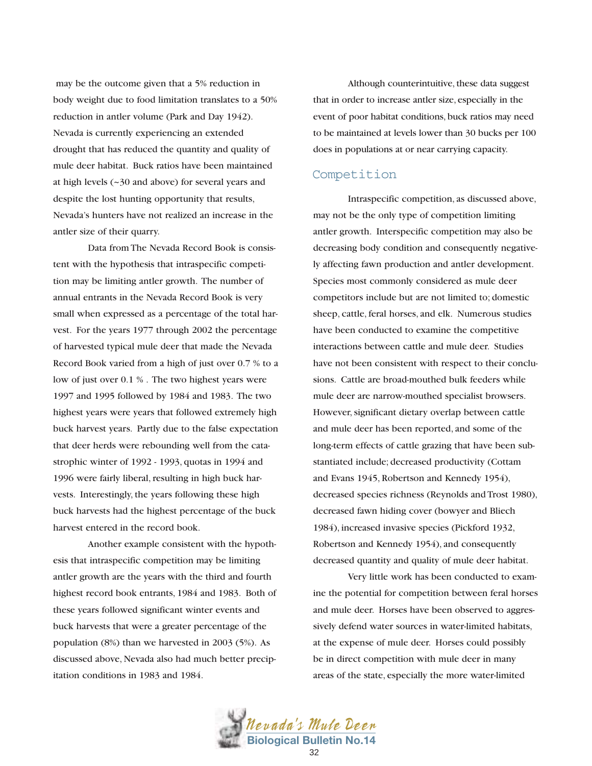may be the outcome given that a 5% reduction in body weight due to food limitation translates to a 50% reduction in antler volume (Park and Day 1942). Nevada is currently experiencing an extended drought that has reduced the quantity and quality of mule deer habitat. Buck ratios have been maintained at high levels (~30 and above) for several years and despite the lost hunting opportunity that results, Nevada's hunters have not realized an increase in the antler size of their quarry.

Data from The Nevada Record Book is consistent with the hypothesis that intraspecific competition may be limiting antler growth. The number of annual entrants in the Nevada Record Book is very small when expressed as a percentage of the total harvest. For the years 1977 through 2002 the percentage of harvested typical mule deer that made the Nevada Record Book varied from a high of just over 0.7 % to a low of just over 0.1 % . The two highest years were 1997 and 1995 followed by 1984 and 1983. The two highest years were years that followed extremely high buck harvest years. Partly due to the false expectation that deer herds were rebounding well from the catastrophic winter of 1992 - 1993, quotas in 1994 and 1996 were fairly liberal, resulting in high buck harvests. Interestingly, the years following these high buck harvests had the highest percentage of the buck harvest entered in the record book.

Another example consistent with the hypothesis that intraspecific competition may be limiting antler growth are the years with the third and fourth highest record book entrants, 1984 and 1983. Both of these years followed significant winter events and buck harvests that were a greater percentage of the population (8%) than we harvested in 2003 (5%). As discussed above, Nevada also had much better precipitation conditions in 1983 and 1984.

Although counterintuitive, these data suggest that in order to increase antler size, especially in the event of poor habitat conditions, buck ratios may need to be maintained at levels lower than 30 bucks per 100 does in populations at or near carrying capacity.

## Competition

Intraspecific competition, as discussed above, may not be the only type of competition limiting antler growth. Interspecific competition may also be decreasing body condition and consequently negatively affecting fawn production and antler development. Species most commonly considered as mule deer competitors include but are not limited to; domestic sheep, cattle, feral horses, and elk. Numerous studies have been conducted to examine the competitive interactions between cattle and mule deer. Studies have not been consistent with respect to their conclusions. Cattle are broad-mouthed bulk feeders while mule deer are narrow-mouthed specialist browsers. However, significant dietary overlap between cattle and mule deer has been reported, and some of the long-term effects of cattle grazing that have been substantiated include; decreased productivity (Cottam and Evans 1945, Robertson and Kennedy 1954), decreased species richness (Reynolds and Trost 1980), decreased fawn hiding cover (bowyer and Bliech 1984), increased invasive species (Pickford 1932, Robertson and Kennedy 1954), and consequently decreased quantity and quality of mule deer habitat.

Very little work has been conducted to examine the potential for competition between feral horses and mule deer. Horses have been observed to aggressively defend water sources in water-limited habitats, at the expense of mule deer. Horses could possibly be in direct competition with mule deer in many areas of the state, especially the more water-limited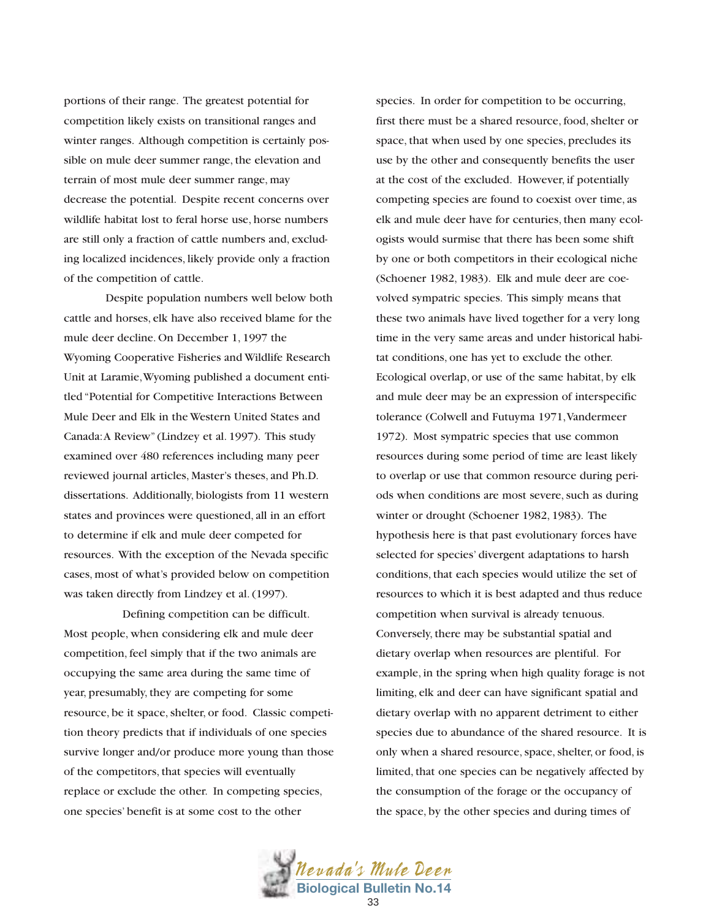portions of their range. The greatest potential for competition likely exists on transitional ranges and winter ranges. Although competition is certainly possible on mule deer summer range, the elevation and terrain of most mule deer summer range, may decrease the potential. Despite recent concerns over wildlife habitat lost to feral horse use, horse numbers are still only a fraction of cattle numbers and, excluding localized incidences, likely provide only a fraction of the competition of cattle.

Despite population numbers well below both cattle and horses, elk have also received blame for the mule deer decline. On December 1, 1997 the Wyoming Cooperative Fisheries and Wildlife Research Unit at Laramie, Wyoming published a document entitled "Potential for Competitive Interactions Between Mule Deer and Elk in the Western United States and Canada: A Review" (Lindzey et al. 1997). This study examined over 480 references including many peer reviewed journal articles, Master's theses, and Ph.D. dissertations. Additionally, biologists from 11 western states and provinces were questioned, all in an effort to determine if elk and mule deer competed for resources. With the exception of the Nevada specific cases, most of what's provided below on competition was taken directly from Lindzey et al. (1997).

Defining competition can be difficult. Most people, when considering elk and mule deer competition, feel simply that if the two animals are occupying the same area during the same time of year, presumably, they are competing for some resource, be it space, shelter, or food. Classic competition theory predicts that if individuals of one species survive longer and/or produce more young than those of the competitors, that species will eventually replace or exclude the other. In competing species, one species' benefit is at some cost to the other species. In order for competition to be occurring, first there must be a shared resource, food, shelter or space, that when used by one species, precludes its use by the other and consequently benefits the user at the cost of the excluded. However, if potentially competing species are found to coexist over time, as elk and mule deer have for centuries, then many ecologists would surmise that there has been some shift by one or both competitors in their ecological niche (Schoener 1982, 1983). Elk and mule deer are coevolved sympatric species. This simply means that these two animals have lived together for a very long time in the very same areas and under historical habitat conditions, one has yet to exclude the other. Ecological overlap, or use of the same habitat, by elk and mule deer may be an expression of interspecific tolerance (Colwell and Futuyma 1971, Vandermeer 1972). Most sympatric species that use common resources during some period of time are least likely to overlap or use that common resource during periods when conditions are most severe, such as during winter or drought (Schoener 1982, 1983). The hypothesis here is that past evolutionary forces have selected for species' divergent adaptations to harsh conditions, that each species would utilize the set of resources to which it is best adapted and thus reduce competition when survival is already tenuous. Conversely, there may be substantial spatial and dietary overlap when resources are plentiful. For example, in the spring when high quality forage is not limiting, elk and deer can have significant spatial and dietary overlap with no apparent detriment to either species due to abundance of the shared resource. It is only when a shared resource, space, shelter, or food, is limited, that one species can be negatively affected by the consumption of the forage or the occupancy of the space, by the other species and during times of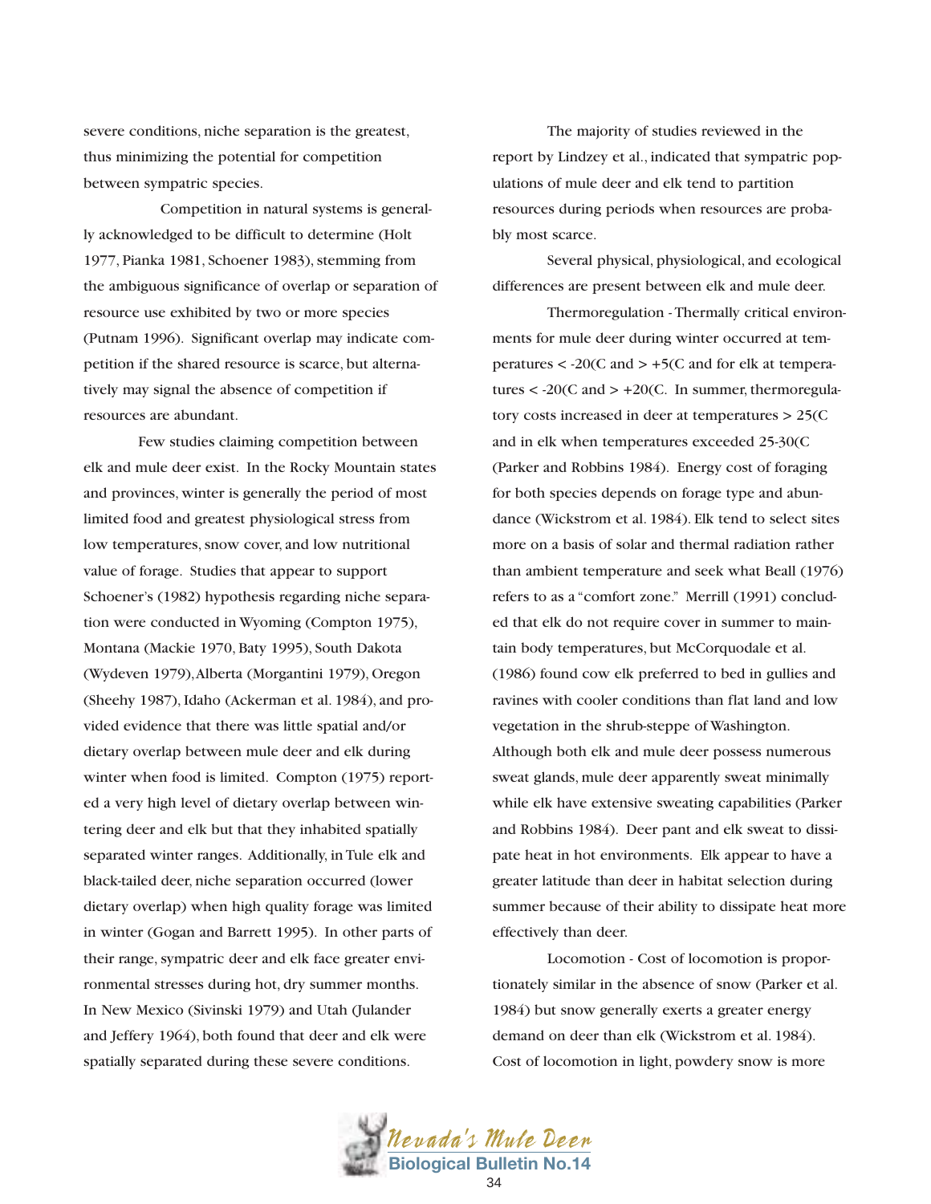severe conditions, niche separation is the greatest, thus minimizing the potential for competition between sympatric species.

Competition in natural systems is generally acknowledged to be difficult to determine (Holt 1977, Pianka 1981, Schoener 1983), stemming from the ambiguous significance of overlap or separation of resource use exhibited by two or more species (Putnam 1996). Significant overlap may indicate competition if the shared resource is scarce, but alternatively may signal the absence of competition if resources are abundant.

Few studies claiming competition between elk and mule deer exist. In the Rocky Mountain states and provinces, winter is generally the period of most limited food and greatest physiological stress from low temperatures, snow cover, and low nutritional value of forage. Studies that appear to support Schoener's (1982) hypothesis regarding niche separation were conducted in Wyoming (Compton 1975), Montana (Mackie 1970, Baty 1995), South Dakota (Wydeven 1979), Alberta (Morgantini 1979), Oregon (Sheehy 1987), Idaho (Ackerman et al. 1984), and provided evidence that there was little spatial and/or dietary overlap between mule deer and elk during winter when food is limited. Compton (1975) reported a very high level of dietary overlap between wintering deer and elk but that they inhabited spatially separated winter ranges. Additionally, in Tule elk and black-tailed deer, niche separation occurred (lower dietary overlap) when high quality forage was limited in winter (Gogan and Barrett 1995). In other parts of their range, sympatric deer and elk face greater environmental stresses during hot, dry summer months. In New Mexico (Sivinski 1979) and Utah (Julander and Jeffery 1964), both found that deer and elk were spatially separated during these severe conditions.

The majority of studies reviewed in the report by Lindzey et al., indicated that sympatric populations of mule deer and elk tend to partition resources during periods when resources are probably most scarce.

Several physical, physiological, and ecological differences are present between elk and mule deer.

Thermoregulation - Thermally critical environments for mule deer during winter occurred at temperatures < -20(C and > +5(C and for elk at temperatures < -20(C and > +20(C. In summer, thermoregulatory costs increased in deer at temperatures > 25(C and in elk when temperatures exceeded 25-30(C (Parker and Robbins 1984). Energy cost of foraging for both species depends on forage type and abundance (Wickstrom et al. 1984). Elk tend to select sites more on a basis of solar and thermal radiation rather than ambient temperature and seek what Beall (1976) refers to as a "comfort zone." Merrill (1991) concluded that elk do not require cover in summer to maintain body temperatures, but McCorquodale et al. (1986) found cow elk preferred to bed in gullies and ravines with cooler conditions than flat land and low vegetation in the shrub-steppe of Washington. Although both elk and mule deer possess numerous sweat glands, mule deer apparently sweat minimally while elk have extensive sweating capabilities (Parker and Robbins 1984). Deer pant and elk sweat to dissipate heat in hot environments. Elk appear to have a greater latitude than deer in habitat selection during summer because of their ability to dissipate heat more effectively than deer.

Locomotion - Cost of locomotion is proportionately similar in the absence of snow (Parker et al. 1984) but snow generally exerts a greater energy demand on deer than elk (Wickstrom et al. 1984). Cost of locomotion in light, powdery snow is more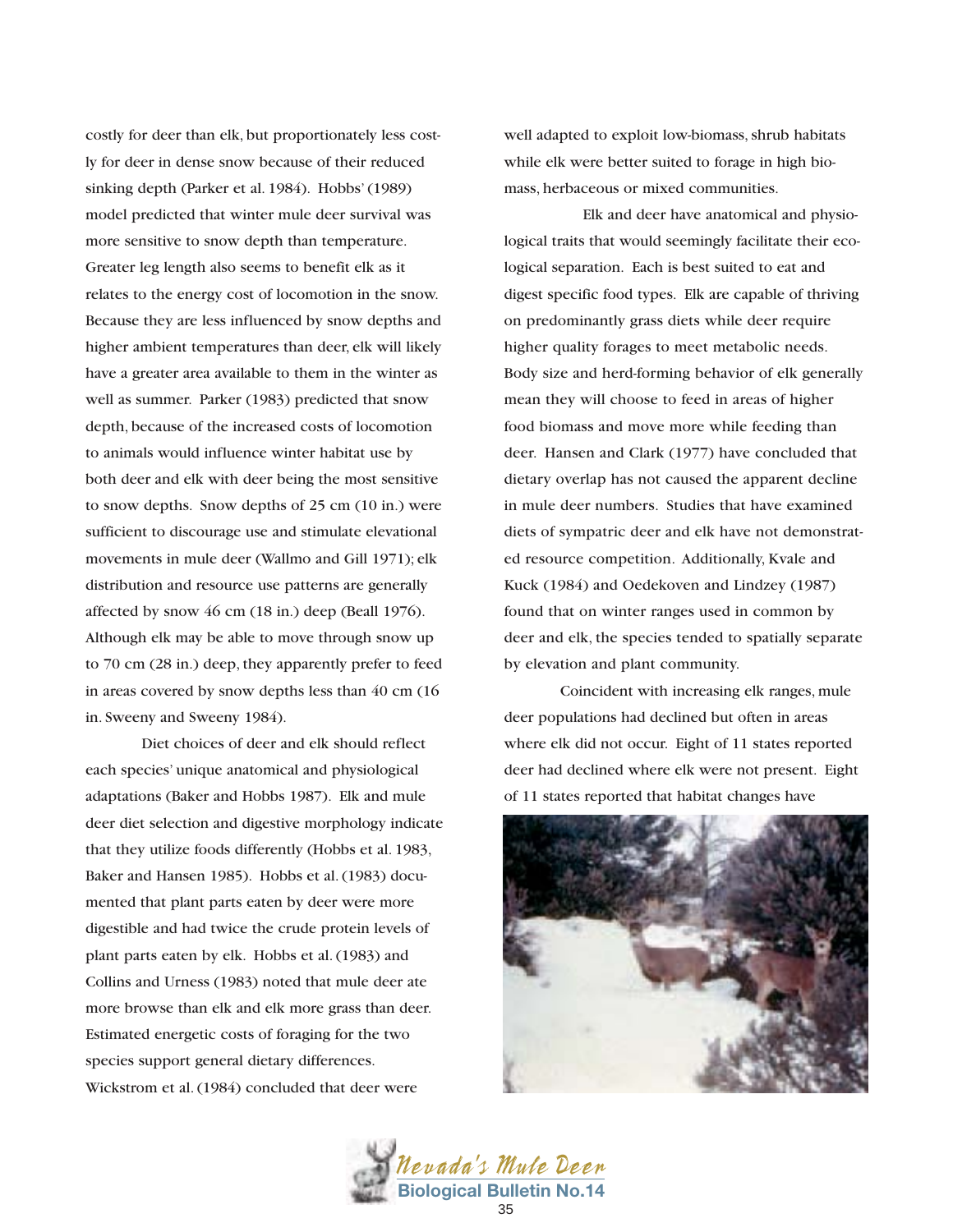costly for deer than elk, but proportionately less costly for deer in dense snow because of their reduced sinking depth (Parker et al. 1984). Hobbs' (1989) model predicted that winter mule deer survival was more sensitive to snow depth than temperature. Greater leg length also seems to benefit elk as it relates to the energy cost of locomotion in the snow. Because they are less influenced by snow depths and higher ambient temperatures than deer, elk will likely have a greater area available to them in the winter as well as summer. Parker (1983) predicted that snow depth, because of the increased costs of locomotion to animals would influence winter habitat use by both deer and elk with deer being the most sensitive to snow depths. Snow depths of 25 cm (10 in.) were sufficient to discourage use and stimulate elevational movements in mule deer (Wallmo and Gill 1971); elk distribution and resource use patterns are generally affected by snow 46 cm (18 in.) deep (Beall 1976). Although elk may be able to move through snow up to 70 cm (28 in.) deep, they apparently prefer to feed in areas covered by snow depths less than 40 cm (16 in. Sweeny and Sweeny 1984).

Diet choices of deer and elk should reflect each species' unique anatomical and physiological adaptations (Baker and Hobbs 1987). Elk and mule deer diet selection and digestive morphology indicate that they utilize foods differently (Hobbs et al. 1983, Baker and Hansen 1985). Hobbs et al. (1983) documented that plant parts eaten by deer were more digestible and had twice the crude protein levels of plant parts eaten by elk. Hobbs et al. (1983) and Collins and Urness (1983) noted that mule deer ate more browse than elk and elk more grass than deer. Estimated energetic costs of foraging for the two species support general dietary differences. Wickstrom et al. (1984) concluded that deer were well adapted to exploit low-biomass, shrub habitats while elk were better suited to forage in high biomass, herbaceous or mixed communities.

Elk and deer have anatomical and physiological traits that would seemingly facilitate their ecological separation. Each is best suited to eat and digest specific food types. Elk are capable of thriving on predominantly grass diets while deer require higher quality forages to meet metabolic needs. Body size and herd-forming behavior of elk generally mean they will choose to feed in areas of higher food biomass and move more while feeding than deer. Hansen and Clark (1977) have concluded that dietary overlap has not caused the apparent decline in mule deer numbers. Studies that have examined diets of sympatric deer and elk have not demonstrated resource competition. Additionally, Kvale and Kuck (1984) and Oedekoven and Lindzey (1987) found that on winter ranges used in common by deer and elk, the species tended to spatially separate by elevation and plant community.

Coincident with increasing elk ranges, mule deer populations had declined but often in areas where elk did not occur. Eight of 11 states reported deer had declined where elk were not present. Eight of 11 states reported that habitat changes have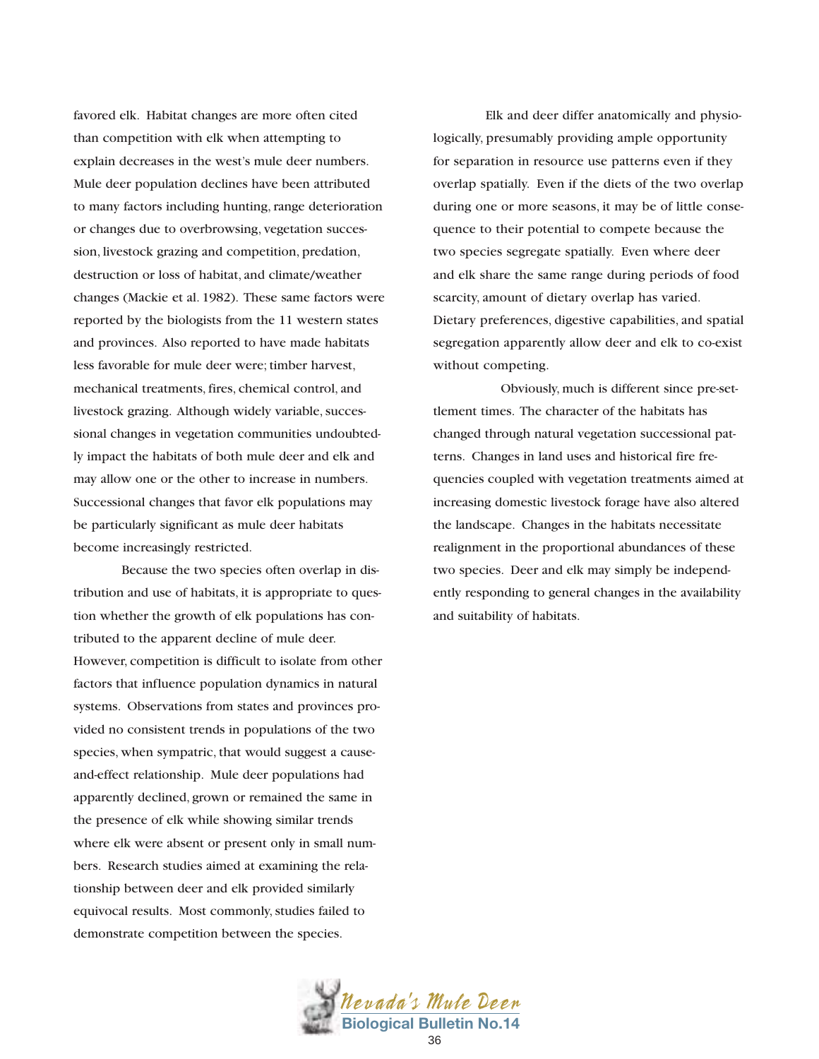favored elk. Habitat changes are more often cited than competition with elk when attempting to explain decreases in the west's mule deer numbers. Mule deer population declines have been attributed to many factors including hunting, range deterioration or changes due to overbrowsing, vegetation succession, livestock grazing and competition, predation, destruction or loss of habitat, and climate/weather changes (Mackie et al. 1982). These same factors were reported by the biologists from the 11 western states and provinces. Also reported to have made habitats less favorable for mule deer were; timber harvest, mechanical treatments, fires, chemical control, and livestock grazing. Although widely variable, successional changes in vegetation communities undoubtedly impact the habitats of both mule deer and elk and may allow one or the other to increase in numbers. Successional changes that favor elk populations may be particularly significant as mule deer habitats become increasingly restricted.

Because the two species often overlap in distribution and use of habitats, it is appropriate to question whether the growth of elk populations has contributed to the apparent decline of mule deer. However, competition is difficult to isolate from other factors that influence population dynamics in natural systems. Observations from states and provinces provided no consistent trends in populations of the two species, when sympatric, that would suggest a cause-and-effect relationship. Mule deer populations had apparently declined, grown or remained the same in the presence of elk while showing similar trends where elk were absent or present only in small numbers. Research studies aimed at examining the relationship between deer and elk provided similarly equivocal results. Most commonly, studies failed to demonstrate competition between the species.

Elk and deer differ anatomically and physiologically, presumably providing ample opportunity for separation in resource use patterns even if they overlap spatially. Even if the diets of the two overlap during one or more seasons, it may be of little consequence to their potential to compete because the two species segregate spatially. Even where deer and elk share the same range during periods of food scarcity, amount of dietary overlap has varied. Dietary preferences, digestive capabilities, and spatial segregation apparently allow deer and elk to co-exist without competing.

Obviously, much is different since pre-settlement times. The character of the habitats has changed through natural vegetation successional patterns. Changes in land uses and historical fire frequencies coupled with vegetation treatments aimed at increasing domestic livestock forage have also altered the landscape. Changes in the habitats necessitate realignment in the proportional abundances of these two species. Deer and elk may simply be independently responding to general changes in the availability and suitability of habitats.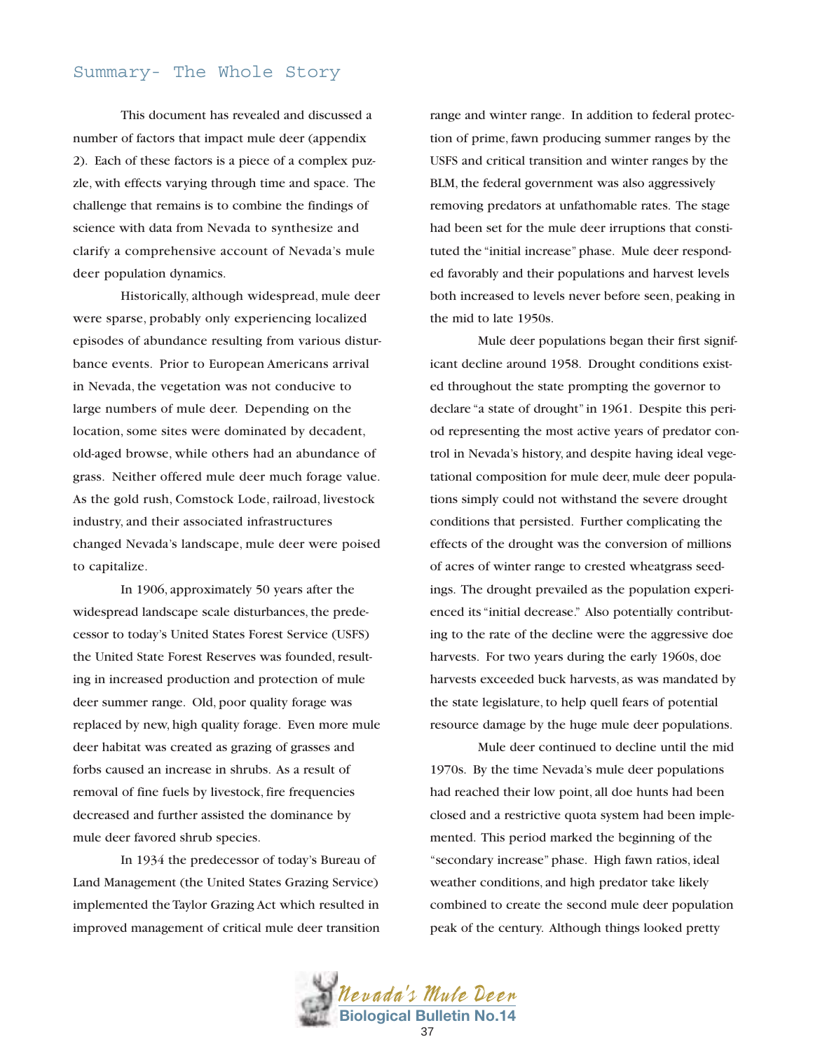## Summary- The Whole Story

This document has revealed and discussed a number of factors that impact mule deer (appendix 2). Each of these factors is a piece of a complex puzzle, with effects varying through time and space. The challenge that remains is to combine the findings of science with data from Nevada to synthesize and clarify a comprehensive account of Nevada's mule deer population dynamics.

Historically, although widespread, mule deer were sparse, probably only experiencing localized episodes of abundance resulting from various disturbance events. Prior to European Americans arrival in Nevada, the vegetation was not conducive to large numbers of mule deer. Depending on the location, some sites were dominated by decadent, old-aged browse, while others had an abundance of grass. Neither offered mule deer much forage value. As the gold rush, Comstock Lode, railroad, livestock industry, and their associated infrastructures changed Nevada's landscape, mule deer were poised to capitalize.

In 1906, approximately 50 years after the widespread landscape scale disturbances, the predecessor to today's United States Forest Service (USFS) the United State Forest Reserves was founded, resulting in increased production and protection of mule deer summer range. Old, poor quality forage was replaced by new, high quality forage. Even more mule deer habitat was created as grazing of grasses and forbs caused an increase in shrubs. As a result of removal of fine fuels by livestock, fire frequencies decreased and further assisted the dominance by mule deer favored shrub species.

In 1934 the predecessor of today's Bureau of Land Management (the United States Grazing Service) implemented the Taylor Grazing Act which resulted in improved management of critical mule deer transition range and winter range. In addition to federal protection of prime, fawn producing summer ranges by the USFS and critical transition and winter ranges by the BLM, the federal government was also aggressively removing predators at unfathomable rates. The stage had been set for the mule deer irruptions that constituted the "initial increase" phase. Mule deer responded favorably and their populations and harvest levels both increased to levels never before seen, peaking in the mid to late 1950s.

Mule deer populations began their first significant decline around 1958. Drought conditions existed throughout the state prompting the governor to declare "a state of drought" in 1961. Despite this period representing the most active years of predator control in Nevada's history, and despite having ideal vegetational composition for mule deer, mule deer populations simply could not withstand the severe drought conditions that persisted. Further complicating the effects of the drought was the conversion of millions of acres of winter range to crested wheatgrass seedings. The drought prevailed as the population experienced its "initial decrease." Also potentially contributing to the rate of the decline were the aggressive doe harvests. For two years during the early 1960s, doe harvests exceeded buck harvests, as was mandated by the state legislature, to help quell fears of potential resource damage by the huge mule deer populations.

Mule deer continued to decline until the mid 1970s. By the time Nevada's mule deer populations had reached their low point, all doe hunts had been closed and a restrictive quota system had been implemented. This period marked the beginning of the "secondary increase" phase. High fawn ratios, ideal weather conditions, and high predator take likely combined to create the second mule deer population peak of the century. Although things looked pretty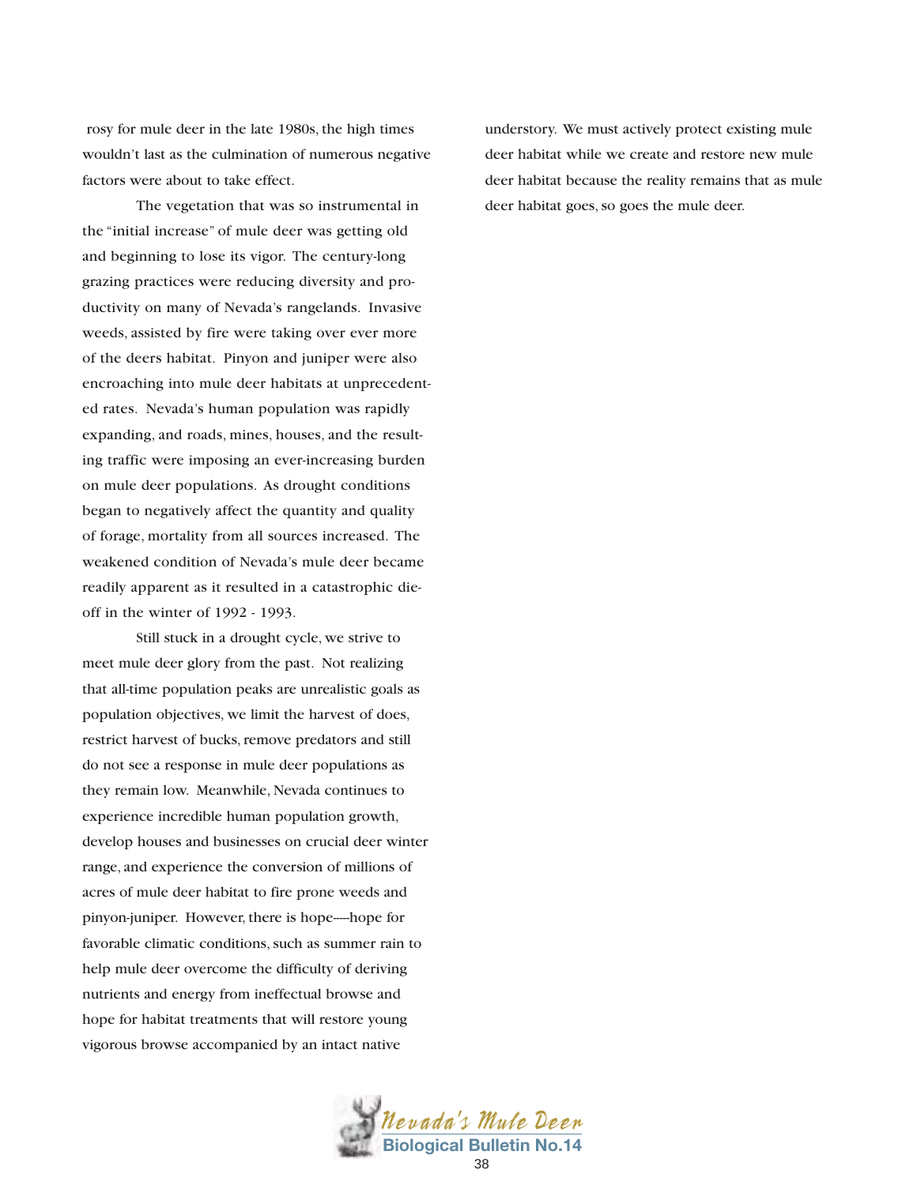rosy for mule deer in the late 1980s, the high times wouldn't last as the culmination of numerous negative factors were about to take effect.

The vegetation that was so instrumental in the "initial increase" of mule deer was getting old and beginning to lose its vigor. The century-long grazing practices were reducing diversity and productivity on many of Nevada's rangelands. Invasive weeds, assisted by fire were taking over ever more of the deers habitat. Pinyon and juniper were also encroaching into mule deer habitats at unprecedented rates. Nevada's human population was rapidly expanding, and roads, mines, houses, and the resulting traffic were imposing an ever-increasing burden on mule deer populations. As drought conditions began to negatively affect the quantity and quality of forage, mortality from all sources increased. The weakened condition of Nevada's mule deer became readily apparent as it resulted in a catastrophic die-off in the winter of 1992 - 1993.

Still stuck in a drought cycle, we strive to meet mule deer glory from the past. Not realizing that all-time population peaks are unrealistic goals as population objectives, we limit the harvest of does, restrict harvest of bucks, remove predators and still do not see a response in mule deer populations as they remain low. Meanwhile, Nevada continues to experience incredible human population growth, develop houses and businesses on crucial deer winter range, and experience the conversion of millions of acres of mule deer habitat to fire prone weeds and pinyon-juniper. However, there is hope—hope for favorable climatic conditions, such as summer rain to help mule deer overcome the difficulty of deriving nutrients and energy from ineffectual browse and hope for habitat treatments that will restore young vigorous browse accompanied by an intact native understory. We must actively protect existing mule deer habitat while we create and restore new mule deer habitat because the reality remains that as mule deer habitat goes, so goes the mule deer.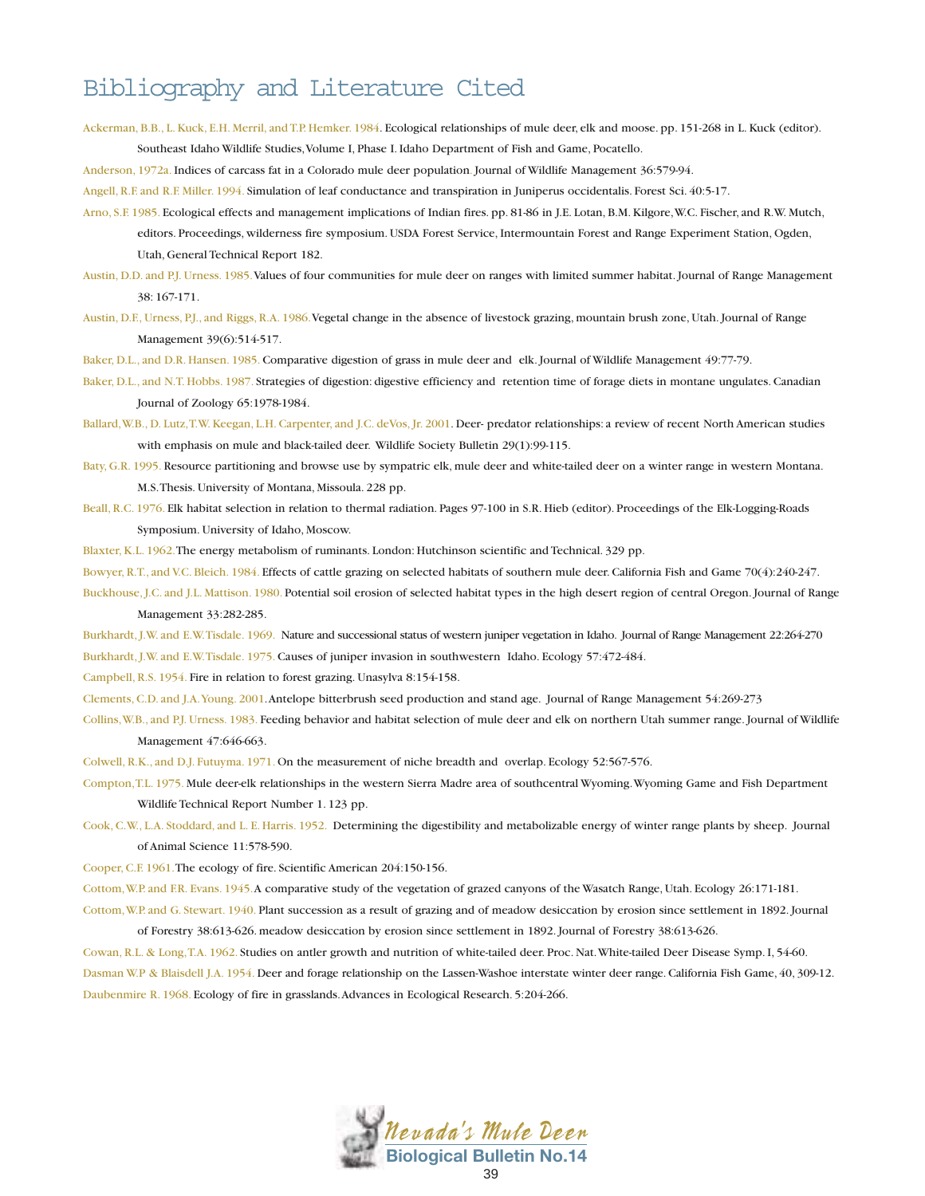# Bibliography and Literature Cited

Ackerman, B.B., L. Kuck, E.H. Merril, and T.P. Hemker. 1984. Ecological relationships of mule deer, elk and moose. pp. 151-268 in L. Kuck (editor). Southeast Idaho Wildlife Studies, Volume I, Phase I. Idaho Department of Fish and Game, Pocatello.

Anderson, 1972a. Indices of carcass fat in a Colorado mule deer population. Journal of Wildlife Management 36:579-94.

Angell, R.F. and R.F. Miller. 1994. Simulation of leaf conductance and transpiration in Juniperus occidentalis. Forest Sci. 40:5-17.

Arno, S.F. 1985. Ecological effects and management implications of Indian fires. pp. 81-86 in J.E. Lotan, B.M. Kilgore, W.C. Fischer, and R.W. Mutch, editors. Proceedings, wilderness fire symposium. USDA Forest Service, Intermountain Forest and Range Experiment Station, Ogden, Utah, General Technical Report 182.

Austin, D.D. and P.J. Urness. 1985. Values of four communities for mule deer on ranges with limited summer habitat. Journal of Range Management 38: 167-171.

Austin, D.F., Urness, P.J., and Riggs, R.A. 1986. Vegetal change in the absence of livestock grazing, mountain brush zone, Utah. Journal of Range Management 39(6):514-517.

Baker, D.L., and D.R. Hansen. 1985. Comparative digestion of grass in mule deer and elk. Journal of Wildlife Management 49:77-79.

Baker, D.L., and N.T. Hobbs. 1987. Strategies of digestion: digestive efficiency and retention time of forage diets in montane ungulates. Canadian Journal of Zoology 65:1978-1984.

Ballard, W.B., D. Lutz, T.W. Keegan, L.H. Carpenter, and J.C. deVos, Jr. 2001. Deer- predator relationships: a review of recent North American studies with emphasis on mule and black-tailed deer. Wildlife Society Bulletin 29(1):99-115.

Baty, G.R. 1995. Resource partitioning and browse use by sympatric elk, mule deer and white-tailed deer on a winter range in western Montana. M.S. Thesis. University of Montana, Missoula. 228 pp.

Beall, R.C. 1976. Elk habitat selection in relation to thermal radiation. Pages 97-100 in S.R. Hieb (editor). Proceedings of the Elk-Logging-Roads Symposium. University of Idaho, Moscow.

Blaxter, K.L. 1962. The energy metabolism of ruminants. London: Hutchinson scientific and Technical. 329 pp.

Bowyer, R.T., and V.C. Bleich. 1984. Effects of cattle grazing on selected habitats of southern mule deer. California Fish and Game 70(4):240-247.

Buckhouse, J.C. and J.L. Mattison. 1980. Potential soil erosion of selected habitat types in the high desert region of central Oregon. Journal of Range Management 33:282-285.

Burkhardt, J.W. and E.W. Tisdale. 1969. Nature and successional status of western juniper vegetation in Idaho. Journal of Range Management 22:264-270

Burkhardt, J.W. and E.W. Tisdale. 1975. Causes of juniper invasion in southwestern Idaho. Ecology 57:472-484.

Campbell, R.S. 1954. Fire in relation to forest grazing. Unasylva 8:154-158.

Clements, C.D. and J.A. Young. 2001. Antelope bitterbrush seed production and stand age. Journal of Range Management 54:269-273

Collins, W.B., and P.J. Urness. 1983. Feeding behavior and habitat selection of mule deer and elk on northern Utah summer range. Journal of Wildlife Management 47:646-663.

Colwell, R.K., and D.J. Futuyma. 1971. On the measurement of niche breadth and overlap. Ecology 52:567-576.

Compton, T.L. 1975. Mule deer-elk relationships in the western Sierra Madre area of southcentral Wyoming. Wyoming Game and Fish Department Wildlife Technical Report Number 1. 123 pp.

Cook, C.W., L.A. Stoddard, and L. E. Harris. 1952. Determining the digestibility and metabolizable energy of winter range plants by sheep. Journal of Animal Science 11:578-590.

Cooper, C.F. 1961. The ecology of fire. Scientific American 204:150-156.

Cottom, W.P. and F.R. Evans. 1945. A comparative study of the vegetation of grazed canyons of the Wasatch Range, Utah. Ecology 26:171-181.

Cottom, W.P. and G. Stewart. 1940. Plant succession as a result of grazing and of meadow desiccation by erosion since settlement in 1892. Journal of Forestry 38:613-626. meadow desiccation by erosion since settlement in 1892. Journal of Forestry 38:613-626.

Cowan, R.L. & Long, T.A. 1962. Studies on antler growth and nutrition of white-tailed deer. Proc. Nat. White-tailed Deer Disease Symp. I, 54-60.

Dasman W.P & Blaisdell J.A. 1954. Deer and forage relationship on the Lassen-Washoe interstate winter deer range. California Fish Game, 40, 309-12.

Daubenmire R. 1968. Ecology of fire in grasslands. Advances in Ecological Research. 5:204-266.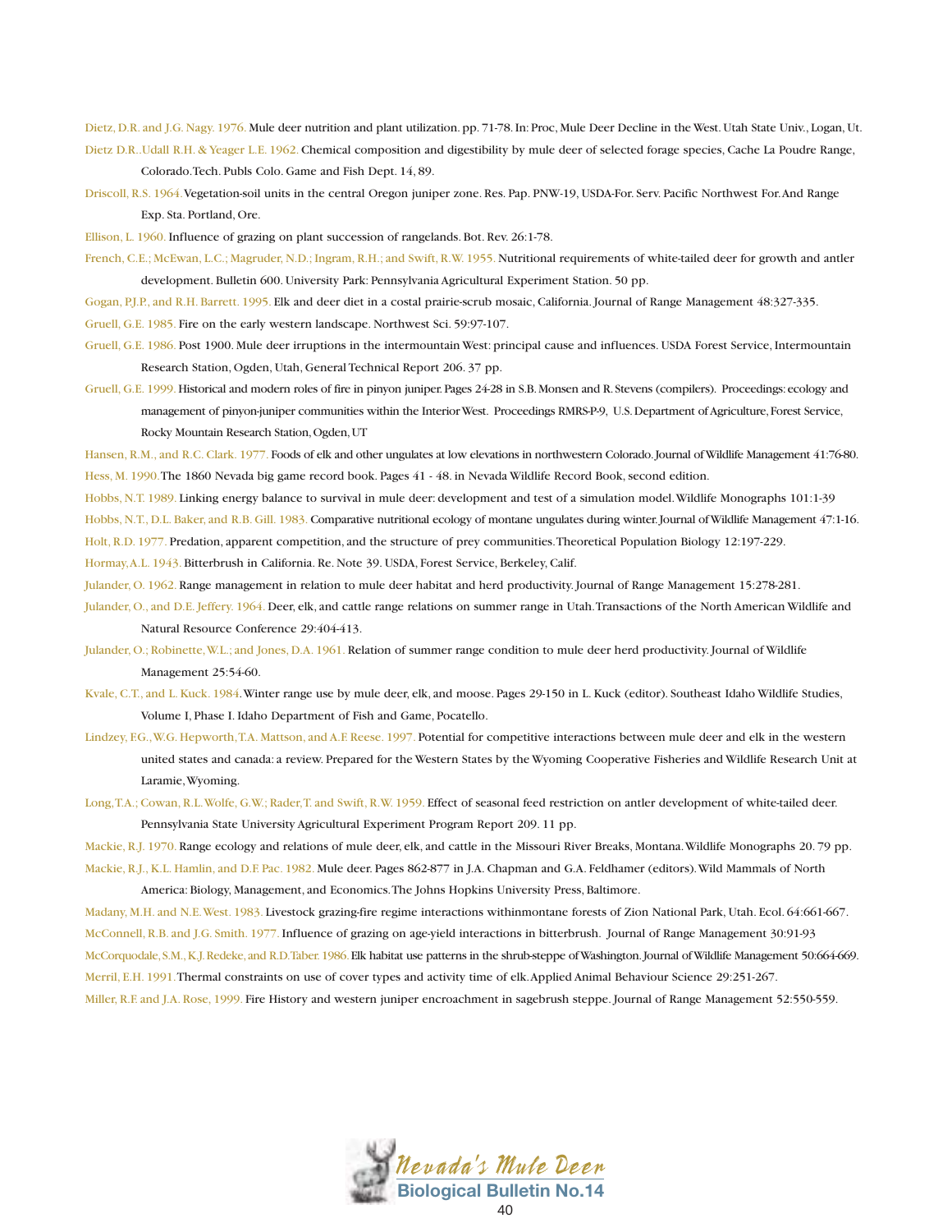Dietz, D.R. and J.G. Nagy. 1976. Mule deer nutrition and plant utilization. pp. 71-78. In: Proc, Mule Deer Decline in the West. Utah State Univ., Logan, Ut.

Dietz D.R..Udall R.H. & Yeager L.E. 1962. Chemical composition and digestibility by mule deer of selected forage species, Cache La Poudre Range, Colorado. Tech. Publs Colo. Game and Fish Dept. 14, 89.

Driscoll, R.S. 1964. Vegetation-soil units in the central Oregon juniper zone. Res. Pap. PNW-19, USDA-For. Serv. Pacific Northwest For. And Range Exp. Sta. Portland, Ore.

Ellison, L. 1960. Influence of grazing on plant succession of rangelands. Bot. Rev. 26:1-78.

French, C.E.; McEwan, L.C.; Magruder, N.D.; Ingram, R.H.; and Swift, R.W. 1955. Nutritional requirements of white-tailed deer for growth and antler development. Bulletin 600. University Park: Pennsylvania Agricultural Experiment Station. 50 pp.

Gogan, P.J.P., and R.H. Barrett. 1995. Elk and deer diet in a costal prairie-scrub mosaic, California. Journal of Range Management 48:327-335.

Gruell, G.E. 1985. Fire on the early western landscape. Northwest Sci. 59:97-107.

Gruell, G.E. 1986. Post 1900. Mule deer irruptions in the intermountain West: principal cause and influences. USDA Forest Service, Intermountain Research Station, Ogden, Utah, General Technical Report 206. 37 pp.

Gruell, G.E. 1999. Historical and modern roles of fire in pinyon juniper. Pages 24-28 in S.B. Monsen and R. Stevens (compilers). Proceedings: ecology and management of pinyon-juniper communities within the Interior West. Proceedings RMRS-P-9, U.S. Department of Agriculture, Forest Service, Rocky Mountain Research Station, Ogden, UT

Hansen, R.M., and R.C. Clark. 1977. Foods of elk and other ungulates at low elevations in northwestern Colorado. Journal of Wildlife Management 41:76-80.

Hess, M. 1990. The 1860 Nevada big game record book. Pages 41 - 48. in Nevada Wildlife Record Book, second edition.

Hobbs, N.T. 1989. Linking energy balance to survival in mule deer: development and test of a simulation model. Wildlife Monographs 101:1-39

Hobbs, N.T., D.L. Baker, and R.B. Gill. 1983. Comparative nutritional ecology of montane ungulates during winter. Journal of Wildlife Management 47:1-16.

Holt, R.D. 1977. Predation, apparent competition, and the structure of prey communities. Theoretical Population Biology 12:197-229.

Hormay, A.L. 1943. Bitterbrush in California. Re. Note 39. USDA, Forest Service, Berkeley, Calif.

Julander, O. 1962. Range management in relation to mule deer habitat and herd productivity. Journal of Range Management 15:278-281.

Julander, O., and D.E. Jeffery. 1964. Deer, elk, and cattle range relations on summer range in Utah. Transactions of the North American Wildlife and Natural Resource Conference 29:404-413.

Julander, O.; Robinette, W.L.; and Jones, D.A. 1961. Relation of summer range condition to mule deer herd productivity. Journal of Wildlife Management 25:54-60.

Kvale, C.T., and L. Kuck. 1984. Winter range use by mule deer, elk, and moose. Pages 29-150 in L. Kuck (editor). Southeast Idaho Wildlife Studies, Volume I, Phase I. Idaho Department of Fish and Game, Pocatello.

Lindzey, F.G., W.G. Hepworth, T.A. Mattson, and A.F. Reese. 1997. Potential for competitive interactions between mule deer and elk in the western united states and canada: a review. Prepared for the Western States by the Wyoming Cooperative Fisheries and Wildlife Research Unit at Laramie, Wyoming.

Long, T.A.; Cowan, R.L. Wolfe, G.W.; Rader, T. and Swift, R.W. 1959. Effect of seasonal feed restriction on antler development of white-tailed deer. Pennsylvania State University Agricultural Experiment Program Report 209. 11 pp.

Mackie, R.J. 1970. Range ecology and relations of mule deer, elk, and cattle in the Missouri River Breaks, Montana. Wildlife Monographs 20. 79 pp.

Mackie, R.J., K.L. Hamlin, and D.F. Pac. 1982. Mule deer. Pages 862-877 in J.A. Chapman and G.A. Feldhamer (editors). Wild Mammals of North America: Biology, Management, and Economics. The Johns Hopkins University Press, Baltimore.

Madany, M.H. and N.E. West. 1983. Livestock grazing-fire regime interactions withinmontane forests of Zion National Park, Utah. Ecol. 64:661-667.

McConnell, R.B. and J.G. Smith. 1977. Influence of grazing on age-yield interactions in bitterbrush. Journal of Range Management 30:91-93

McCorquodale, S.M., K.J. Redeke, and R.D. Taber. 1986. Elk habitat use patterns in the shrub-steppe of Washington. Journal of Wildlife Management 50:664-669.

Merril, E.H. 1991. Thermal constraints on use of cover types and activity time of elk. Applied Animal Behaviour Science 29:251-267.

Miller, R.F. and J.A. Rose, 1999. Fire History and western juniper encroachment in sagebrush steppe. Journal of Range Management 52:550-559.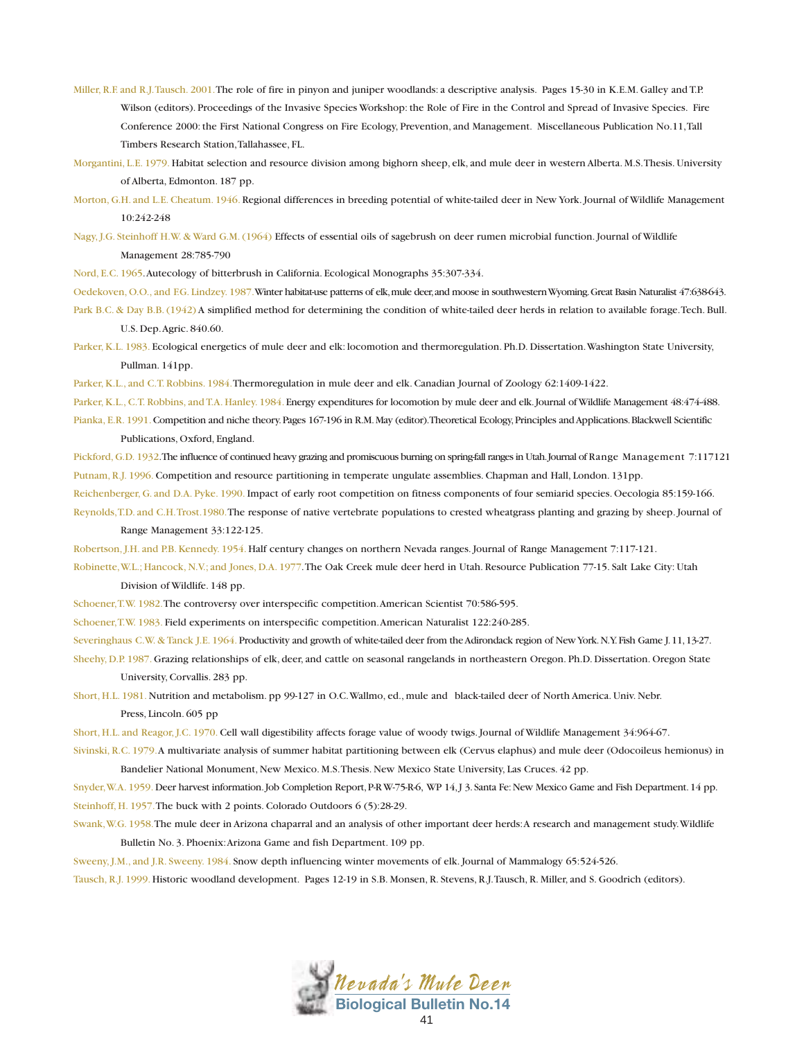Miller, R.F. and R.J. Tausch. 2001. The role of fire in pinyon and juniper woodlands: a descriptive analysis. Pages 15-30 in K.E.M. Galley and T.P. Wilson (editors). Proceedings of the Invasive Species Workshop: the Role of Fire in the Control and Spread of Invasive Species. Fire Conference 2000: the First National Congress on Fire Ecology, Prevention, and Management. Miscellaneous Publication No.11, Tall Timbers Research Station, Tallahassee, FL.

Morgantini, L.E. 1979. Habitat selection and resource division among bighorn sheep, elk, and mule deer in western Alberta. M.S. Thesis. University of Alberta, Edmonton. 187 pp.

Morton, G.H. and L.E. Cheatum. 1946. Regional differences in breeding potential of white-tailed deer in New York. Journal of Wildlife Management 10:242-248

Nagy, J.G. Steinhoff H.W. & Ward G.M. (1964) Effects of essential oils of sagebrush on deer rumen microbial function. Journal of Wildlife Management 28:785-790

Nord, E.C. 1965. Autecology of bitterbrush in California. Ecological Monographs 35:307-334.

Oedekoven, O.O., and F.G. Lindzey. 1987. Winter habitat-use patterns of elk, mule deer, and moose in southwestern Wyoming. Great Basin Naturalist 47:638-643.

Park B.C. & Day B.B. (1942) A simplified method for determining the condition of white-tailed deer herds in relation to available forage. Tech. Bull. U.S. Dep. Agric. 840.60.

Parker, K.L. 1983. Ecological energetics of mule deer and elk: locomotion and thermoregulation. Ph.D. Dissertation. Washington State University, Pullman. 141pp.

Parker, K.L., and C.T. Robbins. 1984. Thermoregulation in mule deer and elk. Canadian Journal of Zoology 62:1409-1422.

Parker, K.L., C.T. Robbins, and T.A. Hanley. 1984. Energy expenditures for locomotion by mule deer and elk. Journal of Wildlife Management 48:474-488.

Pianka, E.R. 1991. Competition and niche theory. Pages 167-196 in R.M. May (editor). Theoretical Ecology, Principles and Applications. Blackwell Scientific Publications, Oxford, England.

Pickford, G.D. 1932. The influence of continued heavy grazing and promiscuous burning on spring-fall ranges in Utah. Journal of Range Management 7:117121

Putnam, R.J. 1996. Competition and resource partitioning in temperate ungulate assemblies. Chapman and Hall, London. 131pp.

Reichenberger, G. and D.A. Pyke. 1990. Impact of early root competition on fitness components of four semiarid species. Oecologia 85:159-166.

Reynolds, T.D. and C.H. Trost. 1980. The response of native vertebrate populations to crested wheatgrass planting and grazing by sheep. Journal of Range Management 33:122-125.

Robertson, J.H. and P.B. Kennedy. 1954. Half century changes on northern Nevada ranges. Journal of Range Management 7:117-121.

Robinette, W.L.; Hancock, N.V.; and Jones, D.A. 1977. The Oak Creek mule deer herd in Utah. Resource Publication 77-15. Salt Lake City: Utah Division of Wildlife. 148 pp.

Schoener, T.W. 1982. The controversy over interspecific competition. American Scientist 70:586-595.

Schoener, T.W. 1983. Field experiments on interspecific competition. American Naturalist 122:240-285.

Severinghaus C.W. & Tanck J.E. 1964. Productivity and growth of white-tailed deer from the Adirondack region of New York. N.Y. Fish Game J. 11, 13-27.

Sheehy, D.P. 1987. Grazing relationships of elk, deer, and cattle on seasonal rangelands in northeastern Oregon. Ph.D. Dissertation. Oregon State University, Corvallis. 283 pp.

Short, H.L. 1981. Nutrition and metabolism. pp 99-127 in O.C. Wallmo, ed., mule and black-tailed deer of North America. Univ. Nebr. Press, Lincoln. 605 pp

Short, H.L. and Reagor, J.C. 1970. Cell wall digestibility affects forage value of woody twigs. Journal of Wildlife Management 34:964-67.

Sivinski, R.C. 1979. A multivariate analysis of summer habitat partitioning between elk (Cervus elaphus) and mule deer (Odocoileus hemionus) in Bandelier National Monument, New Mexico. M.S. Thesis. New Mexico State University, Las Cruces. 42 pp.

Snyder, W.A. 1959. Deer harvest information. Job Completion Report, P-R W-75-R-6, WP 14, J 3. Santa Fe: New Mexico Game and Fish Department. 14 pp.

Steinhoff, H. 1957. The buck with 2 points. Colorado Outdoors 6 (5):28-29.

Swank, W.G. 1958. The mule deer in Arizona chaparral and an analysis of other important deer herds: A research and management study. Wildlife Bulletin No. 3. Phoenix: Arizona Game and fish Department. 109 pp.

Sweeny, J.M., and J.R. Sweeny. 1984. Snow depth influencing winter movements of elk. Journal of Mammalogy 65:524-526.

Tausch, R.J. 1999. Historic woodland development. Pages 12-19 in S.B. Monsen, R. Stevens, R.J. Tausch, R. Miller, and S. Goodrich (editors).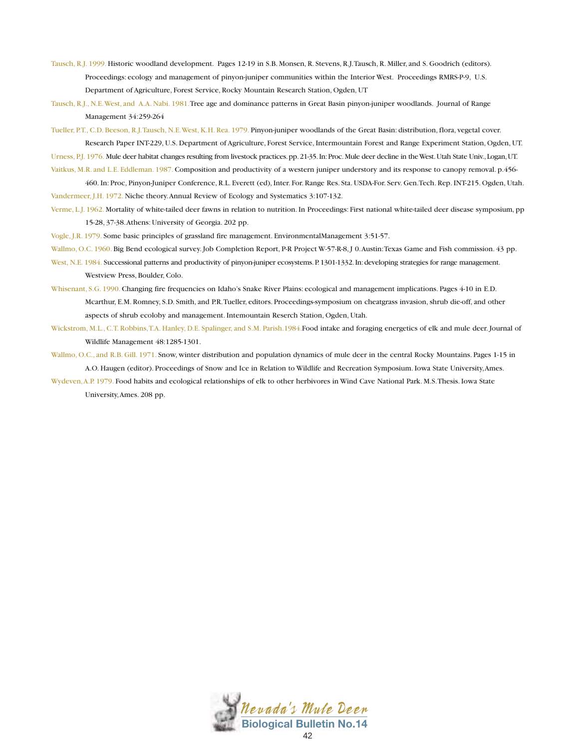Tausch, R.J. 1999. Historic woodland development. Pages 12-19 in S.B. Monsen, R. Stevens, R.J.Tausch, R. Miller, and S. Goodrich (editors). Proceedings: ecology and management of pinyon-juniper communities within the Interior West. Proceedings RMRS-P-9, U.S. Department of Agriculture, Forest Service, Rocky Mountain Research Station, Ogden, UT

Tausch, R.J., N.E.West, and A.A. Nabi. 1981.Tree age and dominance patterns in Great Basin pinyon-juniper woodlands. Journal of Range Management 34:259-264

Tueller, P.T., C.D. Beeson, R.J.Tausch, N.E.West, K.H. Rea. 1979. Pinyon-juniper woodlands of the Great Basin: distribution, flora, vegetal cover. Research Paper INT-229, U.S. Department of Agriculture, Forest Service, Intermountain Forest and Range Experiment Station, Ogden, UT.

Urness, P.J. 1976. Mule deer habitat changes resulting from livestock practices. pp. 21-35. In: Proc. Mule deer decline in the West. Utah State Univ., Logan, UT.

Vaitkus, M.R. and L.E. Eddleman. 1987. Composition and productivity of a western juniper understory and its response to canopy removal. p.456-460. In: Proc, Pinyon-Juniper Conference, R.L. Everett (ed), Inter. For. Range Res. Sta. USDA-For. Serv. Gen.Tech. Rep. INT-215. Ogden, Utah.

Vandermeer, J.H. 1972. Niche theory. Annual Review of Ecology and Systematics 3:107-132.

Verme, L.J. 1962. Mortality of white-tailed deer fawns in relation to nutrition. In Proceedings: First national white-tailed deer disease symposium, pp 15-28, 37-38. Athens: University of Georgia. 202 pp.

Vogle, J.R. 1979. Some basic principles of grassland fire management. EnvironmentalManagement 3:51-57.

Wallmo, O.C. 1960. Big Bend ecological survey. Job Completion Report, P-R Project W-57-R-8, J 0. Austin:Texas Game and Fish commission. 43 pp.

West, N.E. 1984. Successional patterns and productivity of pinyon-juniper ecosystems. P. 1301-1332. In: developing strategies for range management. Westview Press, Boulder, Colo.

Whisenant, S.G. 1990. Changing fire frequencies on Idaho's Snake River Plains: ecological and management implications. Pages 4-10 in E.D. Mcarthur, E.M. Romney, S.D. Smith, and P.R.Tueller, editors. Proceedings-symposium on cheatgrass invasion, shrub die-off, and other aspects of shrub ecoloby and management. Intemountain Reserch Station, Ogden, Utah.

Wickstrom, M.L., C.T. Robbins,T.A. Hanley, D.E. Spalinger, and S.M. Parish.1984.Food intake and foraging energetics of elk and mule deer. Journal of Wildlife Management 48:1285-1301.

Wallmo, O.C., and R.B. Gill. 1971. Snow, winter distribution and population dynamics of mule deer in the central Rocky Mountains. Pages 1-15 in A.O. Haugen (editor). Proceedings of Snow and Ice in Relation to Wildlife and Recreation Symposium. Iowa State University, Ames.

Wydeven, A.P. 1979. Food habits and ecological relationships of elk to other herbivores in Wind Cave National Park. M.S.Thesis. Iowa State University, Ames. 208 pp.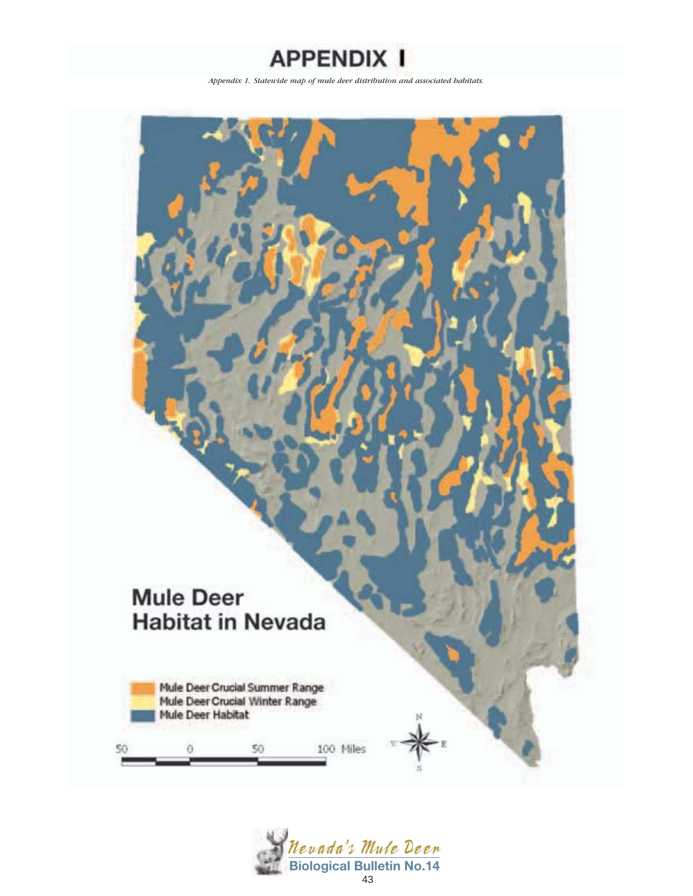# APPENDIX I

*Appendix 1. Statewide map of mule deer distribution and associated habitats.*

**Mule Deer Habitat in Nevada**

- Mule Deer Crucial Summer Range
- Mule Deer Crucial Winter Range
- Mule Deer Habitat

50 0 50 100 Miles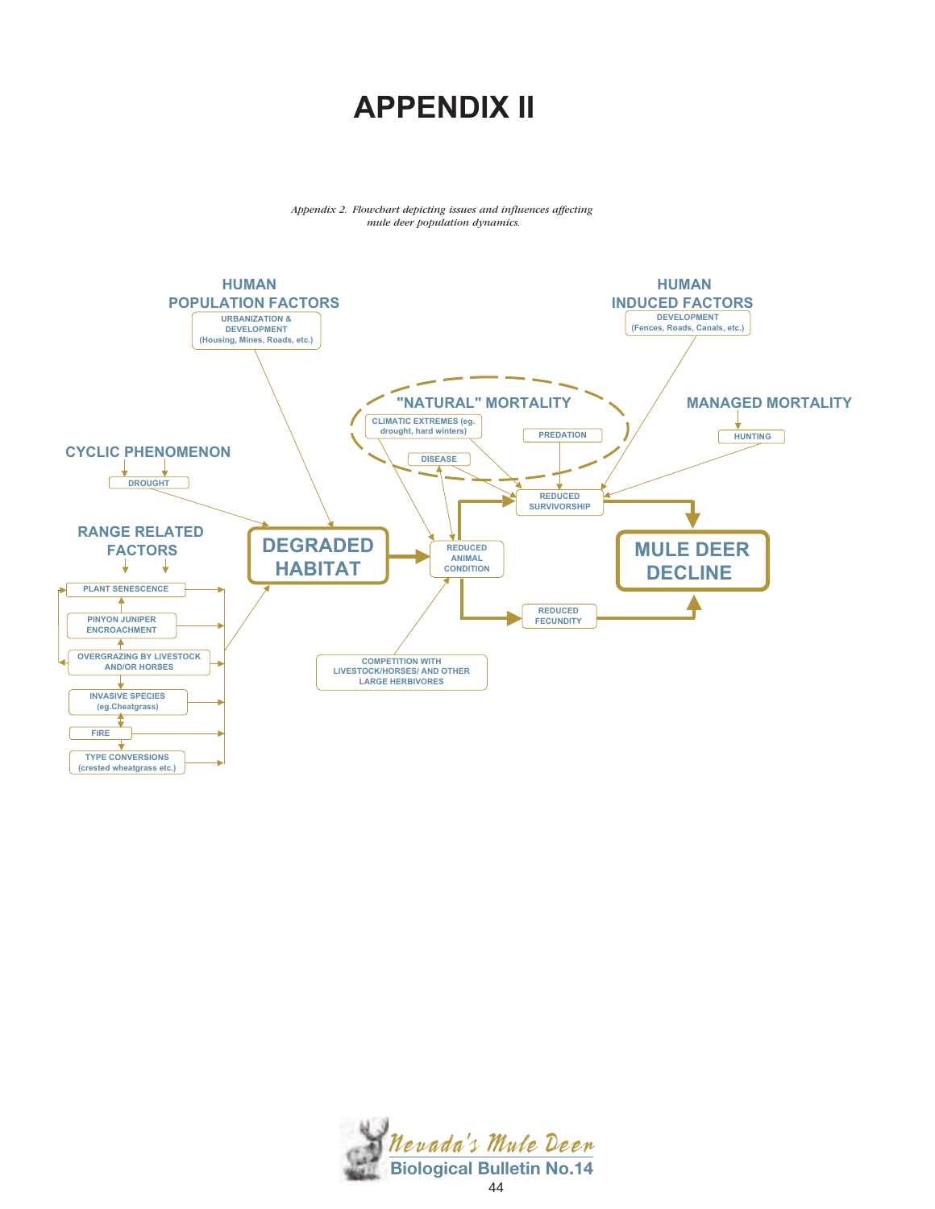# APPENDIX II

*Appendix 2. Flowchart depicting issues and influences affecting mule deer population dynamics.*

HUMAN POPULATION FACTORS

URBANIZATION & DEVELOPMENT (Housing, Mines, Roads, etc.)

HUMAN INDUCED FACTORS

DEVELOPMENT (Fences, Roads, Canals, etc.)

"NATURAL" MORTALITY

CLIMATIC EXTREMES (eg. drought, hard winters)

PREDATION

DISEASE

MANAGED MORTALITY

HUNTING

CYCLIC PHENOMENON

DROUGHT

RANGE RELATED FACTORS

PLANT SENESCENCE

PINYON JUNIPER ENCROACHMENT

OVERGRAZING BY LIVESTOCK AND/OR HORSES

INVASIVE SPECIES (eg.Cheatgrass)

FIRE

TYPE CONVERSIONS (crested wheatgrass etc.)

DEGRADED HABITAT

REDUCED ANIMAL CONDITION

REDUCED SURVIVORSHIP

REDUCED FECUNDITY

COMPETITION WITH LIVESTOCK/HORSES/ AND OTHER LARGE HERBIVORES

MULE DEER DECLINE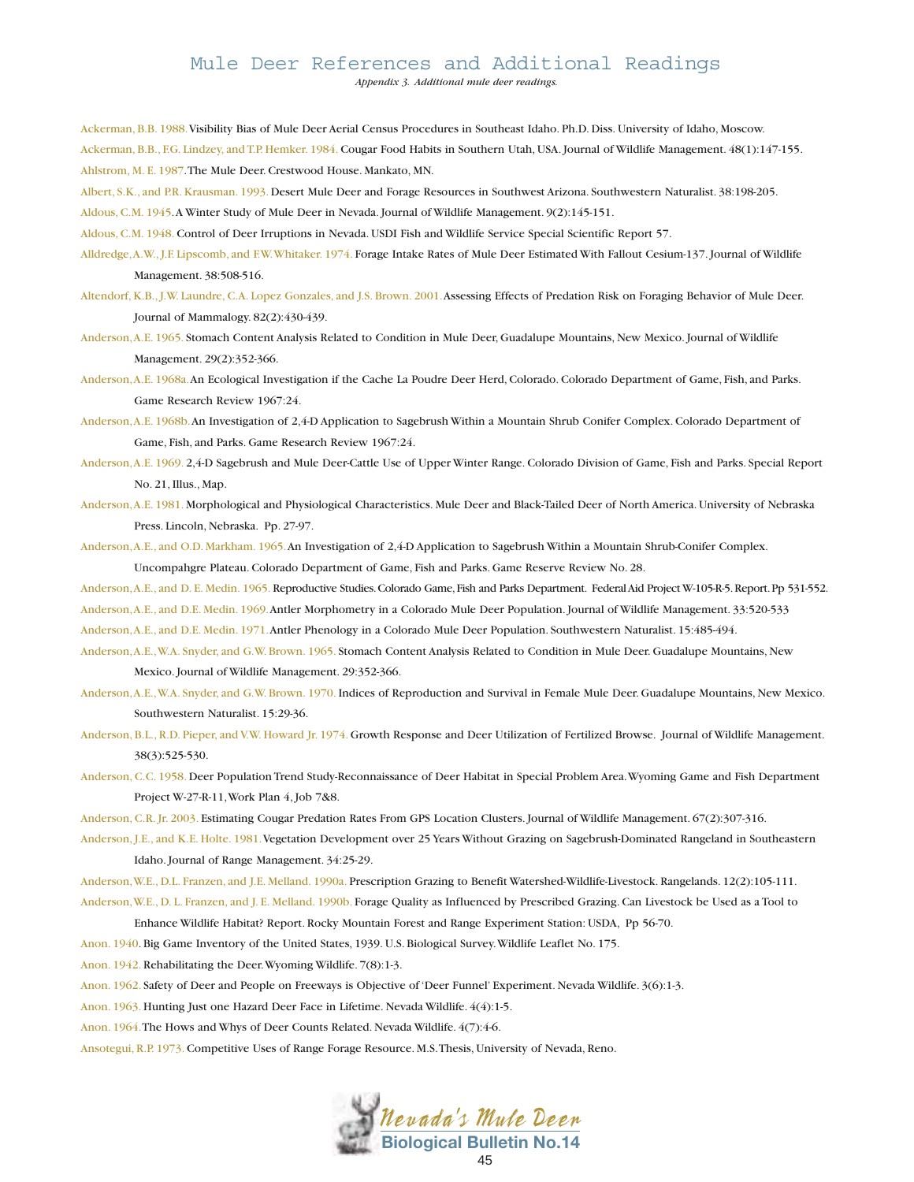# Mule Deer References and Additional Readings

*Appendix 3. Additional mule deer readings.*

Ackerman, B.B. 1988. Visibility Bias of Mule Deer Aerial Census Procedures in Southeast Idaho. Ph.D. Diss. University of Idaho, Moscow.

Ackerman, B.B., F.G. Lindzey, and T.P. Hemker. 1984. Cougar Food Habits in Southern Utah, USA. Journal of Wildlife Management. 48(1):147-155.

Ahlstrom, M. E. 1987. The Mule Deer. Crestwood House. Mankato, MN.

Albert, S.K., and P.R. Krausman. 1993. Desert Mule Deer and Forage Resources in Southwest Arizona. Southwestern Naturalist. 38:198-205.

Aldous, C.M. 1945. A Winter Study of Mule Deer in Nevada. Journal of Wildlife Management. 9(2):145-151.

Aldous, C.M. 1948. Control of Deer Irruptions in Nevada. USDI Fish and Wildlife Service Special Scientific Report 57.

Alldredge, A.W., J.F. Lipscomb, and F.W. Whitaker. 1974. Forage Intake Rates of Mule Deer Estimated With Fallout Cesium-137. Journal of Wildlife Management. 38:508-516.

Altendorf, K.B., J.W. Laundre, C.A. Lopez Gonzales, and J.S. Brown. 2001. Assessing Effects of Predation Risk on Foraging Behavior of Mule Deer. Journal of Mammalogy. 82(2):430-439.

Anderson, A.E. 1965. Stomach Content Analysis Related to Condition in Mule Deer, Guadalupe Mountains, New Mexico. Journal of Wildlife Management. 29(2):352-366.

Anderson, A.E. 1968a. An Ecological Investigation if the Cache La Poudre Deer Herd, Colorado. Colorado Department of Game, Fish, and Parks. Game Research Review 1967:24.

Anderson, A.E. 1968b. An Investigation of 2,4-D Application to Sagebrush Within a Mountain Shrub Conifer Complex. Colorado Department of Game, Fish, and Parks. Game Research Review 1967:24.

Anderson, A.E. 1969. 2,4-D Sagebrush and Mule Deer-Cattle Use of Upper Winter Range. Colorado Division of Game, Fish and Parks. Special Report No. 21, Illus., Map.

Anderson, A.E. 1981. Morphological and Physiological Characteristics. Mule Deer and Black-Tailed Deer of North America. University of Nebraska Press. Lincoln, Nebraska. Pp. 27-97.

Anderson, A.E., and O.D. Markham. 1965. An Investigation of 2,4-D Application to Sagebrush Within a Mountain Shrub-Conifer Complex. Uncompahgre Plateau. Colorado Department of Game, Fish and Parks. Game Reserve Review No. 28.

Anderson, A.E., and D. E. Medin. 1965. Reproductive Studies. Colorado Game, Fish and Parks Department. Federal Aid Project W-105-R-5. Report. Pp 531-552.

Anderson, A.E., and D.E. Medin. 1969. Antler Morphometry in a Colorado Mule Deer Population. Journal of Wildlife Management. 33:520-533

Anderson, A.E., and D.E. Medin. 1971. Antler Phenology in a Colorado Mule Deer Population. Southwestern Naturalist. 15:485-494.

Anderson, A.E., W.A. Snyder, and G.W. Brown. 1965. Stomach Content Analysis Related to Condition in Mule Deer. Guadalupe Mountains, New Mexico. Journal of Wildlife Management. 29:352-366.

Anderson, A.E., W.A. Snyder, and G.W. Brown. 1970. Indices of Reproduction and Survival in Female Mule Deer. Guadalupe Mountains, New Mexico. Southwestern Naturalist. 15:29-36.

Anderson, B.L., R.D. Pieper, and V.W. Howard Jr. 1974. Growth Response and Deer Utilization of Fertilized Browse. Journal of Wildlife Management. 38(3):525-530.

Anderson, C.C. 1958. Deer Population Trend Study-Reconnaissance of Deer Habitat in Special Problem Area. Wyoming Game and Fish Department Project W-27-R-11, Work Plan 4, Job 7&8.

Anderson, C.R. Jr. 2003. Estimating Cougar Predation Rates From GPS Location Clusters. Journal of Wildlife Management. 67(2):307-316.

Anderson, J.E., and K.E. Holte. 1981. Vegetation Development over 25 Years Without Grazing on Sagebrush-Dominated Rangeland in Southeastern Idaho. Journal of Range Management. 34:25-29.

Anderson, W.E., D.L. Franzen, and J.E. Melland. 1990a. Prescription Grazing to Benefit Watershed-Wildlife-Livestock. Rangelands. 12(2):105-111.

Anderson, W.E., D. L. Franzen, and J. E. Melland. 1990b. Forage Quality as Influenced by Prescribed Grazing. Can Livestock be Used as a Tool to Enhance Wildlife Habitat? Report. Rocky Mountain Forest and Range Experiment Station: USDA, Pp 56-70.

Anon. 1940. Big Game Inventory of the United States, 1939. U.S. Biological Survey. Wildlife Leaflet No. 175.

Anon. 1942. Rehabilitating the Deer. Wyoming Wildlife. 7(8):1-3.

Anon. 1962. Safety of Deer and People on Freeways is Objective of 'Deer Funnel' Experiment. Nevada Wildlife. 3(6):1-3.

Anon. 1963. Hunting Just one Hazard Deer Face in Lifetime. Nevada Wildlife. 4(4):1-5.

Anon. 1964. The Hows and Whys of Deer Counts Related. Nevada Wildlife. 4(7):4-6.

Ansotegui, R.P. 1973. Competitive Uses of Range Forage Resource. M.S. Thesis, University of Nevada, Reno.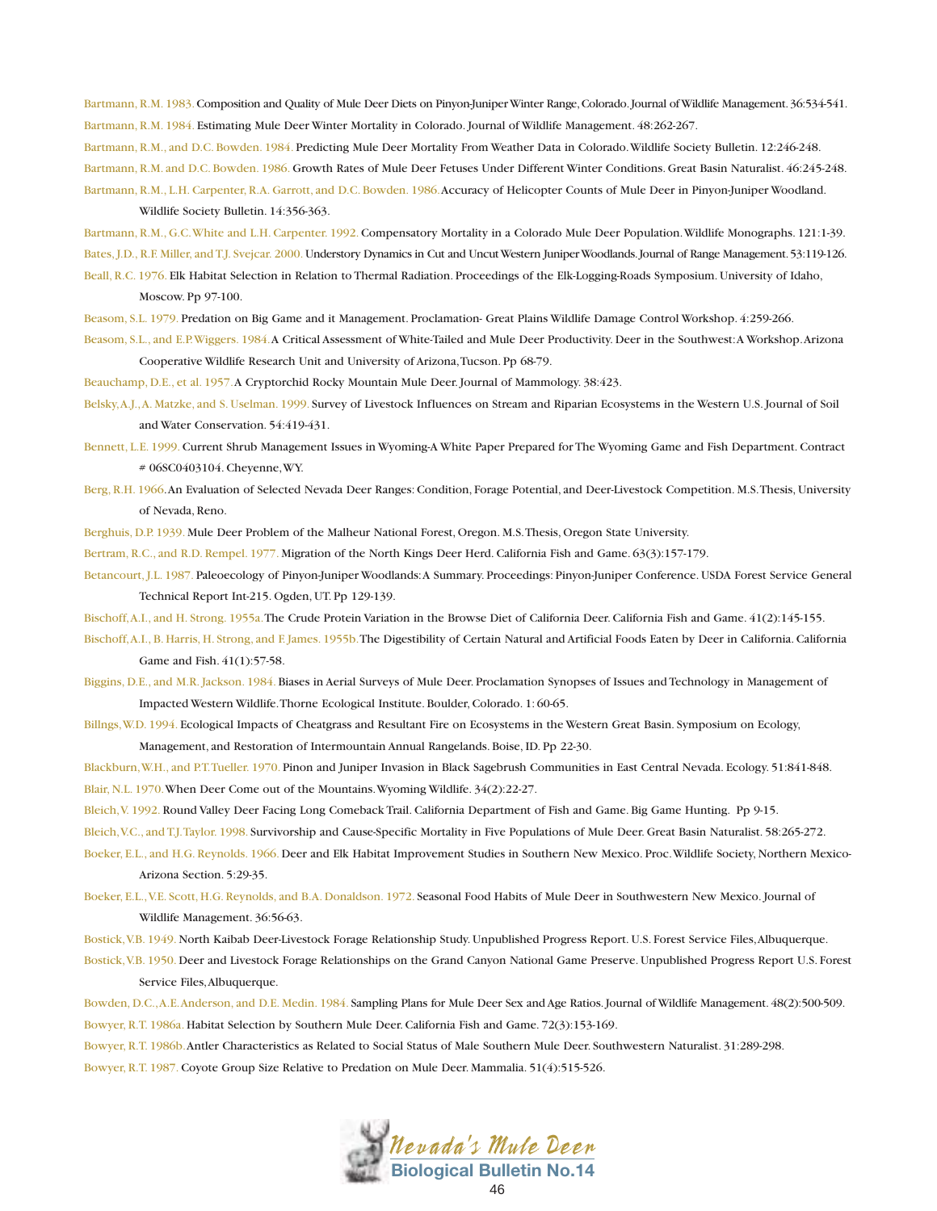Bartmann, R.M. 1983. Composition and Quality of Mule Deer Diets on Pinyon-Juniper Winter Range, Colorado. Journal of Wildlife Management. 36:534-541.

Bartmann, R.M. 1984. Estimating Mule Deer Winter Mortality in Colorado. Journal of Wildlife Management. 48:262-267.

Bartmann, R.M., and D.C. Bowden. 1984. Predicting Mule Deer Mortality From Weather Data in Colorado. Wildlife Society Bulletin. 12:246-248.

Bartmann, R.M. and D.C. Bowden. 1986. Growth Rates of Mule Deer Fetuses Under Different Winter Conditions. Great Basin Naturalist. 46:245-248.

Bartmann, R.M., L.H. Carpenter, R.A. Garrott, and D.C. Bowden. 1986. Accuracy of Helicopter Counts of Mule Deer in Pinyon-Juniper Woodland. Wildlife Society Bulletin. 14:356-363.

Bartmann, R.M., G.C. White and L.H. Carpenter. 1992. Compensatory Mortality in a Colorado Mule Deer Population. Wildlife Monographs. 121:1-39.

Bates, J.D., R.F. Miller, and T.J. Svejcar. 2000. Understory Dynamics in Cut and Uncut Western Juniper Woodlands. Journal of Range Management. 53:119-126.

Beall, R.C. 1976. Elk Habitat Selection in Relation to Thermal Radiation. Proceedings of the Elk-Logging-Roads Symposium. University of Idaho, Moscow. Pp 97-100.

Beasom, S.L. 1979. Predation on Big Game and it Management. Proclamation- Great Plains Wildlife Damage Control Workshop. 4:259-266.

Beasom, S.L., and E.P. Wiggers. 1984. A Critical Assessment of White-Tailed and Mule Deer Productivity. Deer in the Southwest: A Workshop. Arizona Cooperative Wildlife Research Unit and University of Arizona, Tucson. Pp 68-79.

Beauchamp, D.E., et al. 1957. A Cryptorchid Rocky Mountain Mule Deer. Journal of Mammology. 38:423.

Belsky, A.J., A. Matzke, and S. Uselman. 1999. Survey of Livestock Influences on Stream and Riparian Ecosystems in the Western U.S. Journal of Soil and Water Conservation. 54:419-431.

Bennett, L.E. 1999. Current Shrub Management Issues in Wyoming-A White Paper Prepared for The Wyoming Game and Fish Department. Contract # 06SC0403104. Cheyenne, WY.

Berg, R.H. 1966. An Evaluation of Selected Nevada Deer Ranges: Condition, Forage Potential, and Deer-Livestock Competition. M.S. Thesis, University of Nevada, Reno.

Berghuis, D.P. 1939. Mule Deer Problem of the Malheur National Forest, Oregon. M.S. Thesis, Oregon State University.

Bertram, R.C., and R.D. Rempel. 1977. Migration of the North Kings Deer Herd. California Fish and Game. 63(3):157-179.

Betancourt, J.L. 1987. Paleoecology of Pinyon-Juniper Woodlands: A Summary. Proceedings: Pinyon-Juniper Conference. USDA Forest Service General Technical Report Int-215. Ogden, UT. Pp 129-139.

Bischoff, A.I., and H. Strong. 1955a. The Crude Protein Variation in the Browse Diet of California Deer. California Fish and Game. 41(2):145-155.

Bischoff, A.I., B. Harris, H. Strong, and F. James. 1955b. The Digestibility of Certain Natural and Artificial Foods Eaten by Deer in California. California Game and Fish. 41(1):57-58.

Biggins, D.E., and M.R. Jackson. 1984. Biases in Aerial Surveys of Mule Deer. Proclamation Synopses of Issues and Technology in Management of Impacted Western Wildlife. Thorne Ecological Institute. Boulder, Colorado. 1: 60-65.

Billngs, W.D. 1994. Ecological Impacts of Cheatgrass and Resultant Fire on Ecosystems in the Western Great Basin. Symposium on Ecology, Management, and Restoration of Intermountain Annual Rangelands. Boise, ID. Pp 22-30.

Blackburn, W.H., and P.T. Tueller. 1970. Pinon and Juniper Invasion in Black Sagebrush Communities in East Central Nevada. Ecology. 51:841-848.

Blair, N.L. 1970. When Deer Come out of the Mountains. Wyoming Wildlife. 34(2):22-27.

Bleich, V. 1992. Round Valley Deer Facing Long Comeback Trail. California Department of Fish and Game. Big Game Hunting. Pp 9-15.

Bleich, V.C., and T.J. Taylor. 1998. Survivorship and Cause-Specific Mortality in Five Populations of Mule Deer. Great Basin Naturalist. 58:265-272.

Boeker, E.L., and H.G. Reynolds. 1966. Deer and Elk Habitat Improvement Studies in Southern New Mexico. Proc. Wildlife Society, Northern Mexico-Arizona Section. 5:29-35.

Boeker, E.L., V.E. Scott, H.G. Reynolds, and B.A. Donaldson. 1972. Seasonal Food Habits of Mule Deer in Southwestern New Mexico. Journal of Wildlife Management. 36:56-63.

Bostick, V.B. 1949. North Kaibab Deer-Livestock Forage Relationship Study. Unpublished Progress Report. U.S. Forest Service Files, Albuquerque.

Bostick, V.B. 1950. Deer and Livestock Forage Relationships on the Grand Canyon National Game Preserve. Unpublished Progress Report U.S. Forest Service Files, Albuquerque.

Bowden, D.C., A.E. Anderson, and D.E. Medin. 1984. Sampling Plans for Mule Deer Sex and Age Ratios. Journal of Wildlife Management. 48(2):500-509.

Bowyer, R.T. 1986a. Habitat Selection by Southern Mule Deer. California Fish and Game. 72(3):153-169.

Bowyer, R.T. 1986b. Antler Characteristics as Related to Social Status of Male Southern Mule Deer. Southwestern Naturalist. 31:289-298.

Bowyer, R.T. 1987. Coyote Group Size Relative to Predation on Mule Deer. Mammalia. 51(4):515-526.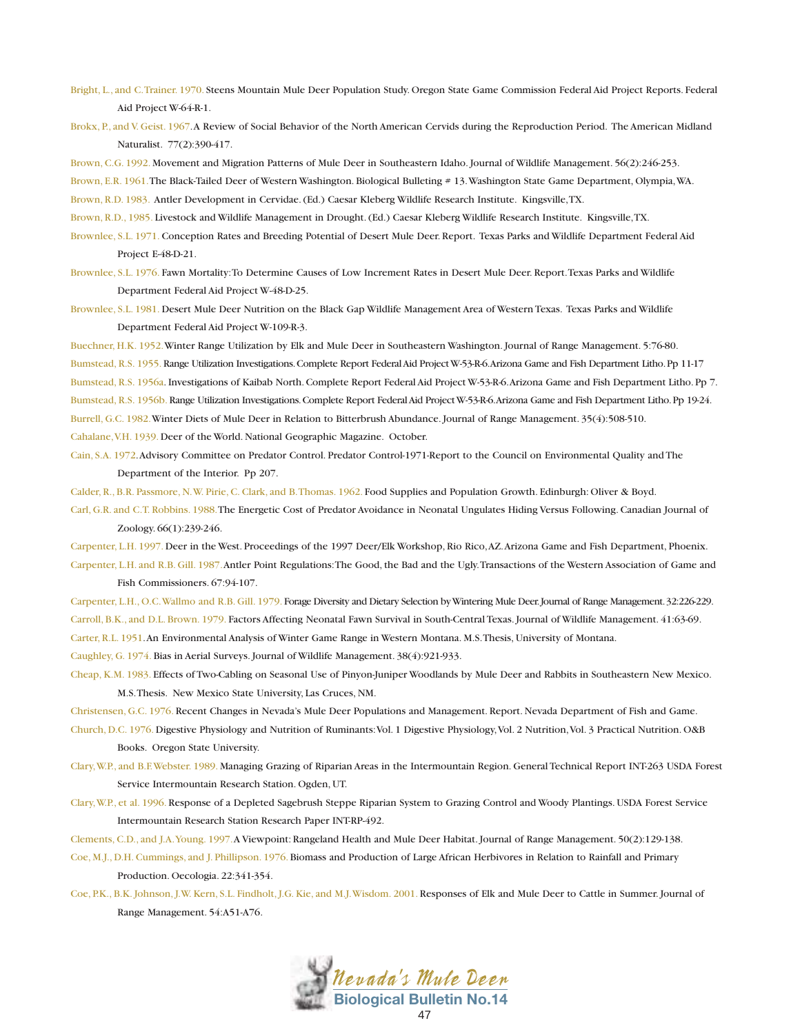Bright, L., and C. Trainer. 1970. Steens Mountain Mule Deer Population Study. Oregon State Game Commission Federal Aid Project Reports. Federal Aid Project W-64-R-1.

Brokx, P., and V. Geist. 1967. A Review of Social Behavior of the North American Cervids during the Reproduction Period. The American Midland Naturalist. 77(2):390-417.

Brown, C.G. 1992. Movement and Migration Patterns of Mule Deer in Southeastern Idaho. Journal of Wildlife Management. 56(2):246-253.

Brown, E.R. 1961. The Black-Tailed Deer of Western Washington. Biological Bulleting # 13. Washington State Game Department, Olympia, WA.

Brown, R.D. 1983. Antler Development in Cervidae. (Ed.) Caesar Kleberg Wildlife Research Institute. Kingsville, TX.

Brown, R.D., 1985. Livestock and Wildlife Management in Drought. (Ed.) Caesar Kleberg Wildlife Research Institute. Kingsville, TX.

Brownlee, S.L. 1971. Conception Rates and Breeding Potential of Desert Mule Deer. Report. Texas Parks and Wildlife Department Federal Aid Project E-48-D-21.

Brownlee, S.L. 1976. Fawn Mortality: To Determine Causes of Low Increment Rates in Desert Mule Deer. Report. Texas Parks and Wildlife Department Federal Aid Project W-48-D-25.

Brownlee, S.L. 1981. Desert Mule Deer Nutrition on the Black Gap Wildlife Management Area of Western Texas. Texas Parks and Wildlife Department Federal Aid Project W-109-R-3.

Buechner, H.K. 1952. Winter Range Utilization by Elk and Mule Deer in Southeastern Washington. Journal of Range Management. 5:76-80.

Bumstead, R.S. 1955. Range Utilization Investigations. Complete Report Federal Aid Project W-53-R-6. Arizona Game and Fish Department Litho. Pp 11-17

Bumstead, R.S. 1956a. Investigations of Kaibab North. Complete Report Federal Aid Project W-53-R-6. Arizona Game and Fish Department Litho. Pp 7.

Bumstead, R.S. 1956b. Range Utilization Investigations. Complete Report Federal Aid Project W-53-R-6. Arizona Game and Fish Department Litho. Pp 19-24.

Burrell, G.C. 1982. Winter Diets of Mule Deer in Relation to Bitterbrush Abundance. Journal of Range Management. 35(4):508-510.

Cahalane, V.H. 1939. Deer of the World. National Geographic Magazine. October.

Cain, S.A. 1972. Advisory Committee on Predator Control. Predator Control-1971-Report to the Council on Environmental Quality and The Department of the Interior. Pp 207.

Calder, R., B.R. Passmore, N.W. Pirie, C. Clark, and B. Thomas. 1962. Food Supplies and Population Growth. Edinburgh: Oliver & Boyd.

Carl, G.R. and C.T. Robbins. 1988. The Energetic Cost of Predator Avoidance in Neonatal Ungulates Hiding Versus Following. Canadian Journal of Zoology. 66(1):239-246.

Carpenter, L.H. 1997. Deer in the West. Proceedings of the 1997 Deer/Elk Workshop, Rio Rico, AZ. Arizona Game and Fish Department, Phoenix.

Carpenter, L.H. and R.B. Gill. 1987. Antler Point Regulations: The Good, the Bad and the Ugly. Transactions of the Western Association of Game and Fish Commissioners. 67:94-107.

Carpenter, L.H., O.C. Wallmo and R.B. Gill. 1979. Forage Diversity and Dietary Selection by Wintering Mule Deer. Journal of Range Management. 32:226-229.

Carroll, B.K., and D.L. Brown. 1979. Factors Affecting Neonatal Fawn Survival in South-Central Texas. Journal of Wildlife Management. 41:63-69.

Carter, R.L. 1951. An Environmental Analysis of Winter Game Range in Western Montana. M.S. Thesis, University of Montana.

Caughley, G. 1974. Bias in Aerial Surveys. Journal of Wildlife Management. 38(4):921-933.

Cheap, K.M. 1983. Effects of Two-Cabling on Seasonal Use of Pinyon-Juniper Woodlands by Mule Deer and Rabbits in Southeastern New Mexico. M.S. Thesis. New Mexico State University, Las Cruces, NM.

Christensen, G.C. 1976. Recent Changes in Nevada's Mule Deer Populations and Management. Report. Nevada Department of Fish and Game.

Church, D.C. 1976. Digestive Physiology and Nutrition of Ruminants: Vol. 1 Digestive Physiology, Vol. 2 Nutrition, Vol. 3 Practical Nutrition. O&B Books. Oregon State University.

Clary, W.P., and B.F. Webster. 1989. Managing Grazing of Riparian Areas in the Intermountain Region. General Technical Report INT-263 USDA Forest Service Intermountain Research Station. Ogden, UT.

Clary, W.P., et al. 1996. Response of a Depleted Sagebrush Steppe Riparian System to Grazing Control and Woody Plantings. USDA Forest Service Intermountain Research Station Research Paper INT-RP-492.

Clements, C.D., and J.A. Young. 1997. A Viewpoint: Rangeland Health and Mule Deer Habitat. Journal of Range Management. 50(2):129-138.

Coe, M.J., D.H. Cummings, and J. Phillipson. 1976. Biomass and Production of Large African Herbivores in Relation to Rainfall and Primary Production. Oecologia. 22:341-354.

Coe, P.K., B.K. Johnson, J.W. Kern, S.L. Findholt, J.G. Kie, and M.J. Wisdom. 2001. Responses of Elk and Mule Deer to Cattle in Summer. Journal of Range Management. 54:A51-A76.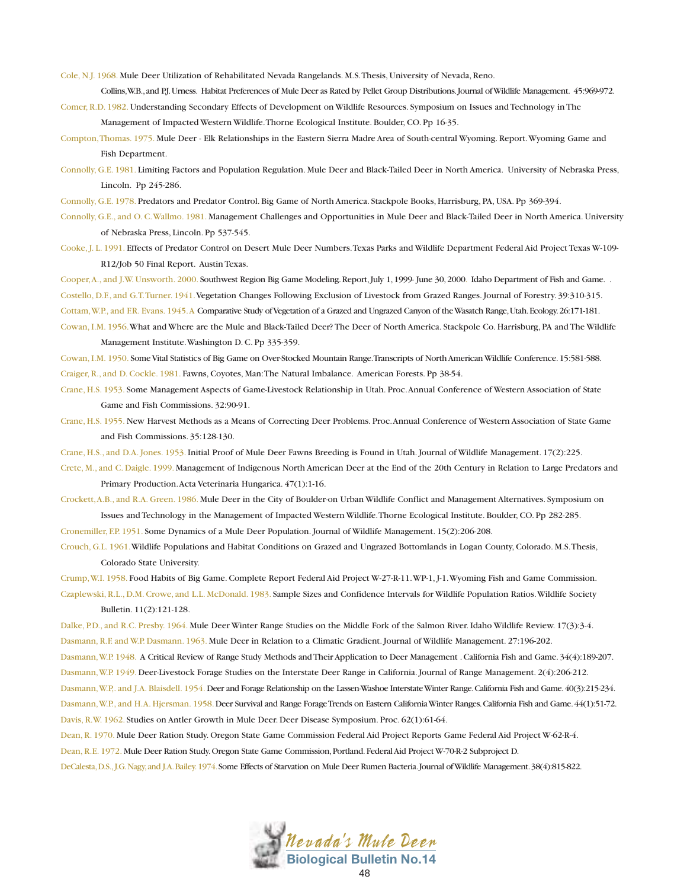Cole, N.J. 1968. Mule Deer Utilization of Rehabilitated Nevada Rangelands. M.S. Thesis, University of Nevada, Reno.

Collins, W.B., and P.J. Urness. Habitat Preferences of Mule Deer as Rated by Pellet Group Distributions. Journal of Wildlife Management. 45:969-972.

Comer, R.D. 1982. Understanding Secondary Effects of Development on Wildlife Resources. Symposium on Issues and Technology in The Management of Impacted Western Wildlife. Thorne Ecological Institute. Boulder, CO. Pp 16-35.

Compton, Thomas. 1975. Mule Deer - Elk Relationships in the Eastern Sierra Madre Area of South-central Wyoming. Report. Wyoming Game and Fish Department.

Connolly, G.E. 1981. Limiting Factors and Population Regulation. Mule Deer and Black-Tailed Deer in North America. University of Nebraska Press, Lincoln. Pp 245-286.

Connolly, G.E. 1978. Predators and Predator Control. Big Game of North America. Stackpole Books, Harrisburg, PA, USA. Pp 369-394.

Connolly, G.E., and O. C. Wallmo. 1981. Management Challenges and Opportunities in Mule Deer and Black-Tailed Deer in North America. University of Nebraska Press, Lincoln. Pp 537-545.

Cooke, J. L. 1991. Effects of Predator Control on Desert Mule Deer Numbers. Texas Parks and Wildlife Department Federal Aid Project Texas W-109-R12/Job 50 Final Report. Austin Texas.

Cooper, A., and J.W. Unsworth. 2000. Southwest Region Big Game Modeling. Report, July 1, 1999- June 30, 2000. Idaho Department of Fish and Game. .

Costello, D.F., and G.T. Turner. 1941. Vegetation Changes Following Exclusion of Livestock from Grazed Ranges. Journal of Forestry. 39:310-315.

Cottam, W.P., and F.R. Evans. 1945. A Comparative Study of Vegetation of a Grazed and Ungrazed Canyon of the Wasatch Range, Utah. Ecology. 26:171-181.

Cowan, I.M. 1956. What and Where are the Mule and Black-Tailed Deer? The Deer of North America. Stackpole Co. Harrisburg, PA and The Wildlife Management Institute. Washington D. C. Pp 335-359.

Cowan, I.M. 1950. Some Vital Statistics of Big Game on Over-Stocked Mountain Range. Transcripts of North American Wildlife Conference. 15:581-588.

Craiger, R., and D. Cockle. 1981. Fawns, Coyotes, Man: The Natural Imbalance. American Forests. Pp 38-54.

Crane, H.S. 1953. Some Management Aspects of Game-Livestock Relationship in Utah. Proc. Annual Conference of Western Association of State Game and Fish Commissions. 32:90-91.

Crane, H.S. 1955. New Harvest Methods as a Means of Correcting Deer Problems. Proc. Annual Conference of Western Association of State Game and Fish Commissions. 35:128-130.

Crane, H.S., and D.A. Jones. 1953. Initial Proof of Mule Deer Fawns Breeding is Found in Utah. Journal of Wildlife Management. 17(2):225.

Crete, M., and C. Daigle. 1999. Management of Indigenous North American Deer at the End of the 20th Century in Relation to Large Predators and Primary Production. Acta Veterinaria Hungarica. 47(1):1-16.

Crockett, A.B., and R.A. Green. 1986. Mule Deer in the City of Boulder-on Urban Wildlife Conflict and Management Alternatives. Symposium on Issues and Technology in the Management of Impacted Western Wildlife. Thorne Ecological Institute. Boulder, CO. Pp 282-285.

Cronemiller, F.P. 1951. Some Dynamics of a Mule Deer Population. Journal of Wildlife Management. 15(2):206-208.

Crouch, G.L. 1961. Wildlife Populations and Habitat Conditions on Grazed and Ungrazed Bottomlands in Logan County, Colorado. M.S. Thesis, Colorado State University.

Crump, W.I. 1958. Food Habits of Big Game. Complete Report Federal Aid Project W-27-R-11. WP-1, J-1. Wyoming Fish and Game Commission.

Czaplewski, R.L., D.M. Crowe, and L.L. McDonald. 1983. Sample Sizes and Confidence Intervals for Wildlife Population Ratios. Wildlife Society Bulletin. 11(2):121-128.

Dalke, P.D., and R.C. Presby. 1964. Mule Deer Winter Range Studies on the Middle Fork of the Salmon River. Idaho Wildlife Review. 17(3):3-4.

Dasmann, R.F. and W.P. Dasmann. 1963. Mule Deer in Relation to a Climatic Gradient. Journal of Wildlife Management. 27:196-202.

Dasmann, W.P. 1948. A Critical Review of Range Study Methods and Their Application to Deer Management . California Fish and Game. 34(4):189-207.

Dasmann, W.P. 1949. Deer-Livestock Forage Studies on the Interstate Deer Range in California. Journal of Range Management. 2(4):206-212.

Dasmann, W.P,. and J.A. Blaisdell. 1954. Deer and Forage Relationship on the Lassen-Washoe Interstate Winter Range. California Fish and Game. 40(3):215-234.

Dasmann, W.P., and H.A. Hjersman. 1958. Deer Survival and Range Forage Trends on Eastern California Winter Ranges. California Fish and Game. 44(1):51-72.

Davis, R.W. 1962. Studies on Antler Growth in Mule Deer. Deer Disease Symposium. Proc. 62(1):61-64.

Dean, R. 1970. Mule Deer Ration Study. Oregon State Game Commission Federal Aid Project Reports Game Federal Aid Project W-62-R-4.

Dean, R.E. 1972. Mule Deer Ration Study. Oregon State Game Commission, Portland. Federal Aid Project W-70-R-2 Subproject D.

DeCalesta, D.S., J.G. Nagy, and J.A. Bailey. 1974. Some Effects of Starvation on Mule Deer Rumen Bacteria. Journal of Wildlife Management. 38(4):815-822.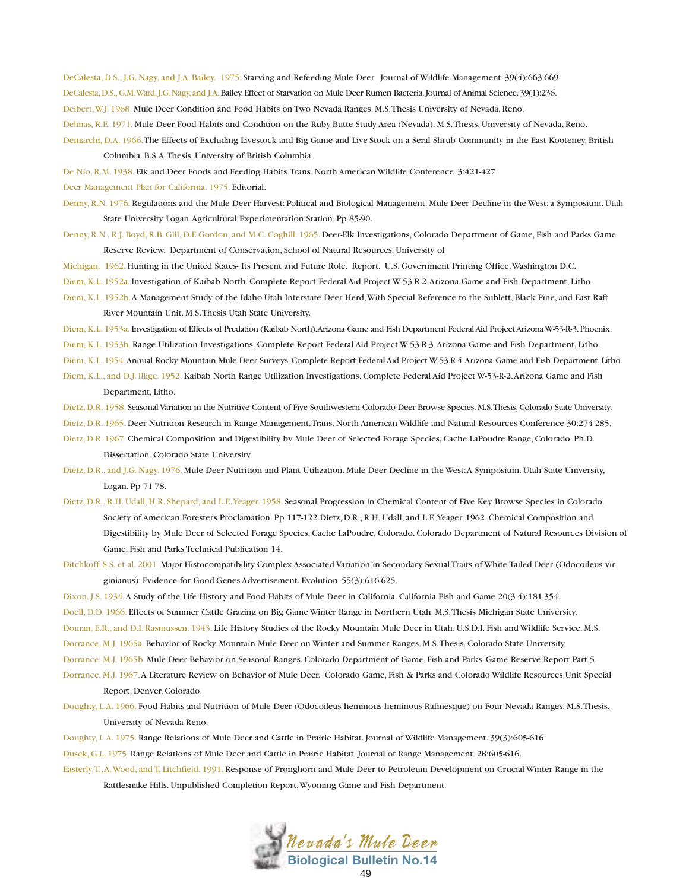DeCalesta, D.S., J.G. Nagy, and J.A. Bailey. 1975. Starving and Refeeding Mule Deer. Journal of Wildlife Management. 39(4):663-669.

DeCalesta, D.S., G.M. Ward, J.G. Nagy, and J.A. Bailey. Effect of Starvation on Mule Deer Rumen Bacteria. Journal of Animal Science. 39(1):236.

Deibert, W.J. 1968. Mule Deer Condition and Food Habits on Two Nevada Ranges. M.S. Thesis University of Nevada, Reno.

Delmas, R.E. 1971. Mule Deer Food Habits and Condition on the Ruby-Butte Study Area (Nevada). M.S. Thesis, University of Nevada, Reno.

Demarchi, D.A. 1966. The Effects of Excluding Livestock and Big Game and Live-Stock on a Seral Shrub Community in the East Kooteney, British Columbia. B.S.A. Thesis. University of British Columbia.

De Nio, R.M. 1938. Elk and Deer Foods and Feeding Habits. Trans. North American Wildlife Conference. 3:421-427.

Deer Management Plan for California. 1975. Editorial.

Denny, R.N. 1976. Regulations and the Mule Deer Harvest: Political and Biological Management. Mule Deer Decline in the West: a Symposium. Utah State University Logan. Agricultural Experimentation Station. Pp 85-90.

Denny, R.N., R.J. Boyd, R.B. Gill, D.F. Gordon, and M.C. Coghill. 1965. Deer-Elk Investigations, Colorado Department of Game, Fish and Parks Game Reserve Review. Department of Conservation, School of Natural Resources, University of

Michigan. 1962. Hunting in the United States- Its Present and Future Role. Report. U.S. Government Printing Office. Washington D.C.

Diem, K.L. 1952a. Investigation of Kaibab North. Complete Report Federal Aid Project W-53-R-2. Arizona Game and Fish Department, Litho.

Diem, K.L. 1952b. A Management Study of the Idaho-Utah Interstate Deer Herd, With Special Reference to the Sublett, Black Pine, and East Raft River Mountain Unit. M.S. Thesis Utah State University.

Diem, K.L. 1953a. Investigation of Effects of Predation (Kaibab North). Arizona Game and Fish Department Federal Aid Project Arizona W-53-R-3. Phoenix.

Diem, K.L. 1953b. Range Utilization Investigations. Complete Report Federal Aid Project W-53-R-3. Arizona Game and Fish Department, Litho.

Diem, K.L. 1954. Annual Rocky Mountain Mule Deer Surveys. Complete Report Federal Aid Project W-53-R-4. Arizona Game and Fish Department, Litho.

Diem, K.L., and D.J. Illige. 1952. Kaibab North Range Utilization Investigations. Complete Federal Aid Project W-53-R-2. Arizona Game and Fish Department, Litho.

Dietz, D.R. 1958. Seasonal Variation in the Nutritive Content of Five Southwestern Colorado Deer Browse Species. M.S. Thesis, Colorado State University.

Dietz, D.R. 1965. Deer Nutrition Research in Range Management. Trans. North American Wildlife and Natural Resources Conference 30:274-285.

Dietz, D.R. 1967. Chemical Composition and Digestibility by Mule Deer of Selected Forage Species, Cache LaPoudre Range, Colorado. Ph.D. Dissertation. Colorado State University.

Dietz, D.R., and J.G. Nagy. 1976. Mule Deer Nutrition and Plant Utilization. Mule Deer Decline in the West: A Symposium. Utah State University, Logan. Pp 71-78.

Dietz, D.R., R.H. Udall, H.R. Shepard, and L.E. Yeager. 1958. Seasonal Progression in Chemical Content of Five Key Browse Species in Colorado. Society of American Foresters Proclamation. Pp 117-122. Dietz, D.R., R.H. Udall, and L.E. Yeager. 1962. Chemical Composition and Digestibility by Mule Deer of Selected Forage Species, Cache LaPoudre, Colorado. Colorado Department of Natural Resources Division of Game, Fish and Parks Technical Publication 14.

Ditchkoff, S.S. et al. 2001. Major-Histocompatibility-Complex Associated Variation in Secondary Sexual Traits of White-Tailed Deer (Odocoileus vir ginianus): Evidence for Good-Genes Advertisement. Evolution. 55(3):616-625.

Dixon, J.S. 1934. A Study of the Life History and Food Habits of Mule Deer in California. California Fish and Game 20(3-4):181-354.

Doell, D.D. 1966. Effects of Summer Cattle Grazing on Big Game Winter Range in Northern Utah. M.S. Thesis Michigan State University.

Doman, E.R., and D.I. Rasmussen. 1943. Life History Studies of the Rocky Mountain Mule Deer in Utah. U.S.D.I. Fish and Wildlife Service. M.S.

Dorrance, M.J. 1965a. Behavior of Rocky Mountain Mule Deer on Winter and Summer Ranges. M.S. Thesis. Colorado State University.

Dorrance, M.J. 1965b. Mule Deer Behavior on Seasonal Ranges. Colorado Department of Game, Fish and Parks. Game Reserve Report Part 5.

Dorrance, M.J. 1967. A Literature Review on Behavior of Mule Deer. Colorado Game, Fish & Parks and Colorado Wildlife Resources Unit Special Report. Denver, Colorado.

Doughty, L.A. 1966. Food Habits and Nutrition of Mule Deer (Odocoileus heminous heminous Rafinesque) on Four Nevada Ranges. M.S. Thesis, University of Nevada Reno.

Doughty, L.A. 1975. Range Relations of Mule Deer and Cattle in Prairie Habitat. Journal of Wildlife Management. 39(3):605-616.

Dusek, G.L. 1975. Range Relations of Mule Deer and Cattle in Prairie Habitat. Journal of Range Management. 28:605-616.

Easterly, T., A. Wood, and T. Litchfield. 1991. Response of Pronghorn and Mule Deer to Petroleum Development on Crucial Winter Range in the Rattlesnake Hills. Unpublished Completion Report, Wyoming Game and Fish Department.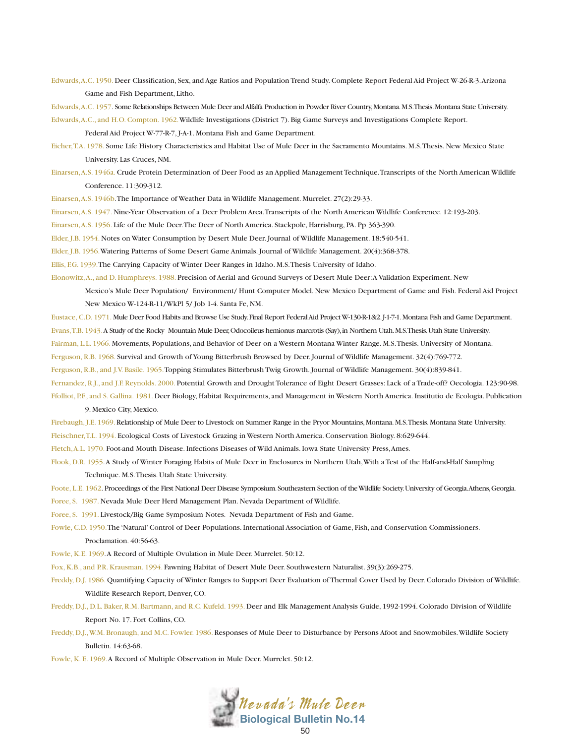Edwards, A.C. 1950. Deer Classification, Sex, and Age Ratios and Population Trend Study. Complete Report Federal Aid Project W-26-R-3. Arizona Game and Fish Department, Litho.

Edwards, A.C. 1957. Some Relationships Between Mule Deer and Alfalfa Production in Powder River Country, Montana. M.S. Thesis. Montana State University.

Edwards, A.C., and H.O. Compton. 1962. Wildlife Investigations (District 7). Big Game Surveys and Investigations Complete Report. Federal Aid Project W-77-R-7, J-A-1. Montana Fish and Game Department.

Eicher, T.A. 1978. Some Life History Characteristics and Habitat Use of Mule Deer in the Sacramento Mountains. M.S. Thesis. New Mexico State University. Las Cruces, NM.

Einarsen, A.S. 1946a. Crude Protein Determination of Deer Food as an Applied Management Technique. Transcripts of the North American Wildlife Conference. 11:309-312.

Einarsen, A.S. 1946b. The Importance of Weather Data in Wildlife Management. Murrelet. 27(2):29-33.

Einarsen, A.S. 1947. Nine-Year Observation of a Deer Problem Area. Transcripts of the North American Wildlife Conference. 12:193-203.

Einarsen, A.S. 1956. Life of the Mule Deer. The Deer of North America. Stackpole, Harrisburg, PA. Pp 363-390.

Elder, J.B. 1954. Notes on Water Consumption by Desert Mule Deer. Journal of Wildlife Management. 18:540-541.

Elder, J.B. 1956. Watering Patterns of Some Desert Game Animals. Journal of Wildlife Management. 20(4):368-378.

Ellis, F.G. 1939. The Carrying Capacity of Winter Deer Ranges in Idaho. M.S. Thesis University of Idaho.

Elonowitz, A., and D. Humphreys. 1988. Precision of Aerial and Ground Surveys of Desert Mule Deer: A Validation Experiment. New Mexico's Mule Deer Population/ Environment/ Hunt Computer Model. New Mexico Department of Game and Fish. Federal Aid Project New Mexico W-124-R-11/WkPl 5/ Job 1-4. Santa Fe, NM.

Eustace, C.D. 1971. Mule Deer Food Habits and Browse Use Study. Final Report Federal Aid Project W-130-R-1&2. J-1-7-1. Montana Fish and Game Department.

Evans, T.B. 1943. A Study of the Rocky Mountain Mule Deer, Odocoileus hemionus marcrotis (Say), in Northern Utah. M.S. Thesis. Utah State University.

Fairman, L.L. 1966. Movements, Populations, and Behavior of Deer on a Western Montana Winter Range. M.S. Thesis. University of Montana.

Ferguson, R.B. 1968. Survival and Growth of Young Bitterbrush Browsed by Deer. Journal of Wildlife Management. 32(4):769-772.

Ferguson, R.B., and J.V. Basile. 1965. Topping Stimulates Bitterbrush Twig Growth. Journal of Wildlife Management. 30(4):839-841.

Fernandez, R.J., and J.F. Reynolds. 2000. Potential Growth and Drought Tolerance of Eight Desert Grasses: Lack of a Trade-off? Oecologia. 123:90-98.

Ffolliot, P.F., and S. Gallina. 1981. Deer Biology, Habitat Requirements, and Management in Western North America. Institutio de Ecologia. Publication 9. Mexico City, Mexico.

Firebaugh, J.E. 1969. Relationship of Mule Deer to Livestock on Summer Range in the Pryor Mountains, Montana. M.S. Thesis. Montana State University.

Fleischner, T.L. 1994. Ecological Costs of Livestock Grazing in Western North America. Conservation Biology. 8:629-644.

Fletch, A.L. 1970. Foot-and Mouth Disease. Infections Diseases of Wild Animals. Iowa State University Press, Ames.

Flook, D.R. 1955. A Study of Winter Foraging Habits of Mule Deer in Enclosures in Northern Utah, With a Test of the Half-and-Half Sampling Technique. M.S. Thesis. Utah State University.

Foote, L.E. 1962. Proceedings of the First National Deer Disease Symposium. Southeastern Section of the Wildlife Society. University of Georgia. Athens, Georgia.

Foree, S. 1987. Nevada Mule Deer Herd Management Plan. Nevada Department of Wildlife.

Foree, S. 1991. Livestock/Big Game Symposium Notes. Nevada Department of Fish and Game.

Fowle, C.D. 1950. The 'Natural' Control of Deer Populations. International Association of Game, Fish, and Conservation Commissioners. Proclamation. 40:56-63.

Fowle, K.E. 1969. A Record of Multiple Ovulation in Mule Deer. Murrelet. 50:12.

Fox, K.B., and P.R. Krausman. 1994. Fawning Habitat of Desert Mule Deer. Southwestern Naturalist. 39(3):269-275.

Freddy, D.J. 1986. Quantifying Capacity of Winter Ranges to Support Deer Evaluation of Thermal Cover Used by Deer. Colorado Division of Wildlife. Wildlife Research Report, Denver, CO.

Freddy, D.J., D.L. Baker, R.M. Bartmann, and R.C. Kufeld. 1993. Deer and Elk Management Analysis Guide, 1992-1994. Colorado Division of Wildlife Report No. 17. Fort Collins, CO.

Freddy, D.J., W.M. Bronaugh, and M.C. Fowler. 1986. Responses of Mule Deer to Disturbance by Persons Afoot and Snowmobiles. Wildlife Society Bulletin. 14:63-68.

Fowle, K. E. 1969. A Record of Multiple Observation in Mule Deer. Murrelet. 50:12.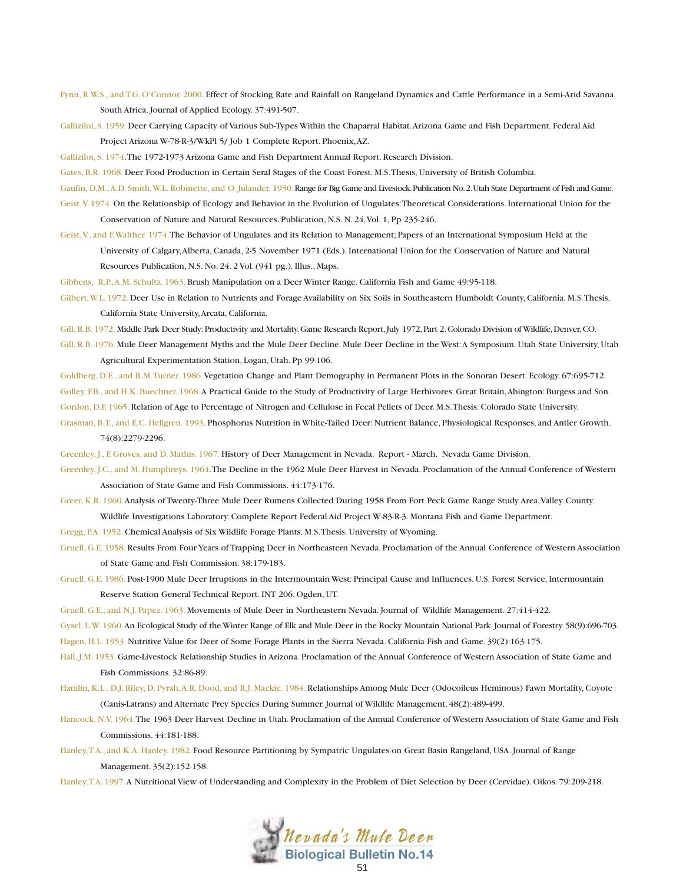Fynn, R.W.S., and T.G. O'Connor. 2000. Effect of Stocking Rate and Rainfall on Rangeland Dynamics and Cattle Performance in a Semi-Arid Savanna, South Africa. Journal of Applied Ecology. 37:491-507.

Galliziloi, S. 1959. Deer Carrying Capacity of Various Sub-Types Within the Chaparral Habitat. Arizona Game and Fish Department. Federal Aid Project Arizona W-78-R-3/WkPl 5/ Job 1 Complete Report. Phoenix, AZ.

Galliziloi, S. 1974. The 1972-1973 Arizona Game and Fish Department Annual Report. Research Division.

Gates, B.R. 1968. Deer Food Production in Certain Seral Stages of the Coast Forest. M.S. Thesis, University of British Columbia.

Gaufin, D.M., A.D. Smith, W.L. Robinette, and O. Julander. 1950. Range for Big Game and Livestock. Publication No. 2. Utah State Department of Fish and Game.

Geist, V. 1974. On the Relationship of Ecology and Behavior in the Evolution of Ungulates: Theoretical Considerations. International Union for the Conservation of Nature and Natural Resources. Publication, N.S. N. 24, Vol. 1, Pp 235-246.

Geist, V., and F. Walther. 1974. The Behavior of Ungulates and its Relation to Management; Papers of an International Symposium Held at the University of Calgary, Alberta, Canada, 2-5 November 1971 (Eds.). International Union for the Conservation of Nature and Natural Resources Publication, N.S. No. 24. 2 Vol. (941 pg.). Illus., Maps.

Gibbens, R.P., A.M. Schultz. 1963. Brush Manipulation on a Deer Winter Range. California Fish and Game 49:95-118.

Gilbert, W.L. 1972. Deer Use in Relation to Nutrients and Forage Availability on Six Soils in Southeastern Humboldt County, California. M.S. Thesis, California State University, Arcata, California.

Gill, R.B. 1972. Middle Park Deer Study: Productivity and Mortality. Game Research Report, July 1972, Part 2. Colorado Division of Wildlife, Denver, CO.

Gill, R.B. 1976. Mule Deer Management Myths and the Mule Deer Decline. Mule Deer Decline in the West: A Symposium. Utah State University, Utah Agricultural Experimentation Station, Logan, Utah. Pp 99-106.

Goldberg, D.E., and R.M. Turner. 1986. Vegetation Change and Plant Demography in Permanent Plots in the Sonoran Desert. Ecology. 67:695-712.

Golley, F.B., and H.K. Buechner. 1968. A Practical Guide to the Study of Productivity of Large Herbivores. Great Britain, Abington: Burgess and Son.

Gordon, D.F. 1965. Relation of Age to Percentage of Nitrogen and Cellulose in Fecal Pellets of Deer. M.S. Thesis. Colorado State University.

Grasman, B.T., and E.C. Hellgren. 1993. Phosphorus Nutrition in White-Tailed Deer: Nutrient Balance, Physiological Responses, and Antler Growth. 74(8):2279-2296.

Greenley, J., F. Groves, and D. Mathis. 1967. History of Deer Management in Nevada. Report - March. Nevada Game Division.

Greenley, J.C., and M. Humphreys. 1964. The Decline in the 1962 Mule Deer Harvest in Nevada. Proclamation of the Annual Conference of Western Association of State Game and Fish Commissions. 44:173-176.

Greer, K.R. 1960. Analysis of Twenty-Three Mule Deer Rumens Collected During 1958 From Fort Peck Game Range Study Area, Valley County. Wildlife Investigations Laboratory. Complete Report Federal Aid Project W-83-R-3. Montana Fish and Game Department.

Gregg, P.A. 1952. Chemical Analysis of Six Wildlife Forage Plants. M.S. Thesis. University of Wyoming.

Gruell, G.E. 1958. Results From Four Years of Trapping Deer in Northeastern Nevada. Proclamation of the Annual Conference of Western Association of State Game and Fish Commission. 38:179-183.

Gruell, G.E. 1986. Post-1900 Mule Deer Irruptions in the Intermountain West: Principal Cause and Influences. U.S. Forest Service, Intermountain Reserve Station General Technical Report. INT 206. Ogden, UT.

Gruell, G.E., and N.J. Papez. 1963. Movements of Mule Deer in Northeastern Nevada. Journal of Wildlife Management. 27:414-422.

Gysel, L.W. 1960. An Ecological Study of the Winter Range of Elk and Mule Deer in the Rocky Mountain National Park. Journal of Forestry. 58(9):696-703.

Hagen, H.L. 1953. Nutritive Value for Deer of Some Forage Plants in the Sierra Nevada. California Fish and Game. 39(2):163-175.

Hall, J.M. 1953. Game-Livestock Relationship Studies in Arizona. Proclamation of the Annual Conference of Western Association of State Game and Fish Commissions. 32:86-89.

Hamlin, K.L., D.J. Riley, D. Pyrah, A.R. Dood, and R.J. Mackie. 1984. Relationships Among Mule Deer (Odocoileus Heminous) Fawn Mortality, Coyote (Canis-Latrans) and Alternate Prey Species During Summer. Journal of Wildlife Management. 48(2):489-499.

Hancock, N.V. 1964. The 1963 Deer Harvest Decline in Utah. Proclamation of the Annual Conference of Western Association of State Game and Fish Commissions. 44:181-188.

Hanley, T.A., and K.A. Hanley. 1982. Food Resource Partitioning by Sympatric Ungulates on Great Basin Rangeland, USA. Journal of Range Management. 35(2):152-158.

Hanley, T.A. 1997. A Nutritional View of Understanding and Complexity in the Problem of Diet Selection by Deer (Cervidae). Oikos. 79:209-218.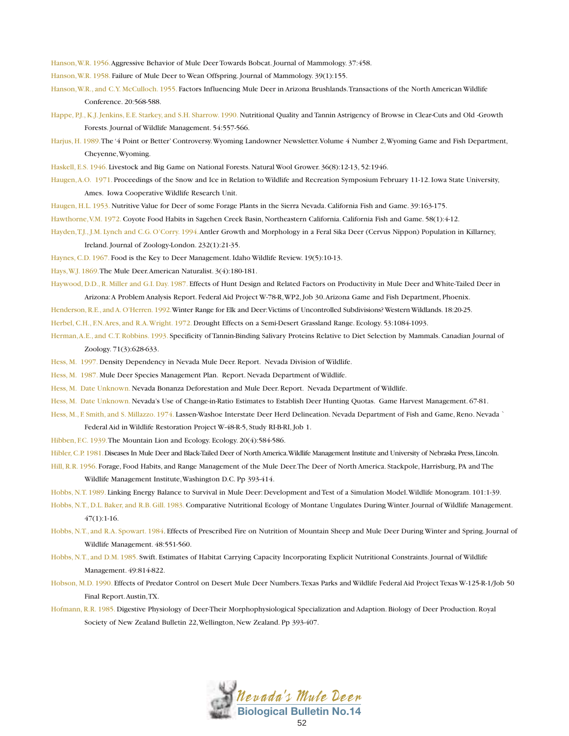Hanson, W.R. 1956. Aggressive Behavior of Mule Deer Towards Bobcat. Journal of Mammology. 37:458.

Hanson, W.R. 1958. Failure of Mule Deer to Wean Offspring. Journal of Mammology. 39(1):155.

Hanson, W.R., and C.Y. McCulloch. 1955. Factors Influencing Mule Deer in Arizona Brushlands. Transactions of the North American Wildlife Conference. 20:568-588.

Happe, P.J., K.J. Jenkins, E.E. Starkey, and S.H. Sharrow. 1990. Nutritional Quality and Tannin Astrigency of Browse in Clear-Cuts and Old -Growth Forests. Journal of Wildlife Management. 54:557-566.

Harjus, H. 1989. The '4 Point or Better' Controversy. Wyoming Landowner Newsletter. Volume 4 Number 2, Wyoming Game and Fish Department, Cheyenne, Wyoming.

Haskell, E.S. 1946. Livestock and Big Game on National Forests. Natural Wool Grower. 36(8):12-13, 52:1946.

Haugen, A.O. 1971. Proceedings of the Snow and Ice in Relation to Wildlife and Recreation Symposium February 11-12. Iowa State University, Ames. Iowa Cooperative Wildlife Research Unit.

Haugen, H.L. 1953. Nutritive Value for Deer of some Forage Plants in the Sierra Nevada. California Fish and Game. 39:163-175.

Hawthorne, V.M. 1972. Coyote Food Habits in Sagehen Creek Basin, Northeastern California. California Fish and Game. 58(1):4-12.

Hayden, T.J., J.M. Lynch and C.G. O'Corry. 1994. Antler Growth and Morphology in a Feral Sika Deer (Cervus Nippon) Population in Killarney, Ireland. Journal of Zoology-London. 232(1):21-35.

Haynes, C.D. 1967. Food is the Key to Deer Management. Idaho Wildlife Review. 19(5):10-13.

Hays, W.J. 1869. The Mule Deer. American Naturalist. 3(4):180-181.

Haywood, D.D., R. Miller and G.I. Day. 1987. Effects of Hunt Design and Related Factors on Productivity in Mule Deer and White-Tailed Deer in Arizona: A Problem Analysis Report. Federal Aid Project W-78-R, WP2, Job 30. Arizona Game and Fish Department, Phoenix.

Henderson, R.E., and A. O'Herren. 1992. Winter Range for Elk and Deer: Victims of Uncontrolled Subdivisions? Western Wildlands. 18:20-25.

Herbel, C.H., F.N. Ares, and R.A. Wright. 1972. Drought Effects on a Semi-Desert Grassland Range. Ecology. 53:1084-1093.

Herman, A.E., and C.T. Robbins. 1993. Specificity of Tannin-Binding Salivary Proteins Relative to Diet Selection by Mammals. Canadian Journal of Zoology. 71(3):628-633.

Hess, M. 1997. Density Dependency in Nevada Mule Deer. Report. Nevada Division of Wildlife.

Hess, M. 1987. Mule Deer Species Management Plan. Report. Nevada Department of Wildlife.

Hess, M. Date Unknown. Nevada Bonanza Deforestation and Mule Deer. Report. Nevada Department of Wildlife.

Hess, M. Date Unknown. Nevada's Use of Change-in-Ratio Estimates to Establish Deer Hunting Quotas. Game Harvest Management. 67-81.

Hess, M., F. Smith, and S. Millazzo. 1974. Lassen-Washoe Interstate Deer Herd Delineation. Nevada Department of Fish and Game, Reno. Nevada ` Federal Aid in Wildlife Restoration Project W-48-R-5, Study RI-B-RI, Job 1.

Hibben, F.C. 1939. The Mountain Lion and Ecology. Ecology. 20(4):584-586.

Hibler, C.P. 1981. Diseases In Mule Deer and Black-Tailed Deer of North America. Wildlife Management Institute and University of Nebraska Press, Lincoln.

Hill, R.R. 1956. Forage, Food Habits, and Range Management of the Mule Deer. The Deer of North America. Stackpole, Harrisburg, PA and The Wildlife Management Institute, Washington D.C. Pp 393-414.

Hobbs, N.T. 1989. Linking Energy Balance to Survival in Mule Deer: Development and Test of a Simulation Model. Wildlife Monogram. 101:1-39.

Hobbs, N.T., D.L. Baker, and R.B. Gill. 1983. Comparative Nutritional Ecology of Montane Ungulates During Winter. Journal of Wildlife Management. 47(1):1-16.

Hobbs, N.T., and R.A. Spowart. 1984. Effects of Prescribed Fire on Nutrition of Mountain Sheep and Mule Deer During Winter and Spring. Journal of Wildlife Management. 48:551-560.

Hobbs, N.T., and D.M. 1985. Swift. Estimates of Habitat Carrying Capacity Incorporating Explicit Nutritional Constraints. Journal of Wildlife Management. 49:814-822.

Hobson, M.D. 1990. Effects of Predator Control on Desert Mule Deer Numbers. Texas Parks and Wildlife Federal Aid Project Texas W-125-R-1/Job 50 Final Report. Austin, TX.

Hofmann, R.R. 1985. Digestive Physiology of Deer-Their Morphophysiological Specialization and Adaption. Biology of Deer Production. Royal Society of New Zealand Bulletin 22, Wellington, New Zealand. Pp 393-407.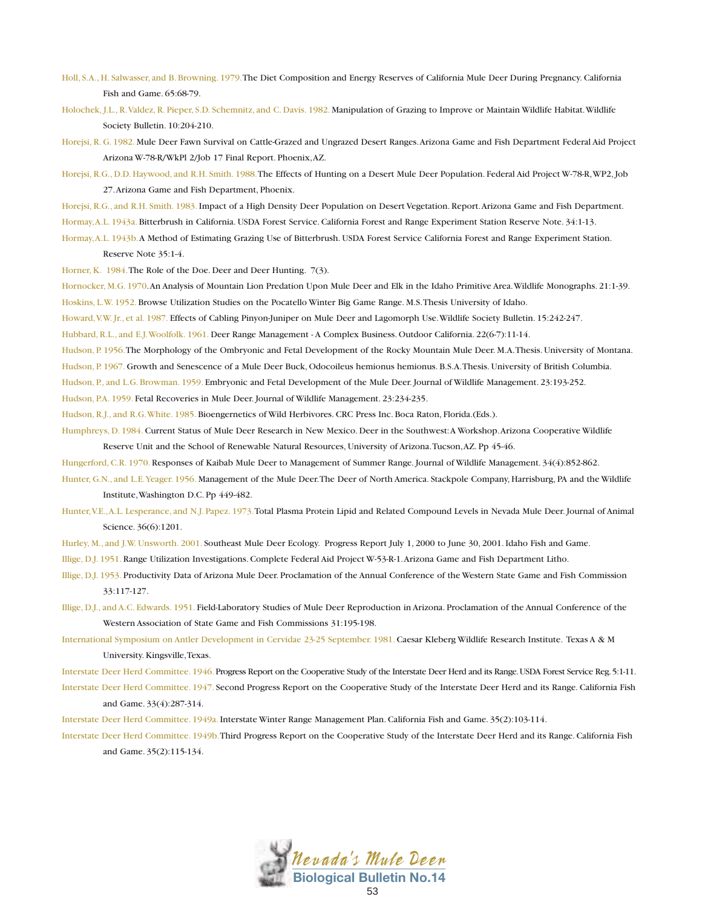Holl, S.A., H. Salwasser, and B. Browning. 1979. The Diet Composition and Energy Reserves of California Mule Deer During Pregnancy. California Fish and Game. 65:68-79.

Holochek, J.L., R. Valdez, R. Pieper, S.D. Schemnitz, and C. Davis. 1982. Manipulation of Grazing to Improve or Maintain Wildlife Habitat. Wildlife Society Bulletin. 10:204-210.

Horejsi, R. G. 1982. Mule Deer Fawn Survival on Cattle-Grazed and Ungrazed Desert Ranges. Arizona Game and Fish Department Federal Aid Project Arizona W-78-R/WkPl 2/Job 17 Final Report. Phoenix, AZ.

Horejsi, R.G., D.D. Haywood, and R.H. Smith. 1988. The Effects of Hunting on a Desert Mule Deer Population. Federal Aid Project W-78-R, WP2, Job 27. Arizona Game and Fish Department, Phoenix.

Horejsi, R.G., and R.H. Smith. 1983. Impact of a High Density Deer Population on Desert Vegetation. Report. Arizona Game and Fish Department.

Hormay, A.L. 1943a. Bitterbrush in California. USDA Forest Service. California Forest and Range Experiment Station Reserve Note. 34:1-13.

Hormay, A.L. 1943b. A Method of Estimating Grazing Use of Bitterbrush. USDA Forest Service California Forest and Range Experiment Station. Reserve Note 35:1-4.

Horner, K. 1984. The Role of the Doe. Deer and Deer Hunting. 7(3).

Hornocker, M.G. 1970. An Analysis of Mountain Lion Predation Upon Mule Deer and Elk in the Idaho Primitive Area. Wildlife Monographs. 21:1-39.

Hoskins, L.W. 1952. Browse Utilization Studies on the Pocatello Winter Big Game Range. M.S. Thesis University of Idaho.

Howard, V.W. Jr., et al. 1987. Effects of Cabling Pinyon-Juniper on Mule Deer and Lagomorph Use. Wildlife Society Bulletin. 15:242-247.

Hubbard, R.L., and E.J. Woolfolk. 1961. Deer Range Management - A Complex Business. Outdoor California. 22(6-7):11-14.

Hudson, P. 1956. The Morphology of the Ombryonic and Fetal Development of the Rocky Mountain Mule Deer. M.A. Thesis. University of Montana.

Hudson, P. 1967. Growth and Senescence of a Mule Deer Buck, Odocoileus hemionus hemionus. B.S.A. Thesis. University of British Columbia.

Hudson, P., and L.G. Browman. 1959. Embryonic and Fetal Development of the Mule Deer. Journal of Wildlife Management. 23:193-252.

Hudson, P.A. 1959. Fetal Recoveries in Mule Deer. Journal of Wildlife Management. 23:234-235.

Hudson, R.J., and R.G. White. 1985. Bioengernetics of Wild Herbivores. CRC Press Inc. Boca Raton, Florida. (Eds.).

Humphreys, D. 1984. Current Status of Mule Deer Research in New Mexico. Deer in the Southwest: A Workshop. Arizona Cooperative Wildlife Reserve Unit and the School of Renewable Natural Resources, University of Arizona. Tucson, AZ. Pp 45-46.

Hungerford, C.R. 1970. Responses of Kaibab Mule Deer to Management of Summer Range. Journal of Wildlife Management. 34(4):852-862.

Hunter, G.N., and L.E. Yeager. 1956. Management of the Mule Deer. The Deer of North America. Stackpole Company, Harrisburg, PA and the Wildlife Institute, Washington D.C. Pp 449-482.

Hunter, V.E., A.L. Lesperance, and N.J. Papez. 1973. Total Plasma Protein Lipid and Related Compound Levels in Nevada Mule Deer. Journal of Animal Science. 36(6):1201.

Hurley, M., and J.W. Unsworth. 2001. Southeast Mule Deer Ecology. Progress Report July 1, 2000 to June 30, 2001. Idaho Fish and Game.

Illige, D.J. 1951. Range Utilization Investigations. Complete Federal Aid Project W-53-R-1. Arizona Game and Fish Department Litho.

Illige, D.J. 1953. Productivity Data of Arizona Mule Deer. Proclamation of the Annual Conference of the Western State Game and Fish Commission 33:117-127.

Illige, D.J., and A.C. Edwards. 1951. Field-Laboratory Studies of Mule Deer Reproduction in Arizona. Proclamation of the Annual Conference of the Western Association of State Game and Fish Commissions 31:195-198.

International Symposium on Antler Development in Cervidae 23-25 September. 1981. Caesar Kleberg Wildlife Research Institute. Texas A & M University. Kingsville, Texas.

Interstate Deer Herd Committee. 1946. Progress Report on the Cooperative Study of the Interstate Deer Herd and its Range. USDA Forest Service Reg. 5:1-11.

Interstate Deer Herd Committee. 1947. Second Progress Report on the Cooperative Study of the Interstate Deer Herd and its Range. California Fish and Game. 33(4):287-314.

Interstate Deer Herd Committee. 1949a. Interstate Winter Range Management Plan. California Fish and Game. 35(2):103-114.

Interstate Deer Herd Committee. 1949b. Third Progress Report on the Cooperative Study of the Interstate Deer Herd and its Range. California Fish and Game. 35(2):115-134.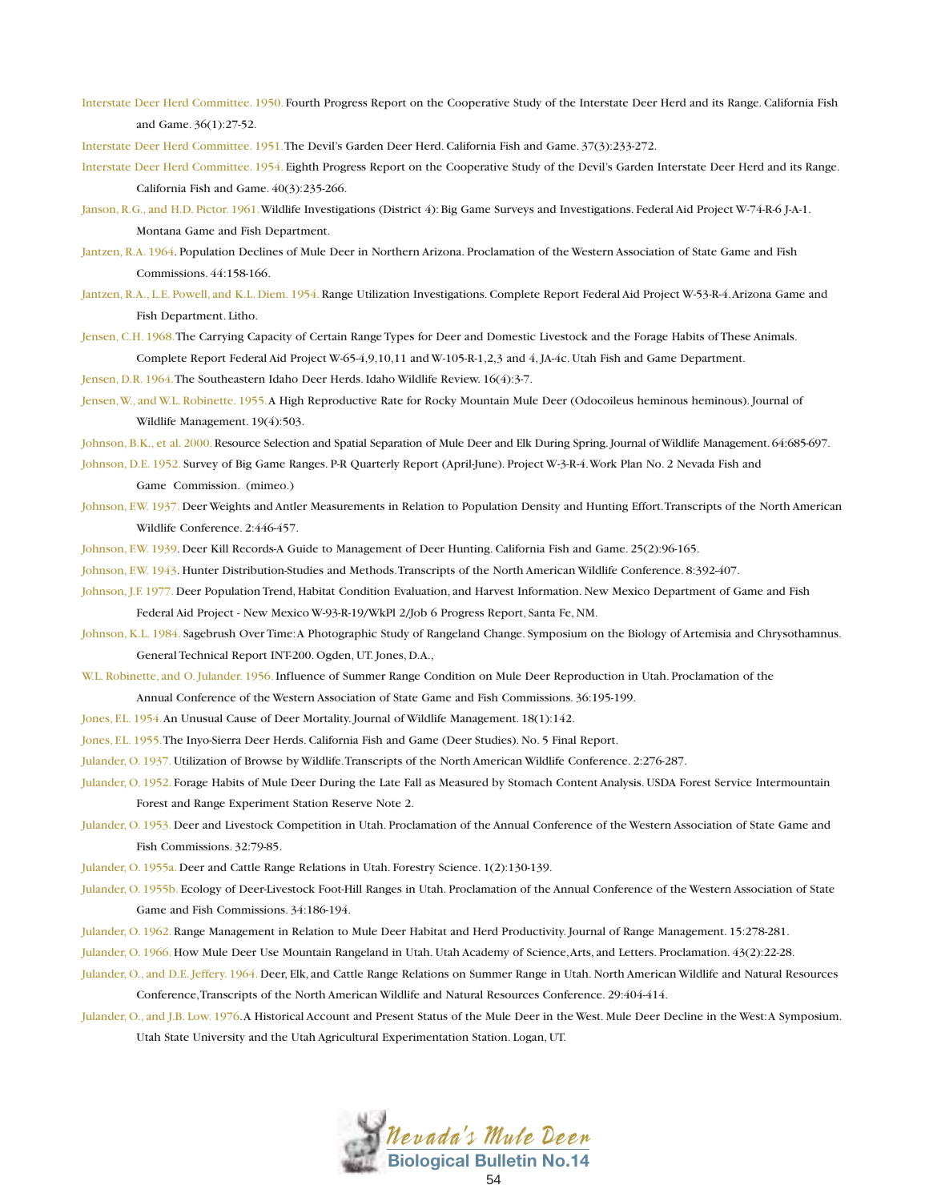Interstate Deer Herd Committee. 1950. Fourth Progress Report on the Cooperative Study of the Interstate Deer Herd and its Range. California Fish and Game. 36(1):27-52.

Interstate Deer Herd Committee. 1951. The Devil's Garden Deer Herd. California Fish and Game. 37(3):233-272.

Interstate Deer Herd Committee. 1954. Eighth Progress Report on the Cooperative Study of the Devil's Garden Interstate Deer Herd and its Range. California Fish and Game. 40(3):235-266.

Janson, R.G., and H.D. Pictor. 1961. Wildlife Investigations (District 4): Big Game Surveys and Investigations. Federal Aid Project W-74-R-6 J-A-1. Montana Game and Fish Department.

Jantzen, R.A. 1964. Population Declines of Mule Deer in Northern Arizona. Proclamation of the Western Association of State Game and Fish Commissions. 44:158-166.

Jantzen, R.A., L.E. Powell, and K.L. Diem. 1954. Range Utilization Investigations. Complete Report Federal Aid Project W-53-R-4. Arizona Game and Fish Department. Litho.

Jensen, C.H. 1968. The Carrying Capacity of Certain Range Types for Deer and Domestic Livestock and the Forage Habits of These Animals. Complete Report Federal Aid Project W-65-4,9,10,11 and W-105-R-1,2,3 and 4, JA-4c. Utah Fish and Game Department.

Jensen, D.R. 1964. The Southeastern Idaho Deer Herds. Idaho Wildlife Review. 16(4):3-7.

Jensen, W., and W.L. Robinette. 1955. A High Reproductive Rate for Rocky Mountain Mule Deer (Odocoileus heminous heminous). Journal of Wildlife Management. 19(4):503.

Johnson, B.K., et al. 2000. Resource Selection and Spatial Separation of Mule Deer and Elk During Spring. Journal of Wildlife Management. 64:685-697.

Johnson, D.E. 1952. Survey of Big Game Ranges. P-R Quarterly Report (April-June). Project W-3-R-4. Work Plan No. 2 Nevada Fish and Game Commission. (mimeo.)

Johnson, F.W. 1937. Deer Weights and Antler Measurements in Relation to Population Density and Hunting Effort. Transcripts of the North American Wildlife Conference. 2:446-457.

Johnson, F.W. 1939. Deer Kill Records-A Guide to Management of Deer Hunting. California Fish and Game. 25(2):96-165.

Johnson, F.W. 1943. Hunter Distribution-Studies and Methods. Transcripts of the North American Wildlife Conference. 8:392-407.

Johnson, J.F. 1977. Deer Population Trend, Habitat Condition Evaluation, and Harvest Information. New Mexico Department of Game and Fish Federal Aid Project - New Mexico W-93-R-19/WkPl 2/Job 6 Progress Report, Santa Fe, NM.

Johnson, K.L. 1984. Sagebrush Over Time: A Photographic Study of Rangeland Change. Symposium on the Biology of Artemisia and Chrysothamnus. General Technical Report INT-200. Ogden, UT. Jones, D.A.,

W.L. Robinette, and O. Julander. 1956. Influence of Summer Range Condition on Mule Deer Reproduction in Utah. Proclamation of the Annual Conference of the Western Association of State Game and Fish Commissions. 36:195-199.

Jones, F.L. 1954. An Unusual Cause of Deer Mortality. Journal of Wildlife Management. 18(1):142.

Jones, F.L. 1955. The Inyo-Sierra Deer Herds. California Fish and Game (Deer Studies). No. 5 Final Report.

Julander, O. 1937. Utilization of Browse by Wildlife. Transcripts of the North American Wildlife Conference. 2:276-287.

Julander, O. 1952. Forage Habits of Mule Deer During the Late Fall as Measured by Stomach Content Analysis. USDA Forest Service Intermountain Forest and Range Experiment Station Reserve Note 2.

Julander, O. 1953. Deer and Livestock Competition in Utah. Proclamation of the Annual Conference of the Western Association of State Game and Fish Commissions. 32:79-85.

Julander, O. 1955a. Deer and Cattle Range Relations in Utah. Forestry Science. 1(2):130-139.

Julander, O. 1955b. Ecology of Deer-Livestock Foot-Hill Ranges in Utah. Proclamation of the Annual Conference of the Western Association of State Game and Fish Commissions. 34:186-194.

Julander, O. 1962. Range Management in Relation to Mule Deer Habitat and Herd Productivity. Journal of Range Management. 15:278-281.

Julander, O. 1966. How Mule Deer Use Mountain Rangeland in Utah. Utah Academy of Science, Arts, and Letters. Proclamation. 43(2):22-28.

Julander, O., and D.E. Jeffery. 1964. Deer, Elk, and Cattle Range Relations on Summer Range in Utah. North American Wildlife and Natural Resources Conference, Transcripts of the North American Wildlife and Natural Resources Conference. 29:404-414.

Julander, O., and J.B. Low. 1976. A Historical Account and Present Status of the Mule Deer in the West. Mule Deer Decline in the West: A Symposium. Utah State University and the Utah Agricultural Experimentation Station. Logan, UT.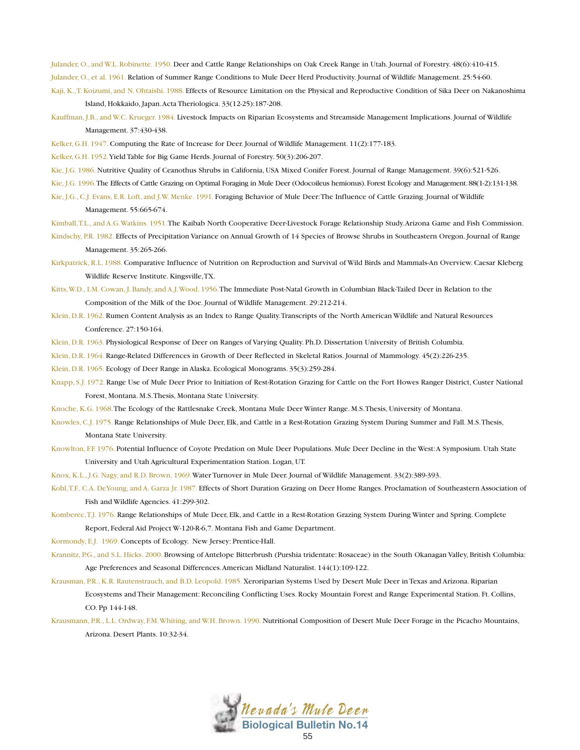Julander, O., and W.L. Robinette. 1950. Deer and Cattle Range Relationships on Oak Creek Range in Utah. Journal of Forestry. 48(6):410-415.

Julander, O., et al. 1961. Relation of Summer Range Conditions to Mule Deer Herd Productivity. Journal of Wildlife Management. 25:54-60.

Kaji, K., T. Koizumi, and N. Ohtaishi. 1988. Effects of Resource Limitation on the Physical and Reproductive Condition of Sika Deer on Nakanoshima Island, Hokkaido, Japan. Acta Theriologica. 33(12-25):187-208.

Kauffman, J.B., and W.C. Krueger. 1984. Livestock Impacts on Riparian Ecosystems and Streamside Management Implications. Journal of Wildlife Management. 37:430-438.

Kelker, G.H. 1947. Computing the Rate of Increase for Deer. Journal of Wildlife Management. 11(2):177-183.

Kelker, G.H. 1952. Yield Table for Big Game Herds. Journal of Forestry. 50(3):206-207.

Kie, J.G. 1986. Nutritive Quality of Ceanothus Shrubs in California, USA Mixed Conifer Forest. Journal of Range Management. 39(6):521-526.

Kie, J.G. 1996. The Effects of Cattle Grazing on Optimal Foraging in Mule Deer (Odocoileus hemionus). Forest Ecology and Management. 88(1-2):131-138.

Kie, J.G., C.J. Evans, E.R. Loft, and J.W. Menke. 1991. Foraging Behavior of Mule Deer: The Influence of Cattle Grazing. Journal of Wildlife Management. 55:665-674.

Kimball, T.L., and A.G. Watkins. 1951. The Kaibab North Cooperative Deer-Livestock Forage Relationship Study. Arizona Game and Fish Commission.

Kindschy, P.R. 1982. Effects of Precipitation Variance on Annual Growth of 14 Species of Browse Shrubs in Southeastern Oregon. Journal of Range Management. 35:265-266.

Kirkpatrick, R.L. 1988. Comparative Influence of Nutrition on Reproduction and Survival of Wild Birds and Mammals-An Overview. Caesar Kleberg Wildlife Reserve Institute. Kingsville, TX.

Kitts, W.D., I.M. Cowan, J. Bandy, and A.J. Wood. 1956. The Immediate Post-Natal Growth in Columbian Black-Tailed Deer in Relation to the Composition of the Milk of the Doe. Journal of Wildlife Management. 29:212-214.

Klein, D.R. 1962. Rumen Content Analysis as an Index to Range Quality. Transcripts of the North American Wildlife and Natural Resources Conference. 27:150-164.

Klein, D.R. 1963. Physiological Response of Deer on Ranges of Varying Quality. Ph.D. Dissertation University of British Columbia.

Klein, D.R. 1964. Range-Related Differences in Growth of Deer Reflected in Skeletal Ratios. Journal of Mammology. 45(2):226-235.

Klein, D.R. 1965. Ecology of Deer Range in Alaska. Ecological Monograms. 35(3):259-284.

Knapp, S.J. 1972. Range Use of Mule Deer Prior to Initiation of Rest-Rotation Grazing for Cattle on the Fort Howes Ranger District, Custer National Forest, Montana. M.S. Thesis, Montana State University.

Knoche, K.G. 1968. The Ecology of the Rattlesnake Creek, Montana Mule Deer Winter Range. M.S. Thesis, University of Montana.

Knowles, C.J. 1975. Range Relationships of Mule Deer, Elk, and Cattle in a Rest-Rotation Grazing System During Summer and Fall. M.S. Thesis, Montana State University.

Knowlton, F.F. 1976. Potential Influence of Coyote Predation on Mule Deer Populations. Mule Deer Decline in the West: A Symposium. Utah State University and Utah Agricultural Experimentation Station. Logan, UT.

Knox, K.L., J.G. Nagy, and R.D. Brown. 1969. Water Turnover in Mule Deer. Journal of Wildlife Management. 33(2):389-393.

Kohl, T.F., C.A. DeYoung, and A. Garza Jr. 1987. Effects of Short Duration Grazing on Deer Home Ranges. Proclamation of Southeastern Association of Fish and Wildlife Agencies. 41:299-302.

Komberec, T.J. 1976. Range Relationships of Mule Deer, Elk, and Cattle in a Rest-Rotation Grazing System During Winter and Spring. Complete Report, Federal Aid Project W-120-R-6,7. Montana Fish and Game Department.

Kormondy, E.J. 1969. Concepts of Ecology. New Jersey: Prentice-Hall.

Krannitz, P.G., and S.L. Hicks. 2000. Browsing of Antelope Bitterbrush (Purshia tridentate: Rosaceae) in the South Okanagan Valley, British Columbia: Age Preferences and Seasonal Differences. American Midland Naturalist. 144(1):109-122.

Krausman, P.R., K.R. Rautenstrauch, and B.D. Leopold. 1985. Xeroriparian Systems Used by Desert Mule Deer in Texas and Arizona. Riparian Ecosystems and Their Management: Reconciling Conflicting Uses. Rocky Mountain Forest and Range Experimental Station. Ft. Collins, CO. Pp 144-148.

Krausmann, P.R., L.L. Ordway, F.M. Whiting, and W.H. Brown. 1990. Nutritional Composition of Desert Mule Deer Forage in the Picacho Mountains, Arizona. Desert Plants. 10:32-34.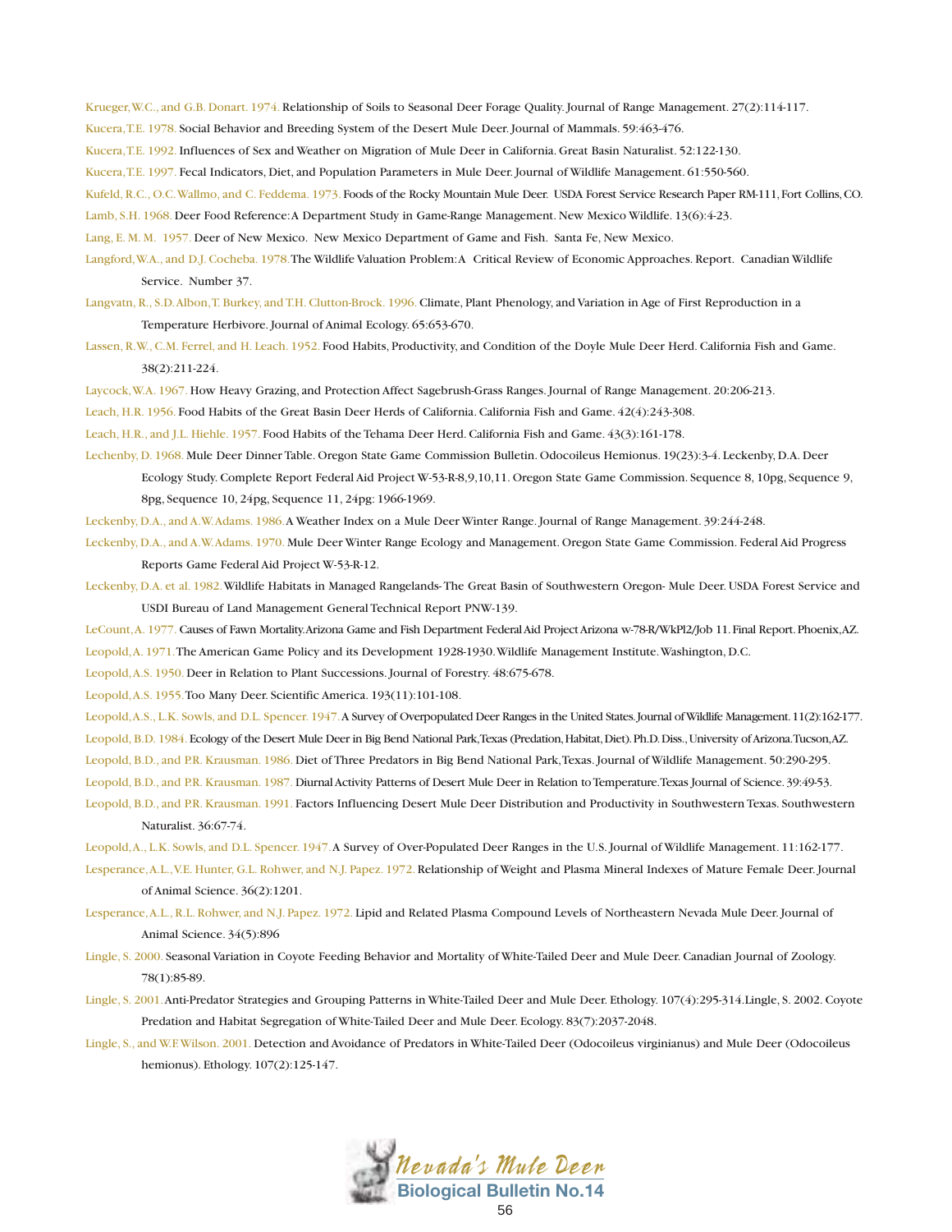Krueger, W.C., and G.B. Donart. 1974. Relationship of Soils to Seasonal Deer Forage Quality. Journal of Range Management. 27(2):114-117.

Kucera, T.E. 1978. Social Behavior and Breeding System of the Desert Mule Deer. Journal of Mammals. 59:463-476.

Kucera, T.E. 1992. Influences of Sex and Weather on Migration of Mule Deer in California. Great Basin Naturalist. 52:122-130.

Kucera, T.E. 1997. Fecal Indicators, Diet, and Population Parameters in Mule Deer. Journal of Wildlife Management. 61:550-560.

Kufeld, R.C., O.C. Wallmo, and C. Feddema. 1973. Foods of the Rocky Mountain Mule Deer. USDA Forest Service Research Paper RM-111, Fort Collins, CO.

Lamb, S.H. 1968. Deer Food Reference: A Department Study in Game-Range Management. New Mexico Wildlife. 13(6):4-23.

Lang, E. M. M. 1957. Deer of New Mexico. New Mexico Department of Game and Fish. Santa Fe, New Mexico.

Langford, W.A., and D.J. Cocheba. 1978. The Wildlife Valuation Problem: A Critical Review of Economic Approaches. Report. Canadian Wildlife Service. Number 37.

Langvatn, R., S.D. Albon, T. Burkey, and T.H. Clutton-Brock. 1996. Climate, Plant Phenology, and Variation in Age of First Reproduction in a Temperature Herbivore. Journal of Animal Ecology. 65:653-670.

Lassen, R.W., C.M. Ferrel, and H. Leach. 1952. Food Habits, Productivity, and Condition of the Doyle Mule Deer Herd. California Fish and Game. 38(2):211-224.

Laycock, W.A. 1967. How Heavy Grazing, and Protection Affect Sagebrush-Grass Ranges. Journal of Range Management. 20:206-213.

Leach, H.R. 1956. Food Habits of the Great Basin Deer Herds of California. California Fish and Game. 42(4):243-308.

Leach, H.R., and J.L. Hiehle. 1957. Food Habits of the Tehama Deer Herd. California Fish and Game. 43(3):161-178.

Lechenby, D. 1968. Mule Deer Dinner Table. Oregon State Game Commission Bulletin. Odocoileus Hemionus. 19(23):3-4. Leckenby, D.A. Deer Ecology Study. Complete Report Federal Aid Project W-53-R-8,9,10,11. Oregon State Game Commission. Sequence 8, 10pg, Sequence 9, 8pg, Sequence 10, 24pg, Sequence 11, 24pg: 1966-1969.

Leckenby, D.A., and A.W. Adams. 1986. A Weather Index on a Mule Deer Winter Range. Journal of Range Management. 39:244-248.

Leckenby, D.A., and A.W. Adams. 1970. Mule Deer Winter Range Ecology and Management. Oregon State Game Commission. Federal Aid Progress Reports Game Federal Aid Project W-53-R-12.

Leckenby, D.A. et al. 1982. Wildlife Habitats in Managed Rangelands- The Great Basin of Southwestern Oregon- Mule Deer. USDA Forest Service and USDI Bureau of Land Management General Technical Report PNW-139.

LeCount, A. 1977. Causes of Fawn Mortality. Arizona Game and Fish Department Federal Aid Project Arizona w-78-R/WkPl2/Job 11. Final Report. Phoenix, AZ.

Leopold, A. 1971. The American Game Policy and its Development 1928-1930. Wildlife Management Institute. Washington, D.C.

Leopold, A.S. 1950. Deer in Relation to Plant Successions. Journal of Forestry. 48:675-678.

Leopold, A.S. 1955. Too Many Deer. Scientific America. 193(11):101-108.

Leopold, A.S., L.K. Sowls, and D.L. Spencer. 1947. A Survey of Overpopulated Deer Ranges in the United States. Journal of Wildlife Management. 11(2):162-177.

Leopold, B.D. 1984. Ecology of the Desert Mule Deer in Big Bend National Park, Texas (Predation, Habitat, Diet). Ph.D. Diss., University of Arizona. Tucson, AZ.

Leopold, B.D., and P.R. Krausman. 1986. Diet of Three Predators in Big Bend National Park, Texas. Journal of Wildlife Management. 50:290-295.

Leopold, B.D., and P.R. Krausman. 1987. Diurnal Activity Patterns of Desert Mule Deer in Relation to Temperature. Texas Journal of Science. 39:49-53.

Leopold, B.D., and P.R. Krausman. 1991. Factors Influencing Desert Mule Deer Distribution and Productivity in Southwestern Texas. Southwestern Naturalist. 36:67-74.

Leopold, A., L.K. Sowls, and D.L. Spencer. 1947. A Survey of Over-Populated Deer Ranges in the U.S. Journal of Wildlife Management. 11:162-177.

Lesperance, A.L., V.E. Hunter, G.L. Rohwer, and N.J. Papez. 1972. Relationship of Weight and Plasma Mineral Indexes of Mature Female Deer. Journal of Animal Science. 36(2):1201.

Lesperance, A.L., R.L. Rohwer, and N.J. Papez. 1972. Lipid and Related Plasma Compound Levels of Northeastern Nevada Mule Deer. Journal of Animal Science. 34(5):896

Lingle, S. 2000. Seasonal Variation in Coyote Feeding Behavior and Mortality of White-Tailed Deer and Mule Deer. Canadian Journal of Zoology. 78(1):85-89.

Lingle, S. 2001. Anti-Predator Strategies and Grouping Patterns in White-Tailed Deer and Mule Deer. Ethology. 107(4):295-314. Lingle, S. 2002. Coyote Predation and Habitat Segregation of White-Tailed Deer and Mule Deer. Ecology. 83(7):2037-2048.

Lingle, S., and W.F. Wilson. 2001. Detection and Avoidance of Predators in White-Tailed Deer (Odocoileus virginianus) and Mule Deer (Odocoileus hemionus). Ethology. 107(2):125-147.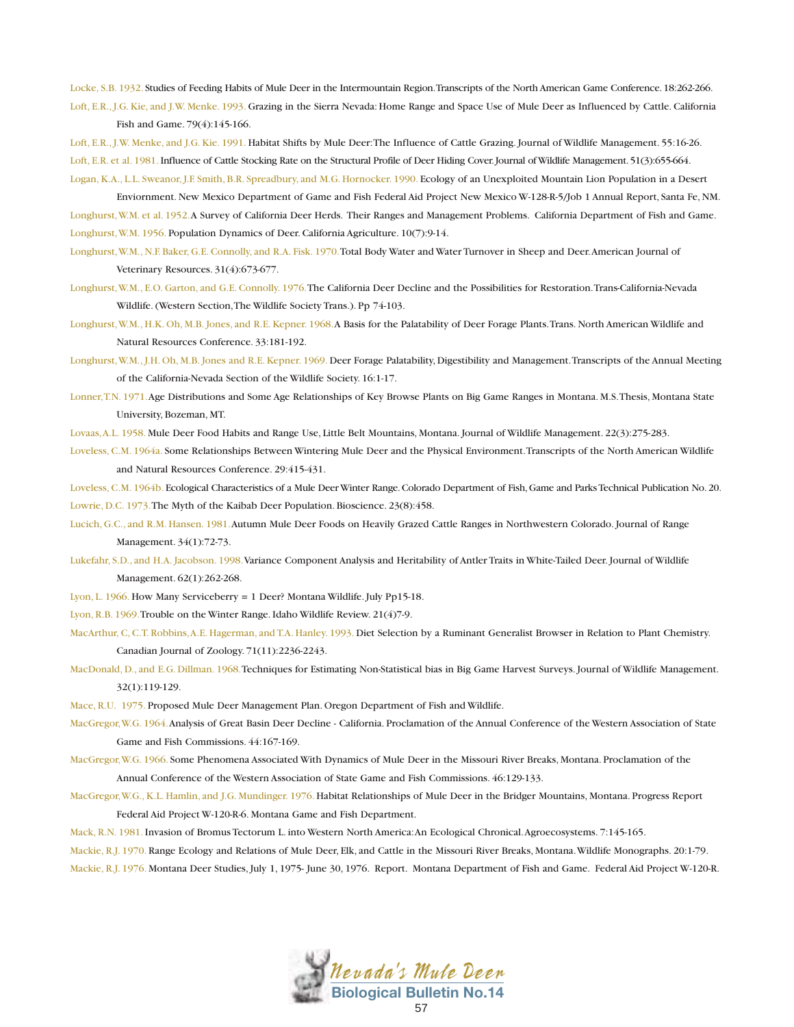Locke, S.B. 1932. Studies of Feeding Habits of Mule Deer in the Intermountain Region. Transcripts of the North American Game Conference. 18:262-266.

Loft, E.R., J.G. Kie, and J.W. Menke. 1993. Grazing in the Sierra Nevada: Home Range and Space Use of Mule Deer as Influenced by Cattle. California Fish and Game. 79(4):145-166.

Loft, E.R., J.W. Menke, and J.G. Kie. 1991. Habitat Shifts by Mule Deer: The Influence of Cattle Grazing. Journal of Wildlife Management. 55:16-26.

Loft, E.R. et al. 1981. Influence of Cattle Stocking Rate on the Structural Profile of Deer Hiding Cover. Journal of Wildlife Management. 51(3):655-664.

Logan, K.A., L.L. Sweanor, J.F. Smith, B.R. Spreadbury, and M.G. Hornocker. 1990. Ecology of an Unexploited Mountain Lion Population in a Desert Enviornment. New Mexico Department of Game and Fish Federal Aid Project New Mexico W-128-R-5/Job 1 Annual Report, Santa Fe, NM.

Longhurst, W.M. et al. 1952. A Survey of California Deer Herds. Their Ranges and Management Problems. California Department of Fish and Game.

Longhurst, W.M. 1956. Population Dynamics of Deer. California Agriculture. 10(7):9-14.

Longhurst, W.M., N.F. Baker, G.E. Connolly, and R.A. Fisk. 1970. Total Body Water and Water Turnover in Sheep and Deer. American Journal of Veterinary Resources. 31(4):673-677.

Longhurst, W.M., E.O. Garton, and G.E. Connolly. 1976. The California Deer Decline and the Possibilities for Restoration. Trans-California-Nevada Wildlife. (Western Section, The Wildlife Society Trans.). Pp 74-103.

Longhurst, W.M., H.K. Oh, M.B. Jones, and R.E. Kepner. 1968. A Basis for the Palatability of Deer Forage Plants. Trans. North American Wildlife and Natural Resources Conference. 33:181-192.

Longhurst, W.M., J.H. Oh, M.B. Jones and R.E. Kepner. 1969. Deer Forage Palatability, Digestibility and Management. Transcripts of the Annual Meeting of the California-Nevada Section of the Wildlife Society. 16:1-17.

Lonner, T.N. 1971. Age Distributions and Some Age Relationships of Key Browse Plants on Big Game Ranges in Montana. M.S. Thesis, Montana State University, Bozeman, MT.

Lovaas, A.L. 1958. Mule Deer Food Habits and Range Use, Little Belt Mountains, Montana. Journal of Wildlife Management. 22(3):275-283.

Loveless, C.M. 1964a. Some Relationships Between Wintering Mule Deer and the Physical Environment. Transcripts of the North American Wildlife and Natural Resources Conference. 29:415-431.

Loveless, C.M. 1964b. Ecological Characteristics of a Mule Deer Winter Range. Colorado Department of Fish, Game and Parks Technical Publication No. 20.

Lowrie, D.C. 1973. The Myth of the Kaibab Deer Population. Bioscience. 23(8):458.

Lucich, G.C., and R.M. Hansen. 1981. Autumn Mule Deer Foods on Heavily Grazed Cattle Ranges in Northwestern Colorado. Journal of Range Management. 34(1):72-73.

Lukefahr, S.D., and H.A. Jacobson. 1998. Variance Component Analysis and Heritability of Antler Traits in White-Tailed Deer. Journal of Wildlife Management. 62(1):262-268.

Lyon, L. 1966. How Many Serviceberry = 1 Deer? Montana Wildlife. July Pp15-18.

Lyon, R.B. 1969. Trouble on the Winter Range. Idaho Wildlife Review. 21(4)7-9.

MacArthur, C, C.T. Robbins, A.E. Hagerman, and T.A. Hanley. 1993. Diet Selection by a Ruminant Generalist Browser in Relation to Plant Chemistry. Canadian Journal of Zoology. 71(11):2236-2243.

MacDonald, D., and E.G. Dillman. 1968. Techniques for Estimating Non-Statistical bias in Big Game Harvest Surveys. Journal of Wildlife Management. 32(1):119-129.

Mace, R.U. 1975. Proposed Mule Deer Management Plan. Oregon Department of Fish and Wildlife.

MacGregor, W.G. 1964. Analysis of Great Basin Deer Decline - California. Proclamation of the Annual Conference of the Western Association of State Game and Fish Commissions. 44:167-169.

MacGregor, W.G. 1966. Some Phenomena Associated With Dynamics of Mule Deer in the Missouri River Breaks, Montana. Proclamation of the Annual Conference of the Western Association of State Game and Fish Commissions. 46:129-133.

MacGregor, W.G., K.L. Hamlin, and J.G. Mundinger. 1976. Habitat Relationships of Mule Deer in the Bridger Mountains, Montana. Progress Report Federal Aid Project W-120-R-6. Montana Game and Fish Department.

Mack, R.N. 1981. Invasion of Bromus Tectorum L. into Western North America: An Ecological Chronical. Agroecosystems. 7:145-165.

Mackie, R.J. 1970. Range Ecology and Relations of Mule Deer, Elk, and Cattle in the Missouri River Breaks, Montana. Wildlife Monographs. 20:1-79.

Mackie, R.J. 1976. Montana Deer Studies, July 1, 1975- June 30, 1976. Report. Montana Department of Fish and Game. Federal Aid Project W-120-R.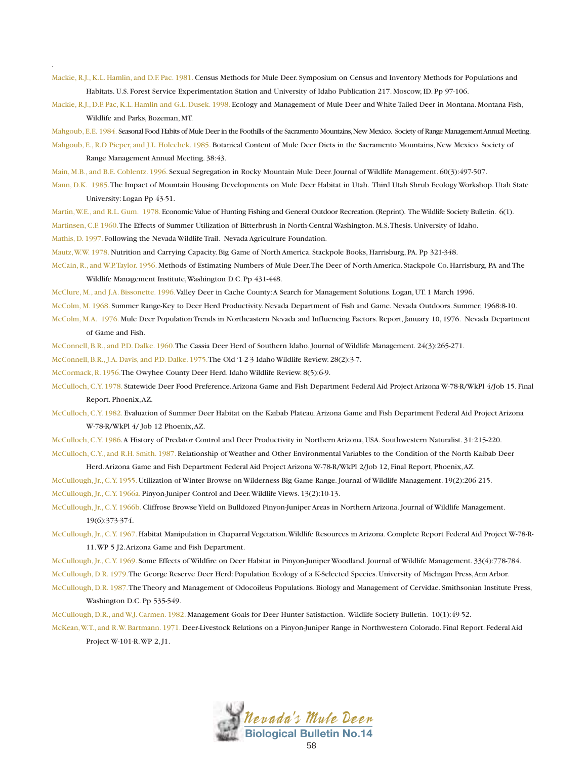Mackie, R.J., K.L. Hamlin, and D.F. Pac. 1981. Census Methods for Mule Deer. Symposium on Census and Inventory Methods for Populations and Habitats. U.S. Forest Service Experimentation Station and University of Idaho Publication 217. Moscow, ID. Pp 97-106.

Mackie, R.J., D.F. Pac, K.L. Hamlin and G.L. Dusek. 1998. Ecology and Management of Mule Deer and White-Tailed Deer in Montana. Montana Fish, Wildlife and Parks, Bozeman, MT.

Mahgoub, E.E. 1984. Seasonal Food Habits of Mule Deer in the Foothills of the Sacramento Mountains, New Mexico. Society of Range Management Annual Meeting.

Mahgoub, E., R.D Pieper, and J.L. Holechek. 1985. Botanical Content of Mule Deer Diets in the Sacramento Mountains, New Mexico. Society of Range Management Annual Meeting. 38:43.

Main, M.B., and B.E. Coblentz. 1996. Sexual Segregation in Rocky Mountain Mule Deer. Journal of Wildlife Management. 60(3):497-507.

Mann, D.K. 1985. The Impact of Mountain Housing Developments on Mule Deer Habitat in Utah. Third Utah Shrub Ecology Workshop. Utah State University: Logan Pp 43-51.

Martin, W.E., and R.L. Gum. 1978. Economic Value of Hunting Fishing and General Outdoor Recreation. (Reprint). The Wildlife Society Bulletin. 6(1).

Martinsen, C.F. 1960. The Effects of Summer Utilization of Bitterbrush in North-Central Washington. M.S. Thesis. University of Idaho.

Mathis, D. 1997. Following the Nevada Wildlife Trail. Nevada Agriculture Foundation.

Mautz, W.W. 1978. Nutrition and Carrying Capacity. Big Game of North America. Stackpole Books, Harrisburg, PA. Pp 321-348.

McCain, R., and W.P. Taylor. 1956. Methods of Estimating Numbers of Mule Deer. The Deer of North America. Stackpole Co. Harrisburg, PA and The Wildlife Management Institute, Washington D.C. Pp 431-448.

McClure, M., and J.A. Bissonette. 1996. Valley Deer in Cache County: A Search for Management Solutions. Logan, UT. 1 March 1996.

McColm, M. 1968. Summer Range-Key to Deer Herd Productivity. Nevada Department of Fish and Game. Nevada Outdoors. Summer, 1968:8-10.

McColm, M.A. 1976. Mule Deer Population Trends in Northeastern Nevada and Influencing Factors. Report, January 10, 1976. Nevada Department of Game and Fish.

McConnell, B.R., and P.D. Dalke. 1960. The Cassia Deer Herd of Southern Idaho. Journal of Wildlife Management. 24(3):265-271.

McConnell, B.R., J.A. Davis, and P.D. Dalke. 1975. The Old '1-2-3 Idaho Wildlife Review. 28(2):3-7.

McCormack, R. 1956. The Owyhee County Deer Herd. Idaho Wildlife Review. 8(5):6-9.

McCulloch, C.Y. 1978. Statewide Deer Food Preference. Arizona Game and Fish Department Federal Aid Project Arizona W-78-R/WkPl 4/Job 15. Final Report. Phoenix, AZ.

McCulloch, C.Y. 1982. Evaluation of Summer Deer Habitat on the Kaibab Plateau. Arizona Game and Fish Department Federal Aid Project Arizona W-78-R/WkPl 4/ Job 12 Phoenix, AZ.

McCulloch, C.Y. 1986. A History of Predator Control and Deer Productivity in Northern Arizona, USA. Southwestern Naturalist. 31:215-220.

McCulloch, C.Y., and R.H. Smith. 1987. Relationship of Weather and Other Environmental Variables to the Condition of the North Kaibab Deer Herd. Arizona Game and Fish Department Federal Aid Project Arizona W-78-R/WkPl 2/Job 12, Final Report, Phoenix, AZ.

McCullough, Jr., C.Y. 1955. Utilization of Winter Browse on Wilderness Big Game Range. Journal of Wildlife Management. 19(2):206-215.

McCullough, Jr., C.Y. 1966a. Pinyon-Juniper Control and Deer. Wildlife Views. 13(2):10-13.

McCullough, Jr., C.Y. 1966b. Cliffrose Browse Yield on Bulldozed Pinyon-Juniper Areas in Northern Arizona. Journal of Wildlife Management. 19(6):373-374.

McCullough, Jr., C.Y. 1967. Habitat Manipulation in Chaparral Vegetation. Wildlife Resources in Arizona. Complete Report Federal Aid Project W-78-R-11. WP 5 J2. Arizona Game and Fish Department.

McCullough, Jr., C.Y. 1969. Some Effects of Wildfire on Deer Habitat in Pinyon-Juniper Woodland. Journal of Wildlife Management. 33(4):778-784.

McCullough, D.R. 1979. The George Reserve Deer Herd: Population Ecology of a K-Selected Species. University of Michigan Press, Ann Arbor.

McCullough, D.R. 1987. The Theory and Management of Odocoileus Populations. Biology and Management of Cervidae. Smithsonian Institute Press, Washington D.C. Pp 535-549.

McCullough, D.R., and W.J. Carmen. 1982. Management Goals for Deer Hunter Satisfaction. Wildlife Society Bulletin. 10(1):49-52.

McKean, W.T., and R.W. Bartmann. 1971. Deer-Livestock Relations on a Pinyon-Juniper Range in Northwestern Colorado. Final Report. Federal Aid Project W-101-R. WP 2, J1.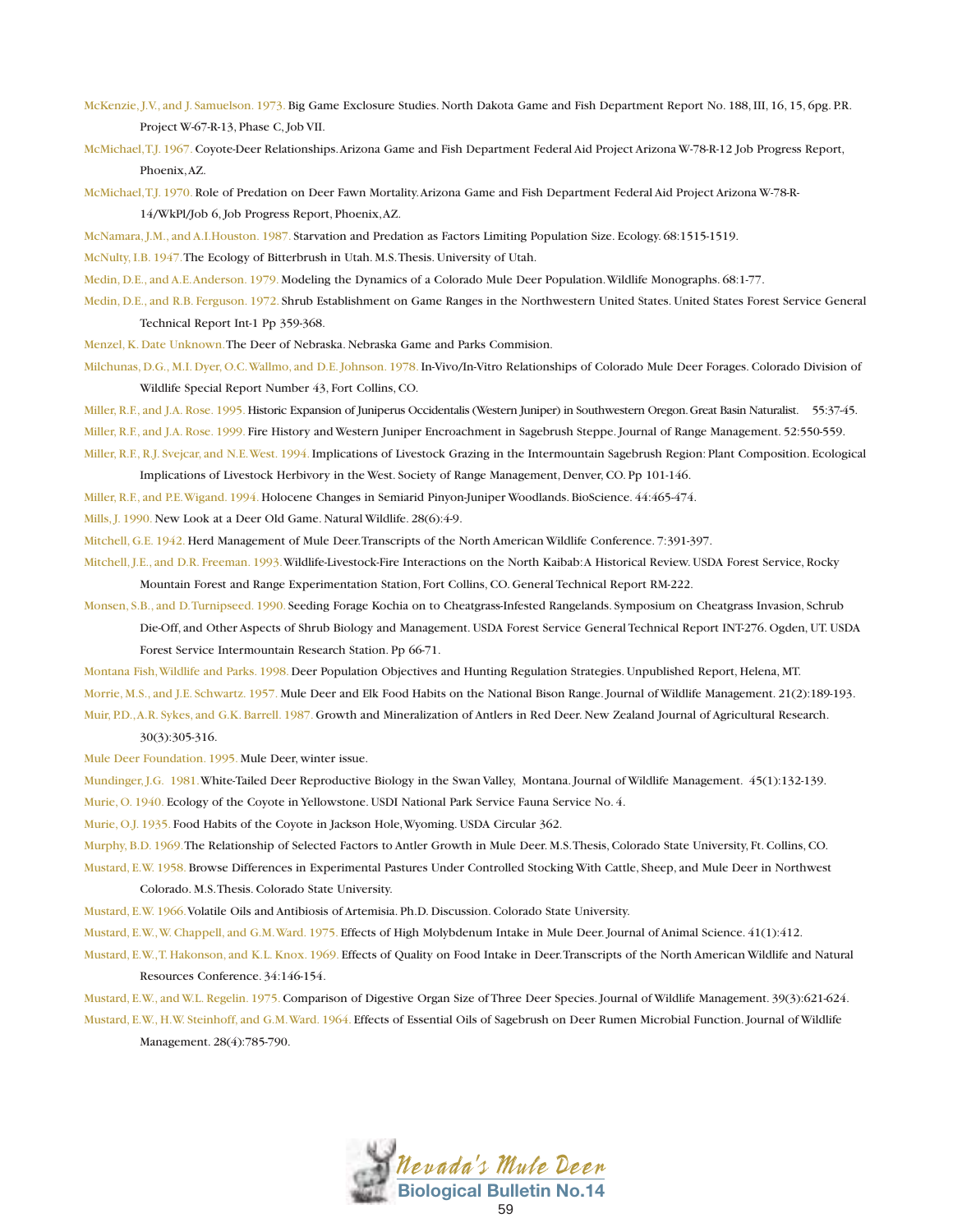McKenzie, J.V., and J. Samuelson. 1973. Big Game Exclosure Studies. North Dakota Game and Fish Department Report No. 188, III, 16, 15, 6pg. P.R. Project W-67-R-13, Phase C, Job VII.

McMichael, T.J. 1967. Coyote-Deer Relationships. Arizona Game and Fish Department Federal Aid Project Arizona W-78-R-12 Job Progress Report, Phoenix, AZ.

McMichael, T.J. 1970. Role of Predation on Deer Fawn Mortality. Arizona Game and Fish Department Federal Aid Project Arizona W-78-R-14/WkPl/Job 6, Job Progress Report, Phoenix, AZ.

McNamara, J.M., and A.I. Houston. 1987. Starvation and Predation as Factors Limiting Population Size. Ecology. 68:1515-1519.

McNulty, I.B. 1947. The Ecology of Bitterbrush in Utah. M.S. Thesis. University of Utah.

Medin, D.E., and A.E. Anderson. 1979. Modeling the Dynamics of a Colorado Mule Deer Population. Wildlife Monographs. 68:1-77.

Medin, D.E., and R.B. Ferguson. 1972. Shrub Establishment on Game Ranges in the Northwestern United States. United States Forest Service General Technical Report Int-1 Pp 359-368.

Menzel, K. Date Unknown. The Deer of Nebraska. Nebraska Game and Parks Commision.

Milchunas, D.G., M.I. Dyer, O.C. Wallmo, and D.E. Johnson. 1978. In-Vivo/In-Vitro Relationships of Colorado Mule Deer Forages. Colorado Division of Wildlife Special Report Number 43, Fort Collins, CO.

Miller, R.F., and J.A. Rose. 1995. Historic Expansion of Juniperus Occidentalis (Western Juniper) in Southwestern Oregon. Great Basin Naturalist. 55:37-45.

Miller, R.F., and J.A. Rose. 1999. Fire History and Western Juniper Encroachment in Sagebrush Steppe. Journal of Range Management. 52:550-559.

Miller, R.F., R.J. Svejcar, and N.E. West. 1994. Implications of Livestock Grazing in the Intermountain Sagebrush Region: Plant Composition. Ecological Implications of Livestock Herbivory in the West. Society of Range Management, Denver, CO. Pp 101-146.

Miller, R.F., and P.E. Wigand. 1994. Holocene Changes in Semiarid Pinyon-Juniper Woodlands. BioScience. 44:465-474.

Mills, J. 1990. New Look at a Deer Old Game. Natural Wildlife. 28(6):4-9.

Mitchell, G.E. 1942. Herd Management of Mule Deer. Transcripts of the North American Wildlife Conference. 7:391-397.

Mitchell, J.E., and D.R. Freeman. 1993. Wildlife-Livestock-Fire Interactions on the North Kaibab: A Historical Review. USDA Forest Service, Rocky Mountain Forest and Range Experimentation Station, Fort Collins, CO. General Technical Report RM-222.

Monsen, S.B., and D. Turnipseed. 1990. Seeding Forage Kochia on to Cheatgrass-Infested Rangelands. Symposium on Cheatgrass Invasion, Schrub Die-Off, and Other Aspects of Shrub Biology and Management. USDA Forest Service General Technical Report INT-276. Ogden, UT. USDA Forest Service Intermountain Research Station. Pp 66-71.

Montana Fish, Wildlife and Parks. 1998. Deer Population Objectives and Hunting Regulation Strategies. Unpublished Report, Helena, MT.

Morrie, M.S., and J.E. Schwartz. 1957. Mule Deer and Elk Food Habits on the National Bison Range. Journal of Wildlife Management. 21(2):189-193.

Muir, P.D., A.R. Sykes, and G.K. Barrell. 1987. Growth and Mineralization of Antlers in Red Deer. New Zealand Journal of Agricultural Research. 30(3):305-316.

Mule Deer Foundation. 1995. Mule Deer, winter issue.

Mundinger, J.G. 1981. White-Tailed Deer Reproductive Biology in the Swan Valley, Montana. Journal of Wildlife Management. 45(1):132-139.

Murie, O. 1940. Ecology of the Coyote in Yellowstone. USDI National Park Service Fauna Service No. 4.

Murie, O.J. 1935. Food Habits of the Coyote in Jackson Hole, Wyoming. USDA Circular 362.

Murphy, B.D. 1969. The Relationship of Selected Factors to Antler Growth in Mule Deer. M.S. Thesis, Colorado State University, Ft. Collins, CO.

Mustard, E.W. 1958. Browse Differences in Experimental Pastures Under Controlled Stocking With Cattle, Sheep, and Mule Deer in Northwest Colorado. M.S. Thesis. Colorado State University.

Mustard, E.W. 1966. Volatile Oils and Antibiosis of Artemisia. Ph.D. Discussion. Colorado State University.

Mustard, E.W., W. Chappell, and G.M. Ward. 1975. Effects of High Molybdenum Intake in Mule Deer. Journal of Animal Science. 41(1):412.

Mustard, E.W., T. Hakonson, and K.L. Knox. 1969. Effects of Quality on Food Intake in Deer. Transcripts of the North American Wildlife and Natural Resources Conference. 34:146-154.

Mustard, E.W., and W.L. Regelin. 1975. Comparison of Digestive Organ Size of Three Deer Species. Journal of Wildlife Management. 39(3):621-624.

Mustard, E.W., H.W. Steinhoff, and G.M. Ward. 1964. Effects of Essential Oils of Sagebrush on Deer Rumen Microbial Function. Journal of Wildlife Management. 28(4):785-790.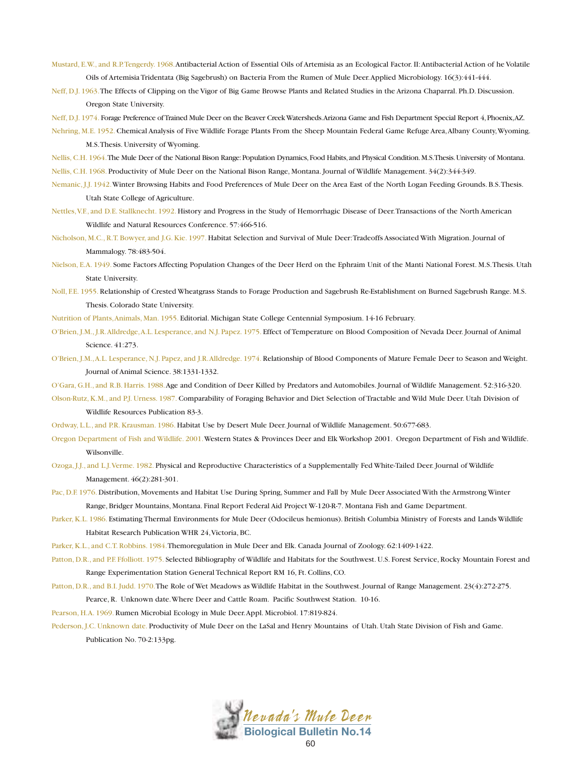Mustard, E.W., and R.P. Tengerdy. 1968. Antibacterial Action of Essential Oils of Artemisia as an Ecological Factor. II: Antibacterial Action of he Volatile Oils of Artemisia Tridentata (Big Sagebrush) on Bacteria From the Rumen of Mule Deer. Applied Microbiology. 16(3):441-444.

Neff, D.J. 1963. The Effects of Clipping on the Vigor of Big Game Browse Plants and Related Studies in the Arizona Chaparral. Ph.D. Discussion. Oregon State University.

Neff, D.J. 1974. Forage Preference of Trained Mule Deer on the Beaver Creek Watersheds. Arizona Game and Fish Department Special Report 4, Phoenix, AZ.

Nehring, M.E. 1952. Chemical Analysis of Five Wildlife Forage Plants From the Sheep Mountain Federal Game Refuge Area, Albany County, Wyoming. M.S. Thesis. University of Wyoming.

Nellis, C.H. 1964. The Mule Deer of the National Bison Range: Population Dynamics, Food Habits, and Physical Condition. M.S. Thesis. University of Montana.

Nellis, C.H. 1968. Productivity of Mule Deer on the National Bison Range, Montana. Journal of Wildlife Management. 34(2):344-349.

Nemanic, J.J. 1942. Winter Browsing Habits and Food Preferences of Mule Deer on the Area East of the North Logan Feeding Grounds. B.S. Thesis. Utah State College of Agriculture.

Nettles, V.F., and D.E. Stallknecht. 1992. History and Progress in the Study of Hemorrhagic Disease of Deer. Transactions of the North American Wildlife and Natural Resources Conference. 57:466-516.

Nicholson, M.C., R.T. Bowyer, and J.G. Kie. 1997. Habitat Selection and Survival of Mule Deer: Tradeoffs Associated With Migration. Journal of Mammalogy. 78:483-504.

Nielson, E.A. 1949. Some Factors Affecting Population Changes of the Deer Herd on the Ephraim Unit of the Manti National Forest. M.S. Thesis. Utah State University.

Noll, F.E. 1955. Relationship of Crested Wheatgrass Stands to Forage Production and Sagebrush Re-Establishment on Burned Sagebrush Range. M.S. Thesis. Colorado State University.

Nutrition of Plants, Animals, Man. 1955. Editorial. Michigan State College Centennial Symposium. 14-16 February.

O'Brien, J.M., J.R. Alldredge, A.L. Lesperance, and N.J. Papez. 1975. Effect of Temperature on Blood Composition of Nevada Deer. Journal of Animal Science. 41:273.

O'Brien, J.M., A.L. Lesperance, N.J. Papez, and J.R. Alldredge. 1974. Relationship of Blood Components of Mature Female Deer to Season and Weight. Journal of Animal Science. 38:1331-1332.

O'Gara, G.H., and R.B. Harris. 1988. Age and Condition of Deer Killed by Predators and Automobiles. Journal of Wildlife Management. 52:316-320.

Olson-Rutz, K.M., and P.J. Urness. 1987. Comparability of Foraging Behavior and Diet Selection of Tractable and Wild Mule Deer. Utah Division of Wildlife Resources Publication 83-3.

Ordway, L.L., and P.R. Krausman. 1986. Habitat Use by Desert Mule Deer. Journal of Wildlife Management. 50:677-683.

Oregon Department of Fish and Wildlife. 2001. Western States & Provinces Deer and Elk Workshop 2001. Oregon Department of Fish and Wildlife. Wilsonville.

Ozoga, J.J., and L.J. Verme. 1982. Physical and Reproductive Characteristics of a Supplementally Fed White-Tailed Deer. Journal of Wildlife Management. 46(2):281-301.

Pac, D.F. 1976. Distribution, Movements and Habitat Use During Spring, Summer and Fall by Mule Deer Associated With the Armstrong Winter Range, Bridger Mountains, Montana. Final Report Federal Aid Project W-120-R-7. Montana Fish and Game Department.

Parker, K.L. 1986. Estimating Thermal Environments for Mule Deer (Odocileus hemionus). British Columbia Ministry of Forests and Lands Wildlife Habitat Research Publication WHR 24, Victoria, BC.

Parker, K.L., and C.T. Robbins. 1984. Themoregulation in Mule Deer and Elk. Canada Journal of Zoology. 62:1409-1422.

Patton, D.R., and P.F. Ffolliott. 1975. Selected Bibliography of Wildlife and Habitats for the Southwest. U.S. Forest Service, Rocky Mountain Forest and Range Experimentation Station General Technical Report RM 16, Ft. Collins, CO.

Patton, D.R., and B.I. Judd. 1970. The Role of Wet Meadows as Wildlife Habitat in the Southwest. Journal of Range Management. 23(4):272-275. Pearce, R. Unknown date. Where Deer and Cattle Roam. Pacific Southwest Station. 10-16.

Pearson, H.A. 1969. Rumen Microbial Ecology in Mule Deer. Appl. Microbiol. 17:819-824.

Pederson, J.C. Unknown date. Productivity of Mule Deer on the LaSal and Henry Mountains of Utah. Utah State Division of Fish and Game. Publication No. 70-2:133pg.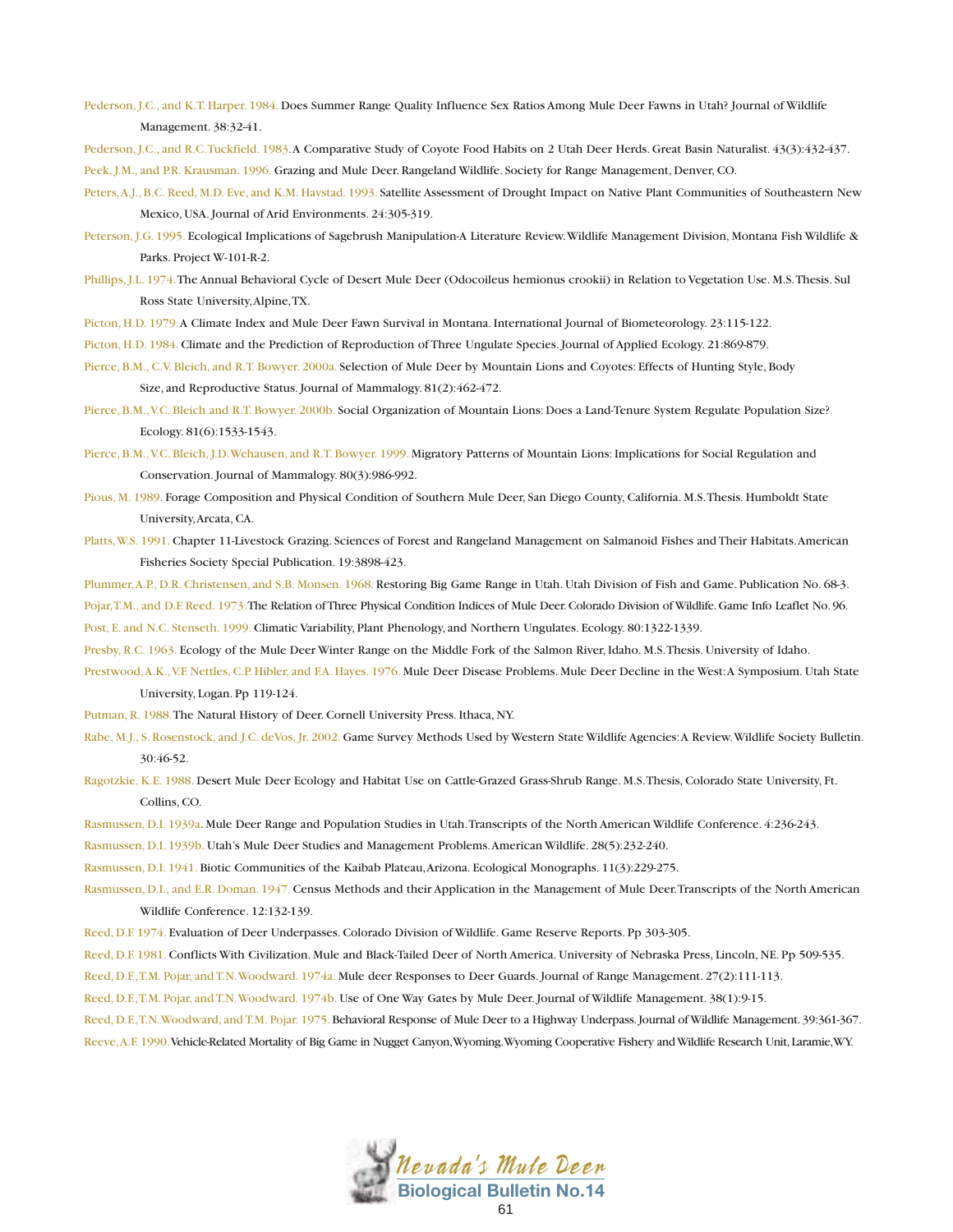Pederson, J.C., and K.T. Harper. 1984. Does Summer Range Quality Influence Sex Ratios Among Mule Deer Fawns in Utah? Journal of Wildlife Management. 38:32-41.

Pederson, J.C., and R.C. Tuckfield. 1983. A Comparative Study of Coyote Food Habits on 2 Utah Deer Herds. Great Basin Naturalist. 43(3):432-437.

Peek, J.M., and P.R. Krausman. 1996. Grazing and Mule Deer. Rangeland Wildlife. Society for Range Management, Denver, CO.

Peters, A.J., B.C. Reed, M.D. Eve, and K.M. Havstad. 1993. Satellite Assessment of Drought Impact on Native Plant Communities of Southeastern New Mexico, USA. Journal of Arid Environments. 24:305-319.

Peterson, J.G. 1995. Ecological Implications of Sagebrush Manipulation-A Literature Review. Wildlife Management Division, Montana Fish Wildlife & Parks. Project W-101-R-2.

Phillips, J.L. 1974. The Annual Behavioral Cycle of Desert Mule Deer (Odocoileus hemionus crookii) in Relation to Vegetation Use. M.S. Thesis. Sul Ross State University, Alpine, TX.

Picton, H.D. 1979. A Climate Index and Mule Deer Fawn Survival in Montana. International Journal of Biometeorology. 23:115-122.

Picton, H.D. 1984. Climate and the Prediction of Reproduction of Three Ungulate Species. Journal of Applied Ecology. 21:869-879.

Pierce, B.M., C.V. Bleich, and R.T. Bowyer. 2000a. Selection of Mule Deer by Mountain Lions and Coyotes: Effects of Hunting Style, Body Size, and Reproductive Status. Journal of Mammalogy. 81(2):462-472.

Pierce, B.M., V.C. Bleich and R.T. Bowyer. 2000b. Social Organization of Mountain Lions: Does a Land-Tenure System Regulate Population Size? Ecology. 81(6):1533-1543.

Pierce, B.M., V.C. Bleich, J.D. Wehausen, and R.T. Bowyer. 1999. Migratory Patterns of Mountain Lions: Implications for Social Regulation and Conservation. Journal of Mammalogy. 80(3):986-992.

Pious, M. 1989. Forage Composition and Physical Condition of Southern Mule Deer, San Diego County, California. M.S. Thesis. Humboldt State University, Arcata, CA.

Platts, W.S. 1991. Chapter 11-Livestock Grazing. Sciences of Forest and Rangeland Management on Salmanoid Fishes and Their Habitats. American Fisheries Society Special Publication. 19:3898-423.

Plummer, A.P., D.R. Christensen, and S.B. Monsen. 1968. Restoring Big Game Range in Utah. Utah Division of Fish and Game. Publication No. 68-3.

Pojar, T.M., and D.F. Reed. 1973. The Relation of Three Physical Condition Indices of Mule Deer. Colorado Division of Wildlife. Game Info Leaflet No. 96.

Post, E. and N.C. Stenseth. 1999. Climatic Variability, Plant Phenology, and Northern Ungulates. Ecology. 80:1322-1339.

Presby, R.C. 1963. Ecology of the Mule Deer Winter Range on the Middle Fork of the Salmon River, Idaho. M.S. Thesis. University of Idaho.

Prestwood, A.K., V.F. Nettles, C.P. Hibler, and F.A. Hayes. 1976. Mule Deer Disease Problems. Mule Deer Decline in the West: A Symposium. Utah State University, Logan. Pp 119-124.

Putman, R. 1988. The Natural History of Deer. Cornell University Press. Ithaca, NY.

Rabe, M.J., S. Rosenstock, and J.C. deVos, Jr. 2002. Game Survey Methods Used by Western State Wildlife Agencies: A Review. Wildlife Society Bulletin. 30:46-52.

Ragotzkie, K.E. 1988. Desert Mule Deer Ecology and Habitat Use on Cattle-Grazed Grass-Shrub Range. M.S. Thesis, Colorado State University, Ft. Collins, CO.

Rasmussen, D.I. 1939a. Mule Deer Range and Population Studies in Utah. Transcripts of the North American Wildlife Conference. 4:236-243.

Rasmussen, D.I. 1939b. Utah's Mule Deer Studies and Management Problems. American Wildlife. 28(5):232-240.

Rasmussen, D.I. 1941. Biotic Communities of the Kaibab Plateau, Arizona. Ecological Monographs. 11(3):229-275.

Rasmussen, D.I., and E.R. Doman. 1947. Census Methods and their Application in the Management of Mule Deer. Transcripts of the North American Wildlife Conference. 12:132-139.

Reed, D.F. 1974. Evaluation of Deer Underpasses. Colorado Division of Wildlife. Game Reserve Reports. Pp 303-305.

Reed, D.F. 1981. Conflicts With Civilization. Mule and Black-Tailed Deer of North America. University of Nebraska Press, Lincoln, NE. Pp 509-535.

Reed, D.F., T.M. Pojar, and T.N. Woodward. 1974a. Mule deer Responses to Deer Guards. Journal of Range Management. 27(2):111-113.

Reed, D.F., T.M. Pojar, and T.N. Woodward. 1974b. Use of One Way Gates by Mule Deer. Journal of Wildlife Management. 38(1):9-15.

Reed, D.F., T.N. Woodward, and T.M. Pojar. 1975. Behavioral Response of Mule Deer to a Highway Underpass. Journal of Wildlife Management. 39:361-367.

Reeve, A.F. 1990. Vehicle-Related Mortality of Big Game in Nugget Canyon, Wyoming. Wyoming Cooperative Fishery and Wildlife Research Unit, Laramie, WY.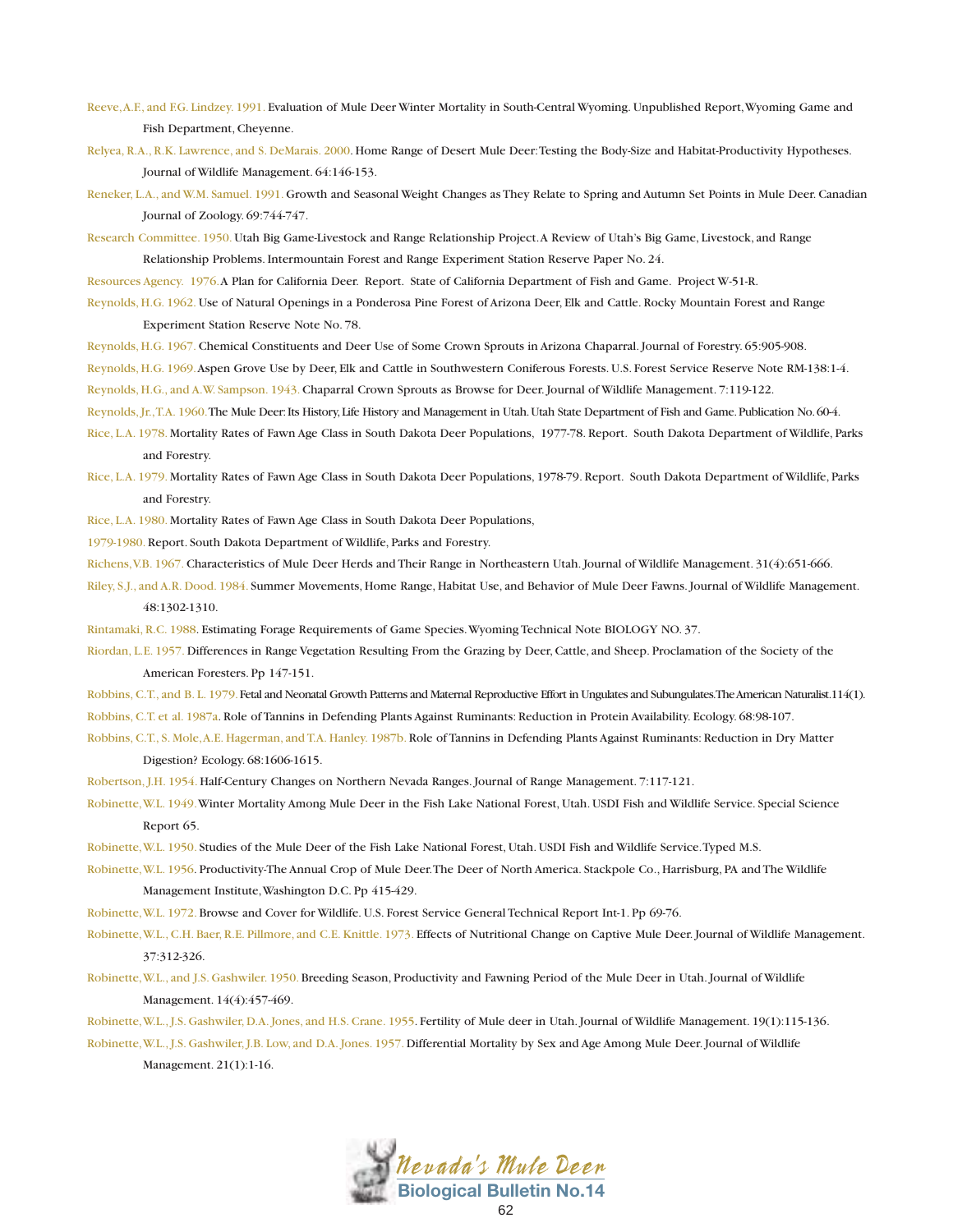Reeve, A.F., and F.G. Lindzey. 1991. Evaluation of Mule Deer Winter Mortality in South-Central Wyoming. Unpublished Report, Wyoming Game and Fish Department, Cheyenne.

Relyea, R.A., R.K. Lawrence, and S. DeMarais. 2000. Home Range of Desert Mule Deer: Testing the Body-Size and Habitat-Productivity Hypotheses. Journal of Wildlife Management. 64:146-153.

Reneker, L.A., and W.M. Samuel. 1991. Growth and Seasonal Weight Changes as They Relate to Spring and Autumn Set Points in Mule Deer. Canadian Journal of Zoology. 69:744-747.

Research Committee. 1950. Utah Big Game-Livestock and Range Relationship Project. A Review of Utah's Big Game, Livestock, and Range Relationship Problems. Intermountain Forest and Range Experiment Station Reserve Paper No. 24.

Resources Agency. 1976. A Plan for California Deer. Report. State of California Department of Fish and Game. Project W-51-R.

Reynolds, H.G. 1962. Use of Natural Openings in a Ponderosa Pine Forest of Arizona Deer, Elk and Cattle. Rocky Mountain Forest and Range Experiment Station Reserve Note No. 78.

Reynolds, H.G. 1967. Chemical Constituents and Deer Use of Some Crown Sprouts in Arizona Chaparral. Journal of Forestry. 65:905-908.

Reynolds, H.G. 1969. Aspen Grove Use by Deer, Elk and Cattle in Southwestern Coniferous Forests. U.S. Forest Service Reserve Note RM-138:1-4.

Reynolds, H.G., and A.W. Sampson. 1943. Chaparral Crown Sprouts as Browse for Deer. Journal of Wildlife Management. 7:119-122.

Reynolds, Jr., T.A. 1960. The Mule Deer: Its History, Life History and Management in Utah. Utah State Department of Fish and Game. Publication No. 60-4.

Rice, L.A. 1978. Mortality Rates of Fawn Age Class in South Dakota Deer Populations, 1977-78. Report. South Dakota Department of Wildlife, Parks and Forestry.

Rice, L.A. 1979. Mortality Rates of Fawn Age Class in South Dakota Deer Populations, 1978-79. Report. South Dakota Department of Wildlife, Parks and Forestry.

Rice, L.A. 1980. Mortality Rates of Fawn Age Class in South Dakota Deer Populations,

1979-1980. Report. South Dakota Department of Wildlife, Parks and Forestry.

Richens, V.B. 1967. Characteristics of Mule Deer Herds and Their Range in Northeastern Utah. Journal of Wildlife Management. 31(4):651-666.

Riley, S.J., and A.R. Dood. 1984. Summer Movements, Home Range, Habitat Use, and Behavior of Mule Deer Fawns. Journal of Wildlife Management. 48:1302-1310.

Rintamaki, R.C. 1988. Estimating Forage Requirements of Game Species. Wyoming Technical Note BIOLOGY NO. 37.

Riordan, L.E. 1957. Differences in Range Vegetation Resulting From the Grazing by Deer, Cattle, and Sheep. Proclamation of the Society of the American Foresters. Pp 147-151.

Robbins, C.T., and B. L. 1979. Fetal and Neonatal Growth Patterns and Maternal Reproductive Effort in Ungulates and Subungulates. The American Naturalist. 114(1).

Robbins, C.T. et al. 1987a. Role of Tannins in Defending Plants Against Ruminants: Reduction in Protein Availability. Ecology. 68:98-107.

Robbins, C.T., S. Mole, A.E. Hagerman, and T.A. Hanley. 1987b. Role of Tannins in Defending Plants Against Ruminants: Reduction in Dry Matter Digestion? Ecology. 68:1606-1615.

Robertson, J.H. 1954. Half-Century Changes on Northern Nevada Ranges. Journal of Range Management. 7:117-121.

Robinette, W.L. 1949. Winter Mortality Among Mule Deer in the Fish Lake National Forest, Utah. USDI Fish and Wildlife Service. Special Science Report 65.

Robinette, W.L. 1950. Studies of the Mule Deer of the Fish Lake National Forest, Utah. USDI Fish and Wildlife Service. Typed M.S.

Robinette, W.L. 1956. Productivity-The Annual Crop of Mule Deer. The Deer of North America. Stackpole Co., Harrisburg, PA and The Wildlife Management Institute, Washington D.C. Pp 415-429.

Robinette, W.L. 1972. Browse and Cover for Wildlife. U.S. Forest Service General Technical Report Int-1. Pp 69-76.

Robinette, W.L., C.H. Baer, R.E. Pillmore, and C.E. Knittle. 1973. Effects of Nutritional Change on Captive Mule Deer. Journal of Wildlife Management. 37:312-326.

Robinette, W.L., and J.S. Gashwiler. 1950. Breeding Season, Productivity and Fawning Period of the Mule Deer in Utah. Journal of Wildlife Management. 14(4):457-469.

Robinette, W.L., J.S. Gashwiler, D.A. Jones, and H.S. Crane. 1955. Fertility of Mule deer in Utah. Journal of Wildlife Management. 19(1):115-136.

Robinette, W.L., J.S. Gashwiler, J.B. Low, and D.A. Jones. 1957. Differential Mortality by Sex and Age Among Mule Deer. Journal of Wildlife Management. 21(1):1-16.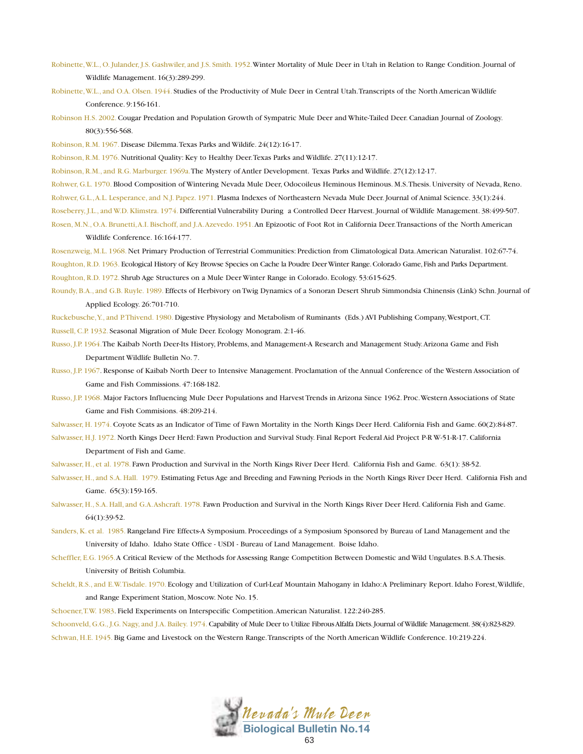Robinette, W.L., O. Julander, J.S. Gashwiler, and J.S. Smith. 1952. Winter Mortality of Mule Deer in Utah in Relation to Range Condition. Journal of Wildlife Management. 16(3):289-299.

Robinette, W.L., and O.A. Olsen. 1944. Studies of the Productivity of Mule Deer in Central Utah. Transcripts of the North American Wildlife Conference. 9:156-161.

Robinson H.S. 2002. Cougar Predation and Population Growth of Sympatric Mule Deer and White-Tailed Deer. Canadian Journal of Zoology. 80(3):556-568.

Robinson, R.M. 1967. Disease Dilemma. Texas Parks and Wildlife. 24(12):16-17.

Robinson, R.M. 1976. Nutritional Quality: Key to Healthy Deer. Texas Parks and Wildlife. 27(11):12-17.

Robinson, R.M., and R.G. Marburger. 1969a. The Mystery of Antler Development. Texas Parks and Wildlife. 27(12):12-17.

Rohwer, G.L. 1970. Blood Composition of Wintering Nevada Mule Deer, Odocoileus Heminous Heminous. M.S. Thesis. University of Nevada, Reno.

Rohwer, G.L., A.L. Lesperance, and N.J. Papez. 1971. Plasma Indexes of Northeastern Nevada Mule Deer. Journal of Animal Science. 33(1):244.

Roseberry, J.L., and W.D. Klimstra. 1974. Differential Vulnerability During a Controlled Deer Harvest. Journal of Wildlife Management. 38:499-507.

Rosen, M.N., O.A. Brunetti, A.I. Bischoff, and J.A. Azevedo. 1951. An Epizootic of Foot Rot in California Deer. Transactions of the North American Wildlife Conference. 16:164-177.

Rosenzweig, M.L. 1968. Net Primary Production of Terrestrial Communities: Prediction from Climatological Data. American Naturalist. 102:67-74.

Roughton, R.D. 1963. Ecological History of Key Browse Species on Cache la Poudre Deer Winter Range. Colorado Game, Fish and Parks Department.

Roughton, R.D. 1972. Shrub Age Structures on a Mule Deer Winter Range in Colorado. Ecology. 53:615-625.

Roundy, B.A., and G.B. Ruyle. 1989. Effects of Herbivory on Twig Dynamics of a Sonoran Desert Shrub Simmondsia Chinensis (Link) Schn. Journal of Applied Ecology. 26:701-710.

Ruckebusche, Y., and P. Thivend. 1980. Digestive Physiology and Metabolism of Ruminants (Eds.) AVI Publishing Company, Westport, CT.

Russell, C.P. 1932. Seasonal Migration of Mule Deer. Ecology Monogram. 2:1-46.

Russo, J.P. 1964. The Kaibab North Deer-Its History, Problems, and Management-A Research and Management Study. Arizona Game and Fish Department Wildlife Bulletin No. 7.

Russo, J.P. 1967. Response of Kaibab North Deer to Intensive Management. Proclamation of the Annual Conference of the Western Association of Game and Fish Commissions. 47:168-182.

Russo, J.P. 1968. Major Factors Influencing Mule Deer Populations and Harvest Trends in Arizona Since 1962. Proc. Western Associations of State Game and Fish Commisions. 48:209-214.

Salwasser, H. 1974. Coyote Scats as an Indicator of Time of Fawn Mortality in the North Kings Deer Herd. California Fish and Game. 60(2):84-87.

Salwasser, H.J. 1972. North Kings Deer Herd: Fawn Production and Survival Study. Final Report Federal Aid Project P-R W-51-R-17. California Department of Fish and Game.

Salwasser, H., et al. 1978. Fawn Production and Survival in the North Kings River Deer Herd. California Fish and Game. 63(1): 38-52.

Salwasser, H., and S.A. Hall. 1979. Estimating Fetus Age and Breeding and Fawning Periods in the North Kings River Deer Herd. California Fish and Game. 65(3):159-165.

Salwasser, H., S.A. Hall, and G.A. Ashcraft. 1978. Fawn Production and Survival in the North Kings River Deer Herd. California Fish and Game. 64(1):39-52.

Sanders, K. et al. 1985. Rangeland Fire Effects-A Symposium. Proceedings of a Symposium Sponsored by Bureau of Land Management and the University of Idaho. Idaho State Office - USDI - Bureau of Land Management. Boise Idaho.

Scheffler, E.G. 1965. A Critical Review of the Methods for Assessing Range Competition Between Domestic and Wild Ungulates. B.S.A. Thesis. University of British Columbia.

Scheldt, R.S., and E.W. Tisdale. 1970. Ecology and Utilization of Curl-Leaf Mountain Mahogany in Idaho: A Preliminary Report. Idaho Forest, Wildlife, and Range Experiment Station, Moscow. Note No. 15.

Schoener, T.W. 1983. Field Experiments on Interspecific Competition. American Naturalist. 122:240-285.

Schoonveld, G.G., J.G. Nagy, and J.A. Bailey. 1974. Capability of Mule Deer to Utilize Fibrous Alfalfa Diets. Journal of Wildlife Management. 38(4):823-829.

Schwan, H.E. 1945. Big Game and Livestock on the Western Range. Transcripts of the North American Wildlife Conference. 10:219-224.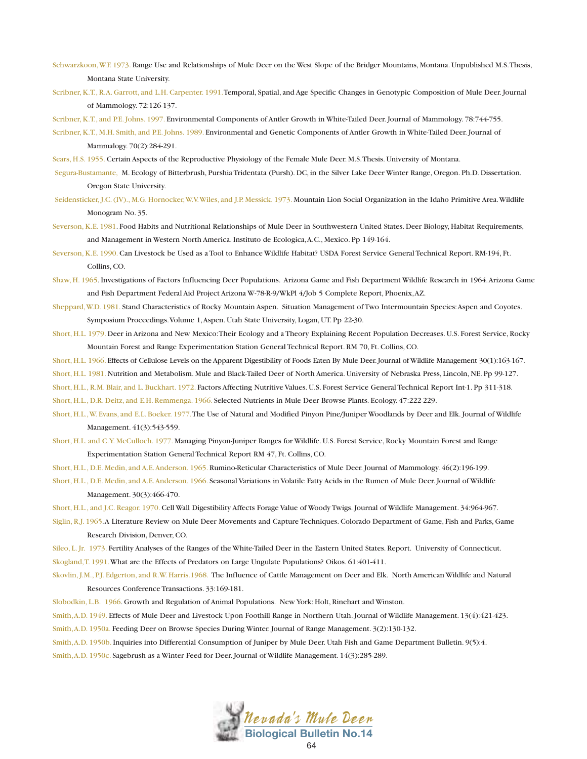Schwarzkoon, W.F. 1973. Range Use and Relationships of Mule Deer on the West Slope of the Bridger Mountains, Montana. Unpublished M.S. Thesis, Montana State University.

Scribner, K.T., R.A. Garrott, and L.H. Carpenter. 1991. Temporal, Spatial, and Age Specific Changes in Genotypic Composition of Mule Deer. Journal of Mammology. 72:126-137.

Scribner, K.T., and P.E. Johns. 1997. Environmental Components of Antler Growth in White-Tailed Deer. Journal of Mammology. 78:744-755.

Scribner, K.T., M.H. Smith, and P.E. Johns. 1989. Environmental and Genetic Components of Antler Growth in White-Tailed Deer. Journal of Mammalogy. 70(2):284-291.

Sears, H.S. 1955. Certain Aspects of the Reproductive Physiology of the Female Mule Deer. M.S. Thesis. University of Montana.

Segura-Bustamante, M. Ecology of Bitterbrush, Purshia Tridentata (Pursh). DC, in the Silver Lake Deer Winter Range, Oregon. Ph.D. Dissertation. Oregon State University.

Seidensticker, J.C. (IV)., M.G. Hornocker, W.V. Wiles, and J.P. Messick. 1973. Mountain Lion Social Organization in the Idaho Primitive Area. Wildlife Monogram No. 35.

Severson, K.E. 1981. Food Habits and Nutritional Relationships of Mule Deer in Southwestern United States. Deer Biology, Habitat Requirements, and Management in Western North America. Instituto de Ecologica, A.C., Mexico. Pp 149-164.

Severson, K.E. 1990. Can Livestock be Used as a Tool to Enhance Wildlife Habitat? USDA Forest Service General Technical Report. RM-194, Ft. Collins, CO.

Shaw, H. 1965. Investigations of Factors Influencing Deer Populations. Arizona Game and Fish Department Wildlife Research in 1964. Arizona Game and Fish Department Federal Aid Project Arizona W-78-R-9/WkPl 4/Job 5 Complete Report, Phoenix, AZ.

Sheppard, W.D. 1981. Stand Characteristics of Rocky Mountain Aspen. Situation Management of Two Intermountain Species: Aspen and Coyotes. Symposium Proceedings. Volume 1, Aspen. Utah State University, Logan, UT. Pp 22-30.

Short, H.L. 1979. Deer in Arizona and New Mexico: Their Ecology and a Theory Explaining Recent Population Decreases. U.S. Forest Service, Rocky Mountain Forest and Range Experimentation Station General Technical Report. RM 70, Ft. Collins, CO.

Short, H.L. 1966. Effects of Cellulose Levels on the Apparent Digestibility of Foods Eaten By Mule Deer. Journal of Wildlife Management 30(1):163-167.

Short, H.L. 1981. Nutrition and Metabolism. Mule and Black-Tailed Deer of North America. University of Nebraska Press, Lincoln, NE. Pp 99-127.

Short, H.L., R.M. Blair, and L. Buckhart. 1972. Factors Affecting Nutritive Values. U.S. Forest Service General Technical Report Int-1. Pp 311-318.

Short, H.L., D.R. Deitz, and E.H. Remmenga. 1966. Selected Nutrients in Mule Deer Browse Plants. Ecology. 47:222-229.

Short, H.L., W. Evans, and E.L. Boeker. 1977. The Use of Natural and Modified Pinyon Pine/Juniper Woodlands by Deer and Elk. Journal of Wildlife Management. 41(3):543-559.

Short, H.L. and C.Y. McCulloch. 1977. Managing Pinyon-Juniper Ranges for Wildlife. U.S. Forest Service, Rocky Mountain Forest and Range Experimentation Station General Technical Report RM 47, Ft. Collins, CO.

Short, H.L., D.E. Medin, and A.E. Anderson. 1965. Rumino-Reticular Characteristics of Mule Deer. Journal of Mammology. 46(2):196-199.

Short, H.L., D.E. Medin, and A.E. Anderson. 1966. Seasonal Variations in Volatile Fatty Acids in the Rumen of Mule Deer. Journal of Wildlife Management. 30(3):466-470.

Short, H.L., and J.C. Reagor. 1970. Cell Wall Digestibility Affects Forage Value of Woody Twigs. Journal of Wildlife Management. 34:964-967.

Siglin, R.J. 1965. A Literature Review on Mule Deer Movements and Capture Techniques. Colorado Department of Game, Fish and Parks, Game Research Division, Denver, CO.

Sileo, L. Jr. 1973. Fertility Analyses of the Ranges of the White-Tailed Deer in the Eastern United States. Report. University of Connecticut.

Skogland, T. 1991. What are the Effects of Predators on Large Ungulate Populations? Oikos. 61:401-411.

Skovlin, J.M., P.J. Edgerton, and R.W. Harris. 1968. The Influence of Cattle Management on Deer and Elk. North American Wildlife and Natural Resources Conference Transactions. 33:169-181.

Slobodkin, L.B. 1966. Growth and Regulation of Animal Populations. New York: Holt, Rinehart and Winston.

Smith, A.D. 1949. Effects of Mule Deer and Livestock Upon Foothill Range in Northern Utah. Journal of Wildlife Management. 13(4):421-423.

Smith, A.D. 1950a. Feeding Deer on Browse Species During Winter. Journal of Range Management. 3(2):130-132.

Smith, A.D. 1950b. Inquiries into Differential Consumption of Juniper by Mule Deer. Utah Fish and Game Department Bulletin. 9(5):4.

Smith, A.D. 1950c. Sagebrush as a Winter Feed for Deer. Journal of Wildlife Management. 14(3):285-289.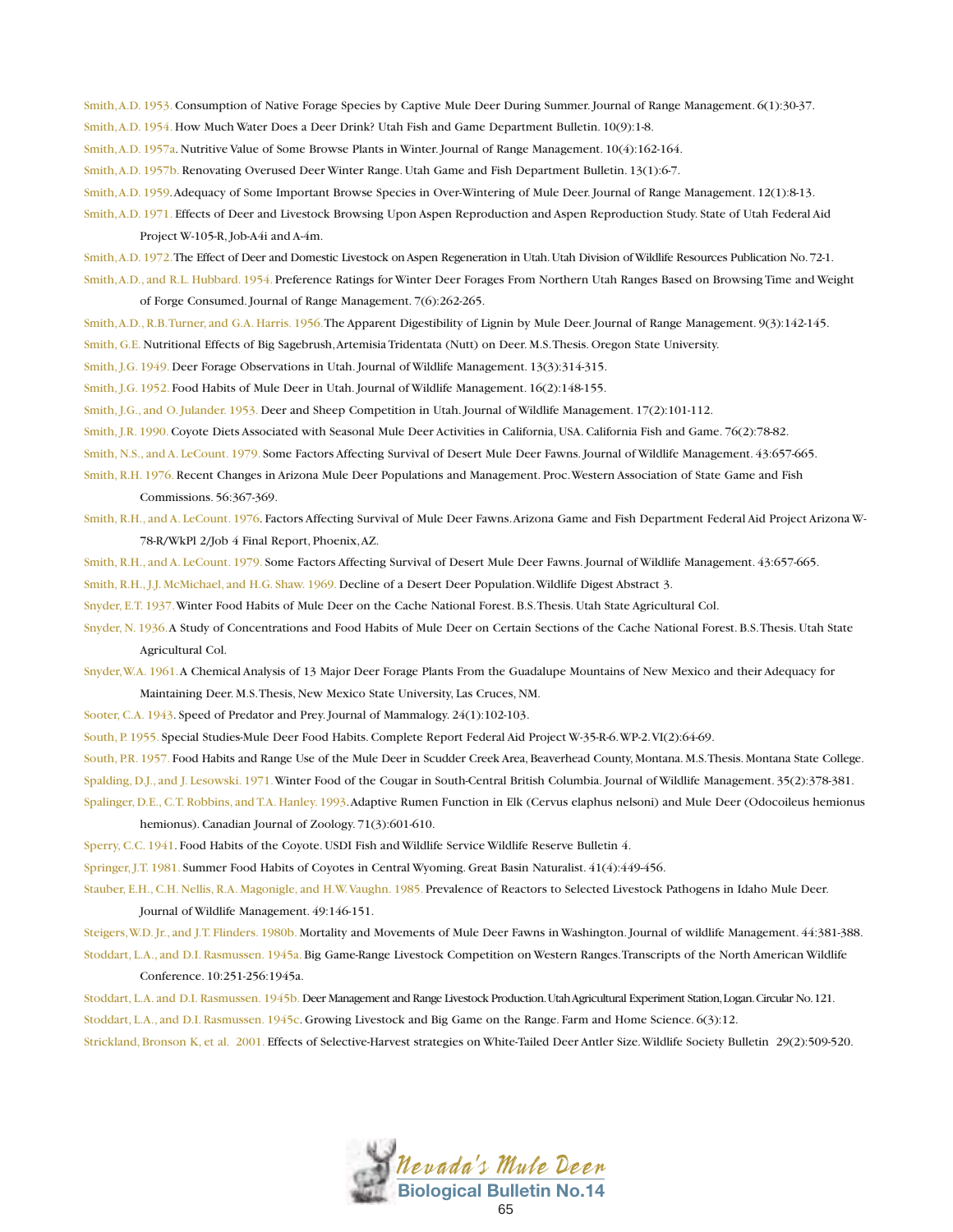Smith, A.D. 1953. Consumption of Native Forage Species by Captive Mule Deer During Summer. Journal of Range Management. 6(1):30-37.

Smith, A.D. 1954. How Much Water Does a Deer Drink? Utah Fish and Game Department Bulletin. 10(9):1-8.

Smith, A.D. 1957a. Nutritive Value of Some Browse Plants in Winter. Journal of Range Management. 10(4):162-164.

Smith, A.D. 1957b. Renovating Overused Deer Winter Range. Utah Game and Fish Department Bulletin. 13(1):6-7.

Smith, A.D. 1959. Adequacy of Some Important Browse Species in Over-Wintering of Mule Deer. Journal of Range Management. 12(1):8-13.

Smith, A.D. 1971. Effects of Deer and Livestock Browsing Upon Aspen Reproduction and Aspen Reproduction Study. State of Utah Federal Aid Project W-105-R, Job-A4i and A-4m.

Smith, A.D. 1972. The Effect of Deer and Domestic Livestock on Aspen Regeneration in Utah. Utah Division of Wildlife Resources Publication No. 72-1.

Smith, A.D., and R.L. Hubbard. 1954. Preference Ratings for Winter Deer Forages From Northern Utah Ranges Based on Browsing Time and Weight of Forge Consumed. Journal of Range Management. 7(6):262-265.

Smith, A.D., R.B. Turner, and G.A. Harris. 1956. The Apparent Digestibility of Lignin by Mule Deer. Journal of Range Management. 9(3):142-145.

Smith, G.E. Nutritional Effects of Big Sagebrush, Artemisia Tridentata (Nutt) on Deer. M.S. Thesis. Oregon State University.

Smith, J.G. 1949. Deer Forage Observations in Utah. Journal of Wildlife Management. 13(3):314-315.

Smith, J.G. 1952. Food Habits of Mule Deer in Utah. Journal of Wildlife Management. 16(2):148-155.

Smith, J.G., and O. Julander. 1953. Deer and Sheep Competition in Utah. Journal of Wildlife Management. 17(2):101-112.

Smith, J.R. 1990. Coyote Diets Associated with Seasonal Mule Deer Activities in California, USA. California Fish and Game. 76(2):78-82.

Smith, N.S., and A. LeCount. 1979. Some Factors Affecting Survival of Desert Mule Deer Fawns. Journal of Wildlife Management. 43:657-665.

Smith, R.H. 1976. Recent Changes in Arizona Mule Deer Populations and Management. Proc. Western Association of State Game and Fish Commissions. 56:367-369.

Smith, R.H., and A. LeCount. 1976. Factors Affecting Survival of Mule Deer Fawns. Arizona Game and Fish Department Federal Aid Project Arizona W-78-R/WkPl 2/Job 4 Final Report, Phoenix, AZ.

Smith, R.H., and A. LeCount. 1979. Some Factors Affecting Survival of Desert Mule Deer Fawns. Journal of Wildlife Management. 43:657-665.

Smith, R.H., J.J. McMichael, and H.G. Shaw. 1969. Decline of a Desert Deer Population. Wildlife Digest Abstract 3.

Snyder, E.T. 1937. Winter Food Habits of Mule Deer on the Cache National Forest. B.S. Thesis. Utah State Agricultural Col.

Snyder, N. 1936. A Study of Concentrations and Food Habits of Mule Deer on Certain Sections of the Cache National Forest. B.S. Thesis. Utah State Agricultural Col.

Snyder, W.A. 1961. A Chemical Analysis of 13 Major Deer Forage Plants From the Guadalupe Mountains of New Mexico and their Adequacy for Maintaining Deer. M.S. Thesis, New Mexico State University, Las Cruces, NM.

Sooter, C.A. 1943. Speed of Predator and Prey. Journal of Mammalogy. 24(1):102-103.

South, P. 1955. Special Studies-Mule Deer Food Habits. Complete Report Federal Aid Project W-35-R-6. WP-2. VI(2):64-69.

South, P.R. 1957. Food Habits and Range Use of the Mule Deer in Scudder Creek Area, Beaverhead County, Montana. M.S. Thesis. Montana State College.

Spalding, D.J., and J. Lesowski. 1971. Winter Food of the Cougar in South-Central British Columbia. Journal of Wildlife Management. 35(2):378-381.

Spalinger, D.E., C.T. Robbins, and T.A. Hanley. 1993. Adaptive Rumen Function in Elk (Cervus elaphus nelsoni) and Mule Deer (Odocoileus hemionus hemionus). Canadian Journal of Zoology. 71(3):601-610.

Sperry, C.C. 1941. Food Habits of the Coyote. USDI Fish and Wildlife Service Wildlife Reserve Bulletin 4.

Springer, J.T. 1981. Summer Food Habits of Coyotes in Central Wyoming. Great Basin Naturalist. 41(4):449-456.

Stauber, E.H., C.H. Nellis, R.A. Magonigle, and H.W. Vaughn. 1985. Prevalence of Reactors to Selected Livestock Pathogens in Idaho Mule Deer. Journal of Wildlife Management. 49:146-151.

Steigers, W.D. Jr., and J.T. Flinders. 1980b. Mortality and Movements of Mule Deer Fawns in Washington. Journal of wildlife Management. 44:381-388.

Stoddart, L.A., and D.I. Rasmussen. 1945a. Big Game-Range Livestock Competition on Western Ranges. Transcripts of the North American Wildlife Conference. 10:251-256:1945a.

Stoddart, L.A. and D.I. Rasmussen. 1945b. Deer Management and Range Livestock Production. Utah Agricultural Experiment Station, Logan. Circular No. 121.

Stoddart, L.A., and D.I. Rasmussen. 1945c. Growing Livestock and Big Game on the Range. Farm and Home Science. 6(3):12.

Strickland, Bronson K, et al. 2001. Effects of Selective-Harvest strategies on White-Tailed Deer Antler Size. Wildlife Society Bulletin 29(2):509-520.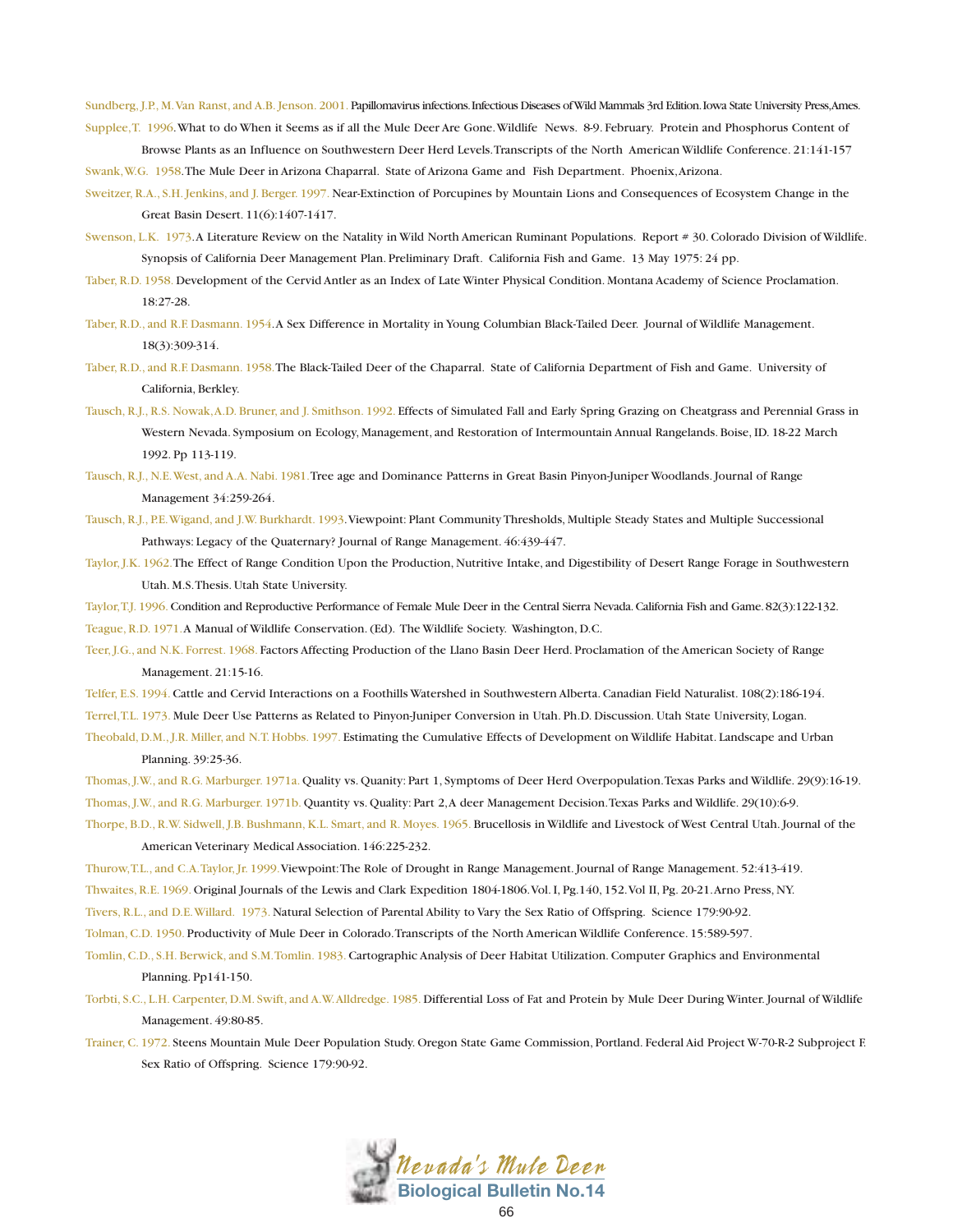Sundberg, J.P., M. Van Ranst, and A.B. Jenson. 2001. Papillomavirus infections. Infectious Diseases of Wild Mammals 3rd Edition. Iowa State University Press, Ames.

Supplee, T. 1996. What to do When it Seems as if all the Mule Deer Are Gone. Wildlife News. 8-9. February. Protein and Phosphorus Content of Browse Plants as an Influence on Southwestern Deer Herd Levels. Transcripts of the North American Wildlife Conference. 21:141-157

Swank, W.G. 1958. The Mule Deer in Arizona Chaparral. State of Arizona Game and Fish Department. Phoenix, Arizona.

Sweitzer, R.A., S.H. Jenkins, and J. Berger. 1997. Near-Extinction of Porcupines by Mountain Lions and Consequences of Ecosystem Change in the Great Basin Desert. 11(6):1407-1417.

Swenson, L.K. 1973. A Literature Review on the Natality in Wild North American Ruminant Populations. Report # 30. Colorado Division of Wildlife. Synopsis of California Deer Management Plan. Preliminary Draft. California Fish and Game. 13 May 1975: 24 pp.

Taber, R.D. 1958. Development of the Cervid Antler as an Index of Late Winter Physical Condition. Montana Academy of Science Proclamation. 18:27-28.

Taber, R.D., and R.F. Dasmann. 1954. A Sex Difference in Mortality in Young Columbian Black-Tailed Deer. Journal of Wildlife Management. 18(3):309-314.

Taber, R.D., and R.F. Dasmann. 1958. The Black-Tailed Deer of the Chaparral. State of California Department of Fish and Game. University of California, Berkley.

Tausch, R.J., R.S. Nowak, A.D. Bruner, and J. Smithson. 1992. Effects of Simulated Fall and Early Spring Grazing on Cheatgrass and Perennial Grass in Western Nevada. Symposium on Ecology, Management, and Restoration of Intermountain Annual Rangelands. Boise, ID. 18-22 March 1992. Pp 113-119.

Tausch, R.J., N.E. West, and A.A. Nabi. 1981. Tree age and Dominance Patterns in Great Basin Pinyon-Juniper Woodlands. Journal of Range Management 34:259-264.

Tausch, R.J., P.E. Wigand, and J.W. Burkhardt. 1993. Viewpoint: Plant Community Thresholds, Multiple Steady States and Multiple Successional Pathways: Legacy of the Quaternary? Journal of Range Management. 46:439-447.

Taylor, J.K. 1962. The Effect of Range Condition Upon the Production, Nutritive Intake, and Digestibility of Desert Range Forage in Southwestern Utah. M.S. Thesis. Utah State University.

Taylor, T.J. 1996. Condition and Reproductive Performance of Female Mule Deer in the Central Sierra Nevada. California Fish and Game. 82(3):122-132.

Teague, R.D. 1971. A Manual of Wildlife Conservation. (Ed). The Wildlife Society. Washington, D.C.

Teer, J.G., and N.K. Forrest. 1968. Factors Affecting Production of the Llano Basin Deer Herd. Proclamation of the American Society of Range Management. 21:15-16.

Telfer, E.S. 1994. Cattle and Cervid Interactions on a Foothills Watershed in Southwestern Alberta. Canadian Field Naturalist. 108(2):186-194.

Terrel, T.L. 1973. Mule Deer Use Patterns as Related to Pinyon-Juniper Conversion in Utah. Ph.D. Discussion. Utah State University, Logan.

Theobald, D.M., J.R. Miller, and N.T. Hobbs. 1997. Estimating the Cumulative Effects of Development on Wildlife Habitat. Landscape and Urban Planning. 39:25-36.

Thomas, J.W., and R.G. Marburger. 1971a. Quality vs. Quanity: Part 1, Symptoms of Deer Herd Overpopulation. Texas Parks and Wildlife. 29(9):16-19.

Thomas, J.W., and R.G. Marburger. 1971b. Quantity vs. Quality: Part 2, A deer Management Decision. Texas Parks and Wildlife. 29(10):6-9.

Thorpe, B.D., R.W. Sidwell, J.B. Bushmann, K.L. Smart, and R. Moyes. 1965. Brucellosis in Wildlife and Livestock of West Central Utah. Journal of the American Veterinary Medical Association. 146:225-232.

Thurow, T.L., and C.A. Taylor, Jr. 1999. Viewpoint: The Role of Drought in Range Management. Journal of Range Management. 52:413-419.

Thwaites, R.E. 1969. Original Journals of the Lewis and Clark Expedition 1804-1806. Vol. I, Pg. 140, 152. Vol II, Pg. 20-21. Arno Press, NY.

Tivers, R.L., and D.E. Willard. 1973. Natural Selection of Parental Ability to Vary the Sex Ratio of Offspring. Science 179:90-92.

Tolman, C.D. 1950. Productivity of Mule Deer in Colorado. Transcripts of the North American Wildlife Conference. 15:589-597.

Tomlin, C.D., S.H. Berwick, and S.M. Tomlin. 1983. Cartographic Analysis of Deer Habitat Utilization. Computer Graphics and Environmental Planning. Pp141-150.

Torbti, S.C., L.H. Carpenter, D.M. Swift, and A.W. Alldredge. 1985. Differential Loss of Fat and Protein by Mule Deer During Winter. Journal of Wildlife Management. 49:80-85.

Trainer, C. 1972. Steens Mountain Mule Deer Population Study. Oregon State Game Commission, Portland. Federal Aid Project W-70-R-2 Subproject F. Sex Ratio of Offspring. Science 179:90-92.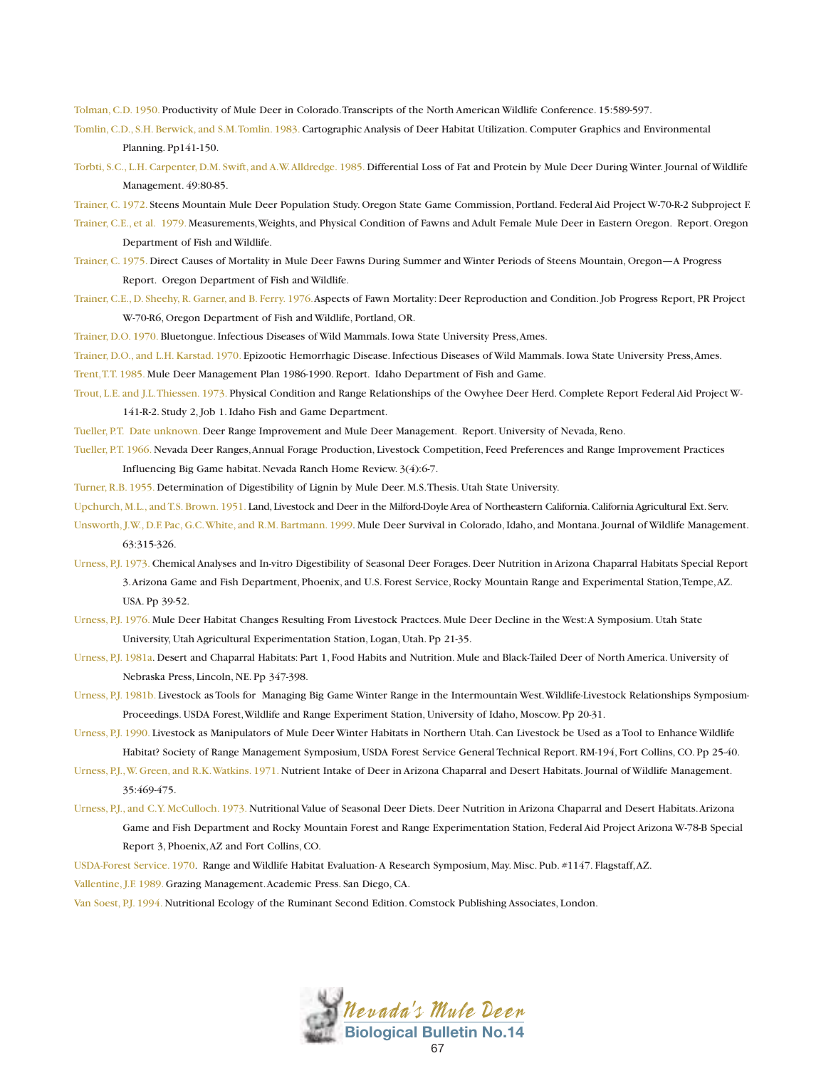Tolman, C.D. 1950. Productivity of Mule Deer in Colorado. Transcripts of the North American Wildlife Conference. 15:589-597.

Tomlin, C.D., S.H. Berwick, and S.M. Tomlin. 1983. Cartographic Analysis of Deer Habitat Utilization. Computer Graphics and Environmental Planning. Pp141-150.

Torbti, S.C., L.H. Carpenter, D.M. Swift, and A.W. Alldredge. 1985. Differential Loss of Fat and Protein by Mule Deer During Winter. Journal of Wildlife Management. 49:80-85.

Trainer, C. 1972. Steens Mountain Mule Deer Population Study. Oregon State Game Commission, Portland. Federal Aid Project W-70-R-2 Subproject F.

Trainer, C.E., et al. 1979. Measurements, Weights, and Physical Condition of Fawns and Adult Female Mule Deer in Eastern Oregon. Report. Oregon Department of Fish and Wildlife.

Trainer, C. 1975. Direct Causes of Mortality in Mule Deer Fawns During Summer and Winter Periods of Steens Mountain, Oregon—A Progress Report. Oregon Department of Fish and Wildlife.

Trainer, C.E., D. Sheehy, R. Garner, and B. Ferry. 1976. Aspects of Fawn Mortality: Deer Reproduction and Condition. Job Progress Report, PR Project W-70-R6, Oregon Department of Fish and Wildlife, Portland, OR.

Trainer, D.O. 1970. Bluetongue. Infectious Diseases of Wild Mammals. Iowa State University Press, Ames.

Trainer, D.O., and L.H. Karstad. 1970. Epizootic Hemorrhagic Disease. Infectious Diseases of Wild Mammals. Iowa State University Press, Ames.

Trent, T.T. 1985. Mule Deer Management Plan 1986-1990. Report. Idaho Department of Fish and Game.

Trout, L.E. and J.L. Thiessen. 1973. Physical Condition and Range Relationships of the Owyhee Deer Herd. Complete Report Federal Aid Project W-141-R-2. Study 2, Job 1. Idaho Fish and Game Department.

Tueller, P.T. Date unknown. Deer Range Improvement and Mule Deer Management. Report. University of Nevada, Reno.

Tueller, P.T. 1966. Nevada Deer Ranges, Annual Forage Production, Livestock Competition, Feed Preferences and Range Improvement Practices Influencing Big Game habitat. Nevada Ranch Home Review. 3(4):6-7.

Turner, R.B. 1955. Determination of Digestibility of Lignin by Mule Deer. M.S. Thesis. Utah State University.

Upchurch, M.L., and T.S. Brown. 1951. Land, Livestock and Deer in the Milford-Doyle Area of Northeastern California. California Agricultural Ext. Serv.

Unsworth, J.W., D.F. Pac, G.C. White, and R.M. Bartmann. 1999. Mule Deer Survival in Colorado, Idaho, and Montana. Journal of Wildlife Management. 63:315-326.

Urness, P.J. 1973. Chemical Analyses and In-vitro Digestibility of Seasonal Deer Forages. Deer Nutrition in Arizona Chaparral Habitats Special Report 3. Arizona Game and Fish Department, Phoenix, and U.S. Forest Service, Rocky Mountain Range and Experimental Station, Tempe, AZ. USA. Pp 39-52.

Urness, P.J. 1976. Mule Deer Habitat Changes Resulting From Livestock Practces. Mule Deer Decline in the West: A Symposium. Utah State University, Utah Agricultural Experimentation Station, Logan, Utah. Pp 21-35.

Urness, P.J. 1981a. Desert and Chaparral Habitats: Part 1, Food Habits and Nutrition. Mule and Black-Tailed Deer of North America. University of Nebraska Press, Lincoln, NE. Pp 347-398.

Urness, P.J. 1981b. Livestock as Tools for Managing Big Game Winter Range in the Intermountain West. Wildlife-Livestock Relationships Symposium-Proceedings. USDA Forest, Wildlife and Range Experiment Station, University of Idaho, Moscow. Pp 20-31.

Urness, P.J. 1990. Livestock as Manipulators of Mule Deer Winter Habitats in Northern Utah. Can Livestock be Used as a Tool to Enhance Wildlife Habitat? Society of Range Management Symposium, USDA Forest Service General Technical Report. RM-194, Fort Collins, CO. Pp 25-40.

Urness, P.J., W. Green, and R.K. Watkins. 1971. Nutrient Intake of Deer in Arizona Chaparral and Desert Habitats. Journal of Wildlife Management. 35:469-475.

Urness, P.J., and C.Y. McCulloch. 1973. Nutritional Value of Seasonal Deer Diets. Deer Nutrition in Arizona Chaparral and Desert Habitats. Arizona Game and Fish Department and Rocky Mountain Forest and Range Experimentation Station, Federal Aid Project Arizona W-78-B Special Report 3, Phoenix, AZ and Fort Collins, CO.

USDA-Forest Service. 1970. Range and Wildlife Habitat Evaluation- A Research Symposium, May. Misc. Pub. #1147. Flagstaff, AZ.

Vallentine, J.F. 1989. Grazing Management. Academic Press. San Diego, CA.

Van Soest, P.J. 1994. Nutritional Ecology of the Ruminant Second Edition. Comstock Publishing Associates, London.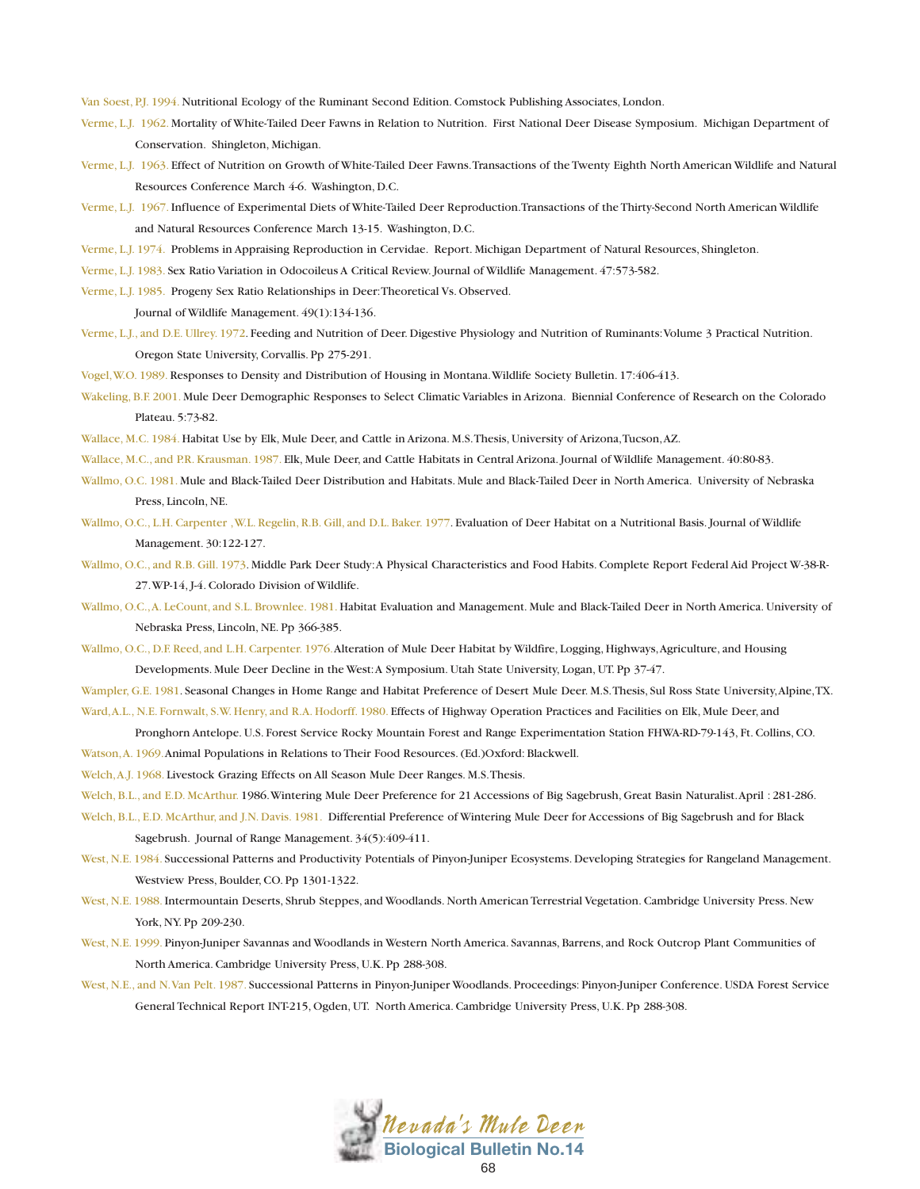Van Soest, P.J. 1994. Nutritional Ecology of the Ruminant Second Edition. Comstock Publishing Associates, London.

Verme, L.J. 1962. Mortality of White-Tailed Deer Fawns in Relation to Nutrition. First National Deer Disease Symposium. Michigan Department of Conservation. Shingleton, Michigan.

Verme, L.J. 1963. Effect of Nutrition on Growth of White-Tailed Deer Fawns. Transactions of the Twenty Eighth North American Wildlife and Natural Resources Conference March 4-6. Washington, D.C.

Verme, L.J. 1967. Influence of Experimental Diets of White-Tailed Deer Reproduction. Transactions of the Thirty-Second North American Wildlife and Natural Resources Conference March 13-15. Washington, D.C.

Verme, L.J. 1974. Problems in Appraising Reproduction in Cervidae. Report. Michigan Department of Natural Resources, Shingleton.

Verme, L.J. 1983. Sex Ratio Variation in Odocoileus A Critical Review. Journal of Wildlife Management. 47:573-582.

Verme, L.J. 1985. Progeny Sex Ratio Relationships in Deer: Theoretical Vs. Observed. Journal of Wildlife Management. 49(1):134-136.

Verme, L.J., and D.E. Ullrey. 1972. Feeding and Nutrition of Deer. Digestive Physiology and Nutrition of Ruminants: Volume 3 Practical Nutrition. Oregon State University, Corvallis. Pp 275-291.

Vogel, W.O. 1989. Responses to Density and Distribution of Housing in Montana. Wildlife Society Bulletin. 17:406-413.

Wakeling, B.F. 2001. Mule Deer Demographic Responses to Select Climatic Variables in Arizona. Biennial Conference of Research on the Colorado Plateau. 5:73-82.

Wallace, M.C. 1984. Habitat Use by Elk, Mule Deer, and Cattle in Arizona. M.S. Thesis, University of Arizona, Tucson, AZ.

Wallace, M.C., and P.R. Krausman. 1987. Elk, Mule Deer, and Cattle Habitats in Central Arizona. Journal of Wildlife Management. 40:80-83.

Wallmo, O.C. 1981. Mule and Black-Tailed Deer Distribution and Habitats. Mule and Black-Tailed Deer in North America. University of Nebraska Press, Lincoln, NE.

Wallmo, O.C., L.H. Carpenter, W.L. Regelin, R.B. Gill, and D.L. Baker. 1977. Evaluation of Deer Habitat on a Nutritional Basis. Journal of Wildlife Management. 30:122-127.

Wallmo, O.C., and R.B. Gill. 1973. Middle Park Deer Study: A Physical Characteristics and Food Habits. Complete Report Federal Aid Project W-38-R-27. WP-14, J-4. Colorado Division of Wildlife.

Wallmo, O.C., A. LeCount, and S.L. Brownlee. 1981. Habitat Evaluation and Management. Mule and Black-Tailed Deer in North America. University of Nebraska Press, Lincoln, NE. Pp 366-385.

Wallmo, O.C., D.F. Reed, and L.H. Carpenter. 1976. Alteration of Mule Deer Habitat by Wildfire, Logging, Highways, Agriculture, and Housing Developments. Mule Deer Decline in the West: A Symposium. Utah State University, Logan, UT. Pp 37-47.

Wampler, G.E. 1981. Seasonal Changes in Home Range and Habitat Preference of Desert Mule Deer. M.S. Thesis, Sul Ross State University, Alpine, TX.

Ward, A.L., N.E. Fornwalt, S.W. Henry, and R.A. Hodorff. 1980. Effects of Highway Operation Practices and Facilities on Elk, Mule Deer, and Pronghorn Antelope. U.S. Forest Service Rocky Mountain Forest and Range Experimentation Station FHWA-RD-79-143, Ft. Collins, CO.

Watson, A. 1969. Animal Populations in Relations to Their Food Resources. (Ed.) Oxford: Blackwell.

Welch, A.J. 1968. Livestock Grazing Effects on All Season Mule Deer Ranges. M.S. Thesis.

Welch, B.L., and E.D. McArthur. 1986. Wintering Mule Deer Preference for 21 Accessions of Big Sagebrush, Great Basin Naturalist. April : 281-286.

Welch, B.L., E.D. McArthur, and J.N. Davis. 1981. Differential Preference of Wintering Mule Deer for Accessions of Big Sagebrush and for Black Sagebrush. Journal of Range Management. 34(5):409-411.

West, N.E. 1984. Successional Patterns and Productivity Potentials of Pinyon-Juniper Ecosystems. Developing Strategies for Rangeland Management. Westview Press, Boulder, CO. Pp 1301-1322.

West, N.E. 1988. Intermountain Deserts, Shrub Steppes, and Woodlands. North American Terrestrial Vegetation. Cambridge University Press. New York, NY. Pp 209-230.

West, N.E. 1999. Pinyon-Juniper Savannas and Woodlands in Western North America. Savannas, Barrens, and Rock Outcrop Plant Communities of North America. Cambridge University Press, U.K. Pp 288-308.

West, N.E., and N. Van Pelt. 1987. Successional Patterns in Pinyon-Juniper Woodlands. Proceedings: Pinyon-Juniper Conference. USDA Forest Service General Technical Report INT-215, Ogden, UT. North America. Cambridge University Press, U.K. Pp 288-308.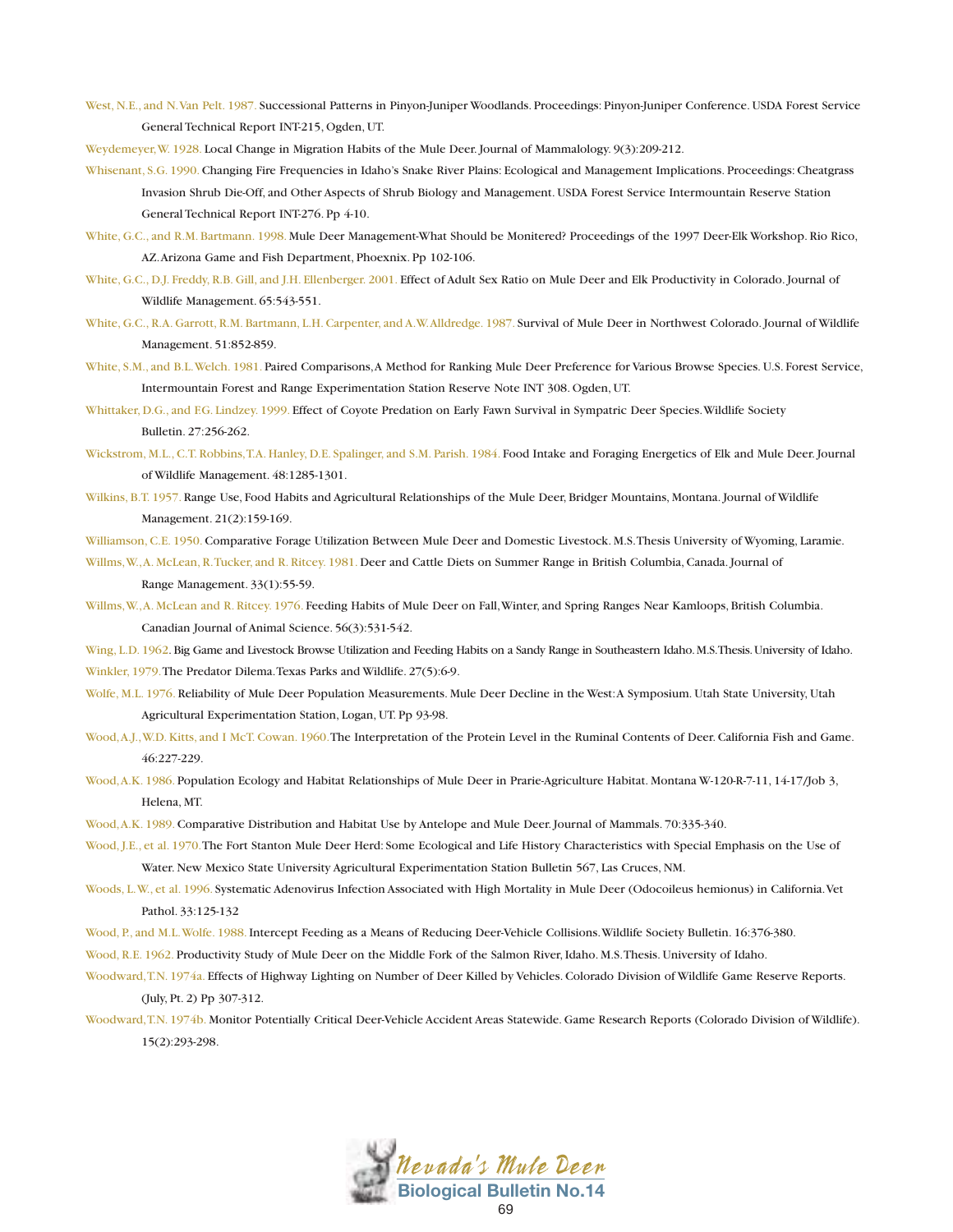West, N.E., and N. Van Pelt. 1987. Successional Patterns in Pinyon-Juniper Woodlands. Proceedings: Pinyon-Juniper Conference. USDA Forest Service General Technical Report INT-215, Ogden, UT.

Weydemeyer, W. 1928. Local Change in Migration Habits of the Mule Deer. Journal of Mammalology. 9(3):209-212.

Whisenant, S.G. 1990. Changing Fire Frequencies in Idaho's Snake River Plains: Ecological and Management Implications. Proceedings: Cheatgrass Invasion Shrub Die-Off, and Other Aspects of Shrub Biology and Management. USDA Forest Service Intermountain Reserve Station General Technical Report INT-276. Pp 4-10.

White, G.C., and R.M. Bartmann. 1998. Mule Deer Management-What Should be Monitered? Proceedings of the 1997 Deer-Elk Workshop. Rio Rico, AZ. Arizona Game and Fish Department, Phoenix. Pp 102-106.

White, G.C., D.J. Freddy, R.B. Gill, and J.H. Ellenberger. 2001. Effect of Adult Sex Ratio on Mule Deer and Elk Productivity in Colorado. Journal of Wildlife Management. 65:543-551.

White, G.C., R.A. Garrott, R.M. Bartmann, L.H. Carpenter, and A.W. Alldredge. 1987. Survival of Mule Deer in Northwest Colorado. Journal of Wildlife Management. 51:852-859.

White, S.M., and B.L. Welch. 1981. Paired Comparisons, A Method for Ranking Mule Deer Preference for Various Browse Species. U.S. Forest Service, Intermountain Forest and Range Experimentation Station Reserve Note INT 308. Ogden, UT.

Whittaker, D.G., and F.G. Lindzey. 1999. Effect of Coyote Predation on Early Fawn Survival in Sympatric Deer Species. Wildlife Society Bulletin. 27:256-262.

Wickstrom, M.L., C.T. Robbins, T.A. Hanley, D.E. Spalinger, and S.M. Parish. 1984. Food Intake and Foraging Energetics of Elk and Mule Deer. Journal of Wildlife Management. 48:1285-1301.

Wilkins, B.T. 1957. Range Use, Food Habits and Agricultural Relationships of the Mule Deer, Bridger Mountains, Montana. Journal of Wildlife Management. 21(2):159-169.

Williamson, C.E. 1950. Comparative Forage Utilization Between Mule Deer and Domestic Livestock. M.S. Thesis University of Wyoming, Laramie.

Willms, W., A. McLean, R. Tucker, and R. Ritcey. 1981. Deer and Cattle Diets on Summer Range in British Columbia, Canada. Journal of Range Management. 33(1):55-59.

Willms, W., A. McLean and R. Ritcey. 1976. Feeding Habits of Mule Deer on Fall, Winter, and Spring Ranges Near Kamloops, British Columbia. Canadian Journal of Animal Science. 56(3):531-542.

Wing, L.D. 1962. Big Game and Livestock Browse Utilization and Feeding Habits on a Sandy Range in Southeastern Idaho. M.S. Thesis. University of Idaho.

Winkler, 1979. The Predator Dilema. Texas Parks and Wildlife. 27(5):6-9.

Wolfe, M.L. 1976. Reliability of Mule Deer Population Measurements. Mule Deer Decline in the West: A Symposium. Utah State University, Utah Agricultural Experimentation Station, Logan, UT. Pp 93-98.

Wood, A.J., W.D. Kitts, and I McT. Cowan. 1960. The Interpretation of the Protein Level in the Ruminal Contents of Deer. California Fish and Game. 46:227-229.

Wood, A.K. 1986. Population Ecology and Habitat Relationships of Mule Deer in Prarie-Agriculture Habitat. Montana W-120-R-7-11, 14-17/Job 3, Helena, MT.

Wood, A.K. 1989. Comparative Distribution and Habitat Use by Antelope and Mule Deer. Journal of Mammals. 70:335-340.

Wood, J.E., et al. 1970. The Fort Stanton Mule Deer Herd: Some Ecological and Life History Characteristics with Special Emphasis on the Use of Water. New Mexico State University Agricultural Experimentation Station Bulletin 567, Las Cruces, NM.

Woods, L.W., et al. 1996. Systematic Adenovirus Infection Associated with High Mortality in Mule Deer (Odocoileus hemionus) in California. Vet Pathol. 33:125-132

Wood, P., and M.L. Wolfe. 1988. Intercept Feeding as a Means of Reducing Deer-Vehicle Collisions. Wildlife Society Bulletin. 16:376-380.

Wood, R.E. 1962. Productivity Study of Mule Deer on the Middle Fork of the Salmon River, Idaho. M.S. Thesis. University of Idaho.

Woodward, T.N. 1974a. Effects of Highway Lighting on Number of Deer Killed by Vehicles. Colorado Division of Wildlife Game Reserve Reports. (July, Pt. 2) Pp 307-312.

Woodward, T.N. 1974b. Monitor Potentially Critical Deer-Vehicle Accident Areas Statewide. Game Research Reports (Colorado Division of Wildlife). 15(2):293-298.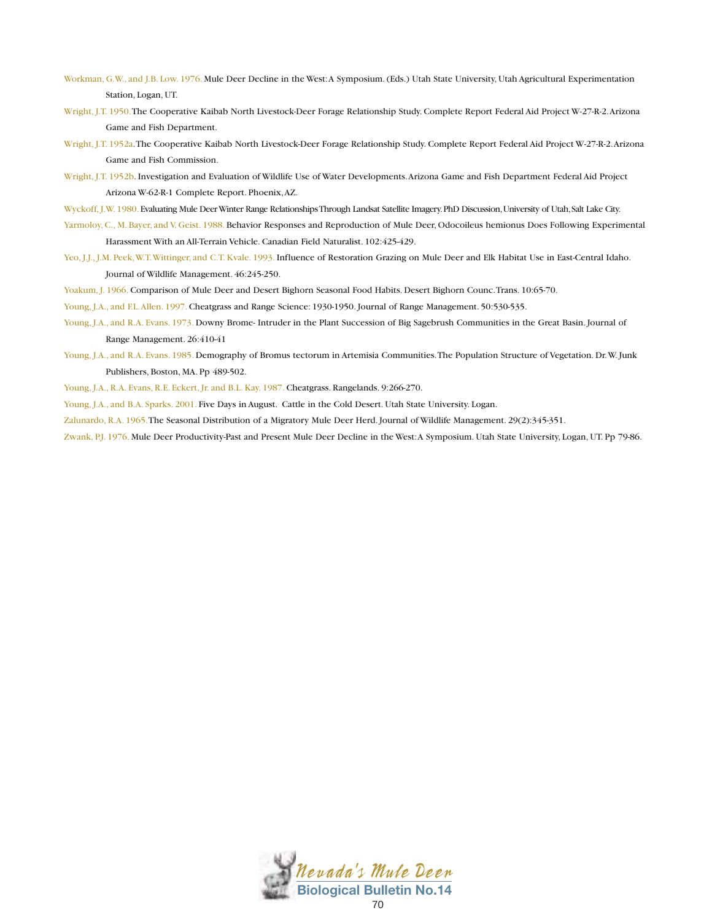Workman, G.W., and J.B. Low. 1976. Mule Deer Decline in the West: A Symposium. (Eds.) Utah State University, Utah Agricultural Experimentation Station, Logan, UT.

Wright, J.T. 1950. The Cooperative Kaibab North Livestock-Deer Forage Relationship Study. Complete Report Federal Aid Project W-27-R-2. Arizona Game and Fish Department.

Wright, J.T. 1952a. The Cooperative Kaibab North Livestock-Deer Forage Relationship Study. Complete Report Federal Aid Project W-27-R-2. Arizona Game and Fish Commission.

Wright, J.T. 1952b. Investigation and Evaluation of Wildlife Use of Water Developments. Arizona Game and Fish Department Federal Aid Project Arizona W-62-R-1 Complete Report. Phoenix, AZ.

Wyckoff, J.W. 1980. Evaluating Mule Deer Winter Range Relationships Through Landsat Satellite Imagery. PhD Discussion, University of Utah, Salt Lake City.

Yarmoloy, C., M. Bayer, and V. Geist. 1988. Behavior Responses and Reproduction of Mule Deer, Odocoileus hemionus Does Following Experimental Harassment With an All-Terrain Vehicle. Canadian Field Naturalist. 102:425-429.

Yeo, J.J., J.M. Peek, W.T. Wittinger, and C.T. Kvale. 1993. Influence of Restoration Grazing on Mule Deer and Elk Habitat Use in East-Central Idaho. Journal of Wildlife Management. 46:245-250.

Yoakum, J. 1966. Comparison of Mule Deer and Desert Bighorn Seasonal Food Habits. Desert Bighorn Counc. Trans. 10:65-70.

Young, J.A., and F.L. Allen. 1997. Cheatgrass and Range Science: 1930-1950. Journal of Range Management. 50:530-535.

Young, J.A., and R.A. Evans. 1973. Downy Brome- Intruder in the Plant Succession of Big Sagebrush Communities in the Great Basin. Journal of Range Management. 26:410-41

Young, J.A., and R.A. Evans. 1985. Demography of Bromus tectorum in Artemisia Communities. The Population Structure of Vegetation. Dr. W. Junk Publishers, Boston, MA. Pp 489-502.

Young, J.A., R.A. Evans, R.E. Eckert, Jr. and B.L. Kay. 1987. Cheatgrass. Rangelands. 9:266-270.

Young, J.A., and B.A. Sparks. 2001. Five Days in August. Cattle in the Cold Desert. Utah State University. Logan.

Zalunardo, R.A. 1965. The Seasonal Distribution of a Migratory Mule Deer Herd. Journal of Wildlife Management. 29(2):345-351.

Zwank, P.J. 1976. Mule Deer Productivity-Past and Present Mule Deer Decline in the West: A Symposium. Utah State University, Logan, UT. Pp 79-86.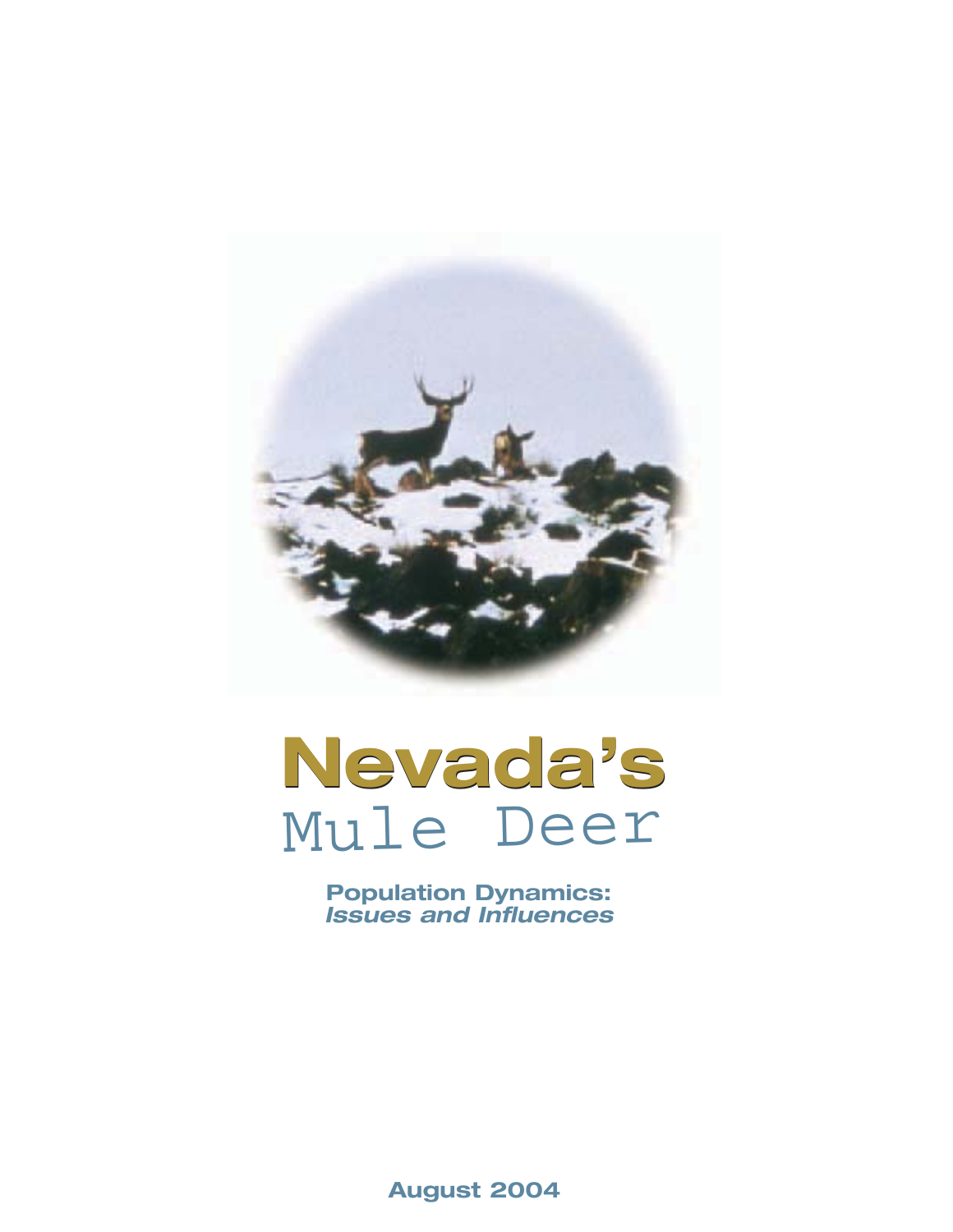# Nevada's Mule Deer

**Population Dynamics:** ***Issues and Influences***

**August 2004**